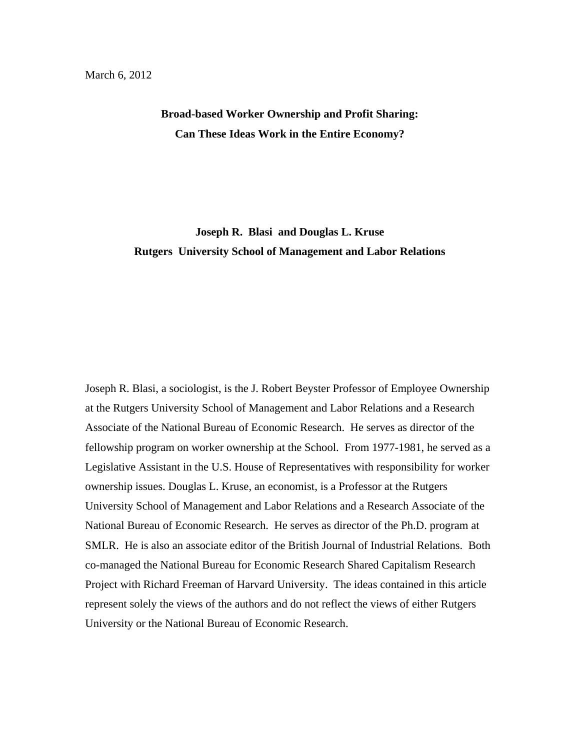March 6, 2012

# Broad-based Worker Ownership and Profit Sharing: Can These Ideas Work in the Entire Economy?

**Joseph R. Blasi and Douglas L. Kruse**
**Rutgers University School of Management and Labor Relations**

Joseph R. Blasi, a sociologist, is the J. Robert Beyster Professor of Employee Ownership at the Rutgers University School of Management and Labor Relations and a Research Associate of the National Bureau of Economic Research. He serves as director of the fellowship program on worker ownership at the School. From 1977-1981, he served as a Legislative Assistant in the U.S. House of Representatives with responsibility for worker ownership issues. Douglas L. Kruse, an economist, is a Professor at the Rutgers University School of Management and Labor Relations and a Research Associate of the National Bureau of Economic Research. He serves as director of the Ph.D. program at SMLR. He is also an associate editor of the British Journal of Industrial Relations. Both co-managed the National Bureau for Economic Research Shared Capitalism Research Project with Richard Freeman of Harvard University. The ideas contained in this article represent solely the views of the authors and do not reflect the views of either Rutgers University or the National Bureau of Economic Research.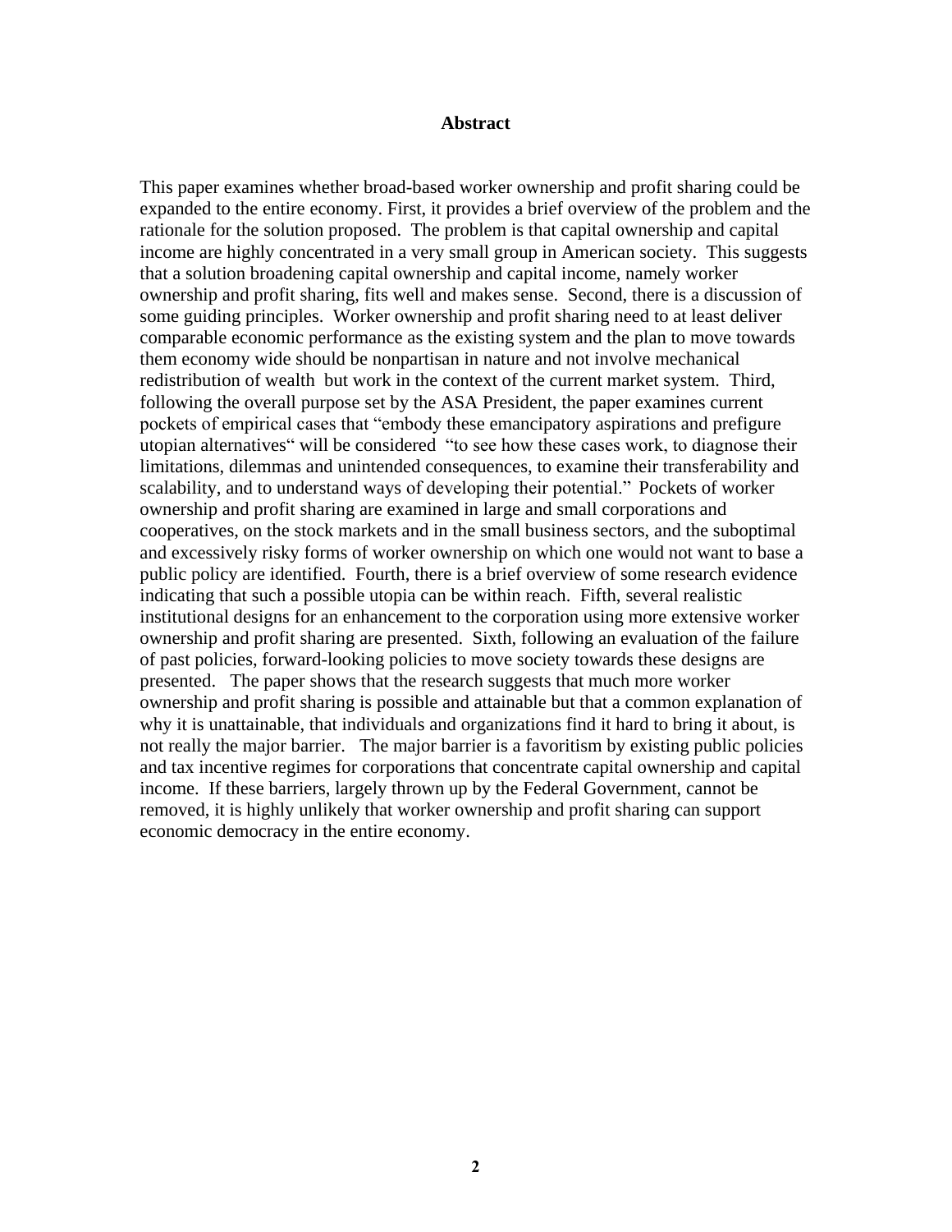# Abstract

This paper examines whether broad-based worker ownership and profit sharing could be expanded to the entire economy. First, it provides a brief overview of the problem and the rationale for the solution proposed. The problem is that capital ownership and capital income are highly concentrated in a very small group in American society. This suggests that a solution broadening capital ownership and capital income, namely worker ownership and profit sharing, fits well and makes sense. Second, there is a discussion of some guiding principles. Worker ownership and profit sharing need to at least deliver comparable economic performance as the existing system and the plan to move towards them economy wide should be nonpartisan in nature and not involve mechanical redistribution of wealth but work in the context of the current market system. Third, following the overall purpose set by the ASA President, the paper examines current pockets of empirical cases that "embody these emancipatory aspirations and prefigure utopian alternatives" will be considered "to see how these cases work, to diagnose their limitations, dilemmas and unintended consequences, to examine their transferability and scalability, and to understand ways of developing their potential." Pockets of worker ownership and profit sharing are examined in large and small corporations and cooperatives, on the stock markets and in the small business sectors, and the suboptimal and excessively risky forms of worker ownership on which one would not want to base a public policy are identified. Fourth, there is a brief overview of some research evidence indicating that such a possible utopia can be within reach. Fifth, several realistic institutional designs for an enhancement to the corporation using more extensive worker ownership and profit sharing are presented. Sixth, following an evaluation of the failure of past policies, forward-looking policies to move society towards these designs are presented. The paper shows that the research suggests that much more worker ownership and profit sharing is possible and attainable but that a common explanation of why it is unattainable, that individuals and organizations find it hard to bring it about, is not really the major barrier. The major barrier is a favoritism by existing public policies and tax incentive regimes for corporations that concentrate capital ownership and capital income. If these barriers, largely thrown up by the Federal Government, cannot be removed, it is highly unlikely that worker ownership and profit sharing can support economic democracy in the entire economy.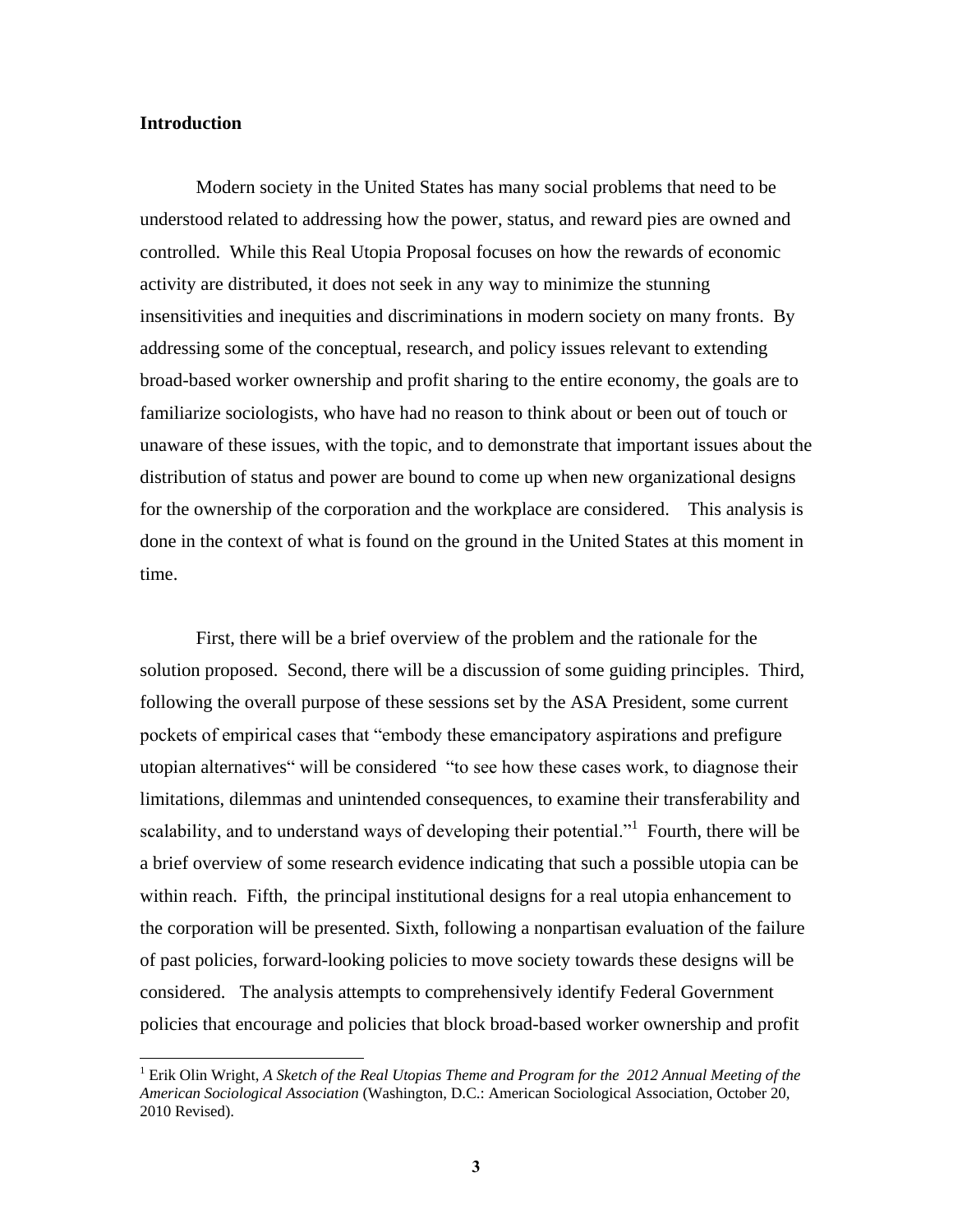**Introduction**

Modern society in the United States has many social problems that need to be understood related to addressing how the power, status, and reward pies are owned and controlled. While this Real Utopia Proposal focuses on how the rewards of economic activity are distributed, it does not seek in any way to minimize the stunning insensitivities and inequities and discriminations in modern society on many fronts. By addressing some of the conceptual, research, and policy issues relevant to extending broad-based worker ownership and profit sharing to the entire economy, the goals are to familiarize sociologists, who have had no reason to think about or been out of touch or unaware of these issues, with the topic, and to demonstrate that important issues about the distribution of status and power are bound to come up when new organizational designs for the ownership of the corporation and the workplace are considered. This analysis is done in the context of what is found on the ground in the United States at this moment in time.

First, there will be a brief overview of the problem and the rationale for the solution proposed. Second, there will be a discussion of some guiding principles. Third, following the overall purpose of these sessions set by the ASA President, some current pockets of empirical cases that "embody these emancipatory aspirations and prefigure utopian alternatives" will be considered "to see how these cases work, to diagnose their limitations, dilemmas and unintended consequences, to examine their transferability and scalability, and to understand ways of developing their potential."[1] Fourth, there will be a brief overview of some research evidence indicating that such a possible utopia can be within reach. Fifth, the principal institutional designs for a real utopia enhancement to the corporation will be presented. Sixth, following a nonpartisan evaluation of the failure of past policies, forward-looking policies to move society towards these designs will be considered. The analysis attempts to comprehensively identify Federal Government policies that encourage and policies that block broad-based worker ownership and profit

[1] Erik Olin Wright, *A Sketch of the Real Utopias Theme and Program for the 2012 Annual Meeting of the American Sociological Association* (Washington, D.C.: American Sociological Association, October 20, 2010 Revised).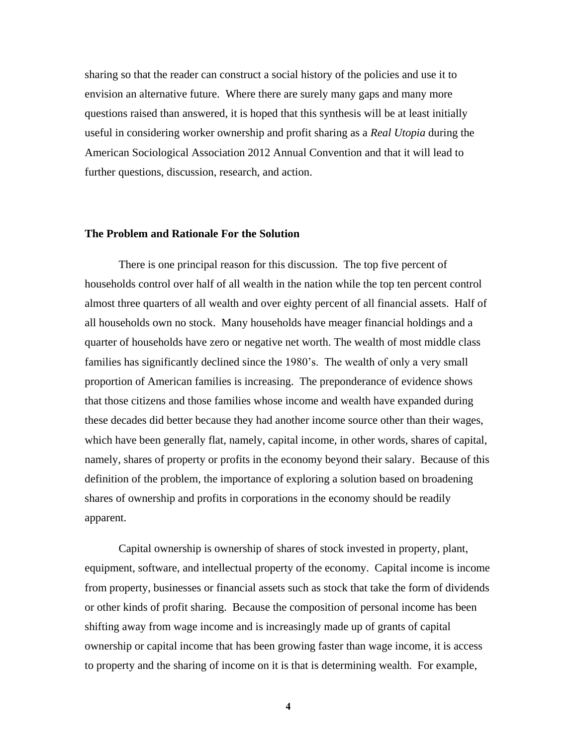sharing so that the reader can construct a social history of the policies and use it to envision an alternative future. Where there are surely many gaps and many more questions raised than answered, it is hoped that this synthesis will be at least initially useful in considering worker ownership and profit sharing as a *Real Utopia* during the American Sociological Association 2012 Annual Convention and that it will lead to further questions, discussion, research, and action.

## The Problem and Rationale For the Solution

There is one principal reason for this discussion. The top five percent of households control over half of all wealth in the nation while the top ten percent control almost three quarters of all wealth and over eighty percent of all financial assets. Half of all households own no stock. Many households have meager financial holdings and a quarter of households have zero or negative net worth. The wealth of most middle class families has significantly declined since the 1980's. The wealth of only a very small proportion of American families is increasing. The preponderance of evidence shows that those citizens and those families whose income and wealth have expanded during these decades did better because they had another income source other than their wages, which have been generally flat, namely, capital income, in other words, shares of capital, namely, shares of property or profits in the economy beyond their salary. Because of this definition of the problem, the importance of exploring a solution based on broadening shares of ownership and profits in corporations in the economy should be readily apparent.

Capital ownership is ownership of shares of stock invested in property, plant, equipment, software, and intellectual property of the economy. Capital income is income from property, businesses or financial assets such as stock that take the form of dividends or other kinds of profit sharing. Because the composition of personal income has been shifting away from wage income and is increasingly made up of grants of capital ownership or capital income that has been growing faster than wage income, it is access to property and the sharing of income on it is that is determining wealth. For example,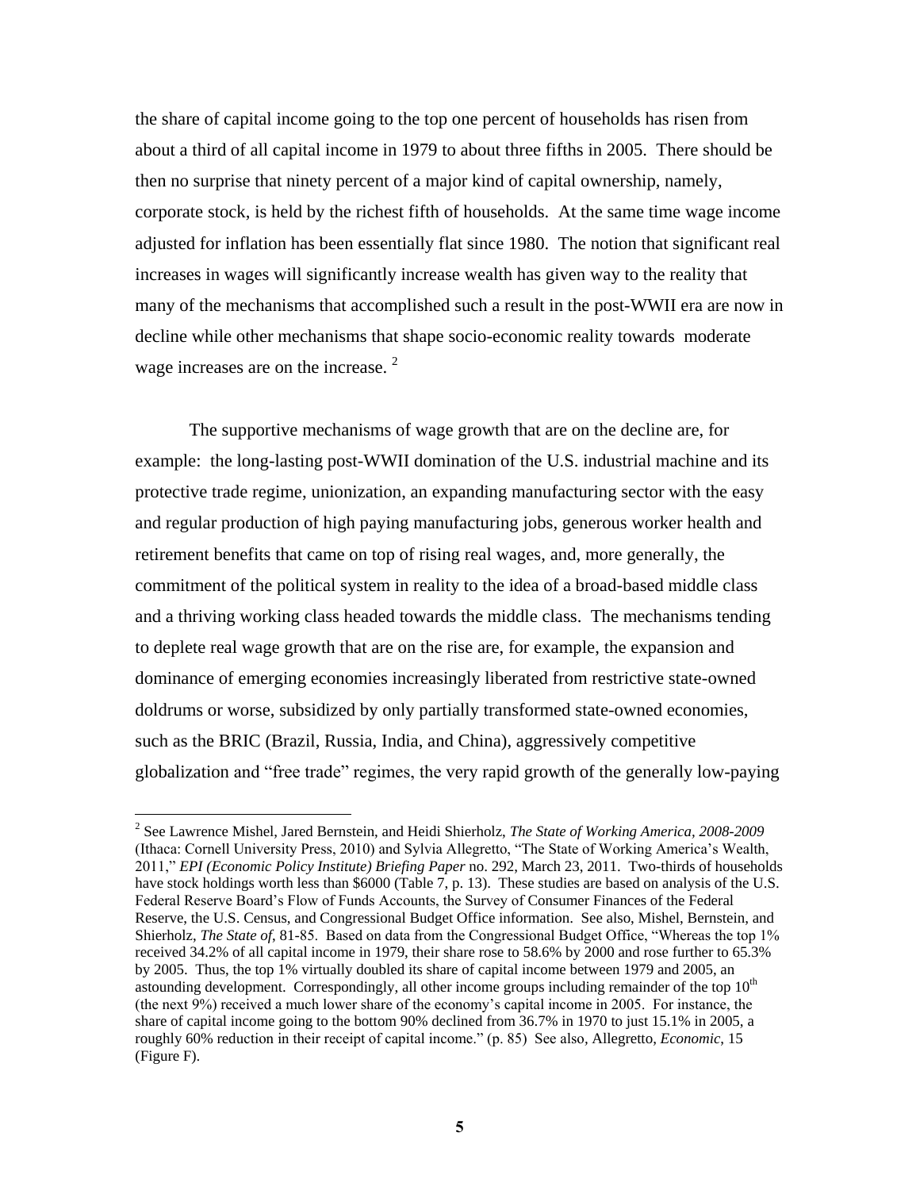the share of capital income going to the top one percent of households has risen from about a third of all capital income in 1979 to about three fifths in 2005. There should be then no surprise that ninety percent of a major kind of capital ownership, namely, corporate stock, is held by the richest fifth of households. At the same time wage income adjusted for inflation has been essentially flat since 1980. The notion that significant real increases in wages will significantly increase wealth has given way to the reality that many of the mechanisms that accomplished such a result in the post-WWII era are now in decline while other mechanisms that shape socio-economic reality towards moderate wage increases are on the increase. [2]

The supportive mechanisms of wage growth that are on the decline are, for example: the long-lasting post-WWII domination of the U.S. industrial machine and its protective trade regime, unionization, an expanding manufacturing sector with the easy and regular production of high paying manufacturing jobs, generous worker health and retirement benefits that came on top of rising real wages, and, more generally, the commitment of the political system in reality to the idea of a broad-based middle class and a thriving working class headed towards the middle class. The mechanisms tending to deplete real wage growth that are on the rise are, for example, the expansion and dominance of emerging economies increasingly liberated from restrictive state-owned doldrums or worse, subsidized by only partially transformed state-owned economies, such as the BRIC (Brazil, Russia, India, and China), aggressively competitive globalization and "free trade" regimes, the very rapid growth of the generally low-paying

---

[2] See Lawrence Mishel, Jared Bernstein, and Heidi Shierholz, *The State of Working America, 2008-2009* (Ithaca: Cornell University Press, 2010) and Sylvia Allegretto, "The State of Working America's Wealth, 2011," *EPI (Economic Policy Institute) Briefing Paper* no. 292, March 23, 2011. Two-thirds of households have stock holdings worth less than $6000 (Table 7, p. 13). These studies are based on analysis of the U.S. Federal Reserve Board's Flow of Funds Accounts, the Survey of Consumer Finances of the Federal Reserve, the U.S. Census, and Congressional Budget Office information. See also, Mishel, Bernstein, and Shierholz, *The State of*, 81-85. Based on data from the Congressional Budget Office, "Whereas the top 1% received 34.2% of all capital income in 1979, their share rose to 58.6% by 2000 and rose further to 65.3% by 2005. Thus, the top 1% virtually doubled its share of capital income between 1979 and 2005, an astounding development. Correspondingly, all other income groups including remainder of the top 10th (the next 9%) received a much lower share of the economy's capital income in 2005. For instance, the share of capital income going to the bottom 90% declined from 36.7% in 1970 to just 15.1% in 2005, a roughly 60% reduction in their receipt of capital income." (p. 85) See also, Allegretto, *Economic*, 15 (Figure F).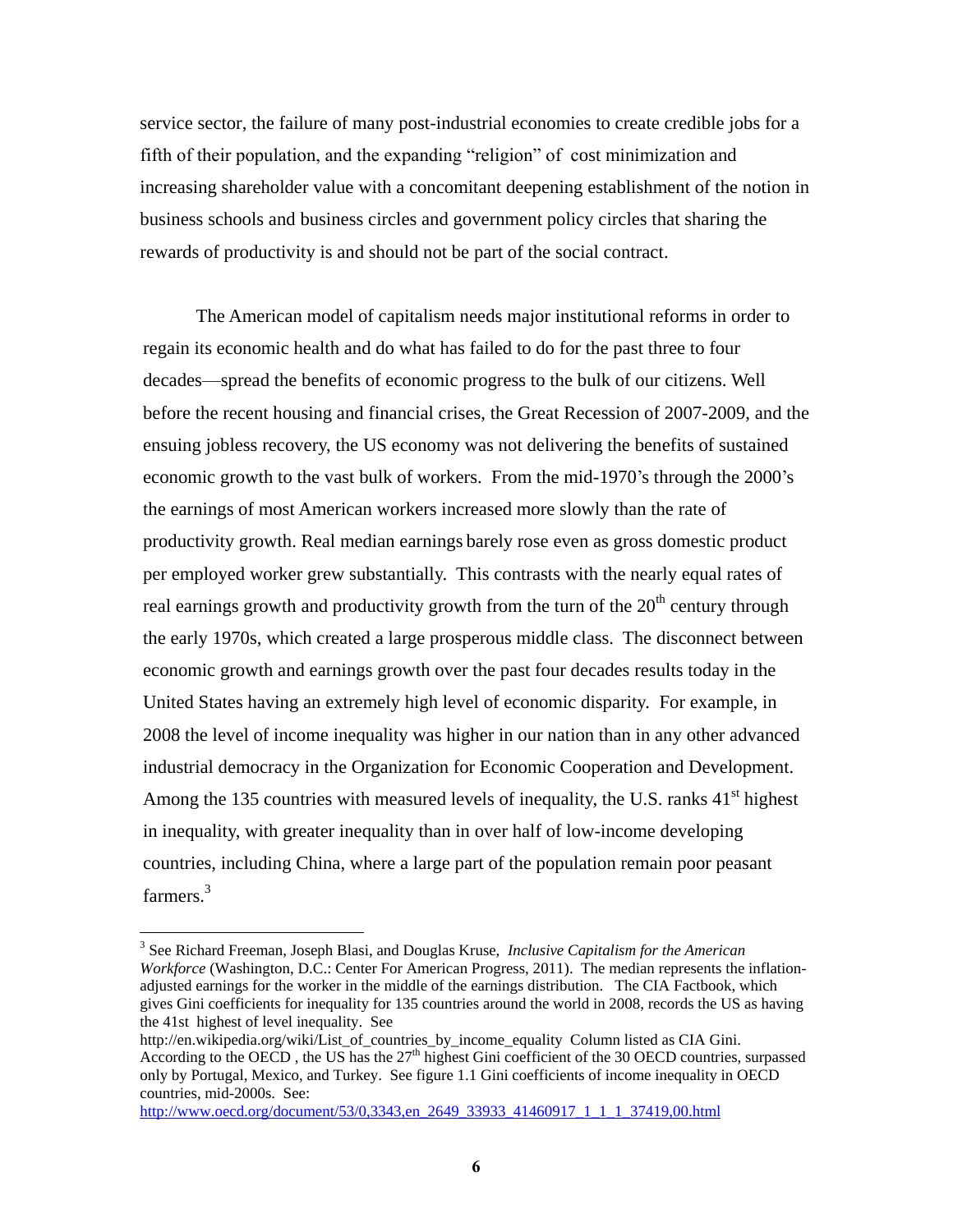service sector, the failure of many post-industrial economies to create credible jobs for a fifth of their population, and the expanding "religion" of cost minimization and increasing shareholder value with a concomitant deepening establishment of the notion in business schools and business circles and government policy circles that sharing the rewards of productivity is and should not be part of the social contract.

The American model of capitalism needs major institutional reforms in order to regain its economic health and do what has failed to do for the past three to four decades—spread the benefits of economic progress to the bulk of our citizens. Well before the recent housing and financial crises, the Great Recession of 2007-2009, and the ensuing jobless recovery, the US economy was not delivering the benefits of sustained economic growth to the vast bulk of workers. From the mid-1970's through the 2000's the earnings of most American workers increased more slowly than the rate of productivity growth. Real median earnings barely rose even as gross domestic product per employed worker grew substantially. This contrasts with the nearly equal rates of real earnings growth and productivity growth from the turn of the 20th century through the early 1970s, which created a large prosperous middle class. The disconnect between economic growth and earnings growth over the past four decades results today in the United States having an extremely high level of economic disparity. For example, in 2008 the level of income inequality was higher in our nation than in any other advanced industrial democracy in the Organization for Economic Cooperation and Development. Among the 135 countries with measured levels of inequality, the U.S. ranks 41st highest in inequality, with greater inequality than in over half of low-income developing countries, including China, where a large part of the population remain poor peasant farmers.[3]

---

[3] See Richard Freeman, Joseph Blasi, and Douglas Kruse, *Inclusive Capitalism for the American Workforce* (Washington, D.C.: Center For American Progress, 2011). The median represents the inflation-adjusted earnings for the worker in the middle of the earnings distribution. The CIA Factbook, which gives Gini coefficients for inequality for 135 countries around the world in 2008, records the US as having the 41st highest of level inequality. See http://en.wikipedia.org/wiki/List_of_countries_by_income_equality Column listed as CIA Gini. According to the OECD , the US has the 27th highest Gini coefficient of the 30 OECD countries, surpassed only by Portugal, Mexico, and Turkey. See figure 1.1 Gini coefficients of income inequality in OECD countries, mid-2000s. See: http://www.oecd.org/document/53/0,3343,en_2649_33933_41460917_1_1_1_37419,00.html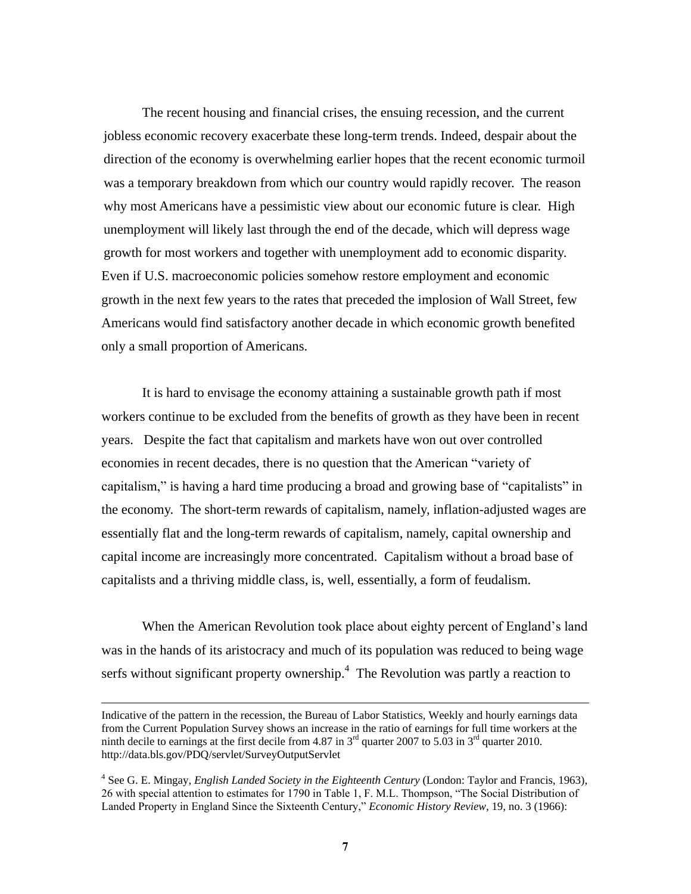The recent housing and financial crises, the ensuing recession, and the current jobless economic recovery exacerbate these long-term trends. Indeed, despair about the direction of the economy is overwhelming earlier hopes that the recent economic turmoil was a temporary breakdown from which our country would rapidly recover. The reason why most Americans have a pessimistic view about our economic future is clear. High unemployment will likely last through the end of the decade, which will depress wage growth for most workers and together with unemployment add to economic disparity. Even if U.S. macroeconomic policies somehow restore employment and economic growth in the next few years to the rates that preceded the implosion of Wall Street, few Americans would find satisfactory another decade in which economic growth benefited only a small proportion of Americans.

It is hard to envisage the economy attaining a sustainable growth path if most workers continue to be excluded from the benefits of growth as they have been in recent years. Despite the fact that capitalism and markets have won out over controlled economies in recent decades, there is no question that the American "variety of capitalism," is having a hard time producing a broad and growing base of "capitalists" in the economy. The short-term rewards of capitalism, namely, inflation-adjusted wages are essentially flat and the long-term rewards of capitalism, namely, capital ownership and capital income are increasingly more concentrated. Capitalism without a broad base of capitalists and a thriving middle class, is, well, essentially, a form of feudalism.

When the American Revolution took place about eighty percent of England's land was in the hands of its aristocracy and much of its population was reduced to being wage serfs without significant property ownership.[4] The Revolution was partly a reaction to

---

Indicative of the pattern in the recession, the Bureau of Labor Statistics, Weekly and hourly earnings data from the Current Population Survey shows an increase in the ratio of earnings for full time workers at the ninth decile to earnings at the first decile from 4.87 in 3rd quarter 2007 to 5.03 in 3rd quarter 2010. http://data.bls.gov/PDQ/servlet/SurveyOutputServlet

[4] See G. E. Mingay, *English Landed Society in the Eighteenth Century* (London: Taylor and Francis, 1963), 26 with special attention to estimates for 1790 in Table 1, F. M.L. Thompson, "The Social Distribution of Landed Property in England Since the Sixteenth Century," *Economic History Review*, 19, no. 3 (1966):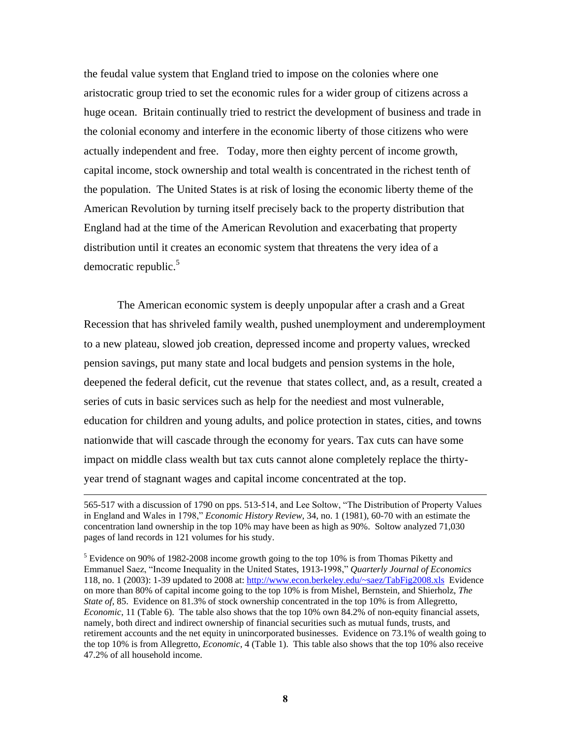the feudal value system that England tried to impose on the colonies where one aristocratic group tried to set the economic rules for a wider group of citizens across a huge ocean. Britain continually tried to restrict the development of business and trade in the colonial economy and interfere in the economic liberty of those citizens who were actually independent and free. Today, more then eighty percent of income growth, capital income, stock ownership and total wealth is concentrated in the richest tenth of the population. The United States is at risk of losing the economic liberty theme of the American Revolution by turning itself precisely back to the property distribution that England had at the time of the American Revolution and exacerbating that property distribution until it creates an economic system that threatens the very idea of a democratic republic.[5]

The American economic system is deeply unpopular after a crash and a Great Recession that has shriveled family wealth, pushed unemployment and underemployment to a new plateau, slowed job creation, depressed income and property values, wrecked pension savings, put many state and local budgets and pension systems in the hole, deepened the federal deficit, cut the revenue that states collect, and, as a result, created a series of cuts in basic services such as help for the neediest and most vulnerable, education for children and young adults, and police protection in states, cities, and towns nationwide that will cascade through the economy for years. Tax cuts can have some impact on middle class wealth but tax cuts cannot alone completely replace the thirty-year trend of stagnant wages and capital income concentrated at the top.

---

565-517 with a discussion of 1790 on pps. 513-514, and Lee Soltow, "The Distribution of Property Values in England and Wales in 1798," *Economic History Review*, 34, no. 1 (1981), 60-70 with an estimate the concentration land ownership in the top 10% may have been as high as 90%. Soltow analyzed 71,030 pages of land records in 121 volumes for his study.

[5] Evidence on 90% of 1982-2008 income growth going to the top 10% is from Thomas Piketty and Emmanuel Saez, "Income Inequality in the United States, 1913-1998," *Quarterly Journal of Economics* 118, no. 1 (2003): 1-39 updated to 2008 at: http://www.econ.berkeley.edu/~saez/TabFig2008.xls Evidence on more than 80% of capital income going to the top 10% is from Mishel, Bernstein, and Shierholz, *The State of*, 85. Evidence on 81.3% of stock ownership concentrated in the top 10% is from Allegretto, *Economic*, 11 (Table 6). The table also shows that the top 10% own 84.2% of non-equity financial assets, namely, both direct and indirect ownership of financial securities such as mutual funds, trusts, and retirement accounts and the net equity in unincorporated businesses. Evidence on 73.1% of wealth going to the top 10% is from Allegretto, *Economic*, 4 (Table 1). This table also shows that the top 10% also receive 47.2% of all household income.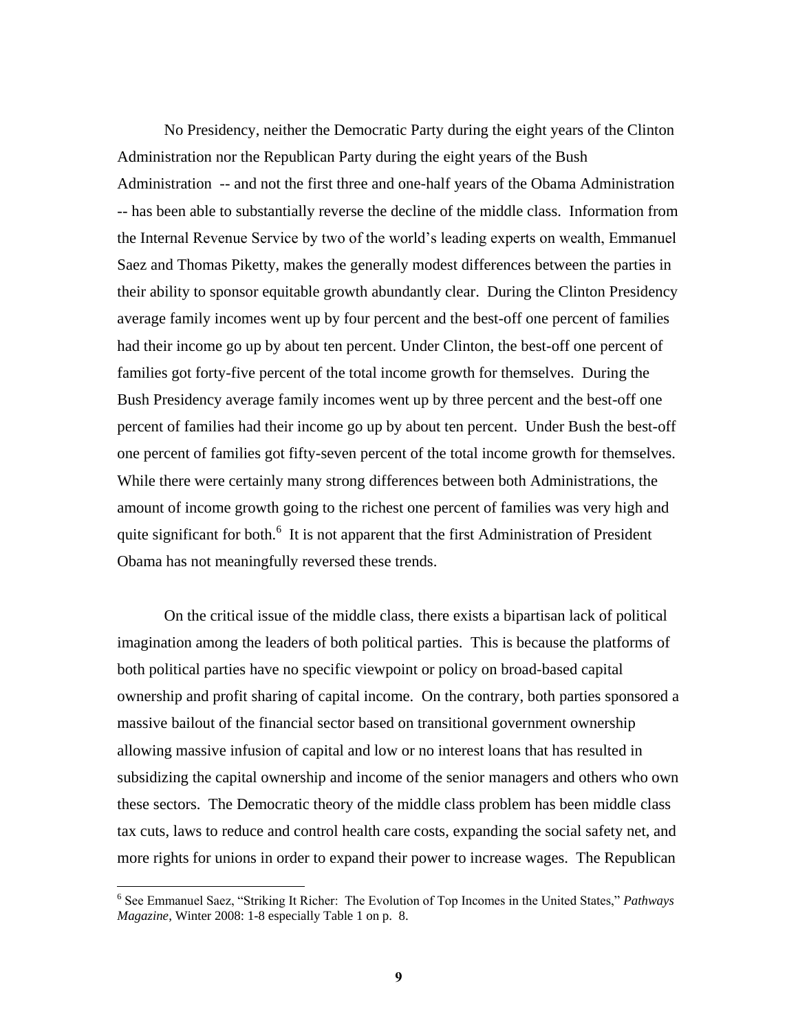No Presidency, neither the Democratic Party during the eight years of the Clinton Administration nor the Republican Party during the eight years of the Bush Administration -- and not the first three and one-half years of the Obama Administration -- has been able to substantially reverse the decline of the middle class. Information from the Internal Revenue Service by two of the world's leading experts on wealth, Emmanuel Saez and Thomas Piketty, makes the generally modest differences between the parties in their ability to sponsor equitable growth abundantly clear. During the Clinton Presidency average family incomes went up by four percent and the best-off one percent of families had their income go up by about ten percent. Under Clinton, the best-off one percent of families got forty-five percent of the total income growth for themselves. During the Bush Presidency average family incomes went up by three percent and the best-off one percent of families had their income go up by about ten percent. Under Bush the best-off one percent of families got fifty-seven percent of the total income growth for themselves. While there were certainly many strong differences between both Administrations, the amount of income growth going to the richest one percent of families was very high and quite significant for both.[6] It is not apparent that the first Administration of President Obama has not meaningfully reversed these trends.

On the critical issue of the middle class, there exists a bipartisan lack of political imagination among the leaders of both political parties. This is because the platforms of both political parties have no specific viewpoint or policy on broad-based capital ownership and profit sharing of capital income. On the contrary, both parties sponsored a massive bailout of the financial sector based on transitional government ownership allowing massive infusion of capital and low or no interest loans that has resulted in subsidizing the capital ownership and income of the senior managers and others who own these sectors. The Democratic theory of the middle class problem has been middle class tax cuts, laws to reduce and control health care costs, expanding the social safety net, and more rights for unions in order to expand their power to increase wages. The Republican

---

[6] See Emmanuel Saez, "Striking It Richer: The Evolution of Top Incomes in the United States," *Pathways Magazine*, Winter 2008: 1-8 especially Table 1 on p. 8.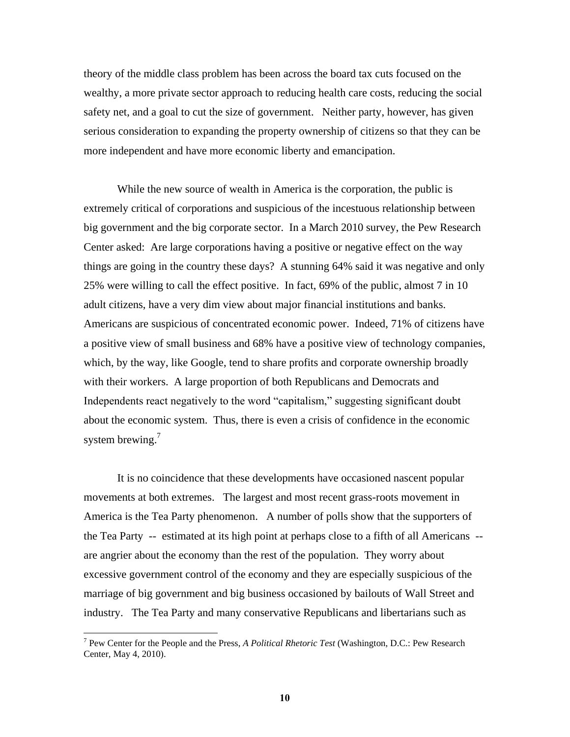theory of the middle class problem has been across the board tax cuts focused on the wealthy, a more private sector approach to reducing health care costs, reducing the social safety net, and a goal to cut the size of government. Neither party, however, has given serious consideration to expanding the property ownership of citizens so that they can be more independent and have more economic liberty and emancipation.

While the new source of wealth in America is the corporation, the public is extremely critical of corporations and suspicious of the incestuous relationship between big government and the big corporate sector. In a March 2010 survey, the Pew Research Center asked: Are large corporations having a positive or negative effect on the way things are going in the country these days? A stunning 64% said it was negative and only 25% were willing to call the effect positive. In fact, 69% of the public, almost 7 in 10 adult citizens, have a very dim view about major financial institutions and banks. Americans are suspicious of concentrated economic power. Indeed, 71% of citizens have a positive view of small business and 68% have a positive view of technology companies, which, by the way, like Google, tend to share profits and corporate ownership broadly with their workers. A large proportion of both Republicans and Democrats and Independents react negatively to the word "capitalism," suggesting significant doubt about the economic system. Thus, there is even a crisis of confidence in the economic system brewing.[7]

It is no coincidence that these developments have occasioned nascent popular movements at both extremes. The largest and most recent grass-roots movement in America is the Tea Party phenomenon. A number of polls show that the supporters of the Tea Party -- estimated at its high point at perhaps close to a fifth of all Americans -- are angrier about the economy than the rest of the population. They worry about excessive government control of the economy and they are especially suspicious of the marriage of big government and big business occasioned by bailouts of Wall Street and industry. The Tea Party and many conservative Republicans and libertarians such as

---

[7] Pew Center for the People and the Press, *A Political Rhetoric Test* (Washington, D.C.: Pew Research Center, May 4, 2010).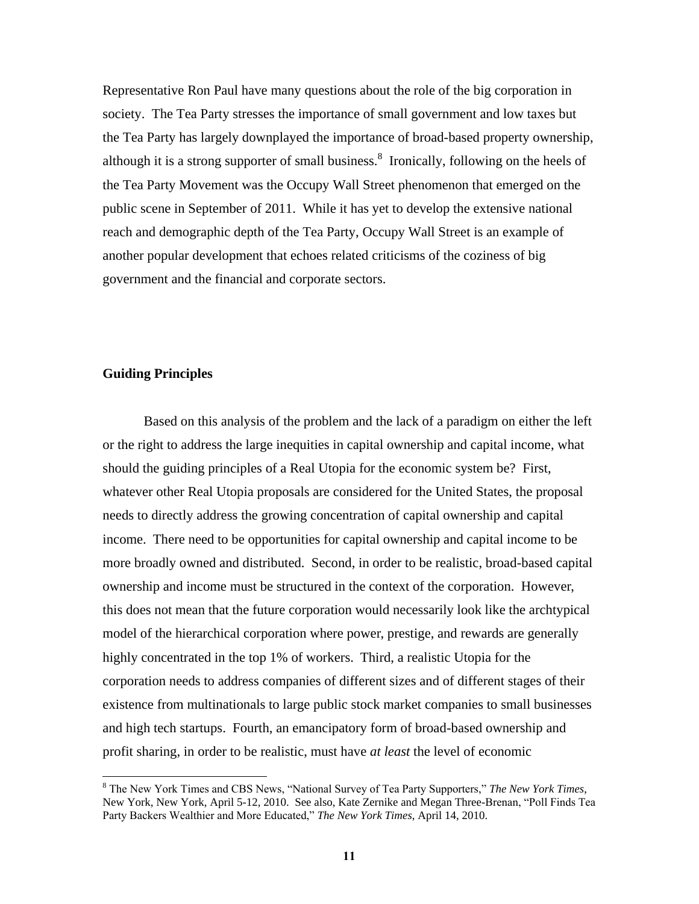Representative Ron Paul have many questions about the role of the big corporation in society. The Tea Party stresses the importance of small government and low taxes but the Tea Party has largely downplayed the importance of broad-based property ownership, although it is a strong supporter of small business.[8] Ironically, following on the heels of the Tea Party Movement was the Occupy Wall Street phenomenon that emerged on the public scene in September of 2011. While it has yet to develop the extensive national reach and demographic depth of the Tea Party, Occupy Wall Street is an example of another popular development that echoes related criticisms of the coziness of big government and the financial and corporate sectors.

## Guiding Principles

Based on this analysis of the problem and the lack of a paradigm on either the left or the right to address the large inequities in capital ownership and capital income, what should the guiding principles of a Real Utopia for the economic system be? First, whatever other Real Utopia proposals are considered for the United States, the proposal needs to directly address the growing concentration of capital ownership and capital income. There need to be opportunities for capital ownership and capital income to be more broadly owned and distributed. Second, in order to be realistic, broad-based capital ownership and income must be structured in the context of the corporation. However, this does not mean that the future corporation would necessarily look like the archtypical model of the hierarchical corporation where power, prestige, and rewards are generally highly concentrated in the top 1% of workers. Third, a realistic Utopia for the corporation needs to address companies of different sizes and of different stages of their existence from multinationals to large public stock market companies to small businesses and high tech startups. Fourth, an emancipatory form of broad-based ownership and profit sharing, in order to be realistic, must have *at least* the level of economic

[8] The New York Times and CBS News, "National Survey of Tea Party Supporters," *The New York Times*, New York, New York, April 5-12, 2010. See also, Kate Zernike and Megan Three-Brenan, "Poll Finds Tea Party Backers Wealthier and More Educated," *The New York Times*, April 14, 2010.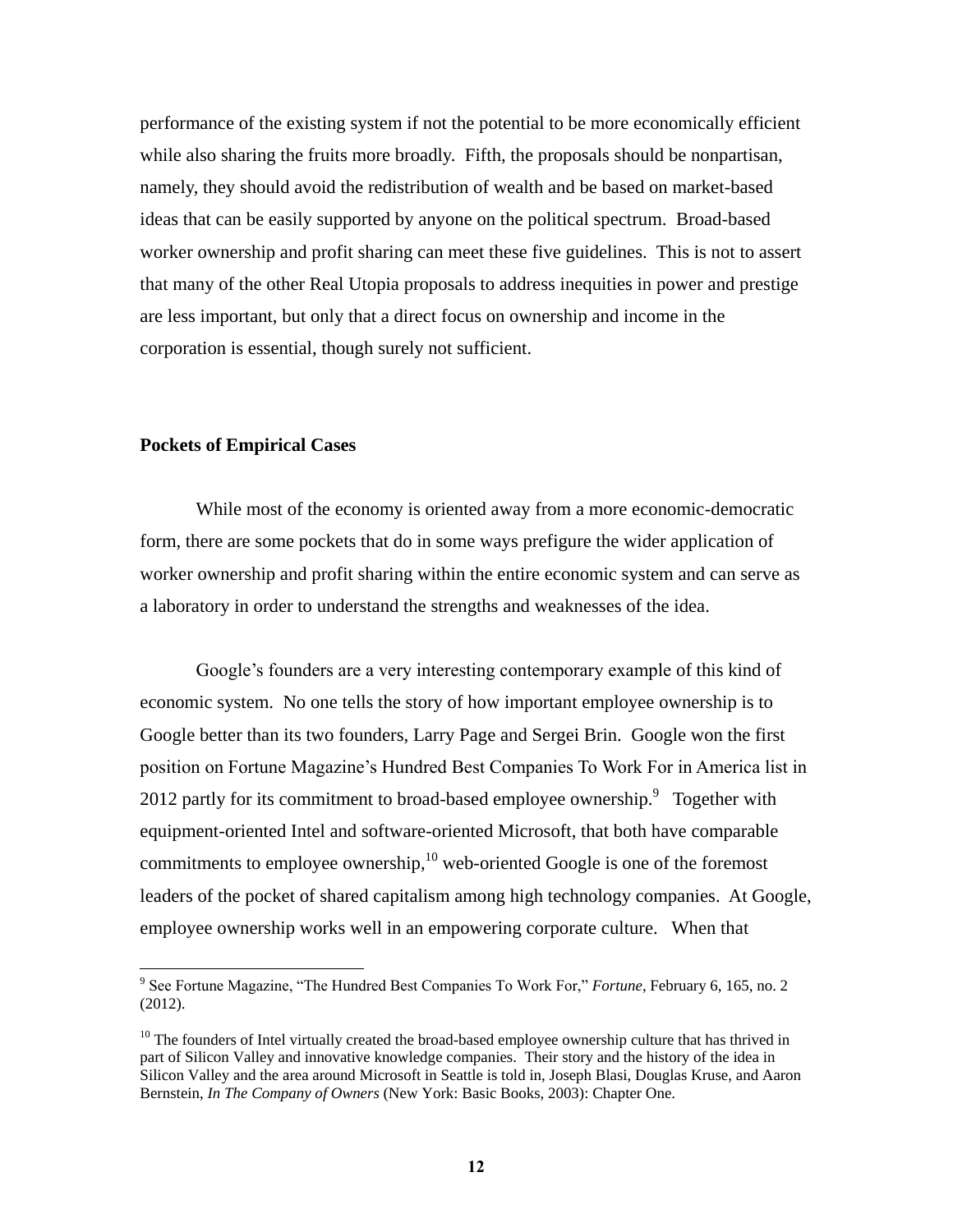performance of the existing system if not the potential to be more economically efficient while also sharing the fruits more broadly. Fifth, the proposals should be nonpartisan, namely, they should avoid the redistribution of wealth and be based on market-based ideas that can be easily supported by anyone on the political spectrum. Broad-based worker ownership and profit sharing can meet these five guidelines. This is not to assert that many of the other Real Utopia proposals to address inequities in power and prestige are less important, but only that a direct focus on ownership and income in the corporation is essential, though surely not sufficient.

**Pockets of Empirical Cases**

While most of the economy is oriented away from a more economic-democratic form, there are some pockets that do in some ways prefigure the wider application of worker ownership and profit sharing within the entire economic system and can serve as a laboratory in order to understand the strengths and weaknesses of the idea.

Google's founders are a very interesting contemporary example of this kind of economic system. No one tells the story of how important employee ownership is to Google better than its two founders, Larry Page and Sergei Brin. Google won the first position on Fortune Magazine's Hundred Best Companies To Work For in America list in 2012 partly for its commitment to broad-based employee ownership.[9] Together with equipment-oriented Intel and software-oriented Microsoft, that both have comparable commitments to employee ownership,[10] web-oriented Google is one of the foremost leaders of the pocket of shared capitalism among high technology companies. At Google, employee ownership works well in an empowering corporate culture. When that

---

[9] See Fortune Magazine, "The Hundred Best Companies To Work For," *Fortune*, February 6, 165, no. 2 (2012).

[10] The founders of Intel virtually created the broad-based employee ownership culture that has thrived in part of Silicon Valley and innovative knowledge companies. Their story and the history of the idea in Silicon Valley and the area around Microsoft in Seattle is told in, Joseph Blasi, Douglas Kruse, and Aaron Bernstein, *In The Company of Owners* (New York: Basic Books, 2003): Chapter One.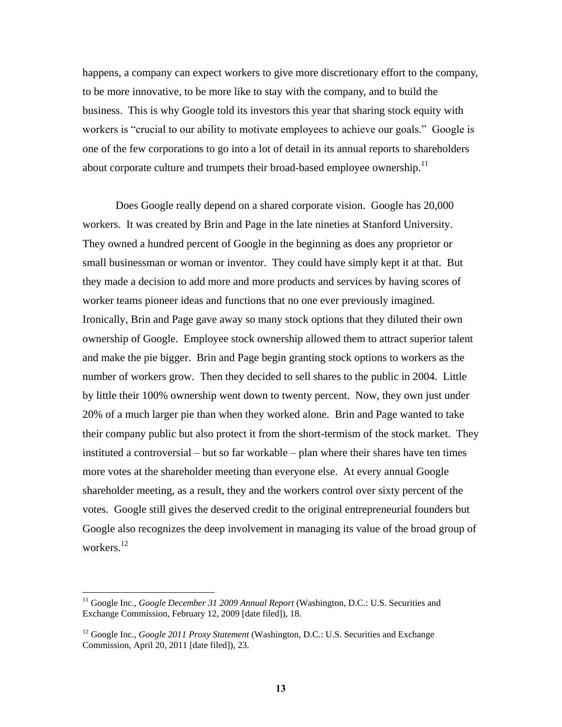happens, a company can expect workers to give more discretionary effort to the company, to be more innovative, to be more like to stay with the company, and to build the business. This is why Google told its investors this year that sharing stock equity with workers is "crucial to our ability to motivate employees to achieve our goals." Google is one of the few corporations to go into a lot of detail in its annual reports to shareholders about corporate culture and trumpets their broad-based employee ownership.[11]

Does Google really depend on a shared corporate vision. Google has 20,000 workers. It was created by Brin and Page in the late nineties at Stanford University. They owned a hundred percent of Google in the beginning as does any proprietor or small businessman or woman or inventor. They could have simply kept it at that. But they made a decision to add more and more products and services by having scores of worker teams pioneer ideas and functions that no one ever previously imagined. Ironically, Brin and Page gave away so many stock options that they diluted their own ownership of Google. Employee stock ownership allowed them to attract superior talent and make the pie bigger. Brin and Page begin granting stock options to workers as the number of workers grow. Then they decided to sell shares to the public in 2004. Little by little their 100% ownership went down to twenty percent. Now, they own just under 20% of a much larger pie than when they worked alone. Brin and Page wanted to take their company public but also protect it from the short-termism of the stock market. They instituted a controversial – but so far workable – plan where their shares have ten times more votes at the shareholder meeting than everyone else. At every annual Google shareholder meeting, as a result, they and the workers control over sixty percent of the votes. Google still gives the deserved credit to the original entrepreneurial founders but Google also recognizes the deep involvement in managing its value of the broad group of workers.[12]

---

[11] Google Inc., *Google December 31 2009 Annual Report* (Washington, D.C.: U.S. Securities and Exchange Commission, February 12, 2009 [date filed]), 18.

[12] Google Inc., *Google 2011 Proxy Statement* (Washington, D.C.: U.S. Securities and Exchange Commission, April 20, 2011 [date filed]), 23.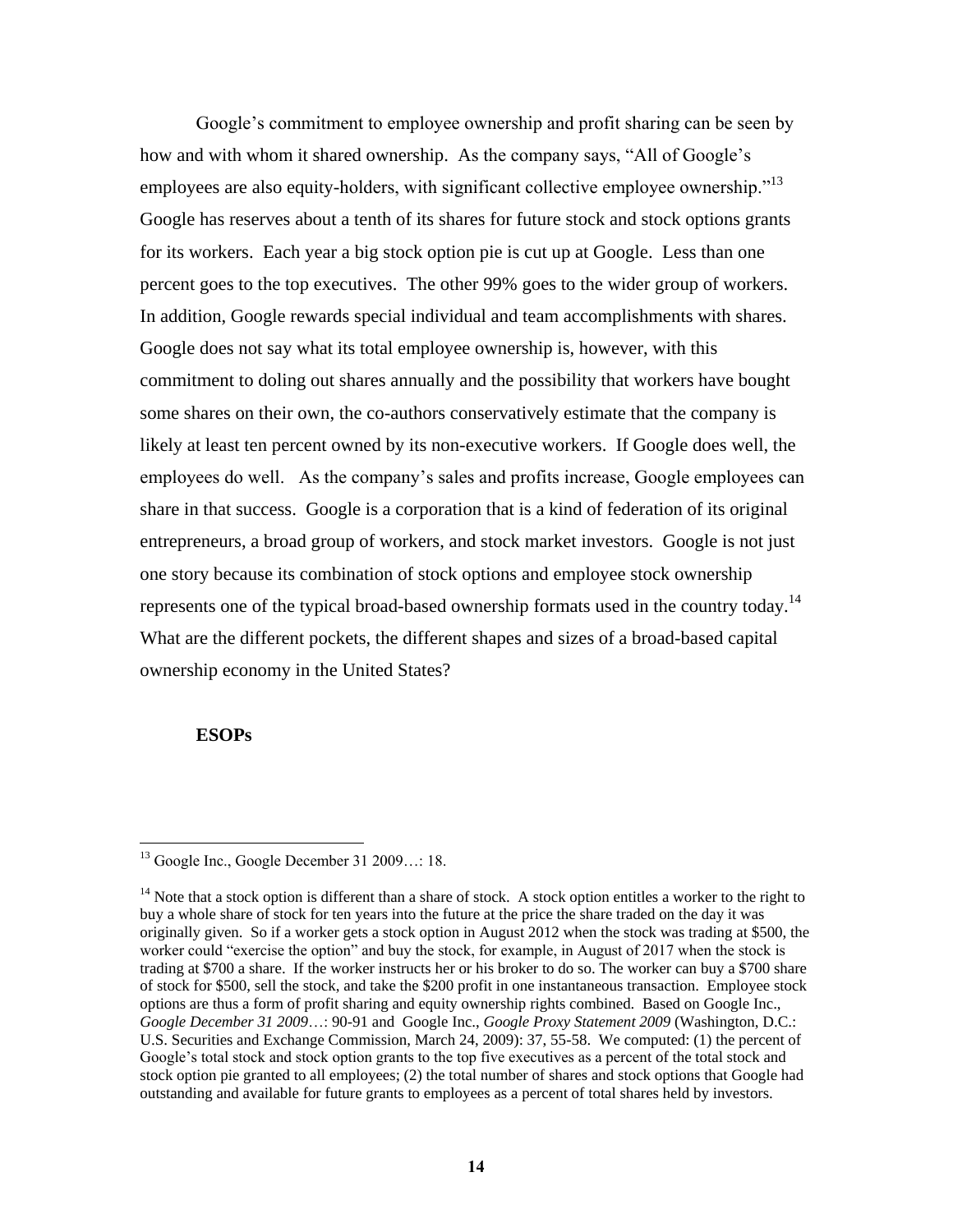Google's commitment to employee ownership and profit sharing can be seen by how and with whom it shared ownership. As the company says, "All of Google's employees are also equity-holders, with significant collective employee ownership."[13] Google has reserves about a tenth of its shares for future stock and stock options grants for its workers. Each year a big stock option pie is cut up at Google. Less than one percent goes to the top executives. The other 99% goes to the wider group of workers. In addition, Google rewards special individual and team accomplishments with shares. Google does not say what its total employee ownership is, however, with this commitment to doling out shares annually and the possibility that workers have bought some shares on their own, the co-authors conservatively estimate that the company is likely at least ten percent owned by its non-executive workers. If Google does well, the employees do well. As the company's sales and profits increase, Google employees can share in that success. Google is a corporation that is a kind of federation of its original entrepreneurs, a broad group of workers, and stock market investors. Google is not just one story because its combination of stock options and employee stock ownership represents one of the typical broad-based ownership formats used in the country today.[14] What are the different pockets, the different shapes and sizes of a broad-based capital ownership economy in the United States?

**ESOPs**

---

[13] Google Inc., Google December 31 2009…: 18.

[14] Note that a stock option is different than a share of stock. A stock option entitles a worker to the right to buy a whole share of stock for ten years into the future at the price the share traded on the day it was originally given. So if a worker gets a stock option in August 2012 when the stock was trading at $500, the worker could "exercise the option" and buy the stock, for example, in August of 2017 when the stock is trading at $700 a share. If the worker instructs her or his broker to do so. The worker can buy a $700 share of stock for $500, sell the stock, and take the $200 profit in one instantaneous transaction. Employee stock options are thus a form of profit sharing and equity ownership rights combined. Based on Google Inc., *Google December 31 2009*…: 90-91 and Google Inc., *Google Proxy Statement 2009* (Washington, D.C.: U.S. Securities and Exchange Commission, March 24, 2009): 37, 55-58. We computed: (1) the percent of Google's total stock and stock option grants to the top five executives as a percent of the total stock and stock option pie granted to all employees; (2) the total number of shares and stock options that Google had outstanding and available for future grants to employees as a percent of total shares held by investors.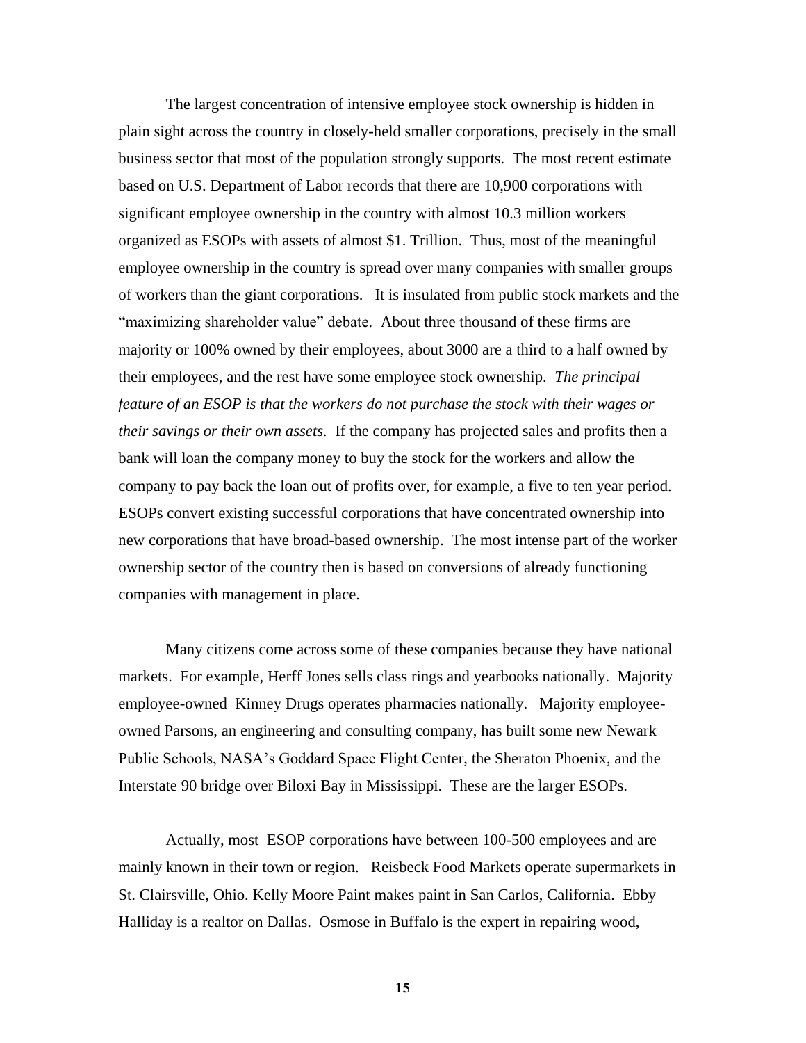The largest concentration of intensive employee stock ownership is hidden in plain sight across the country in closely-held smaller corporations, precisely in the small business sector that most of the population strongly supports. The most recent estimate based on U.S. Department of Labor records that there are 10,900 corporations with significant employee ownership in the country with almost 10.3 million workers organized as ESOPs with assets of almost $1. Trillion. Thus, most of the meaningful employee ownership in the country is spread over many companies with smaller groups of workers than the giant corporations. It is insulated from public stock markets and the "maximizing shareholder value" debate. About three thousand of these firms are majority or 100% owned by their employees, about 3000 are a third to a half owned by their employees, and the rest have some employee stock ownership. *The principal feature of an ESOP is that the workers do not purchase the stock with their wages or their savings or their own assets.* If the company has projected sales and profits then a bank will loan the company money to buy the stock for the workers and allow the company to pay back the loan out of profits over, for example, a five to ten year period. ESOPs convert existing successful corporations that have concentrated ownership into new corporations that have broad-based ownership. The most intense part of the worker ownership sector of the country then is based on conversions of already functioning companies with management in place.

Many citizens come across some of these companies because they have national markets. For example, Herff Jones sells class rings and yearbooks nationally. Majority employee-owned Kinney Drugs operates pharmacies nationally. Majority employee-owned Parsons, an engineering and consulting company, has built some new Newark Public Schools, NASA's Goddard Space Flight Center, the Sheraton Phoenix, and the Interstate 90 bridge over Biloxi Bay in Mississippi. These are the larger ESOPs.

Actually, most ESOP corporations have between 100-500 employees and are mainly known in their town or region. Reisbeck Food Markets operate supermarkets in St. Clairsville, Ohio. Kelly Moore Paint makes paint in San Carlos, California. Ebby Halliday is a realtor on Dallas. Osmose in Buffalo is the expert in repairing wood,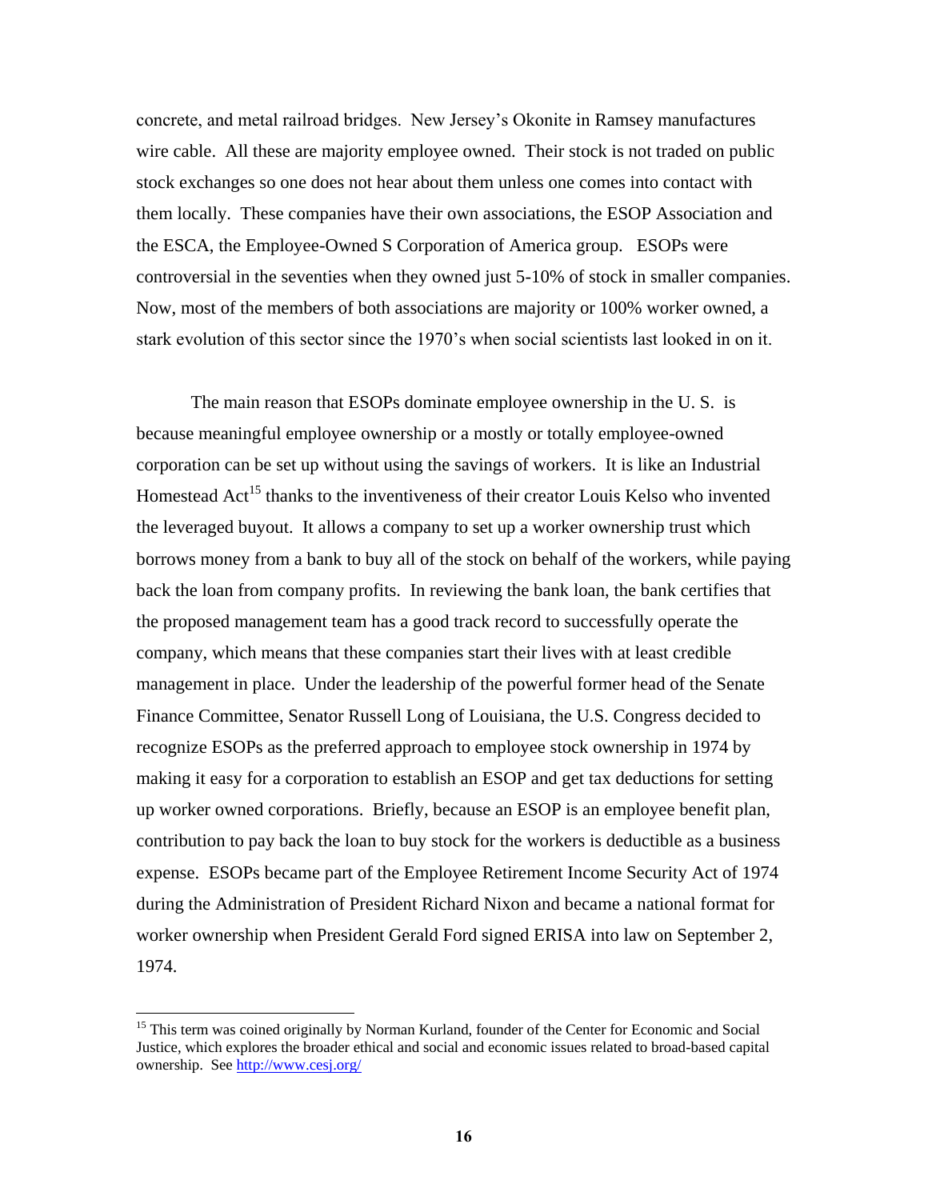concrete, and metal railroad bridges. New Jersey's Okonite in Ramsey manufactures wire cable. All these are majority employee owned. Their stock is not traded on public stock exchanges so one does not hear about them unless one comes into contact with them locally. These companies have their own associations, the ESOP Association and the ESCA, the Employee-Owned S Corporation of America group. ESOPs were controversial in the seventies when they owned just 5-10% of stock in smaller companies. Now, most of the members of both associations are majority or 100% worker owned, a stark evolution of this sector since the 1970's when social scientists last looked in on it.

The main reason that ESOPs dominate employee ownership in the U. S. is because meaningful employee ownership or a mostly or totally employee-owned corporation can be set up without using the savings of workers. It is like an Industrial Homestead Act[15] thanks to the inventiveness of their creator Louis Kelso who invented the leveraged buyout. It allows a company to set up a worker ownership trust which borrows money from a bank to buy all of the stock on behalf of the workers, while paying back the loan from company profits. In reviewing the bank loan, the bank certifies that the proposed management team has a good track record to successfully operate the company, which means that these companies start their lives with at least credible management in place. Under the leadership of the powerful former head of the Senate Finance Committee, Senator Russell Long of Louisiana, the U.S. Congress decided to recognize ESOPs as the preferred approach to employee stock ownership in 1974 by making it easy for a corporation to establish an ESOP and get tax deductions for setting up worker owned corporations. Briefly, because an ESOP is an employee benefit plan, contribution to pay back the loan to buy stock for the workers is deductible as a business expense. ESOPs became part of the Employee Retirement Income Security Act of 1974 during the Administration of President Richard Nixon and became a national format for worker ownership when President Gerald Ford signed ERISA into law on September 2, 1974.

---

[15] This term was coined originally by Norman Kurland, founder of the Center for Economic and Social Justice, which explores the broader ethical and social and economic issues related to broad-based capital ownership. See http://www.cesj.org/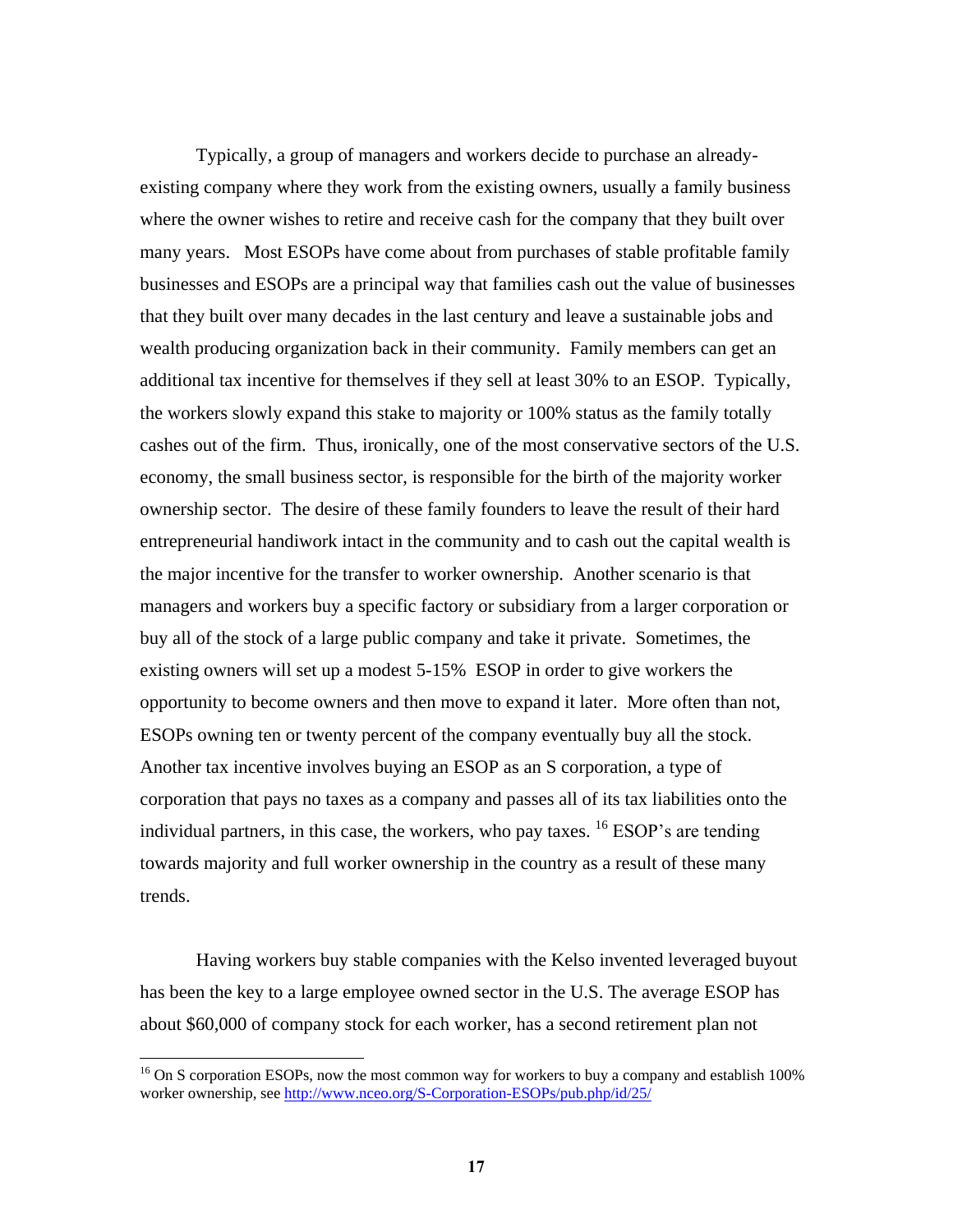Typically, a group of managers and workers decide to purchase an already-existing company where they work from the existing owners, usually a family business where the owner wishes to retire and receive cash for the company that they built over many years. Most ESOPs have come about from purchases of stable profitable family businesses and ESOPs are a principal way that families cash out the value of businesses that they built over many decades in the last century and leave a sustainable jobs and wealth producing organization back in their community. Family members can get an additional tax incentive for themselves if they sell at least 30% to an ESOP. Typically, the workers slowly expand this stake to majority or 100% status as the family totally cashes out of the firm. Thus, ironically, one of the most conservative sectors of the U.S. economy, the small business sector, is responsible for the birth of the majority worker ownership sector. The desire of these family founders to leave the result of their hard entrepreneurial handiwork intact in the community and to cash out the capital wealth is the major incentive for the transfer to worker ownership. Another scenario is that managers and workers buy a specific factory or subsidiary from a larger corporation or buy all of the stock of a large public company and take it private. Sometimes, the existing owners will set up a modest 5-15% ESOP in order to give workers the opportunity to become owners and then move to expand it later. More often than not, ESOPs owning ten or twenty percent of the company eventually buy all the stock. Another tax incentive involves buying an ESOP as an S corporation, a type of corporation that pays no taxes as a company and passes all of its tax liabilities onto the individual partners, in this case, the workers, who pay taxes. [16] ESOP's are tending towards majority and full worker ownership in the country as a result of these many trends.

Having workers buy stable companies with the Kelso invented leveraged buyout has been the key to a large employee owned sector in the U.S. The average ESOP has about $60,000 of company stock for each worker, has a second retirement plan not

[16] On S corporation ESOPs, now the most common way for workers to buy a company and establish 100% worker ownership, see http://www.nceo.org/S-Corporation-ESOPs/pub.php/id/25/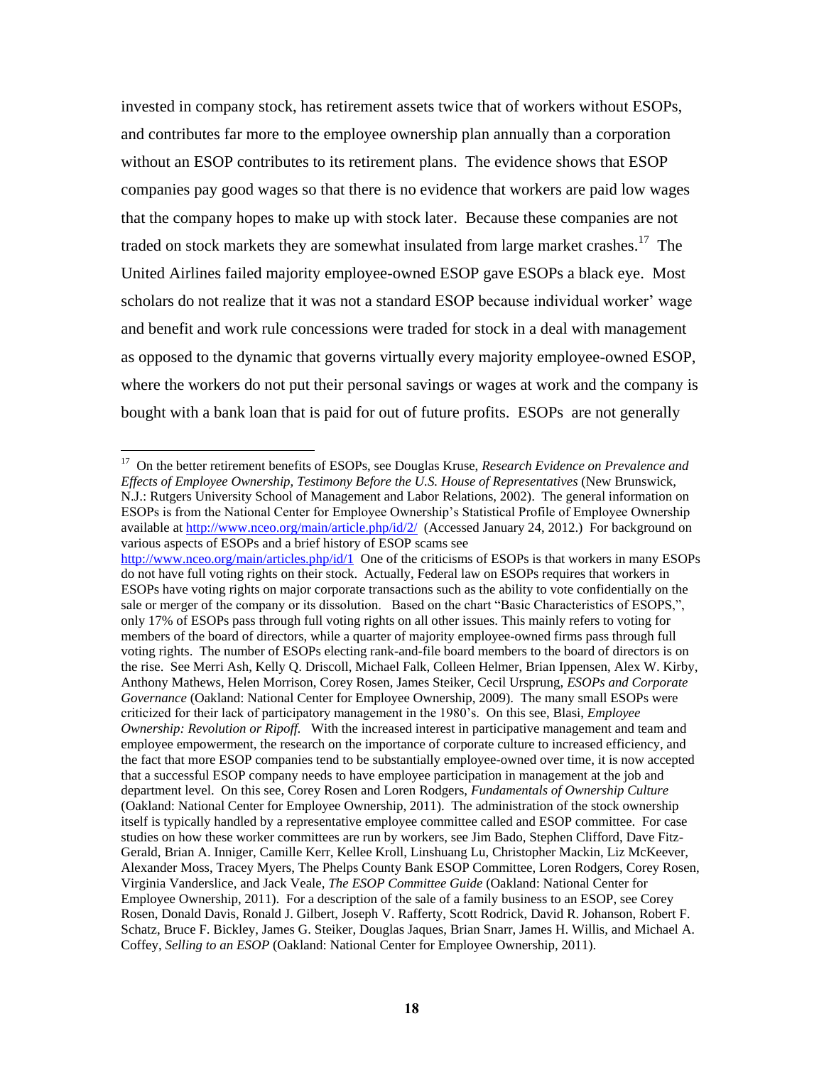invested in company stock, has retirement assets twice that of workers without ESOPs, and contributes far more to the employee ownership plan annually than a corporation without an ESOP contributes to its retirement plans. The evidence shows that ESOP companies pay good wages so that there is no evidence that workers are paid low wages that the company hopes to make up with stock later. Because these companies are not traded on stock markets they are somewhat insulated from large market crashes.[17] The United Airlines failed majority employee-owned ESOP gave ESOPs a black eye. Most scholars do not realize that it was not a standard ESOP because individual worker' wage and benefit and work rule concessions were traded for stock in a deal with management as opposed to the dynamic that governs virtually every majority employee-owned ESOP, where the workers do not put their personal savings or wages at work and the company is bought with a bank loan that is paid for out of future profits. ESOPs are not generally

---

[17] On the better retirement benefits of ESOPs, see Douglas Kruse, *Research Evidence on Prevalence and Effects of Employee Ownership, Testimony Before the U.S. House of Representatives* (New Brunswick, N.J.: Rutgers University School of Management and Labor Relations, 2002). The general information on ESOPs is from the National Center for Employee Ownership's Statistical Profile of Employee Ownership available at http://www.nceo.org/main/article.php/id/2/ (Accessed January 24, 2012.) For background on various aspects of ESOPs and a brief history of ESOP scams see http://www.nceo.org/main/articles.php/id/1 One of the criticisms of ESOPs is that workers in many ESOPs do not have full voting rights on their stock. Actually, Federal law on ESOPs requires that workers in ESOPs have voting rights on major corporate transactions such as the ability to vote confidentially on the sale or merger of the company or its dissolution. Based on the chart "Basic Characteristics of ESOPS,", only 17% of ESOPs pass through full voting rights on all other issues. This mainly refers to voting for members of the board of directors, while a quarter of majority employee-owned firms pass through full voting rights. The number of ESOPs electing rank-and-file board members to the board of directors is on the rise. See Merri Ash, Kelly Q. Driscoll, Michael Falk, Colleen Helmer, Brian Ippensen, Alex W. Kirby, Anthony Mathews, Helen Morrison, Corey Rosen, James Steiker, Cecil Ursprung, *ESOPs and Corporate Governance* (Oakland: National Center for Employee Ownership, 2009). The many small ESOPs were criticized for their lack of participatory management in the 1980's. On this see, Blasi, *Employee Ownership: Revolution or Ripoff.* With the increased interest in participative management and team and employee empowerment, the research on the importance of corporate culture to increased efficiency, and the fact that more ESOP companies tend to be substantially employee-owned over time, it is now accepted that a successful ESOP company needs to have employee participation in management at the job and department level. On this see, Corey Rosen and Loren Rodgers, *Fundamentals of Ownership Culture* (Oakland: National Center for Employee Ownership, 2011). The administration of the stock ownership itself is typically handled by a representative employee committee called and ESOP committee. For case studies on how these worker committees are run by workers, see Jim Bado, Stephen Clifford, Dave Fitz-Gerald, Brian A. Inniger, Camille Kerr, Kellee Kroll, Linshuang Lu, Christopher Mackin, Liz McKeever, Alexander Moss, Tracey Myers, The Phelps County Bank ESOP Committee, Loren Rodgers, Corey Rosen, Virginia Vanderslice, and Jack Veale, *The ESOP Committee Guide* (Oakland: National Center for Employee Ownership, 2011). For a description of the sale of a family business to an ESOP, see Corey Rosen, Donald Davis, Ronald J. Gilbert, Joseph V. Rafferty, Scott Rodrick, David R. Johanson, Robert F. Schatz, Bruce F. Bickley, James G. Steiker, Douglas Jaques, Brian Snarr, James H. Willis, and Michael A. Coffey, *Selling to an ESOP* (Oakland: National Center for Employee Ownership, 2011).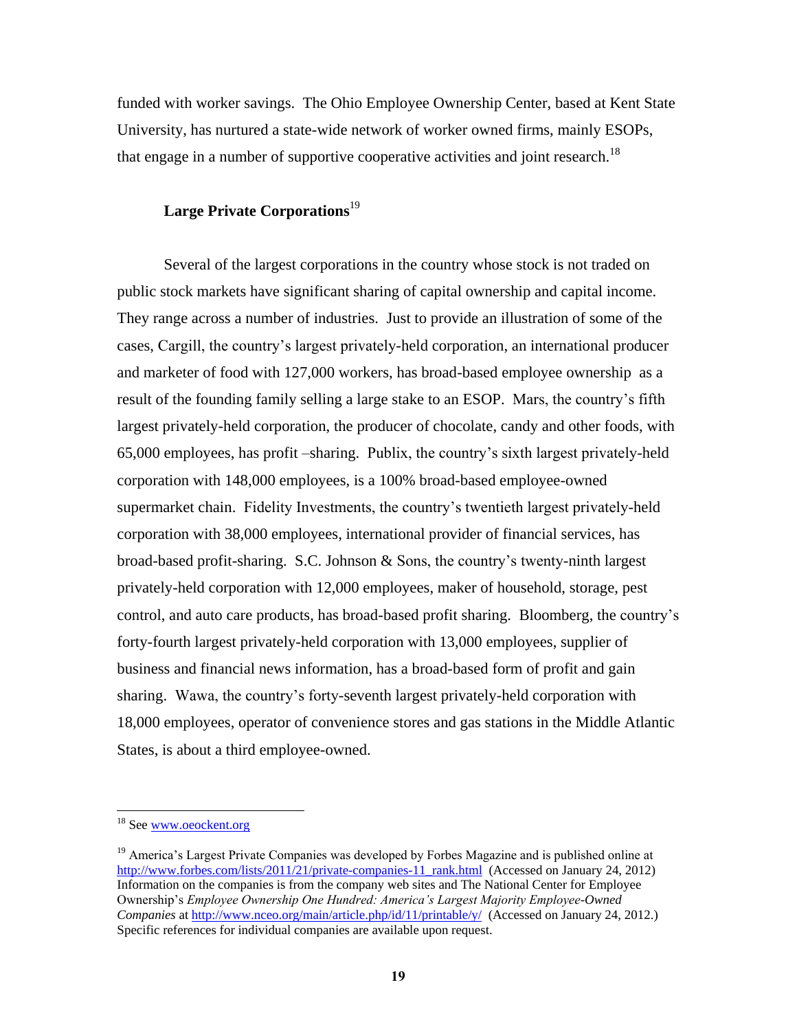funded with worker savings. The Ohio Employee Ownership Center, based at Kent State University, has nurtured a state-wide network of worker owned firms, mainly ESOPs, that engage in a number of supportive cooperative activities and joint research.[18]

### Large Private Corporations[19]

Several of the largest corporations in the country whose stock is not traded on public stock markets have significant sharing of capital ownership and capital income. They range across a number of industries. Just to provide an illustration of some of the cases, Cargill, the country's largest privately-held corporation, an international producer and marketer of food with 127,000 workers, has broad-based employee ownership as a result of the founding family selling a large stake to an ESOP. Mars, the country's fifth largest privately-held corporation, the producer of chocolate, candy and other foods, with 65,000 employees, has profit –sharing. Publix, the country's sixth largest privately-held corporation with 148,000 employees, is a 100% broad-based employee-owned supermarket chain. Fidelity Investments, the country's twentieth largest privately-held corporation with 38,000 employees, international provider of financial services, has broad-based profit-sharing. S.C. Johnson & Sons, the country's twenty-ninth largest privately-held corporation with 12,000 employees, maker of household, storage, pest control, and auto care products, has broad-based profit sharing. Bloomberg, the country's forty-fourth largest privately-held corporation with 13,000 employees, supplier of business and financial news information, has a broad-based form of profit and gain sharing. Wawa, the country's forty-seventh largest privately-held corporation with 18,000 employees, operator of convenience stores and gas stations in the Middle Atlantic States, is about a third employee-owned.

---

[18] See www.oeockent.org

[19] America's Largest Private Companies was developed by Forbes Magazine and is published online at http://www.forbes.com/lists/2011/21/private-companies-11_rank.html (Accessed on January 24, 2012) Information on the companies is from the company web sites and The National Center for Employee Ownership's *Employee Ownership One Hundred: America's Largest Majority Employee-Owned Companies* at http://www.nceo.org/main/article.php/id/11/printable/y/ (Accessed on January 24, 2012.) Specific references for individual companies are available upon request.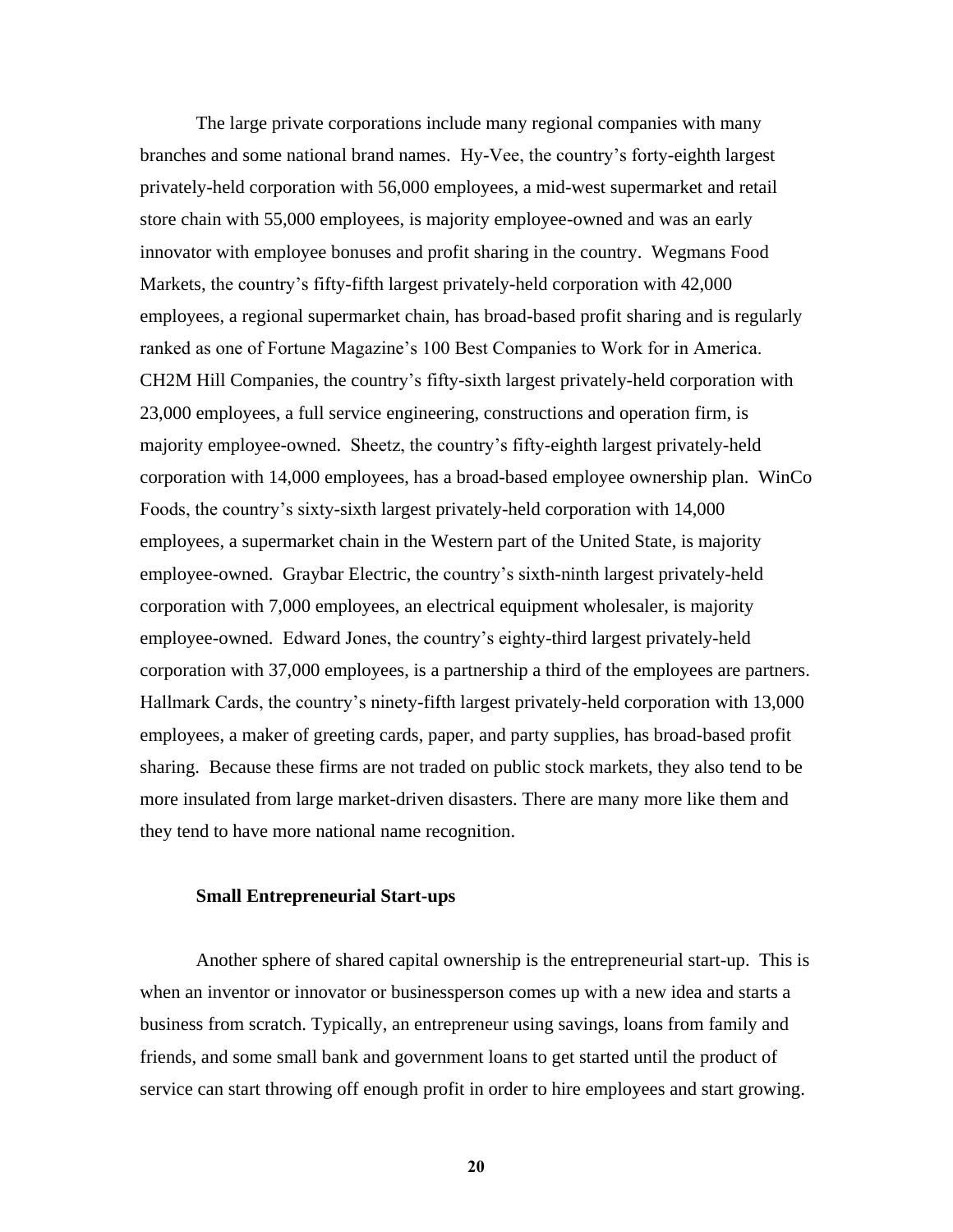The large private corporations include many regional companies with many branches and some national brand names. Hy-Vee, the country's forty-eighth largest privately-held corporation with 56,000 employees, a mid-west supermarket and retail store chain with 55,000 employees, is majority employee-owned and was an early innovator with employee bonuses and profit sharing in the country. Wegmans Food Markets, the country's fifty-fifth largest privately-held corporation with 42,000 employees, a regional supermarket chain, has broad-based profit sharing and is regularly ranked as one of Fortune Magazine's 100 Best Companies to Work for in America. CH2M Hill Companies, the country's fifty-sixth largest privately-held corporation with 23,000 employees, a full service engineering, constructions and operation firm, is majority employee-owned. Sheetz, the country's fifty-eighth largest privately-held corporation with 14,000 employees, has a broad-based employee ownership plan. WinCo Foods, the country's sixty-sixth largest privately-held corporation with 14,000 employees, a supermarket chain in the Western part of the United State, is majority employee-owned. Graybar Electric, the country's sixth-ninth largest privately-held corporation with 7,000 employees, an electrical equipment wholesaler, is majority employee-owned. Edward Jones, the country's eighty-third largest privately-held corporation with 37,000 employees, is a partnership a third of the employees are partners. Hallmark Cards, the country's ninety-fifth largest privately-held corporation with 13,000 employees, a maker of greeting cards, paper, and party supplies, has broad-based profit sharing. Because these firms are not traded on public stock markets, they also tend to be more insulated from large market-driven disasters. There are many more like them and they tend to have more national name recognition.

**Small Entrepreneurial Start-ups**

Another sphere of shared capital ownership is the entrepreneurial start-up. This is when an inventor or innovator or businessperson comes up with a new idea and starts a business from scratch. Typically, an entrepreneur using savings, loans from family and friends, and some small bank and government loans to get started until the product of service can start throwing off enough profit in order to hire employees and start growing.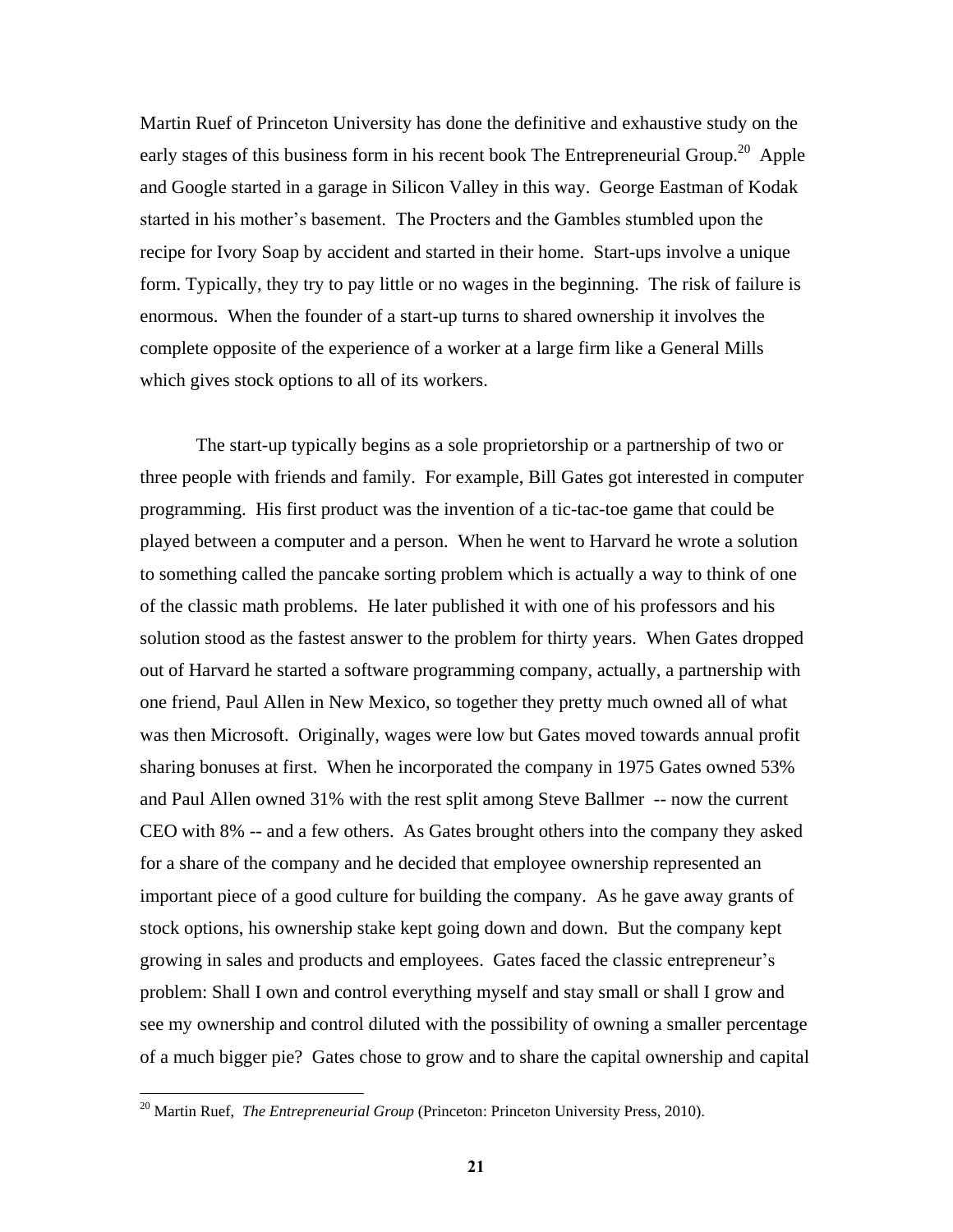Martin Ruef of Princeton University has done the definitive and exhaustive study on the early stages of this business form in his recent book The Entrepreneurial Group.[20] Apple and Google started in a garage in Silicon Valley in this way. George Eastman of Kodak started in his mother's basement. The Procters and the Gambles stumbled upon the recipe for Ivory Soap by accident and started in their home. Start-ups involve a unique form. Typically, they try to pay little or no wages in the beginning. The risk of failure is enormous. When the founder of a start-up turns to shared ownership it involves the complete opposite of the experience of a worker at a large firm like a General Mills which gives stock options to all of its workers.

The start-up typically begins as a sole proprietorship or a partnership of two or three people with friends and family. For example, Bill Gates got interested in computer programming. His first product was the invention of a tic-tac-toe game that could be played between a computer and a person. When he went to Harvard he wrote a solution to something called the pancake sorting problem which is actually a way to think of one of the classic math problems. He later published it with one of his professors and his solution stood as the fastest answer to the problem for thirty years. When Gates dropped out of Harvard he started a software programming company, actually, a partnership with one friend, Paul Allen in New Mexico, so together they pretty much owned all of what was then Microsoft. Originally, wages were low but Gates moved towards annual profit sharing bonuses at first. When he incorporated the company in 1975 Gates owned 53% and Paul Allen owned 31% with the rest split among Steve Ballmer -- now the current CEO with 8% -- and a few others. As Gates brought others into the company they asked for a share of the company and he decided that employee ownership represented an important piece of a good culture for building the company. As he gave away grants of stock options, his ownership stake kept going down and down. But the company kept growing in sales and products and employees. Gates faced the classic entrepreneur's problem: Shall I own and control everything myself and stay small or shall I grow and see my ownership and control diluted with the possibility of owning a smaller percentage of a much bigger pie? Gates chose to grow and to share the capital ownership and capital

[20] Martin Ruef, *The Entrepreneurial Group* (Princeton: Princeton University Press, 2010).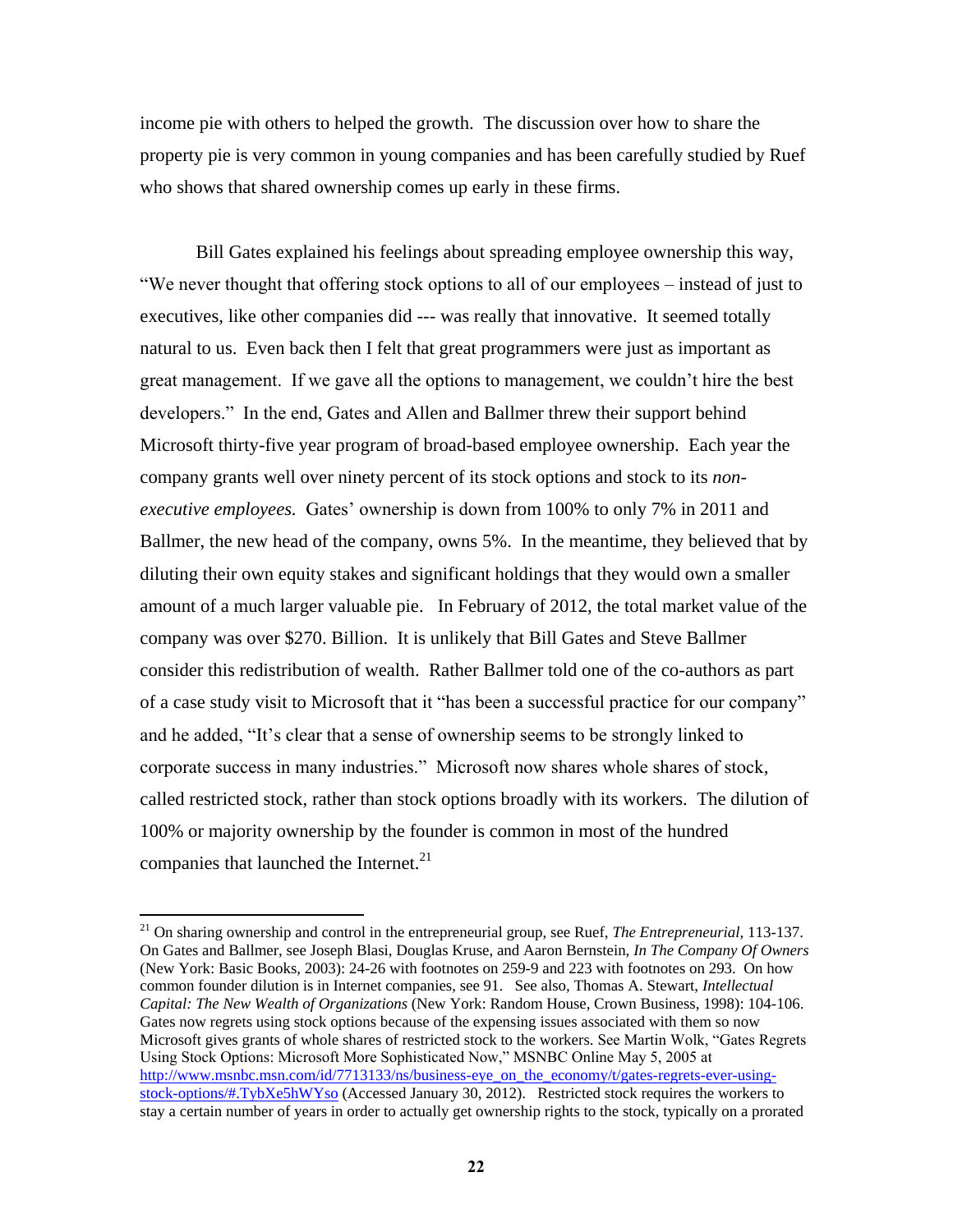income pie with others to helped the growth. The discussion over how to share the property pie is very common in young companies and has been carefully studied by Ruef who shows that shared ownership comes up early in these firms.

Bill Gates explained his feelings about spreading employee ownership this way, "We never thought that offering stock options to all of our employees – instead of just to executives, like other companies did --- was really that innovative. It seemed totally natural to us. Even back then I felt that great programmers were just as important as great management. If we gave all the options to management, we couldn't hire the best developers." In the end, Gates and Allen and Ballmer threw their support behind Microsoft thirty-five year program of broad-based employee ownership. Each year the company grants well over ninety percent of its stock options and stock to its *non-executive employees.* Gates' ownership is down from 100% to only 7% in 2011 and Ballmer, the new head of the company, owns 5%. In the meantime, they believed that by diluting their own equity stakes and significant holdings that they would own a smaller amount of a much larger valuable pie. In February of 2012, the total market value of the company was over $270. Billion. It is unlikely that Bill Gates and Steve Ballmer consider this redistribution of wealth. Rather Ballmer told one of the co-authors as part of a case study visit to Microsoft that it "has been a successful practice for our company" and he added, "It's clear that a sense of ownership seems to be strongly linked to corporate success in many industries." Microsoft now shares whole shares of stock, called restricted stock, rather than stock options broadly with its workers. The dilution of 100% or majority ownership by the founder is common in most of the hundred companies that launched the Internet.[21]

---

[21] On sharing ownership and control in the entrepreneurial group, see Ruef, *The Entrepreneurial*, 113-137. On Gates and Ballmer, see Joseph Blasi, Douglas Kruse, and Aaron Bernstein, *In The Company Of Owners* (New York: Basic Books, 2003): 24-26 with footnotes on 259-9 and 223 with footnotes on 293. On how common founder dilution is in Internet companies, see 91. See also, Thomas A. Stewart, *Intellectual Capital: The New Wealth of Organizations* (New York: Random House, Crown Business, 1998): 104-106. Gates now regrets using stock options because of the expensing issues associated with them so now Microsoft gives grants of whole shares of restricted stock to the workers. See Martin Wolk, "Gates Regrets Using Stock Options: Microsoft More Sophisticated Now," MSNBC Online May 5, 2005 at http://www.msnbc.msn.com/id/7713133/ns/business-eye_on_the_economy/t/gates-regrets-ever-using-stock-options/#.TybXe5hWYso (Accessed January 30, 2012). Restricted stock requires the workers to stay a certain number of years in order to actually get ownership rights to the stock, typically on a prorated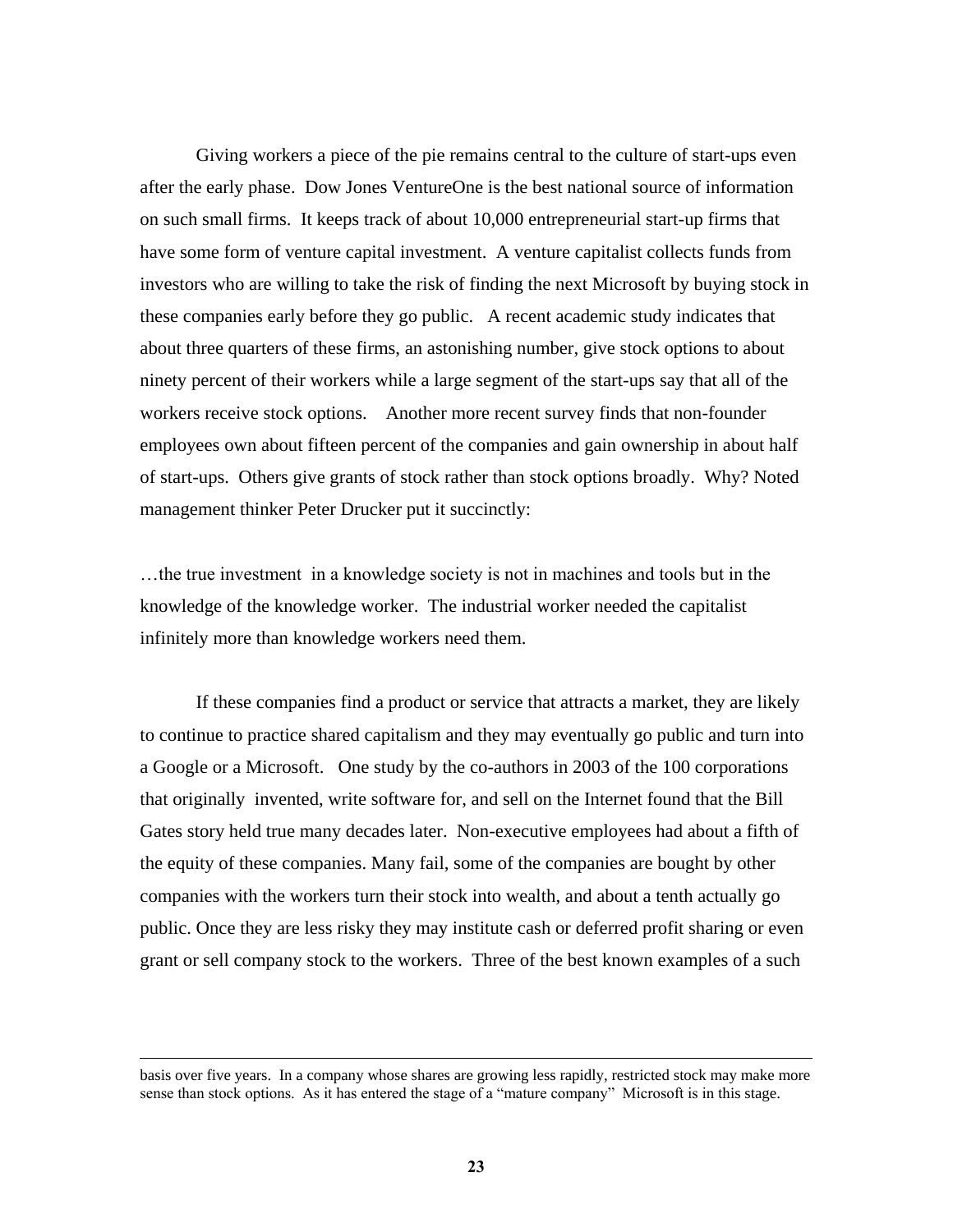Giving workers a piece of the pie remains central to the culture of start-ups even after the early phase. Dow Jones VentureOne is the best national source of information on such small firms. It keeps track of about 10,000 entrepreneurial start-up firms that have some form of venture capital investment. A venture capitalist collects funds from investors who are willing to take the risk of finding the next Microsoft by buying stock in these companies early before they go public. A recent academic study indicates that about three quarters of these firms, an astonishing number, give stock options to about ninety percent of their workers while a large segment of the start-ups say that all of the workers receive stock options. Another more recent survey finds that non-founder employees own about fifteen percent of the companies and gain ownership in about half of start-ups. Others give grants of stock rather than stock options broadly. Why? Noted management thinker Peter Drucker put it succinctly:

…the true investment in a knowledge society is not in machines and tools but in the knowledge of the knowledge worker. The industrial worker needed the capitalist infinitely more than knowledge workers need them.

If these companies find a product or service that attracts a market, they are likely to continue to practice shared capitalism and they may eventually go public and turn into a Google or a Microsoft. One study by the co-authors in 2003 of the 100 corporations that originally invented, write software for, and sell on the Internet found that the Bill Gates story held true many decades later. Non-executive employees had about a fifth of the equity of these companies. Many fail, some of the companies are bought by other companies with the workers turn their stock into wealth, and about a tenth actually go public. Once they are less risky they may institute cash or deferred profit sharing or even grant or sell company stock to the workers. Three of the best known examples of a such

---

basis over five years. In a company whose shares are growing less rapidly, restricted stock may make more sense than stock options. As it has entered the stage of a "mature company" Microsoft is in this stage.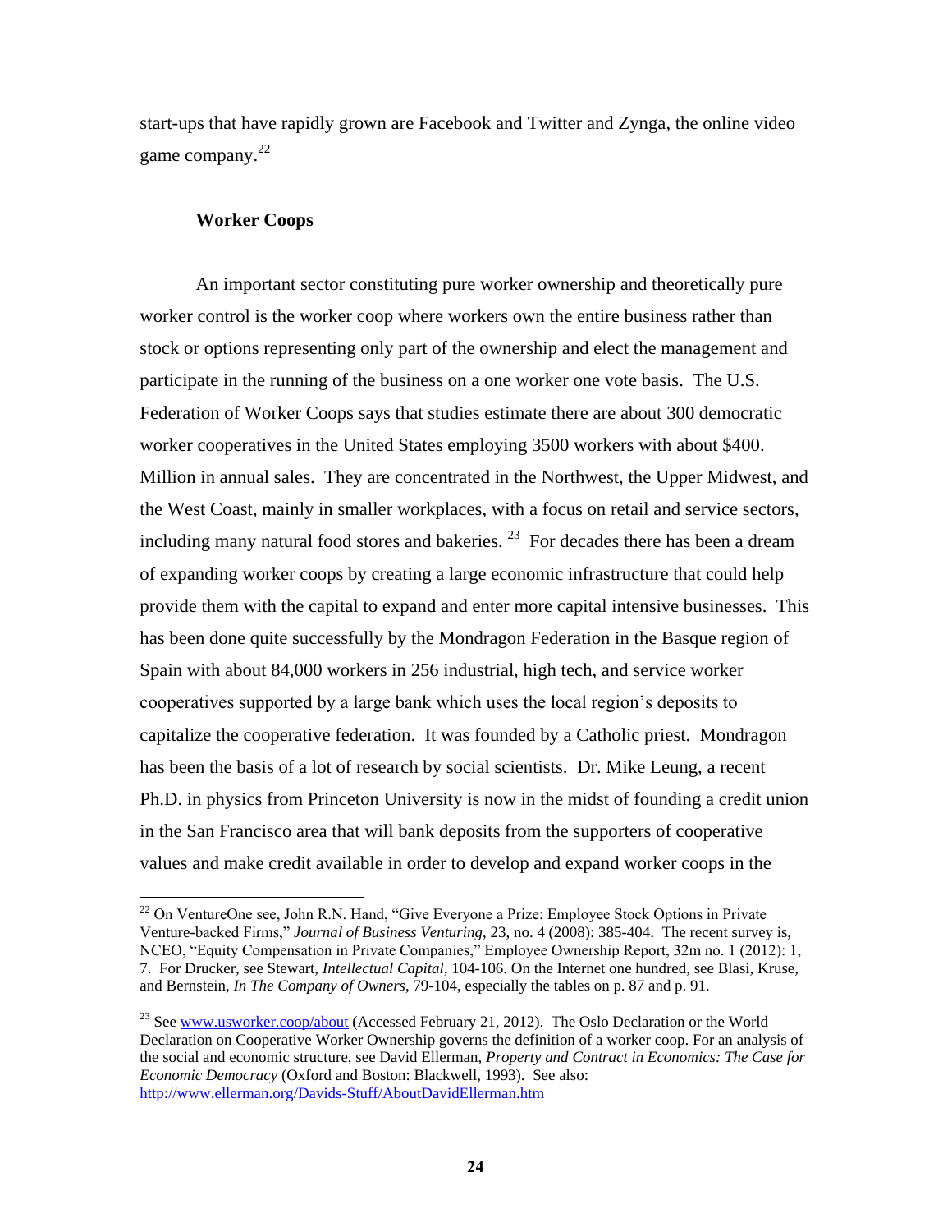start-ups that have rapidly grown are Facebook and Twitter and Zynga, the online video game company.[22]

### Worker Coops

An important sector constituting pure worker ownership and theoretically pure worker control is the worker coop where workers own the entire business rather than stock or options representing only part of the ownership and elect the management and participate in the running of the business on a one worker one vote basis. The U.S. Federation of Worker Coops says that studies estimate there are about 300 democratic worker cooperatives in the United States employing 3500 workers with about $400. Million in annual sales. They are concentrated in the Northwest, the Upper Midwest, and the West Coast, mainly in smaller workplaces, with a focus on retail and service sectors, including many natural food stores and bakeries. [23] For decades there has been a dream of expanding worker coops by creating a large economic infrastructure that could help provide them with the capital to expand and enter more capital intensive businesses. This has been done quite successfully by the Mondragon Federation in the Basque region of Spain with about 84,000 workers in 256 industrial, high tech, and service worker cooperatives supported by a large bank which uses the local region's deposits to capitalize the cooperative federation. It was founded by a Catholic priest. Mondragon has been the basis of a lot of research by social scientists. Dr. Mike Leung, a recent Ph.D. in physics from Princeton University is now in the midst of founding a credit union in the San Francisco area that will bank deposits from the supporters of cooperative values and make credit available in order to develop and expand worker coops in the

---

[22] On VentureOne see, John R.N. Hand, "Give Everyone a Prize: Employee Stock Options in Private Venture-backed Firms," *Journal of Business Venturing*, 23, no. 4 (2008): 385-404. The recent survey is, NCEO, "Equity Compensation in Private Companies," Employee Ownership Report, 32m no. 1 (2012): 1, 7. For Drucker, see Stewart, *Intellectual Capital*, 104-106. On the Internet one hundred, see Blasi, Kruse, and Bernstein, *In The Company of Owners*, 79-104, especially the tables on p. 87 and p. 91.

[23] See www.usworker.coop/about (Accessed February 21, 2012). The Oslo Declaration or the World Declaration on Cooperative Worker Ownership governs the definition of a worker coop. For an analysis of the social and economic structure, see David Ellerman, *Property and Contract in Economics: The Case for Economic Democracy* (Oxford and Boston: Blackwell, 1993). See also: http://www.ellerman.org/Davids-Stuff/AboutDavidEllerman.htm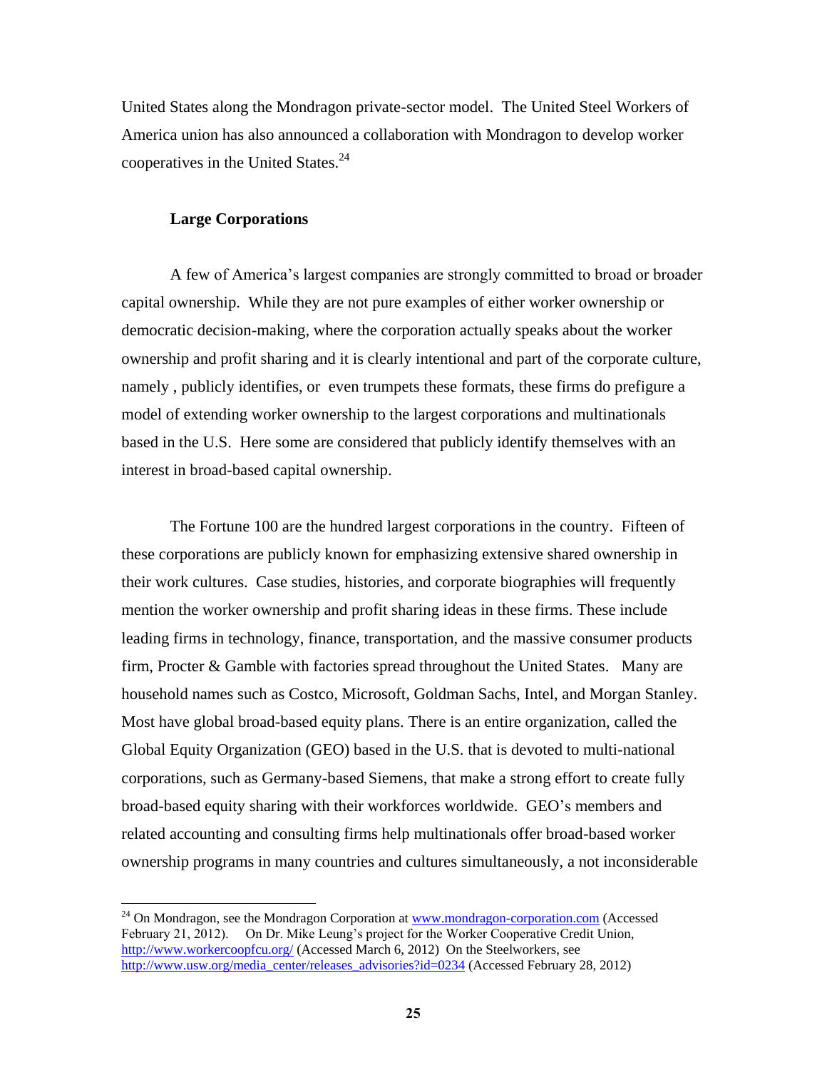United States along the Mondragon private-sector model. The United Steel Workers of America union has also announced a collaboration with Mondragon to develop worker cooperatives in the United States.[24]

**Large Corporations**

A few of America's largest companies are strongly committed to broad or broader capital ownership. While they are not pure examples of either worker ownership or democratic decision-making, where the corporation actually speaks about the worker ownership and profit sharing and it is clearly intentional and part of the corporate culture, namely , publicly identifies, or even trumpets these formats, these firms do prefigure a model of extending worker ownership to the largest corporations and multinationals based in the U.S. Here some are considered that publicly identify themselves with an interest in broad-based capital ownership.

The Fortune 100 are the hundred largest corporations in the country. Fifteen of these corporations are publicly known for emphasizing extensive shared ownership in their work cultures. Case studies, histories, and corporate biographies will frequently mention the worker ownership and profit sharing ideas in these firms. These include leading firms in technology, finance, transportation, and the massive consumer products firm, Procter & Gamble with factories spread throughout the United States. Many are household names such as Costco, Microsoft, Goldman Sachs, Intel, and Morgan Stanley. Most have global broad-based equity plans. There is an entire organization, called the Global Equity Organization (GEO) based in the U.S. that is devoted to multi-national corporations, such as Germany-based Siemens, that make a strong effort to create fully broad-based equity sharing with their workforces worldwide. GEO's members and related accounting and consulting firms help multinationals offer broad-based worker ownership programs in many countries and cultures simultaneously, a not inconsiderable

---

[24] On Mondragon, see the Mondragon Corporation at www.mondragon-corporation.com (Accessed February 21, 2012). On Dr. Mike Leung's project for the Worker Cooperative Credit Union, http://www.workercoopfcu.org/ (Accessed March 6, 2012) On the Steelworkers, see http://www.usw.org/media_center/releases_advisories?id=0234 (Accessed February 28, 2012)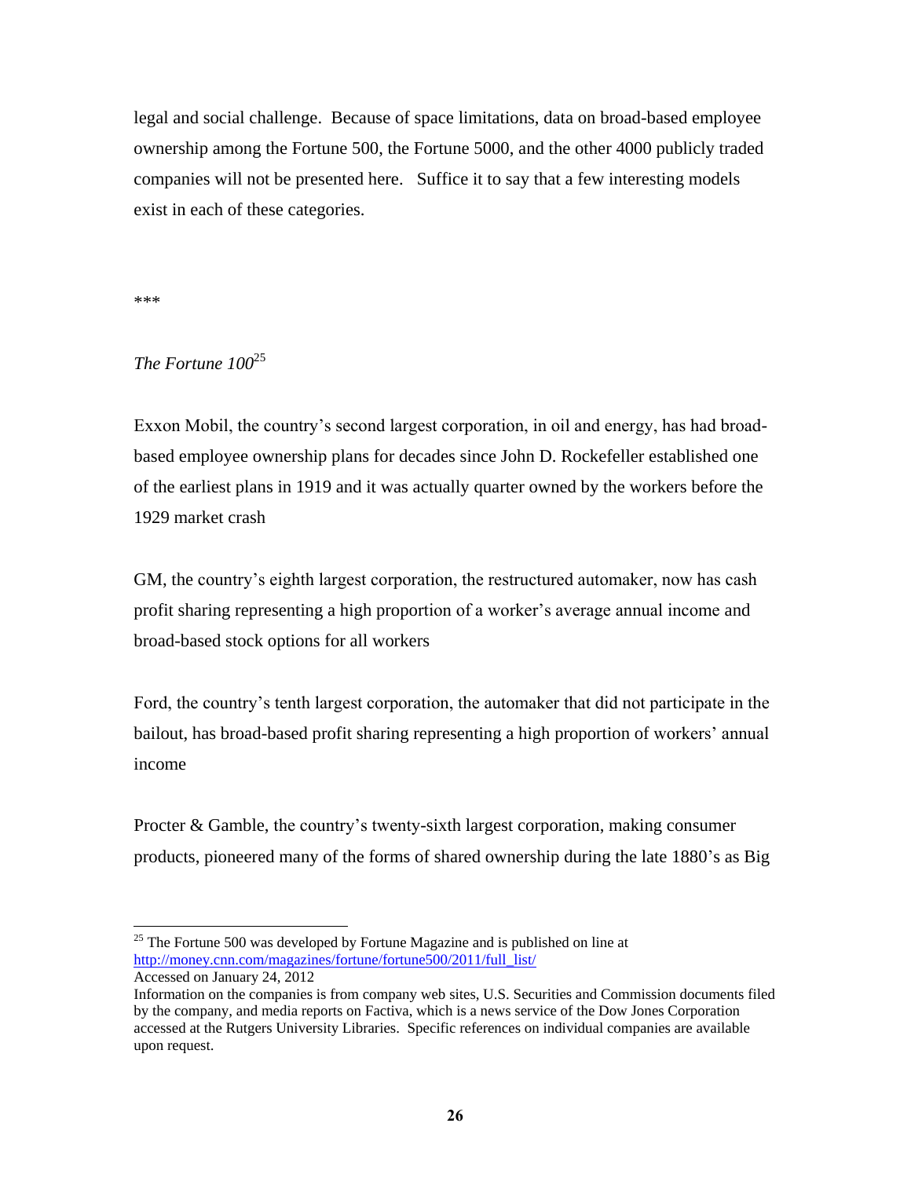legal and social challenge. Because of space limitations, data on broad-based employee ownership among the Fortune 500, the Fortune 5000, and the other 4000 publicly traded companies will not be presented here. Suffice it to say that a few interesting models exist in each of these categories.

***

*The Fortune 100*[25]

Exxon Mobil, the country's second largest corporation, in oil and energy, has had broad-based employee ownership plans for decades since John D. Rockefeller established one of the earliest plans in 1919 and it was actually quarter owned by the workers before the 1929 market crash

GM, the country's eighth largest corporation, the restructured automaker, now has cash profit sharing representing a high proportion of a worker's average annual income and broad-based stock options for all workers

Ford, the country's tenth largest corporation, the automaker that did not participate in the bailout, has broad-based profit sharing representing a high proportion of workers' annual income

Procter & Gamble, the country's twenty-sixth largest corporation, making consumer products, pioneered many of the forms of shared ownership during the late 1880's as Big

---

[25] The Fortune 500 was developed by Fortune Magazine and is published on line at http://money.cnn.com/magazines/fortune/fortune500/2011/full_list/
Accessed on January 24, 2012
Information on the companies is from company web sites, U.S. Securities and Commission documents filed by the company, and media reports on Factiva, which is a news service of the Dow Jones Corporation accessed at the Rutgers University Libraries. Specific references on individual companies are available upon request.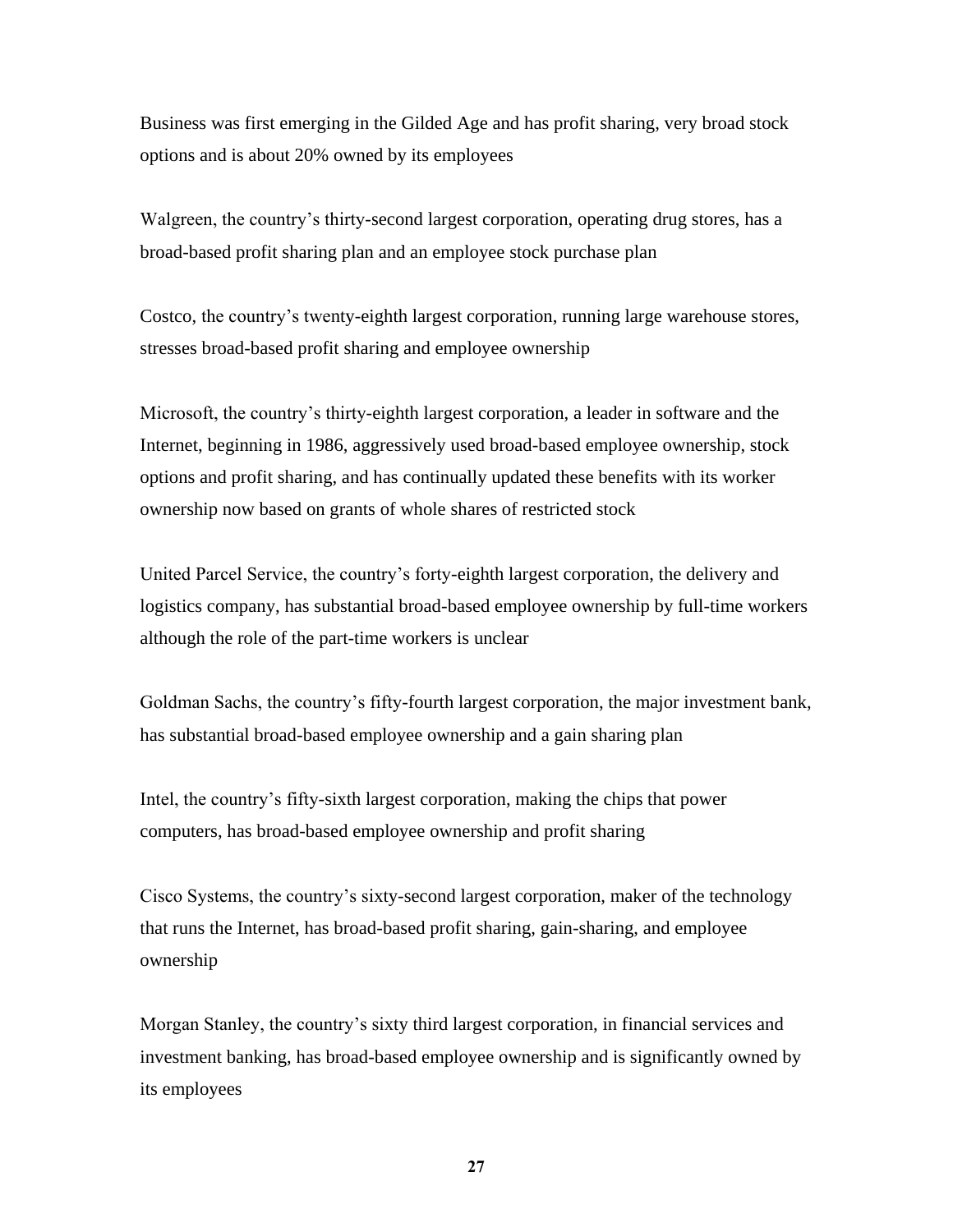Business was first emerging in the Gilded Age and has profit sharing, very broad stock options and is about 20% owned by its employees

Walgreen, the country's thirty-second largest corporation, operating drug stores, has a broad-based profit sharing plan and an employee stock purchase plan

Costco, the country's twenty-eighth largest corporation, running large warehouse stores, stresses broad-based profit sharing and employee ownership

Microsoft, the country's thirty-eighth largest corporation, a leader in software and the Internet, beginning in 1986, aggressively used broad-based employee ownership, stock options and profit sharing, and has continually updated these benefits with its worker ownership now based on grants of whole shares of restricted stock

United Parcel Service, the country's forty-eighth largest corporation, the delivery and logistics company, has substantial broad-based employee ownership by full-time workers although the role of the part-time workers is unclear

Goldman Sachs, the country's fifty-fourth largest corporation, the major investment bank, has substantial broad-based employee ownership and a gain sharing plan

Intel, the country's fifty-sixth largest corporation, making the chips that power computers, has broad-based employee ownership and profit sharing

Cisco Systems, the country's sixty-second largest corporation, maker of the technology that runs the Internet, has broad-based profit sharing, gain-sharing, and employee ownership

Morgan Stanley, the country's sixty third largest corporation, in financial services and investment banking, has broad-based employee ownership and is significantly owned by its employees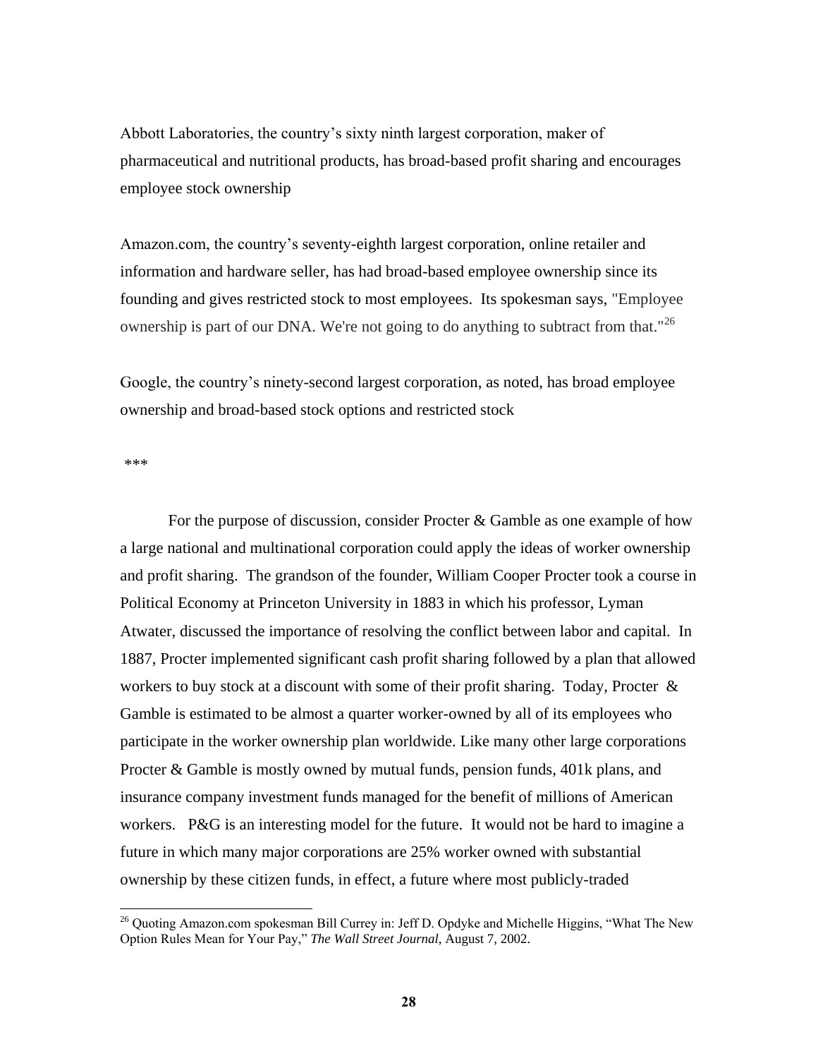Abbott Laboratories, the country's sixty ninth largest corporation, maker of pharmaceutical and nutritional products, has broad-based profit sharing and encourages employee stock ownership

Amazon.com, the country's seventy-eighth largest corporation, online retailer and information and hardware seller, has had broad-based employee ownership since its founding and gives restricted stock to most employees. Its spokesman says, "Employee ownership is part of our DNA. We're not going to do anything to subtract from that."[26]

Google, the country's ninety-second largest corporation, as noted, has broad employee ownership and broad-based stock options and restricted stock

***

For the purpose of discussion, consider Procter & Gamble as one example of how a large national and multinational corporation could apply the ideas of worker ownership and profit sharing. The grandson of the founder, William Cooper Procter took a course in Political Economy at Princeton University in 1883 in which his professor, Lyman Atwater, discussed the importance of resolving the conflict between labor and capital. In 1887, Procter implemented significant cash profit sharing followed by a plan that allowed workers to buy stock at a discount with some of their profit sharing. Today, Procter & Gamble is estimated to be almost a quarter worker-owned by all of its employees who participate in the worker ownership plan worldwide. Like many other large corporations Procter & Gamble is mostly owned by mutual funds, pension funds, 401k plans, and insurance company investment funds managed for the benefit of millions of American workers. P&G is an interesting model for the future. It would not be hard to imagine a future in which many major corporations are 25% worker owned with substantial ownership by these citizen funds, in effect, a future where most publicly-traded

[26] Quoting Amazon.com spokesman Bill Currey in: Jeff D. Opdyke and Michelle Higgins, "What The New Option Rules Mean for Your Pay," *The Wall Street Journal*, August 7, 2002.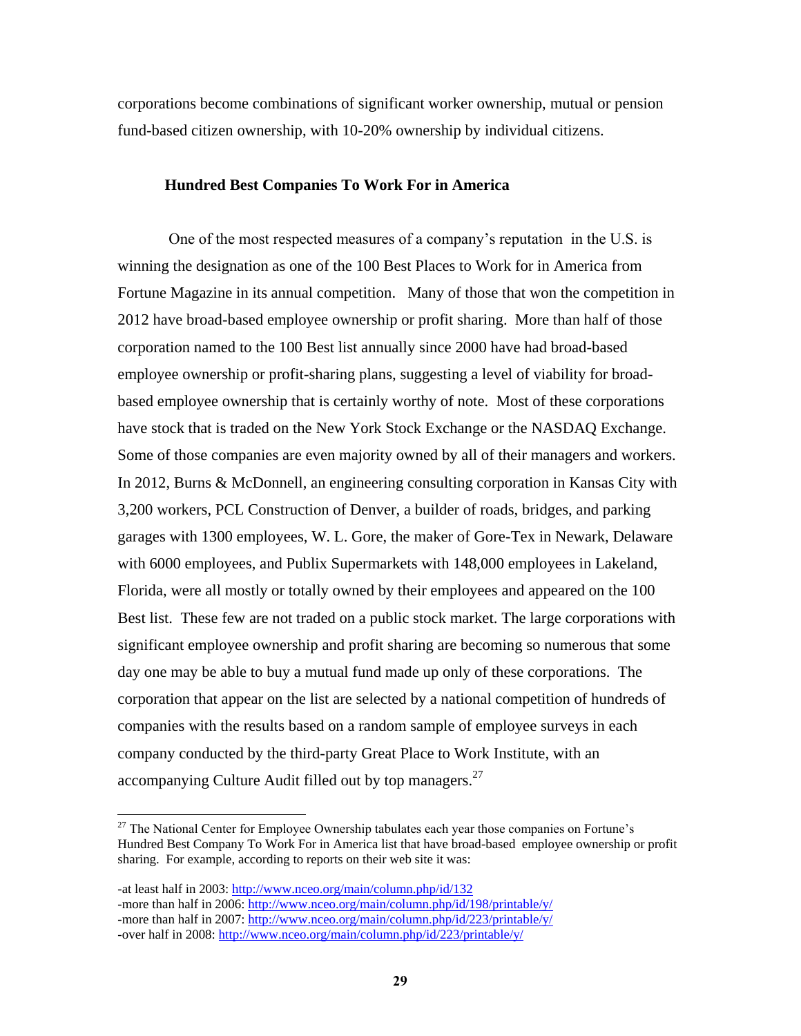corporations become combinations of significant worker ownership, mutual or pension fund-based citizen ownership, with 10-20% ownership by individual citizens.

### Hundred Best Companies To Work For in America

One of the most respected measures of a company's reputation in the U.S. is winning the designation as one of the 100 Best Places to Work for in America from Fortune Magazine in its annual competition. Many of those that won the competition in 2012 have broad-based employee ownership or profit sharing. More than half of those corporation named to the 100 Best list annually since 2000 have had broad-based employee ownership or profit-sharing plans, suggesting a level of viability for broad-based employee ownership that is certainly worthy of note. Most of these corporations have stock that is traded on the New York Stock Exchange or the NASDAQ Exchange. Some of those companies are even majority owned by all of their managers and workers. In 2012, Burns & McDonnell, an engineering consulting corporation in Kansas City with 3,200 workers, PCL Construction of Denver, a builder of roads, bridges, and parking garages with 1300 employees, W. L. Gore, the maker of Gore-Tex in Newark, Delaware with 6000 employees, and Publix Supermarkets with 148,000 employees in Lakeland, Florida, were all mostly or totally owned by their employees and appeared on the 100 Best list. These few are not traded on a public stock market. The large corporations with significant employee ownership and profit sharing are becoming so numerous that some day one may be able to buy a mutual fund made up only of these corporations. The corporation that appear on the list are selected by a national competition of hundreds of companies with the results based on a random sample of employee surveys in each company conducted by the third-party Great Place to Work Institute, with an accompanying Culture Audit filled out by top managers.[27]

---

[27] The National Center for Employee Ownership tabulates each year those companies on Fortune's Hundred Best Company To Work For in America list that have broad-based employee ownership or profit sharing. For example, according to reports on their web site it was:

-at least half in 2003: http://www.nceo.org/main/column.php/id/132
-more than half in 2006: http://www.nceo.org/main/column.php/id/198/printable/y/
-more than half in 2007: http://www.nceo.org/main/column.php/id/223/printable/y/
-over half in 2008: http://www.nceo.org/main/column.php/id/223/printable/y/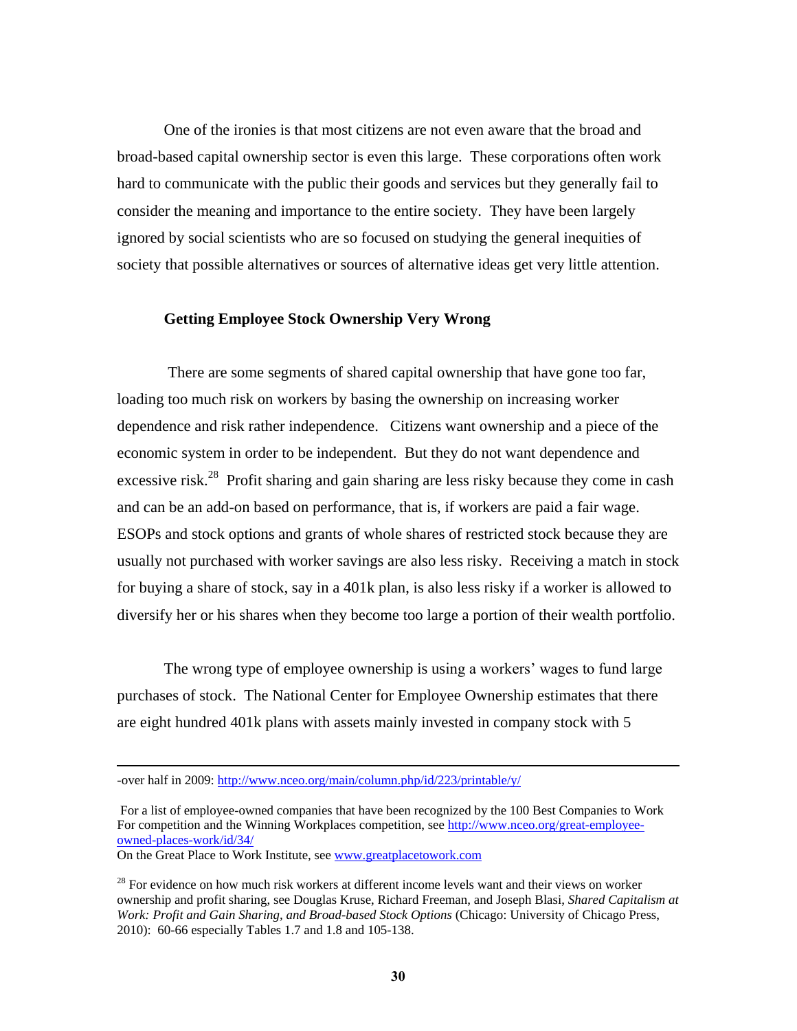One of the ironies is that most citizens are not even aware that the broad and broad-based capital ownership sector is even this large. These corporations often work hard to communicate with the public their goods and services but they generally fail to consider the meaning and importance to the entire society. They have been largely ignored by social scientists who are so focused on studying the general inequities of society that possible alternatives or sources of alternative ideas get very little attention.

**Getting Employee Stock Ownership Very Wrong**

There are some segments of shared capital ownership that have gone too far, loading too much risk on workers by basing the ownership on increasing worker dependence and risk rather independence. Citizens want ownership and a piece of the economic system in order to be independent. But they do not want dependence and excessive risk.[28] Profit sharing and gain sharing are less risky because they come in cash and can be an add-on based on performance, that is, if workers are paid a fair wage. ESOPs and stock options and grants of whole shares of restricted stock because they are usually not purchased with worker savings are also less risky. Receiving a match in stock for buying a share of stock, say in a 401k plan, is also less risky if a worker is allowed to diversify her or his shares when they become too large a portion of their wealth portfolio.

The wrong type of employee ownership is using a workers' wages to fund large purchases of stock. The National Center for Employee Ownership estimates that there are eight hundred 401k plans with assets mainly invested in company stock with 5

---

-over half in 2009: http://www.nceo.org/main/column.php/id/223/printable/y/

For a list of employee-owned companies that have been recognized by the 100 Best Companies to Work For competition and the Winning Workplaces competition, see http://www.nceo.org/great-employee-owned-places-work/id/34/
On the Great Place to Work Institute, see www.greatplacetowork.com

[28] For evidence on how much risk workers at different income levels want and their views on worker ownership and profit sharing, see Douglas Kruse, Richard Freeman, and Joseph Blasi, *Shared Capitalism at Work: Profit and Gain Sharing, and Broad-based Stock Options* (Chicago: University of Chicago Press, 2010): 60-66 especially Tables 1.7 and 1.8 and 105-138.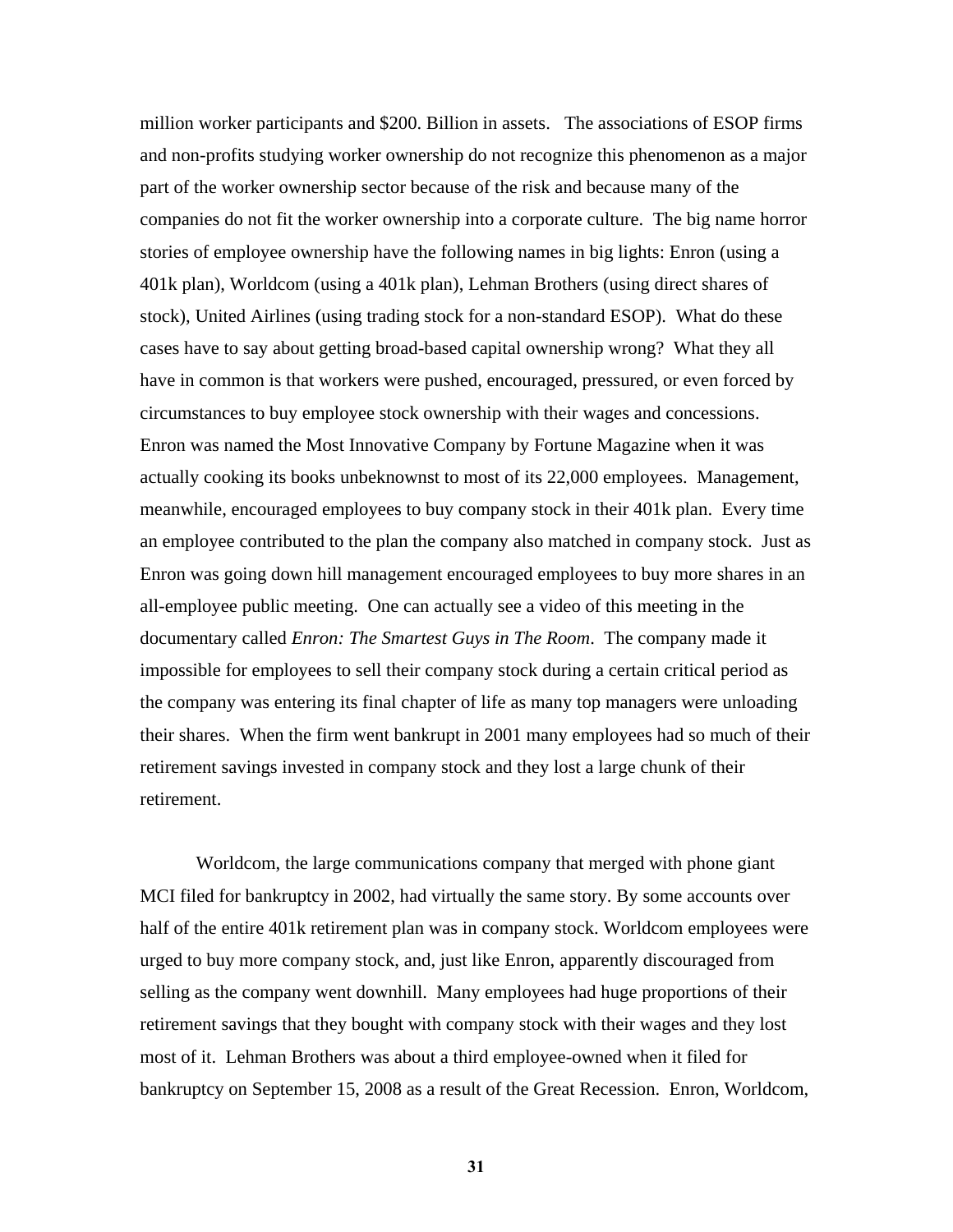million worker participants and $200. Billion in assets.  The associations of ESOP firms and non-profits studying worker ownership do not recognize this phenomenon as a major part of the worker ownership sector because of the risk and because many of the companies do not fit the worker ownership into a corporate culture.  The big name horror stories of employee ownership have the following names in big lights: Enron (using a 401k plan), Worldcom (using a 401k plan), Lehman Brothers (using direct shares of stock), United Airlines (using trading stock for a non-standard ESOP).  What do these cases have to say about getting broad-based capital ownership wrong?  What they all have in common is that workers were pushed, encouraged, pressured, or even forced by circumstances to buy employee stock ownership with their wages and concessions. Enron was named the Most Innovative Company by Fortune Magazine when it was actually cooking its books unbeknownst to most of its 22,000 employees.  Management, meanwhile, encouraged employees to buy company stock in their 401k plan.  Every time an employee contributed to the plan the company also matched in company stock.  Just as Enron was going down hill management encouraged employees to buy more shares in an all-employee public meeting.  One can actually see a video of this meeting in the documentary called *Enron: The Smartest Guys in The Room*.  The company made it impossible for employees to sell their company stock during a certain critical period as the company was entering its final chapter of life as many top managers were unloading their shares.  When the firm went bankrupt in 2001 many employees had so much of their retirement savings invested in company stock and they lost a large chunk of their retirement.

Worldcom, the large communications company that merged with phone giant MCI filed for bankruptcy in 2002, had virtually the same story. By some accounts over half of the entire 401k retirement plan was in company stock. Worldcom employees were urged to buy more company stock, and, just like Enron, apparently discouraged from selling as the company went downhill.  Many employees had huge proportions of their retirement savings that they bought with company stock with their wages and they lost most of it.  Lehman Brothers was about a third employee-owned when it filed for bankruptcy on September 15, 2008 as a result of the Great Recession.  Enron, Worldcom,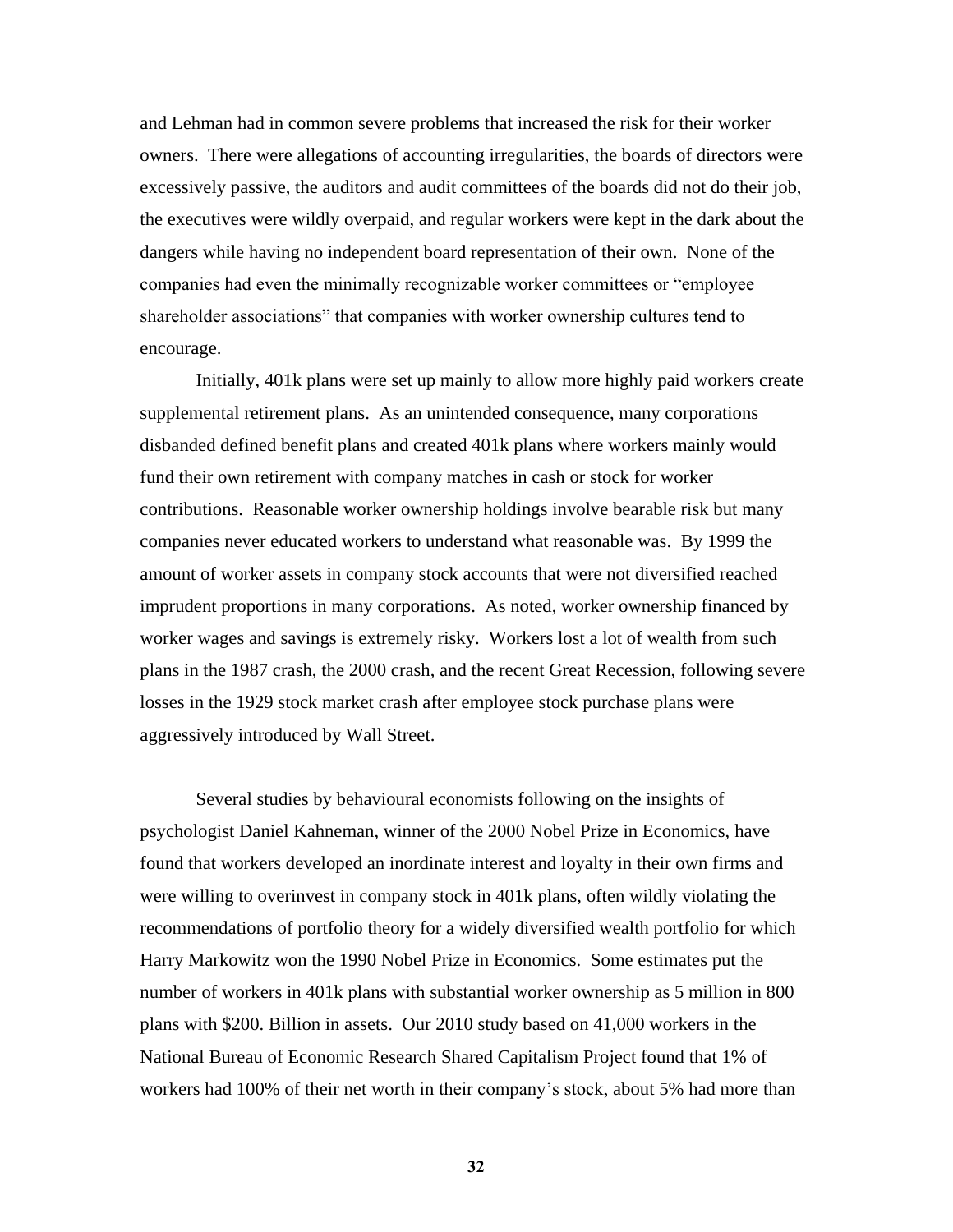and Lehman had in common severe problems that increased the risk for their worker owners. There were allegations of accounting irregularities, the boards of directors were excessively passive, the auditors and audit committees of the boards did not do their job, the executives were wildly overpaid, and regular workers were kept in the dark about the dangers while having no independent board representation of their own. None of the companies had even the minimally recognizable worker committees or "employee shareholder associations" that companies with worker ownership cultures tend to encourage.

Initially, 401k plans were set up mainly to allow more highly paid workers create supplemental retirement plans. As an unintended consequence, many corporations disbanded defined benefit plans and created 401k plans where workers mainly would fund their own retirement with company matches in cash or stock for worker contributions. Reasonable worker ownership holdings involve bearable risk but many companies never educated workers to understand what reasonable was. By 1999 the amount of worker assets in company stock accounts that were not diversified reached imprudent proportions in many corporations. As noted, worker ownership financed by worker wages and savings is extremely risky. Workers lost a lot of wealth from such plans in the 1987 crash, the 2000 crash, and the recent Great Recession, following severe losses in the 1929 stock market crash after employee stock purchase plans were aggressively introduced by Wall Street.

Several studies by behavioural economists following on the insights of psychologist Daniel Kahneman, winner of the 2000 Nobel Prize in Economics, have found that workers developed an inordinate interest and loyalty in their own firms and were willing to overinvest in company stock in 401k plans, often wildly violating the recommendations of portfolio theory for a widely diversified wealth portfolio for which Harry Markowitz won the 1990 Nobel Prize in Economics. Some estimates put the number of workers in 401k plans with substantial worker ownership as 5 million in 800 plans with $200. Billion in assets. Our 2010 study based on 41,000 workers in the National Bureau of Economic Research Shared Capitalism Project found that 1% of workers had 100% of their net worth in their company's stock, about 5% had more than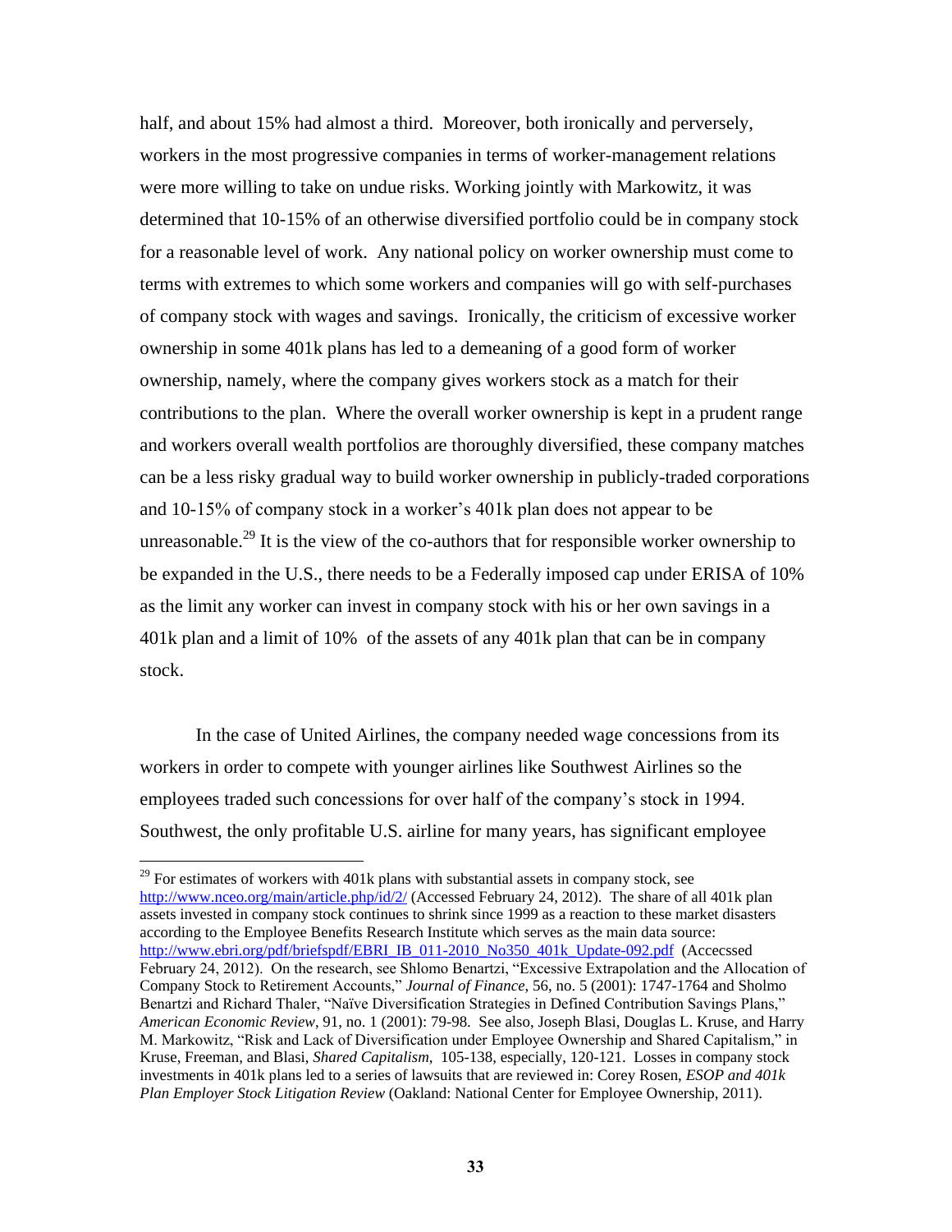half, and about 15% had almost a third. Moreover, both ironically and perversely, workers in the most progressive companies in terms of worker-management relations were more willing to take on undue risks. Working jointly with Markowitz, it was determined that 10-15% of an otherwise diversified portfolio could be in company stock for a reasonable level of work. Any national policy on worker ownership must come to terms with extremes to which some workers and companies will go with self-purchases of company stock with wages and savings. Ironically, the criticism of excessive worker ownership in some 401k plans has led to a demeaning of a good form of worker ownership, namely, where the company gives workers stock as a match for their contributions to the plan. Where the overall worker ownership is kept in a prudent range and workers overall wealth portfolios are thoroughly diversified, these company matches can be a less risky gradual way to build worker ownership in publicly-traded corporations and 10-15% of company stock in a worker's 401k plan does not appear to be unreasonable.[29] It is the view of the co-authors that for responsible worker ownership to be expanded in the U.S., there needs to be a Federally imposed cap under ERISA of 10% as the limit any worker can invest in company stock with his or her own savings in a 401k plan and a limit of 10% of the assets of any 401k plan that can be in company stock.

In the case of United Airlines, the company needed wage concessions from its workers in order to compete with younger airlines like Southwest Airlines so the employees traded such concessions for over half of the company's stock in 1994. Southwest, the only profitable U.S. airline for many years, has significant employee

---

[29] For estimates of workers with 401k plans with substantial assets in company stock, see http://www.nceo.org/main/article.php/id/2/ (Accessed February 24, 2012). The share of all 401k plan assets invested in company stock continues to shrink since 1999 as a reaction to these market disasters according to the Employee Benefits Research Institute which serves as the main data source: http://www.ebri.org/pdf/briefspdf/EBRI_IB_011-2010_No350_401k_Update-092.pdf (Accecssed February 24, 2012). On the research, see Shlomo Benartzi, "Excessive Extrapolation and the Allocation of Company Stock to Retirement Accounts," *Journal of Finance*, 56, no. 5 (2001): 1747-1764 and Sholmo Benartzi and Richard Thaler, "Naïve Diversification Strategies in Defined Contribution Savings Plans," *American Economic Review*, 91, no. 1 (2001): 79-98. See also, Joseph Blasi, Douglas L. Kruse, and Harry M. Markowitz, "Risk and Lack of Diversification under Employee Ownership and Shared Capitalism," in Kruse, Freeman, and Blasi, *Shared Capitalism*, 105-138, especially, 120-121. Losses in company stock investments in 401k plans led to a series of lawsuits that are reviewed in: Corey Rosen, *ESOP and 401k Plan Employer Stock Litigation Review* (Oakland: National Center for Employee Ownership, 2011).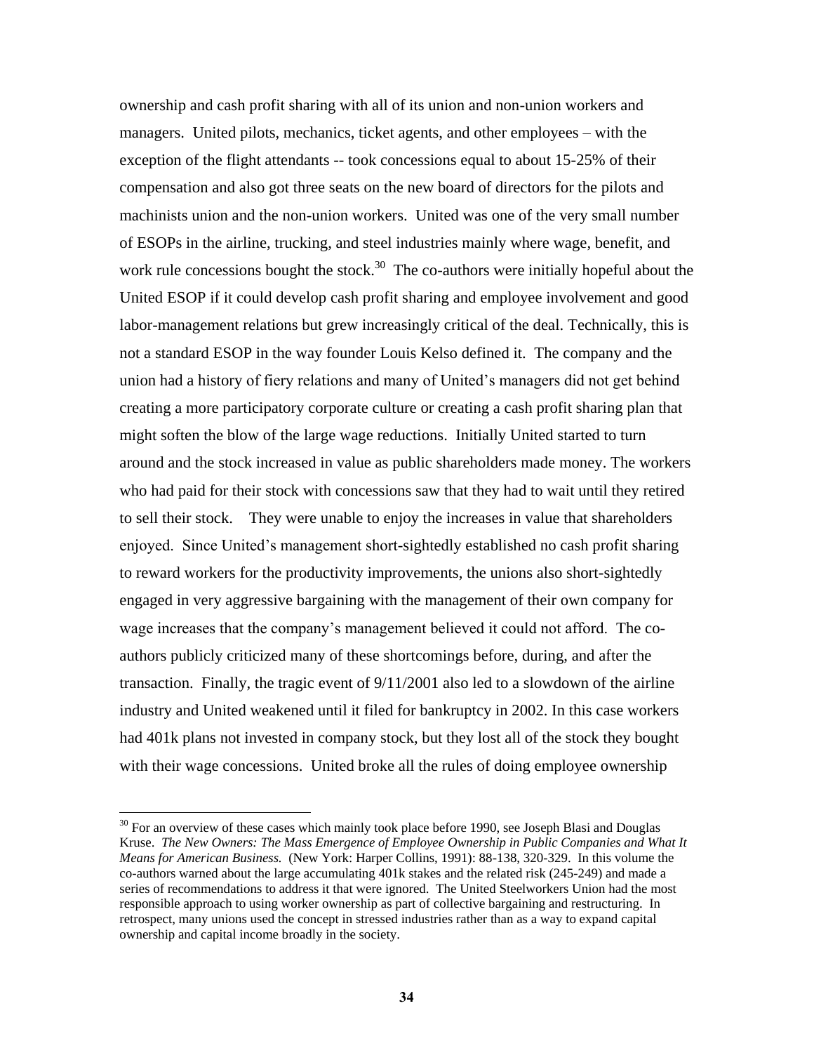ownership and cash profit sharing with all of its union and non-union workers and managers. United pilots, mechanics, ticket agents, and other employees – with the exception of the flight attendants -- took concessions equal to about 15-25% of their compensation and also got three seats on the new board of directors for the pilots and machinists union and the non-union workers. United was one of the very small number of ESOPs in the airline, trucking, and steel industries mainly where wage, benefit, and work rule concessions bought the stock.[30] The co-authors were initially hopeful about the United ESOP if it could develop cash profit sharing and employee involvement and good labor-management relations but grew increasingly critical of the deal. Technically, this is not a standard ESOP in the way founder Louis Kelso defined it. The company and the union had a history of fiery relations and many of United's managers did not get behind creating a more participatory corporate culture or creating a cash profit sharing plan that might soften the blow of the large wage reductions. Initially United started to turn around and the stock increased in value as public shareholders made money. The workers who had paid for their stock with concessions saw that they had to wait until they retired to sell their stock. They were unable to enjoy the increases in value that shareholders enjoyed. Since United's management short-sightedly established no cash profit sharing to reward workers for the productivity improvements, the unions also short-sightedly engaged in very aggressive bargaining with the management of their own company for wage increases that the company's management believed it could not afford. The co-authors publicly criticized many of these shortcomings before, during, and after the transaction. Finally, the tragic event of 9/11/2001 also led to a slowdown of the airline industry and United weakened until it filed for bankruptcy in 2002. In this case workers had 401k plans not invested in company stock, but they lost all of the stock they bought with their wage concessions. United broke all the rules of doing employee ownership

---

[30] For an overview of these cases which mainly took place before 1990, see Joseph Blasi and Douglas Kruse. *The New Owners: The Mass Emergence of Employee Ownership in Public Companies and What It Means for American Business.* (New York: Harper Collins, 1991): 88-138, 320-329. In this volume the co-authors warned about the large accumulating 401k stakes and the related risk (245-249) and made a series of recommendations to address it that were ignored. The United Steelworkers Union had the most responsible approach to using worker ownership as part of collective bargaining and restructuring. In retrospect, many unions used the concept in stressed industries rather than as a way to expand capital ownership and capital income broadly in the society.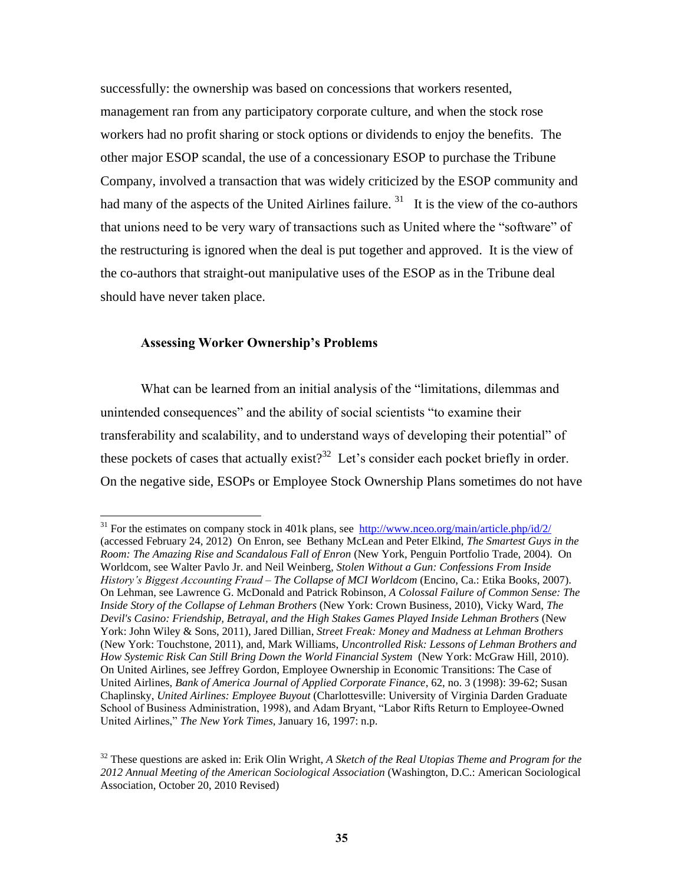successfully: the ownership was based on concessions that workers resented, management ran from any participatory corporate culture, and when the stock rose workers had no profit sharing or stock options or dividends to enjoy the benefits. The other major ESOP scandal, the use of a concessionary ESOP to purchase the Tribune Company, involved a transaction that was widely criticized by the ESOP community and had many of the aspects of the United Airlines failure. [31] It is the view of the co-authors that unions need to be very wary of transactions such as United where the "software" of the restructuring is ignored when the deal is put together and approved. It is the view of the co-authors that straight-out manipulative uses of the ESOP as in the Tribune deal should have never taken place.

### Assessing Worker Ownership's Problems

What can be learned from an initial analysis of the "limitations, dilemmas and unintended consequences" and the ability of social scientists "to examine their transferability and scalability, and to understand ways of developing their potential" of these pockets of cases that actually exist?[32] Let's consider each pocket briefly in order. On the negative side, ESOPs or Employee Stock Ownership Plans sometimes do not have

---

[31] For the estimates on company stock in 401k plans, see http://www.nceo.org/main/article.php/id/2/ (accessed February 24, 2012) On Enron, see Bethany McLean and Peter Elkind, *The Smartest Guys in the Room: The Amazing Rise and Scandalous Fall of Enron* (New York, Penguin Portfolio Trade, 2004). On Worldcom, see Walter Pavlo Jr. and Neil Weinberg, *Stolen Without a Gun: Confessions From Inside History's Biggest Accounting Fraud – The Collapse of MCI Worldcom* (Encino, Ca.: Etika Books, 2007). On Lehman, see Lawrence G. McDonald and Patrick Robinson, *A Colossal Failure of Common Sense: The Inside Story of the Collapse of Lehman Brothers* (New York: Crown Business, 2010), Vicky Ward, *The Devil's Casino: Friendship, Betrayal, and the High Stakes Games Played Inside Lehman Brothers* (New York: John Wiley & Sons, 2011), Jared Dillian, *Street Freak: Money and Madness at Lehman Brothers* (New York: Touchstone, 2011), and, Mark Williams, *Uncontrolled Risk: Lessons of Lehman Brothers and How Systemic Risk Can Still Bring Down the World Financial System* (New York: McGraw Hill, 2010). On United Airlines, see Jeffrey Gordon, Employee Ownership in Economic Transitions: The Case of United Airlines, *Bank of America Journal of Applied Corporate Finance*, 62, no. 3 (1998): 39-62; Susan Chaplinsky, *United Airlines: Employee Buyout* (Charlottesville: University of Virginia Darden Graduate School of Business Administration, 1998), and Adam Bryant, "Labor Rifts Return to Employee-Owned United Airlines," *The New York Times*, January 16, 1997: n.p.

[32] These questions are asked in: Erik Olin Wright, *A Sketch of the Real Utopias Theme and Program for the 2012 Annual Meeting of the American Sociological Association* (Washington, D.C.: American Sociological Association, October 20, 2010 Revised)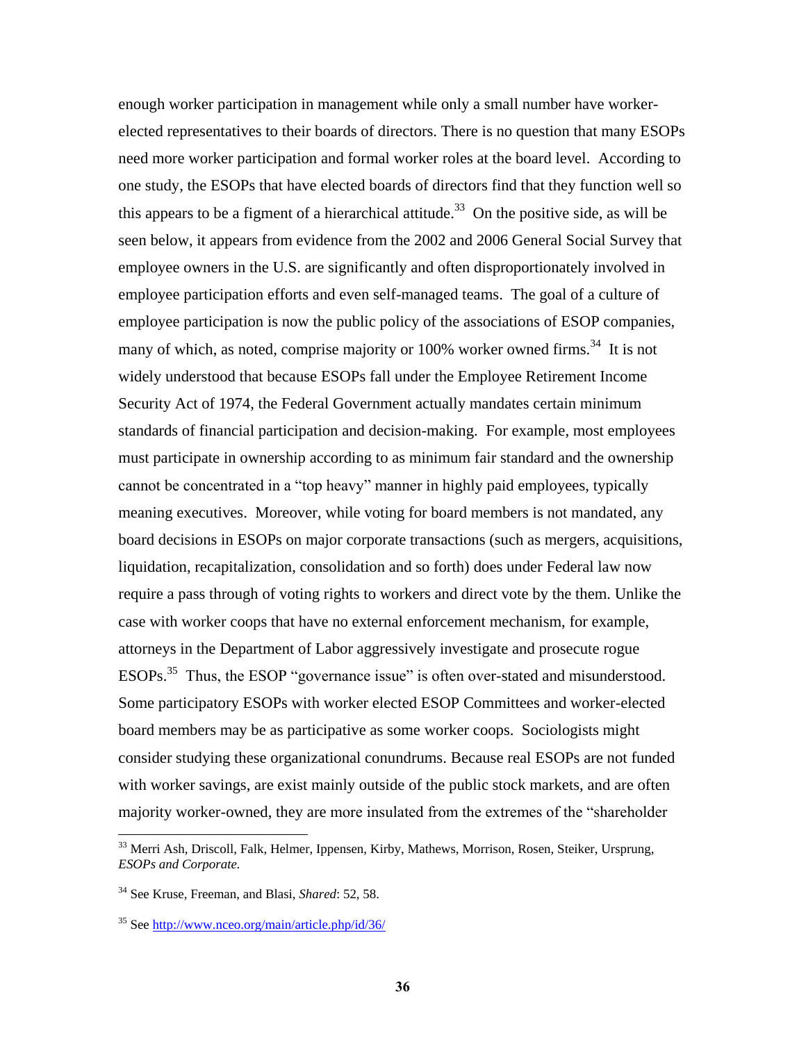enough worker participation in management while only a small number have worker-elected representatives to their boards of directors. There is no question that many ESOPs need more worker participation and formal worker roles at the board level. According to one study, the ESOPs that have elected boards of directors find that they function well so this appears to be a figment of a hierarchical attitude.[33] On the positive side, as will be seen below, it appears from evidence from the 2002 and 2006 General Social Survey that employee owners in the U.S. are significantly and often disproportionately involved in employee participation efforts and even self-managed teams. The goal of a culture of employee participation is now the public policy of the associations of ESOP companies, many of which, as noted, comprise majority or 100% worker owned firms.[34] It is not widely understood that because ESOPs fall under the Employee Retirement Income Security Act of 1974, the Federal Government actually mandates certain minimum standards of financial participation and decision-making. For example, most employees must participate in ownership according to as minimum fair standard and the ownership cannot be concentrated in a "top heavy" manner in highly paid employees, typically meaning executives. Moreover, while voting for board members is not mandated, any board decisions in ESOPs on major corporate transactions (such as mergers, acquisitions, liquidation, recapitalization, consolidation and so forth) does under Federal law now require a pass through of voting rights to workers and direct vote by the them. Unlike the case with worker coops that have no external enforcement mechanism, for example, attorneys in the Department of Labor aggressively investigate and prosecute rogue ESOPs.[35] Thus, the ESOP "governance issue" is often over-stated and misunderstood. Some participatory ESOPs with worker elected ESOP Committees and worker-elected board members may be as participative as some worker coops. Sociologists might consider studying these organizational conundrums. Because real ESOPs are not funded with worker savings, are exist mainly outside of the public stock markets, and are often majority worker-owned, they are more insulated from the extremes of the "shareholder

---

[33] Merri Ash, Driscoll, Falk, Helmer, Ippensen, Kirby, Mathews, Morrison, Rosen, Steiker, Ursprung, *ESOPs and Corporate.*

[34] See Kruse, Freeman, and Blasi, *Shared*: 52, 58.

[35] See http://www.nceo.org/main/article.php/id/36/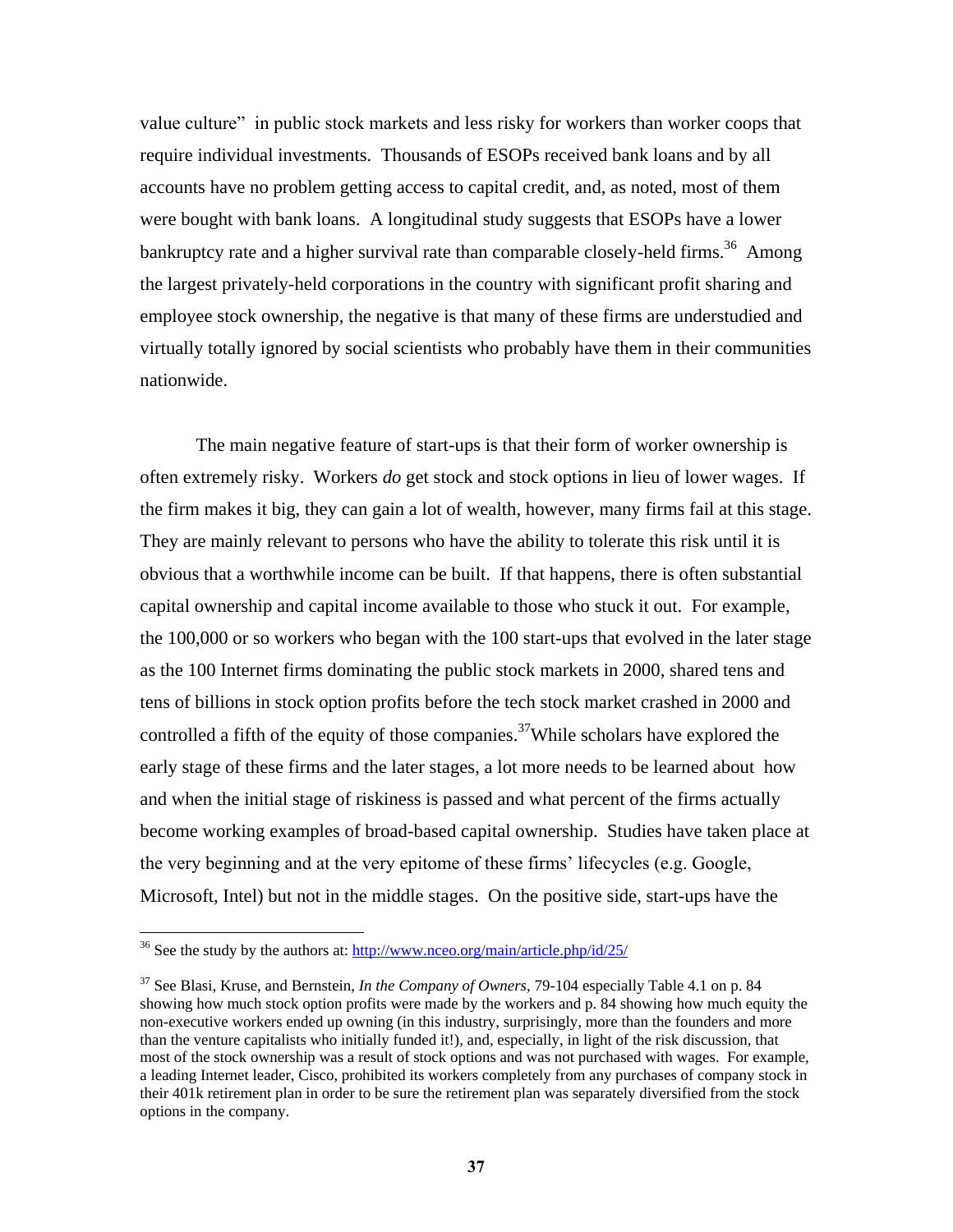value culture" in public stock markets and less risky for workers than worker coops that require individual investments. Thousands of ESOPs received bank loans and by all accounts have no problem getting access to capital credit, and, as noted, most of them were bought with bank loans. A longitudinal study suggests that ESOPs have a lower bankruptcy rate and a higher survival rate than comparable closely-held firms.[36] Among the largest privately-held corporations in the country with significant profit sharing and employee stock ownership, the negative is that many of these firms are understudied and virtually totally ignored by social scientists who probably have them in their communities nationwide.

The main negative feature of start-ups is that their form of worker ownership is often extremely risky. Workers *do* get stock and stock options in lieu of lower wages. If the firm makes it big, they can gain a lot of wealth, however, many firms fail at this stage. They are mainly relevant to persons who have the ability to tolerate this risk until it is obvious that a worthwhile income can be built. If that happens, there is often substantial capital ownership and capital income available to those who stuck it out. For example, the 100,000 or so workers who began with the 100 start-ups that evolved in the later stage as the 100 Internet firms dominating the public stock markets in 2000, shared tens and tens of billions in stock option profits before the tech stock market crashed in 2000 and controlled a fifth of the equity of those companies.[37]While scholars have explored the early stage of these firms and the later stages, a lot more needs to be learned about how and when the initial stage of riskiness is passed and what percent of the firms actually become working examples of broad-based capital ownership. Studies have taken place at the very beginning and at the very epitome of these firms' lifecycles (e.g. Google, Microsoft, Intel) but not in the middle stages. On the positive side, start-ups have the

---

[36] See the study by the authors at: http://www.nceo.org/main/article.php/id/25/

[37] See Blasi, Kruse, and Bernstein, *In the Company of Owners*, 79-104 especially Table 4.1 on p. 84 showing how much stock option profits were made by the workers and p. 84 showing how much equity the non-executive workers ended up owning (in this industry, surprisingly, more than the founders and more than the venture capitalists who initially funded it!), and, especially, in light of the risk discussion, that most of the stock ownership was a result of stock options and was not purchased with wages. For example, a leading Internet leader, Cisco, prohibited its workers completely from any purchases of company stock in their 401k retirement plan in order to be sure the retirement plan was separately diversified from the stock options in the company.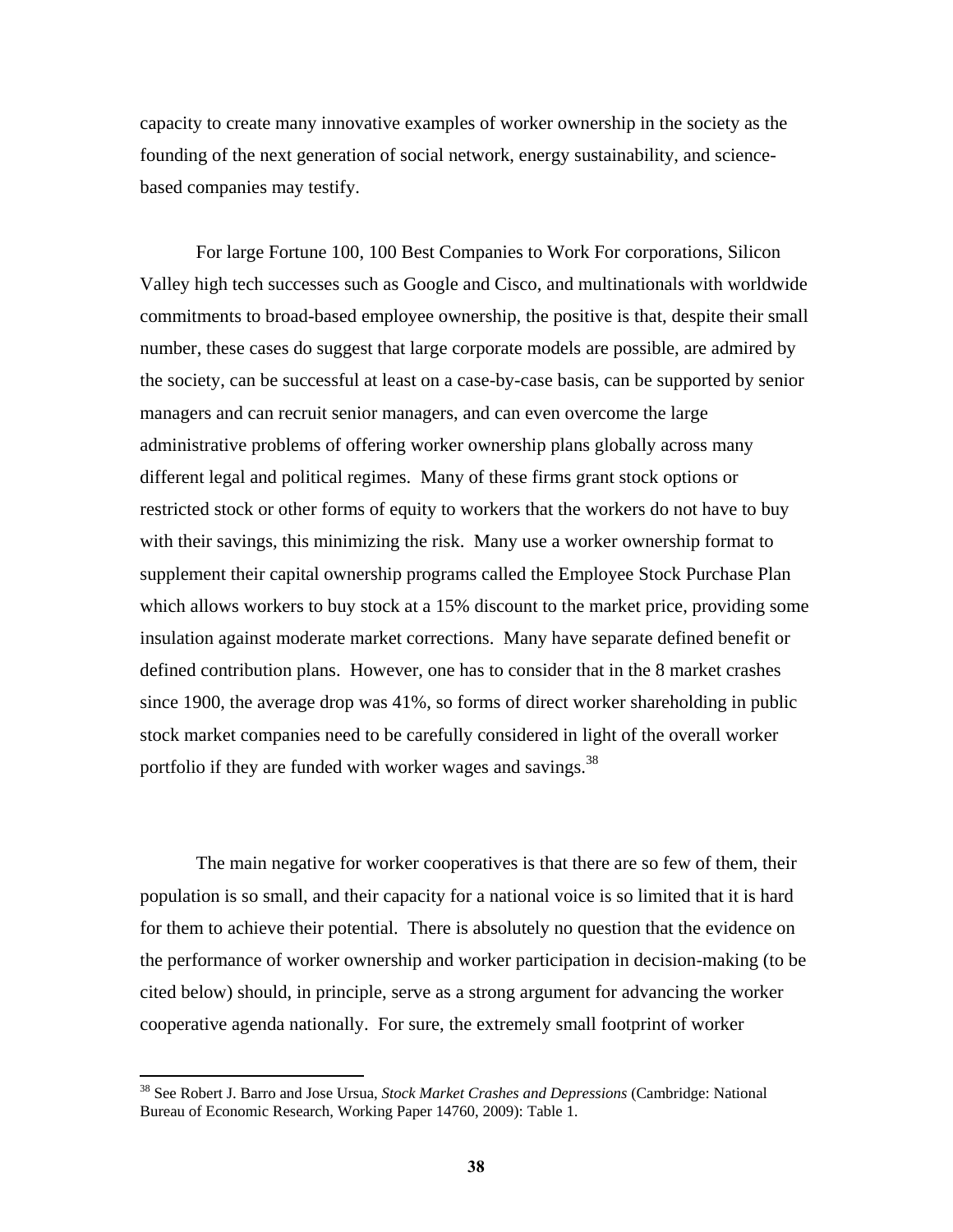capacity to create many innovative examples of worker ownership in the society as the founding of the next generation of social network, energy sustainability, and science-based companies may testify.

For large Fortune 100, 100 Best Companies to Work For corporations, Silicon Valley high tech successes such as Google and Cisco, and multinationals with worldwide commitments to broad-based employee ownership, the positive is that, despite their small number, these cases do suggest that large corporate models are possible, are admired by the society, can be successful at least on a case-by-case basis, can be supported by senior managers and can recruit senior managers, and can even overcome the large administrative problems of offering worker ownership plans globally across many different legal and political regimes. Many of these firms grant stock options or restricted stock or other forms of equity to workers that the workers do not have to buy with their savings, this minimizing the risk. Many use a worker ownership format to supplement their capital ownership programs called the Employee Stock Purchase Plan which allows workers to buy stock at a 15% discount to the market price, providing some insulation against moderate market corrections. Many have separate defined benefit or defined contribution plans. However, one has to consider that in the 8 market crashes since 1900, the average drop was 41%, so forms of direct worker shareholding in public stock market companies need to be carefully considered in light of the overall worker portfolio if they are funded with worker wages and savings.[38]

The main negative for worker cooperatives is that there are so few of them, their population is so small, and their capacity for a national voice is so limited that it is hard for them to achieve their potential. There is absolutely no question that the evidence on the performance of worker ownership and worker participation in decision-making (to be cited below) should, in principle, serve as a strong argument for advancing the worker cooperative agenda nationally. For sure, the extremely small footprint of worker

[38] See Robert J. Barro and Jose Ursua, *Stock Market Crashes and Depressions* (Cambridge: National Bureau of Economic Research, Working Paper 14760, 2009): Table 1.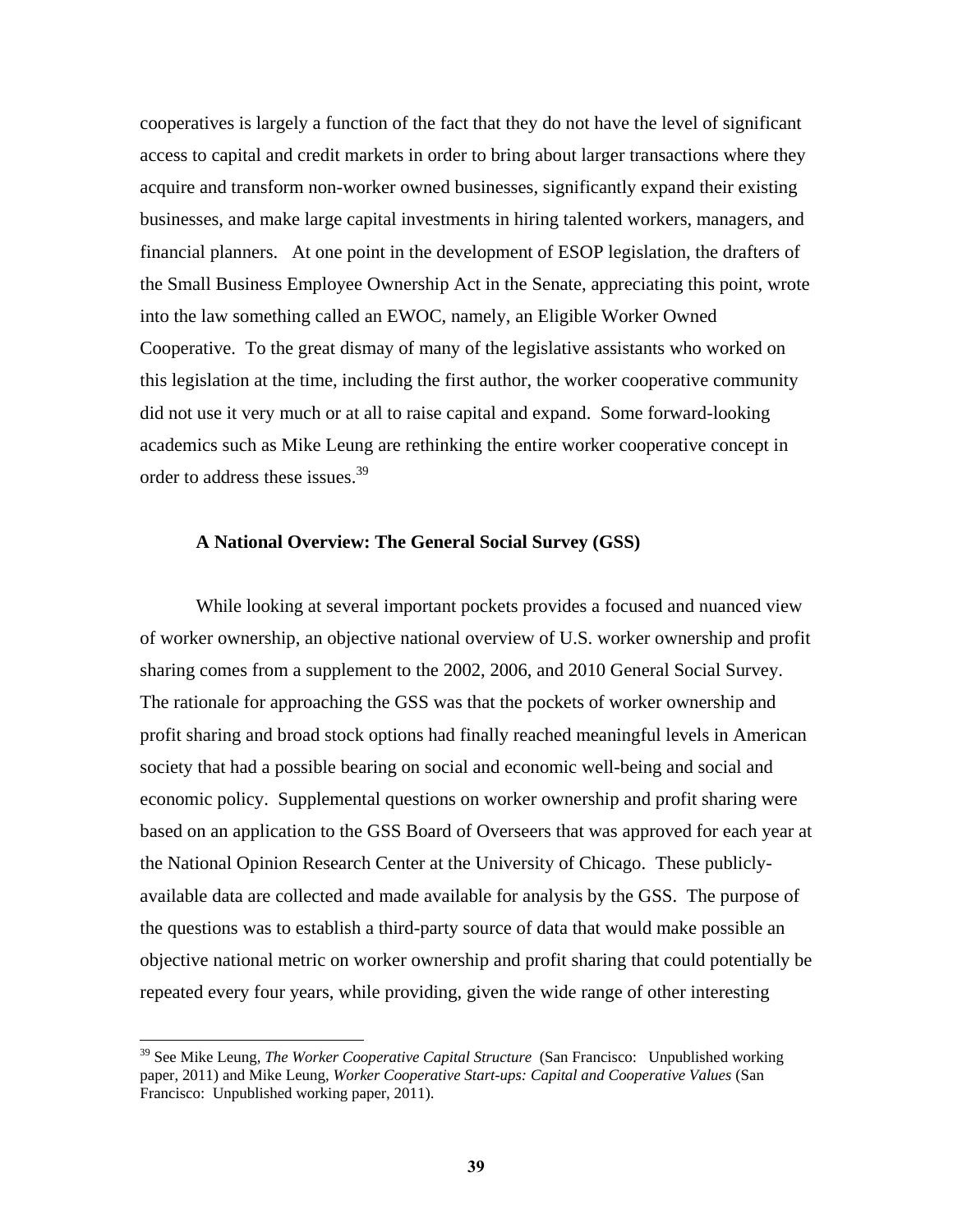cooperatives is largely a function of the fact that they do not have the level of significant access to capital and credit markets in order to bring about larger transactions where they acquire and transform non-worker owned businesses, significantly expand their existing businesses, and make large capital investments in hiring talented workers, managers, and financial planners. At one point in the development of ESOP legislation, the drafters of the Small Business Employee Ownership Act in the Senate, appreciating this point, wrote into the law something called an EWOC, namely, an Eligible Worker Owned Cooperative. To the great dismay of many of the legislative assistants who worked on this legislation at the time, including the first author, the worker cooperative community did not use it very much or at all to raise capital and expand. Some forward-looking academics such as Mike Leung are rethinking the entire worker cooperative concept in order to address these issues.[39]

**A National Overview: The General Social Survey (GSS)**

While looking at several important pockets provides a focused and nuanced view of worker ownership, an objective national overview of U.S. worker ownership and profit sharing comes from a supplement to the 2002, 2006, and 2010 General Social Survey. The rationale for approaching the GSS was that the pockets of worker ownership and profit sharing and broad stock options had finally reached meaningful levels in American society that had a possible bearing on social and economic well-being and social and economic policy. Supplemental questions on worker ownership and profit sharing were based on an application to the GSS Board of Overseers that was approved for each year at the National Opinion Research Center at the University of Chicago. These publicly-available data are collected and made available for analysis by the GSS. The purpose of the questions was to establish a third-party source of data that would make possible an objective national metric on worker ownership and profit sharing that could potentially be repeated every four years, while providing, given the wide range of other interesting

[39] See Mike Leung, *The Worker Cooperative Capital Structure* (San Francisco: Unpublished working paper, 2011) and Mike Leung, *Worker Cooperative Start-ups: Capital and Cooperative Values* (San Francisco: Unpublished working paper, 2011).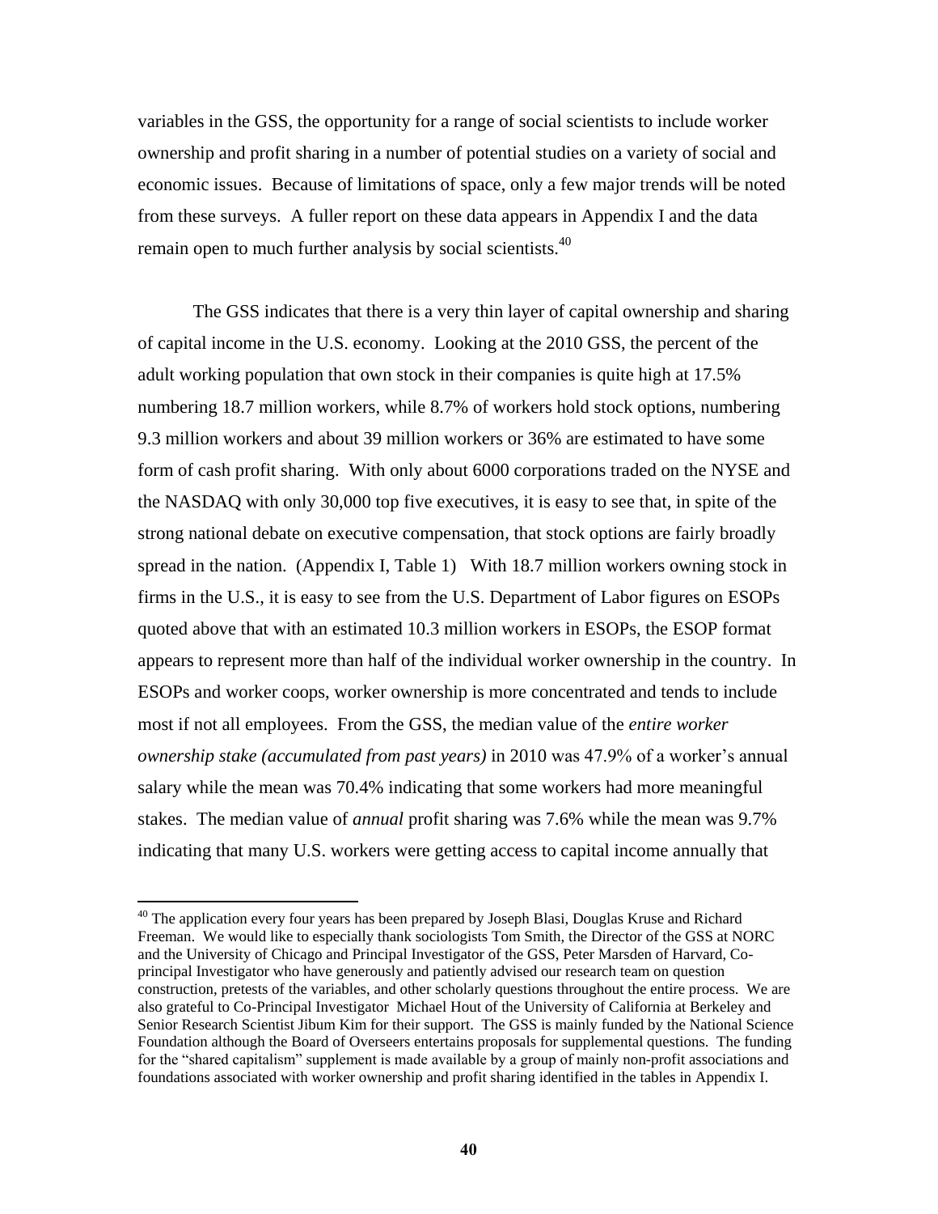variables in the GSS, the opportunity for a range of social scientists to include worker ownership and profit sharing in a number of potential studies on a variety of social and economic issues. Because of limitations of space, only a few major trends will be noted from these surveys. A fuller report on these data appears in Appendix I and the data remain open to much further analysis by social scientists.[40]

The GSS indicates that there is a very thin layer of capital ownership and sharing of capital income in the U.S. economy. Looking at the 2010 GSS, the percent of the adult working population that own stock in their companies is quite high at 17.5% numbering 18.7 million workers, while 8.7% of workers hold stock options, numbering 9.3 million workers and about 39 million workers or 36% are estimated to have some form of cash profit sharing. With only about 6000 corporations traded on the NYSE and the NASDAQ with only 30,000 top five executives, it is easy to see that, in spite of the strong national debate on executive compensation, that stock options are fairly broadly spread in the nation. (Appendix I, Table 1) With 18.7 million workers owning stock in firms in the U.S., it is easy to see from the U.S. Department of Labor figures on ESOPs quoted above that with an estimated 10.3 million workers in ESOPs, the ESOP format appears to represent more than half of the individual worker ownership in the country. In ESOPs and worker coops, worker ownership is more concentrated and tends to include most if not all employees. From the GSS, the median value of the *entire worker ownership stake (accumulated from past years)* in 2010 was 47.9% of a worker's annual salary while the mean was 70.4% indicating that some workers had more meaningful stakes. The median value of *annual* profit sharing was 7.6% while the mean was 9.7% indicating that many U.S. workers were getting access to capital income annually that

[40] The application every four years has been prepared by Joseph Blasi, Douglas Kruse and Richard Freeman. We would like to especially thank sociologists Tom Smith, the Director of the GSS at NORC and the University of Chicago and Principal Investigator of the GSS, Peter Marsden of Harvard, Co-principal Investigator who have generously and patiently advised our research team on question construction, pretests of the variables, and other scholarly questions throughout the entire process. We are also grateful to Co-Principal Investigator Michael Hout of the University of California at Berkeley and Senior Research Scientist Jibum Kim for their support. The GSS is mainly funded by the National Science Foundation although the Board of Overseers entertains proposals for supplemental questions. The funding for the "shared capitalism" supplement is made available by a group of mainly non-profit associations and foundations associated with worker ownership and profit sharing identified in the tables in Appendix I.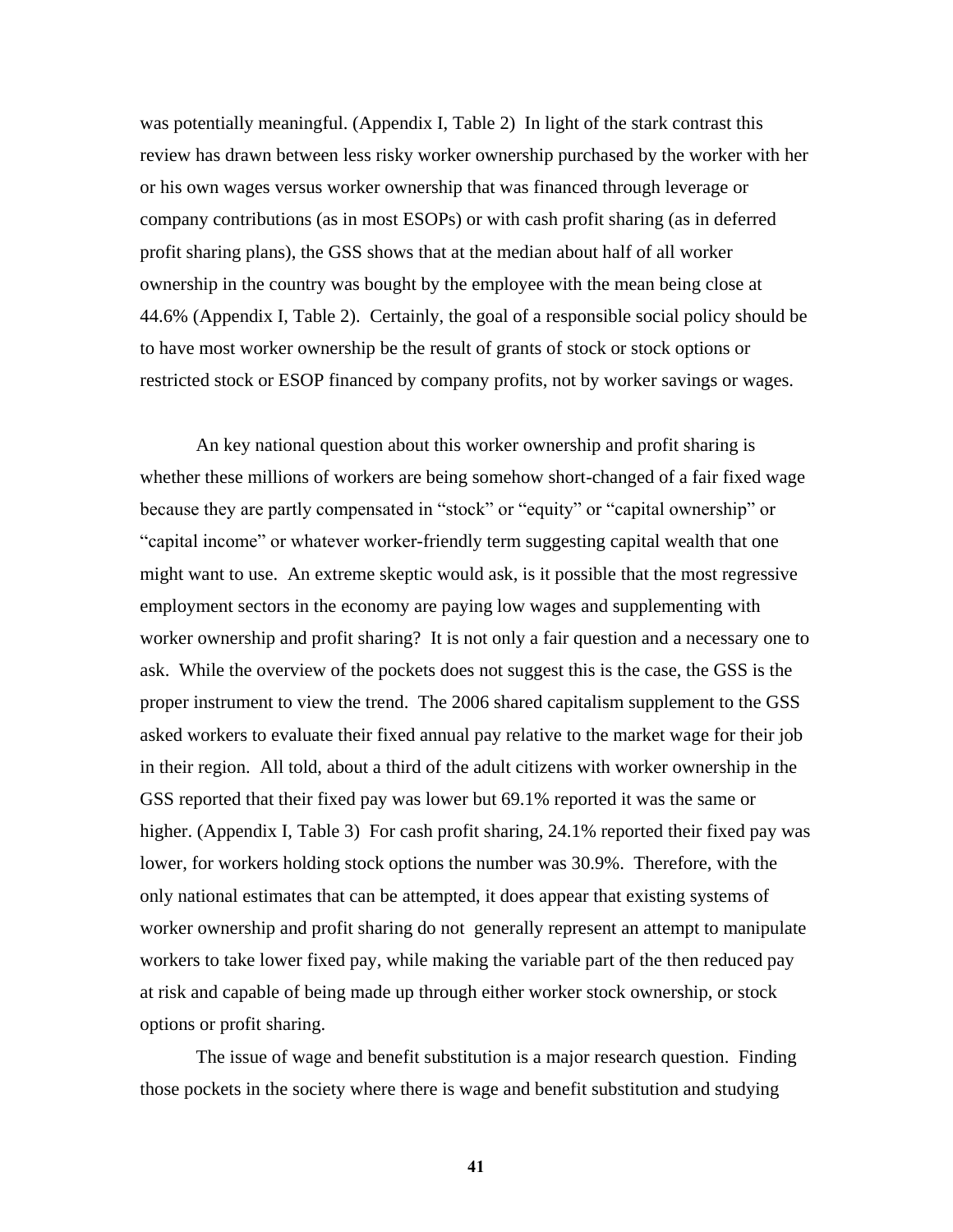was potentially meaningful. (Appendix I, Table 2) In light of the stark contrast this review has drawn between less risky worker ownership purchased by the worker with her or his own wages versus worker ownership that was financed through leverage or company contributions (as in most ESOPs) or with cash profit sharing (as in deferred profit sharing plans), the GSS shows that at the median about half of all worker ownership in the country was bought by the employee with the mean being close at 44.6% (Appendix I, Table 2). Certainly, the goal of a responsible social policy should be to have most worker ownership be the result of grants of stock or stock options or restricted stock or ESOP financed by company profits, not by worker savings or wages.

An key national question about this worker ownership and profit sharing is whether these millions of workers are being somehow short-changed of a fair fixed wage because they are partly compensated in "stock" or "equity" or "capital ownership" or "capital income" or whatever worker-friendly term suggesting capital wealth that one might want to use. An extreme skeptic would ask, is it possible that the most regressive employment sectors in the economy are paying low wages and supplementing with worker ownership and profit sharing? It is not only a fair question and a necessary one to ask. While the overview of the pockets does not suggest this is the case, the GSS is the proper instrument to view the trend. The 2006 shared capitalism supplement to the GSS asked workers to evaluate their fixed annual pay relative to the market wage for their job in their region. All told, about a third of the adult citizens with worker ownership in the GSS reported that their fixed pay was lower but 69.1% reported it was the same or higher. (Appendix I, Table 3) For cash profit sharing, 24.1% reported their fixed pay was lower, for workers holding stock options the number was 30.9%. Therefore, with the only national estimates that can be attempted, it does appear that existing systems of worker ownership and profit sharing do not generally represent an attempt to manipulate workers to take lower fixed pay, while making the variable part of the then reduced pay at risk and capable of being made up through either worker stock ownership, or stock options or profit sharing.

The issue of wage and benefit substitution is a major research question. Finding those pockets in the society where there is wage and benefit substitution and studying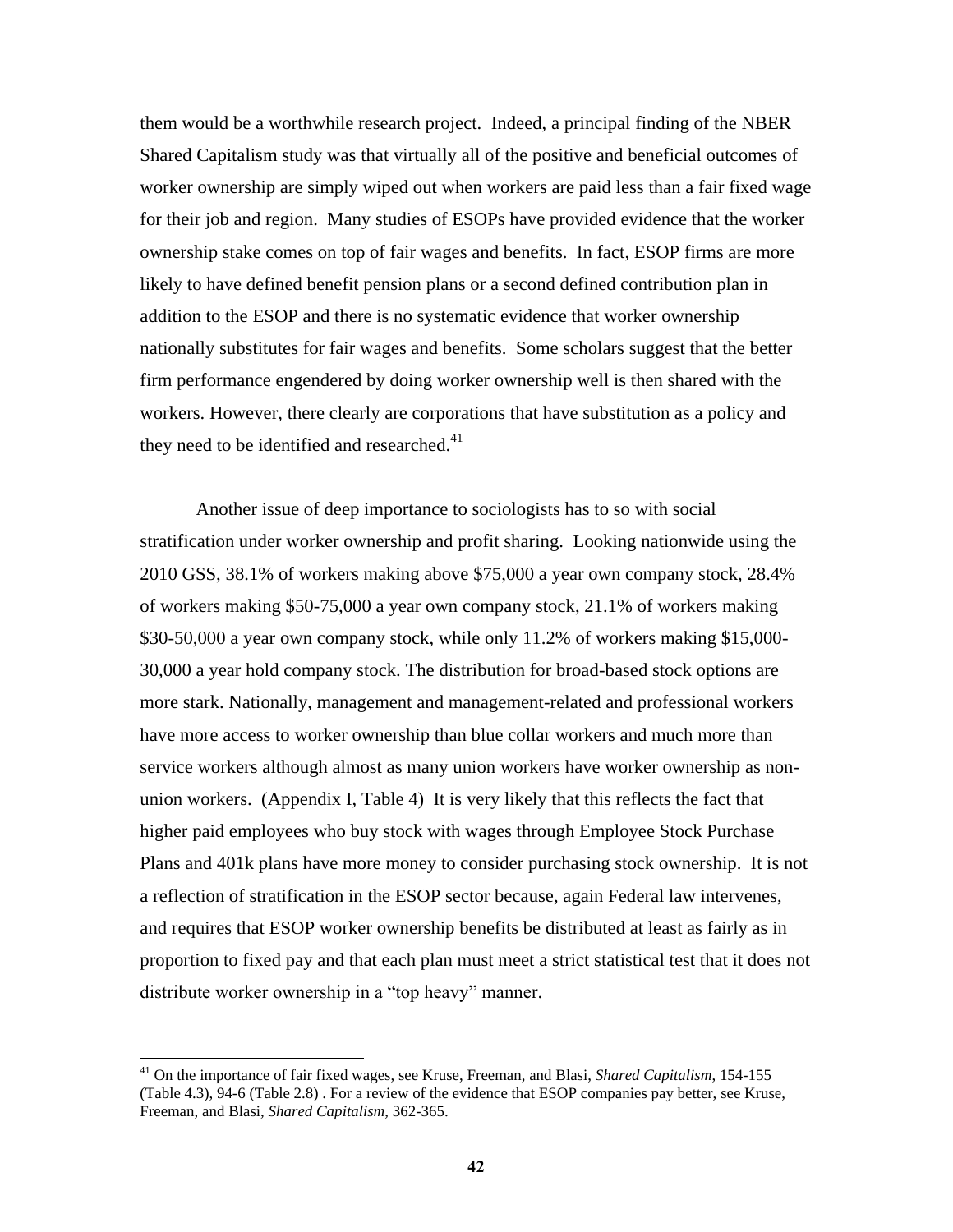them would be a worthwhile research project. Indeed, a principal finding of the NBER Shared Capitalism study was that virtually all of the positive and beneficial outcomes of worker ownership are simply wiped out when workers are paid less than a fair fixed wage for their job and region. Many studies of ESOPs have provided evidence that the worker ownership stake comes on top of fair wages and benefits. In fact, ESOP firms are more likely to have defined benefit pension plans or a second defined contribution plan in addition to the ESOP and there is no systematic evidence that worker ownership nationally substitutes for fair wages and benefits. Some scholars suggest that the better firm performance engendered by doing worker ownership well is then shared with the workers. However, there clearly are corporations that have substitution as a policy and they need to be identified and researched.[41]

Another issue of deep importance to sociologists has to so with social stratification under worker ownership and profit sharing. Looking nationwide using the 2010 GSS, 38.1% of workers making above $75,000 a year own company stock, 28.4% of workers making $50-75,000 a year own company stock, 21.1% of workers making $30-50,000 a year own company stock, while only 11.2% of workers making $15,000-30,000 a year hold company stock. The distribution for broad-based stock options are more stark. Nationally, management and management-related and professional workers have more access to worker ownership than blue collar workers and much more than service workers although almost as many union workers have worker ownership as non-union workers. (Appendix I, Table 4) It is very likely that this reflects the fact that higher paid employees who buy stock with wages through Employee Stock Purchase Plans and 401k plans have more money to consider purchasing stock ownership. It is not a reflection of stratification in the ESOP sector because, again Federal law intervenes, and requires that ESOP worker ownership benefits be distributed at least as fairly as in proportion to fixed pay and that each plan must meet a strict statistical test that it does not distribute worker ownership in a "top heavy" manner.

---

[41] On the importance of fair fixed wages, see Kruse, Freeman, and Blasi, *Shared Capitalism*, 154-155 (Table 4.3), 94-6 (Table 2.8) . For a review of the evidence that ESOP companies pay better, see Kruse, Freeman, and Blasi, *Shared Capitalism*, 362-365.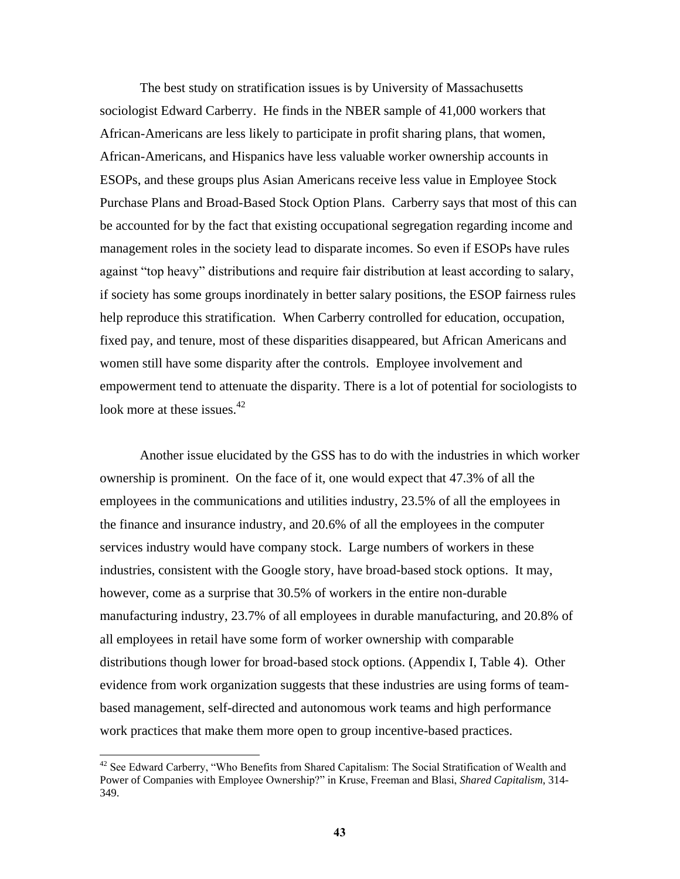The best study on stratification issues is by University of Massachusetts sociologist Edward Carberry. He finds in the NBER sample of 41,000 workers that African-Americans are less likely to participate in profit sharing plans, that women, African-Americans, and Hispanics have less valuable worker ownership accounts in ESOPs, and these groups plus Asian Americans receive less value in Employee Stock Purchase Plans and Broad-Based Stock Option Plans. Carberry says that most of this can be accounted for by the fact that existing occupational segregation regarding income and management roles in the society lead to disparate incomes. So even if ESOPs have rules against "top heavy" distributions and require fair distribution at least according to salary, if society has some groups inordinately in better salary positions, the ESOP fairness rules help reproduce this stratification. When Carberry controlled for education, occupation, fixed pay, and tenure, most of these disparities disappeared, but African Americans and women still have some disparity after the controls. Employee involvement and empowerment tend to attenuate the disparity. There is a lot of potential for sociologists to look more at these issues.[42]

Another issue elucidated by the GSS has to do with the industries in which worker ownership is prominent. On the face of it, one would expect that 47.3% of all the employees in the communications and utilities industry, 23.5% of all the employees in the finance and insurance industry, and 20.6% of all the employees in the computer services industry would have company stock. Large numbers of workers in these industries, consistent with the Google story, have broad-based stock options. It may, however, come as a surprise that 30.5% of workers in the entire non-durable manufacturing industry, 23.7% of all employees in durable manufacturing, and 20.8% of all employees in retail have some form of worker ownership with comparable distributions though lower for broad-based stock options. (Appendix I, Table 4). Other evidence from work organization suggests that these industries are using forms of team-based management, self-directed and autonomous work teams and high performance work practices that make them more open to group incentive-based practices.

---

[42] See Edward Carberry, "Who Benefits from Shared Capitalism: The Social Stratification of Wealth and Power of Companies with Employee Ownership?" in Kruse, Freeman and Blasi, *Shared Capitalism*, 314-349.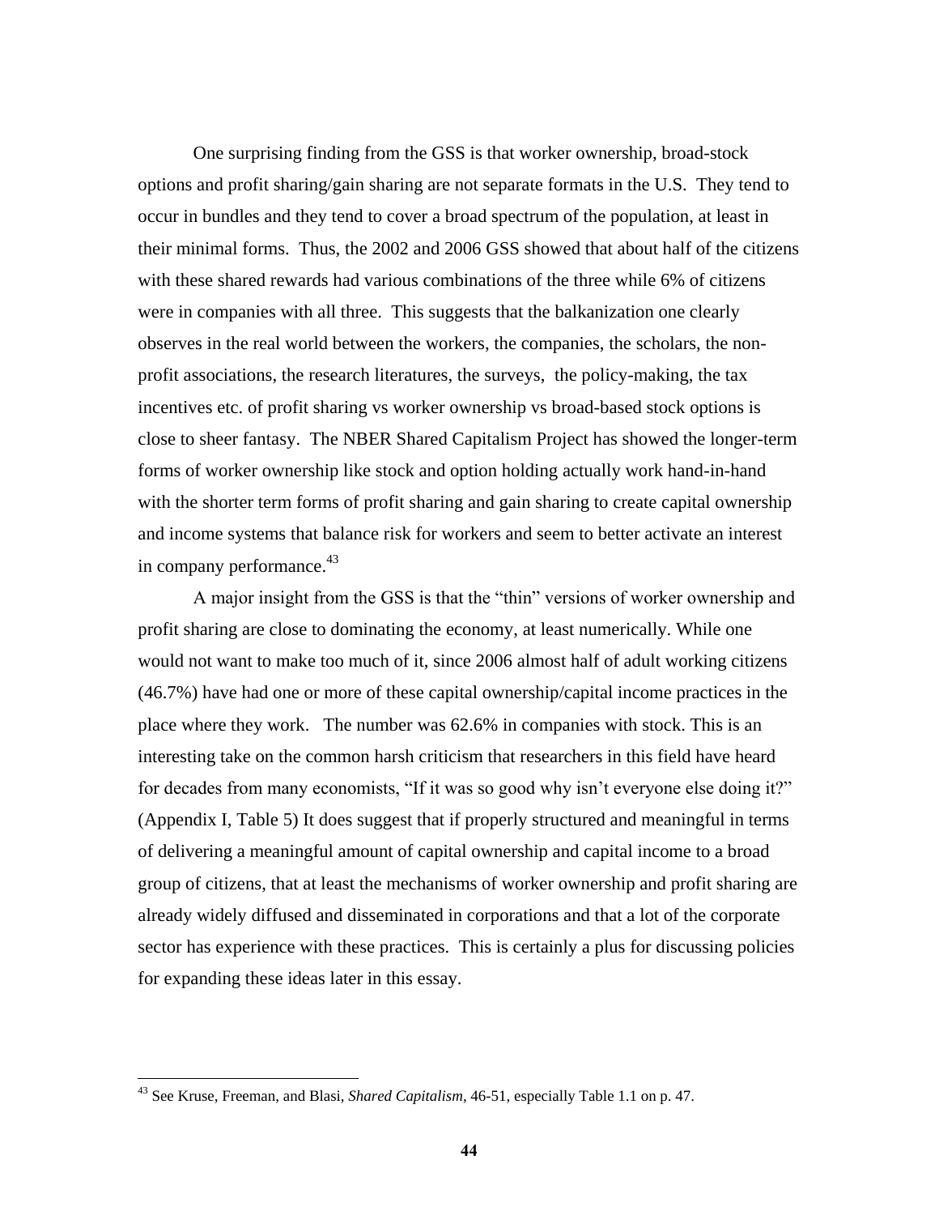One surprising finding from the GSS is that worker ownership, broad-stock options and profit sharing/gain sharing are not separate formats in the U.S. They tend to occur in bundles and they tend to cover a broad spectrum of the population, at least in their minimal forms. Thus, the 2002 and 2006 GSS showed that about half of the citizens with these shared rewards had various combinations of the three while 6% of citizens were in companies with all three. This suggests that the balkanization one clearly observes in the real world between the workers, the companies, the scholars, the non-profit associations, the research literatures, the surveys, the policy-making, the tax incentives etc. of profit sharing vs worker ownership vs broad-based stock options is close to sheer fantasy. The NBER Shared Capitalism Project has showed the longer-term forms of worker ownership like stock and option holding actually work hand-in-hand with the shorter term forms of profit sharing and gain sharing to create capital ownership and income systems that balance risk for workers and seem to better activate an interest in company performance.[43]

A major insight from the GSS is that the "thin" versions of worker ownership and profit sharing are close to dominating the economy, at least numerically. While one would not want to make too much of it, since 2006 almost half of adult working citizens (46.7%) have had one or more of these capital ownership/capital income practices in the place where they work. The number was 62.6% in companies with stock. This is an interesting take on the common harsh criticism that researchers in this field have heard for decades from many economists, "If it was so good why isn't everyone else doing it?" (Appendix I, Table 5) It does suggest that if properly structured and meaningful in terms of delivering a meaningful amount of capital ownership and capital income to a broad group of citizens, that at least the mechanisms of worker ownership and profit sharing are already widely diffused and disseminated in corporations and that a lot of the corporate sector has experience with these practices. This is certainly a plus for discussing policies for expanding these ideas later in this essay.

---

[43] See Kruse, Freeman, and Blasi, *Shared Capitalism*, 46-51, especially Table 1.1 on p. 47.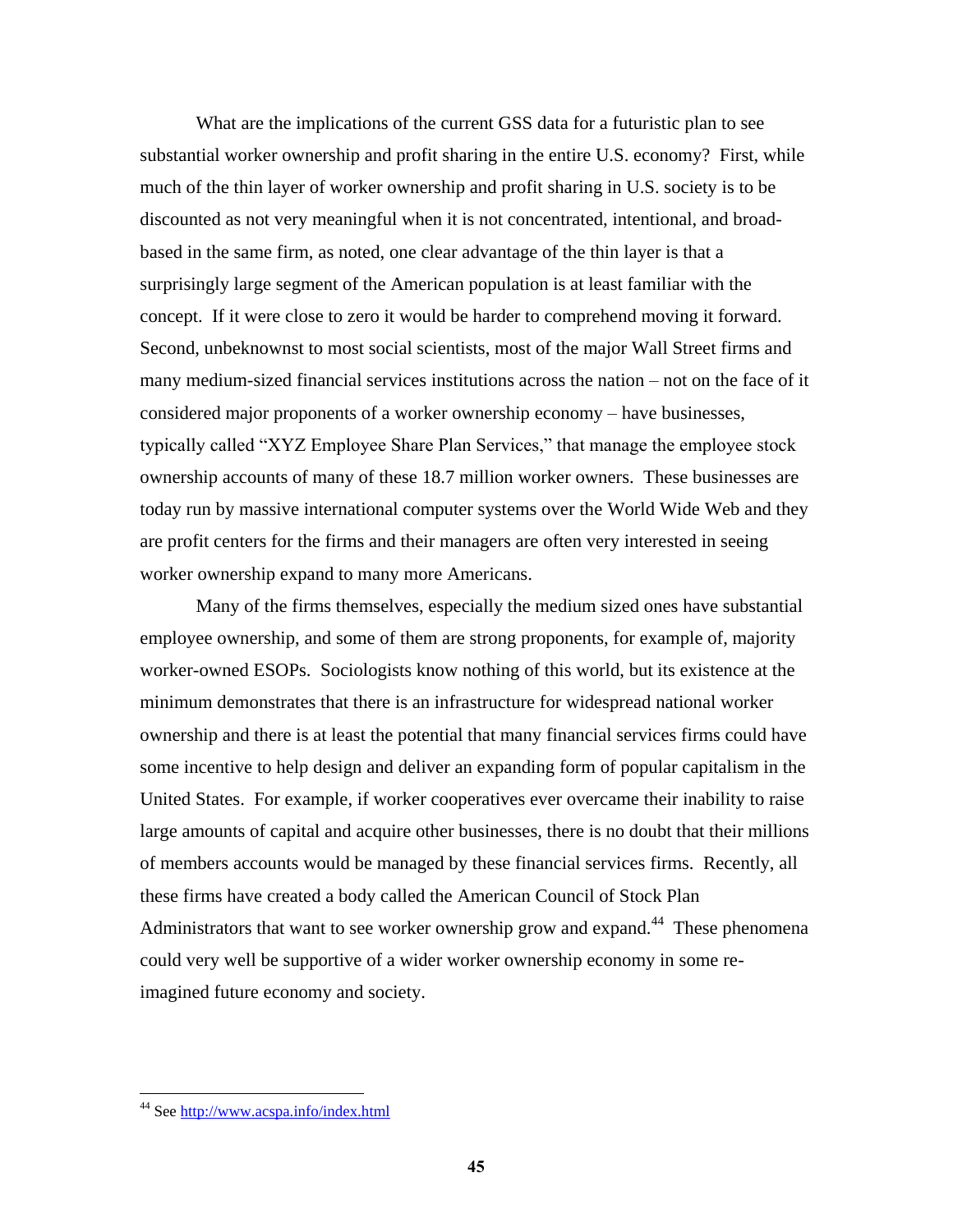What are the implications of the current GSS data for a futuristic plan to see substantial worker ownership and profit sharing in the entire U.S. economy? First, while much of the thin layer of worker ownership and profit sharing in U.S. society is to be discounted as not very meaningful when it is not concentrated, intentional, and broad-based in the same firm, as noted, one clear advantage of the thin layer is that a surprisingly large segment of the American population is at least familiar with the concept. If it were close to zero it would be harder to comprehend moving it forward. Second, unbeknownst to most social scientists, most of the major Wall Street firms and many medium-sized financial services institutions across the nation – not on the face of it considered major proponents of a worker ownership economy – have businesses, typically called "XYZ Employee Share Plan Services," that manage the employee stock ownership accounts of many of these 18.7 million worker owners. These businesses are today run by massive international computer systems over the World Wide Web and they are profit centers for the firms and their managers are often very interested in seeing worker ownership expand to many more Americans.

Many of the firms themselves, especially the medium sized ones have substantial employee ownership, and some of them are strong proponents, for example of, majority worker-owned ESOPs. Sociologists know nothing of this world, but its existence at the minimum demonstrates that there is an infrastructure for widespread national worker ownership and there is at least the potential that many financial services firms could have some incentive to help design and deliver an expanding form of popular capitalism in the United States. For example, if worker cooperatives ever overcame their inability to raise large amounts of capital and acquire other businesses, there is no doubt that their millions of members accounts would be managed by these financial services firms. Recently, all these firms have created a body called the American Council of Stock Plan Administrators that want to see worker ownership grow and expand.[44] These phenomena could very well be supportive of a wider worker ownership economy in some re-imagined future economy and society.

[44] See http://www.acspa.info/index.html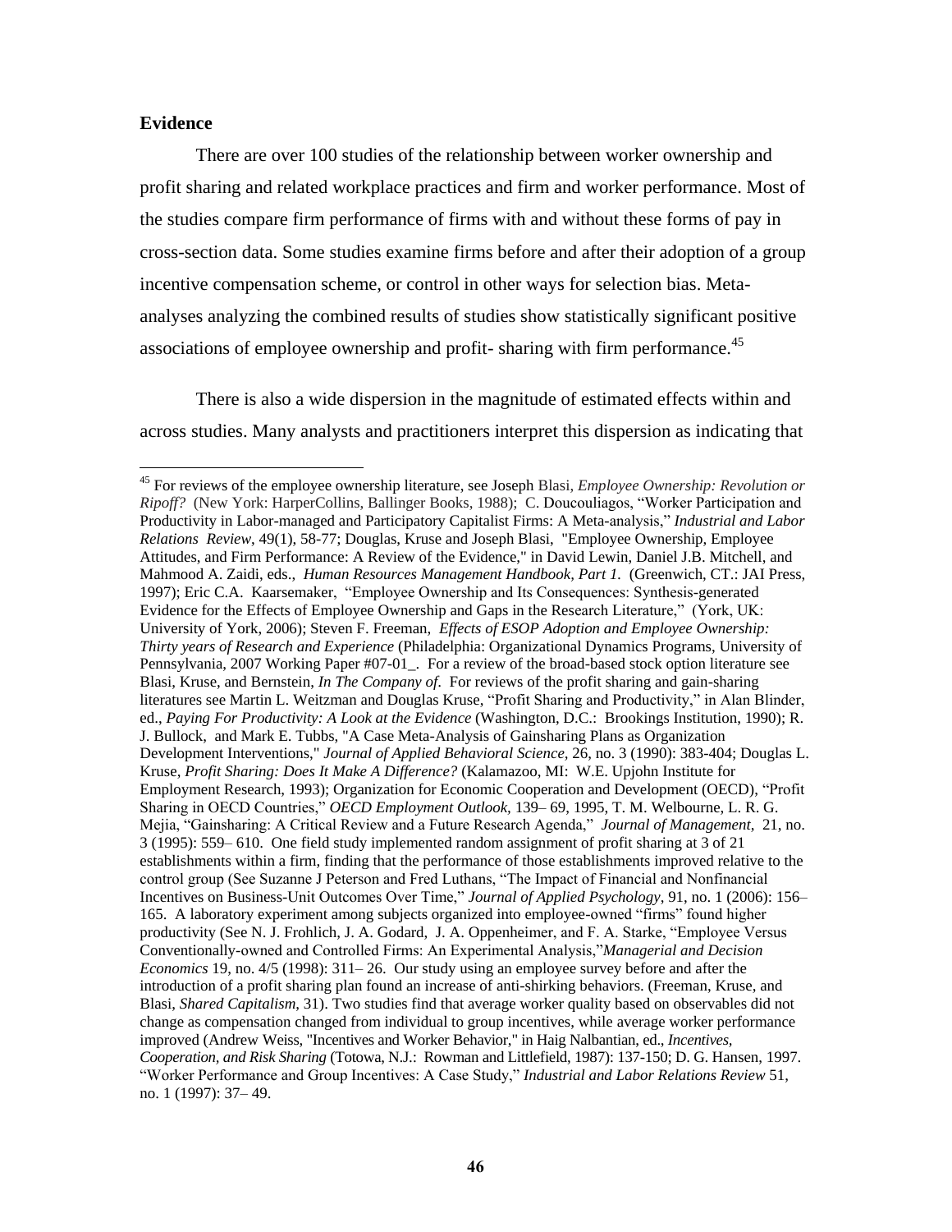**Evidence**

There are over 100 studies of the relationship between worker ownership and profit sharing and related workplace practices and firm and worker performance. Most of the studies compare firm performance of firms with and without these forms of pay in cross-section data. Some studies examine firms before and after their adoption of a group incentive compensation scheme, or control in other ways for selection bias. Meta-analyses analyzing the combined results of studies show statistically significant positive associations of employee ownership and profit- sharing with firm performance.[45]

There is also a wide dispersion in the magnitude of estimated effects within and across studies. Many analysts and practitioners interpret this dispersion as indicating that

---

[45] For reviews of the employee ownership literature, see Joseph Blasi, *Employee Ownership: Revolution or Ripoff?* (New York: HarperCollins, Ballinger Books, 1988); C. Doucouliagos, "Worker Participation and Productivity in Labor-managed and Participatory Capitalist Firms: A Meta-analysis," *Industrial and Labor Relations Review*, 49(1), 58-77; Douglas, Kruse and Joseph Blasi, "Employee Ownership, Employee Attitudes, and Firm Performance: A Review of the Evidence," in David Lewin, Daniel J.B. Mitchell, and Mahmood A. Zaidi, eds., *Human Resources Management Handbook, Part 1.* (Greenwich, CT.: JAI Press, 1997); Eric C.A. Kaarsemaker, "Employee Ownership and Its Consequences: Synthesis-generated Evidence for the Effects of Employee Ownership and Gaps in the Research Literature," (York, UK: University of York, 2006); Steven F. Freeman, *Effects of ESOP Adoption and Employee Ownership: Thirty years of Research and Experience* (Philadelphia: Organizational Dynamics Programs, University of Pennsylvania, 2007 Working Paper #07-01_. For a review of the broad-based stock option literature see Blasi, Kruse, and Bernstein, *In The Company of.* For reviews of the profit sharing and gain-sharing literatures see Martin L. Weitzman and Douglas Kruse, "Profit Sharing and Productivity," in Alan Blinder, ed., *Paying For Productivity: A Look at the Evidence* (Washington, D.C.: Brookings Institution, 1990); R. J. Bullock, and Mark E. Tubbs, "A Case Meta-Analysis of Gainsharing Plans as Organization Development Interventions," *Journal of Applied Behavioral Science*, 26, no. 3 (1990): 383-404; Douglas L. Kruse, *Profit Sharing: Does It Make A Difference?* (Kalamazoo, MI: W.E. Upjohn Institute for Employment Research, 1993); Organization for Economic Cooperation and Development (OECD), "Profit Sharing in OECD Countries," *OECD Employment Outlook,* 139– 69, 1995, T. M. Welbourne, L. R. G. Mejia, "Gainsharing: A Critical Review and a Future Research Agenda," *Journal of Management*, 21, no. 3 (1995): 559– 610. One field study implemented random assignment of profit sharing at 3 of 21 establishments within a firm, finding that the performance of those establishments improved relative to the control group (See Suzanne J Peterson and Fred Luthans, "The Impact of Financial and Nonfinancial Incentives on Business-Unit Outcomes Over Time," *Journal of Applied Psychology*, 91, no. 1 (2006): 156–165. A laboratory experiment among subjects organized into employee-owned "firms" found higher productivity (See N. J. Frohlich, J. A. Godard, J. A. Oppenheimer, and F. A. Starke, "Employee Versus Conventionally-owned and Controlled Firms: An Experimental Analysis,"*Managerial and Decision Economics* 19, no. 4/5 (1998): 311– 26. Our study using an employee survey before and after the introduction of a profit sharing plan found an increase of anti-shirking behaviors. (Freeman, Kruse, and Blasi, *Shared Capitalism*, 31). Two studies find that average worker quality based on observables did not change as compensation changed from individual to group incentives, while average worker performance improved (Andrew Weiss, "Incentives and Worker Behavior," in Haig Nalbantian, ed., *Incentives, Cooperation, and Risk Sharing* (Totowa, N.J.: Rowman and Littlefield, 1987): 137-150; D. G. Hansen, 1997. "Worker Performance and Group Incentives: A Case Study," *Industrial and Labor Relations Review* 51, no. 1 (1997): 37– 49.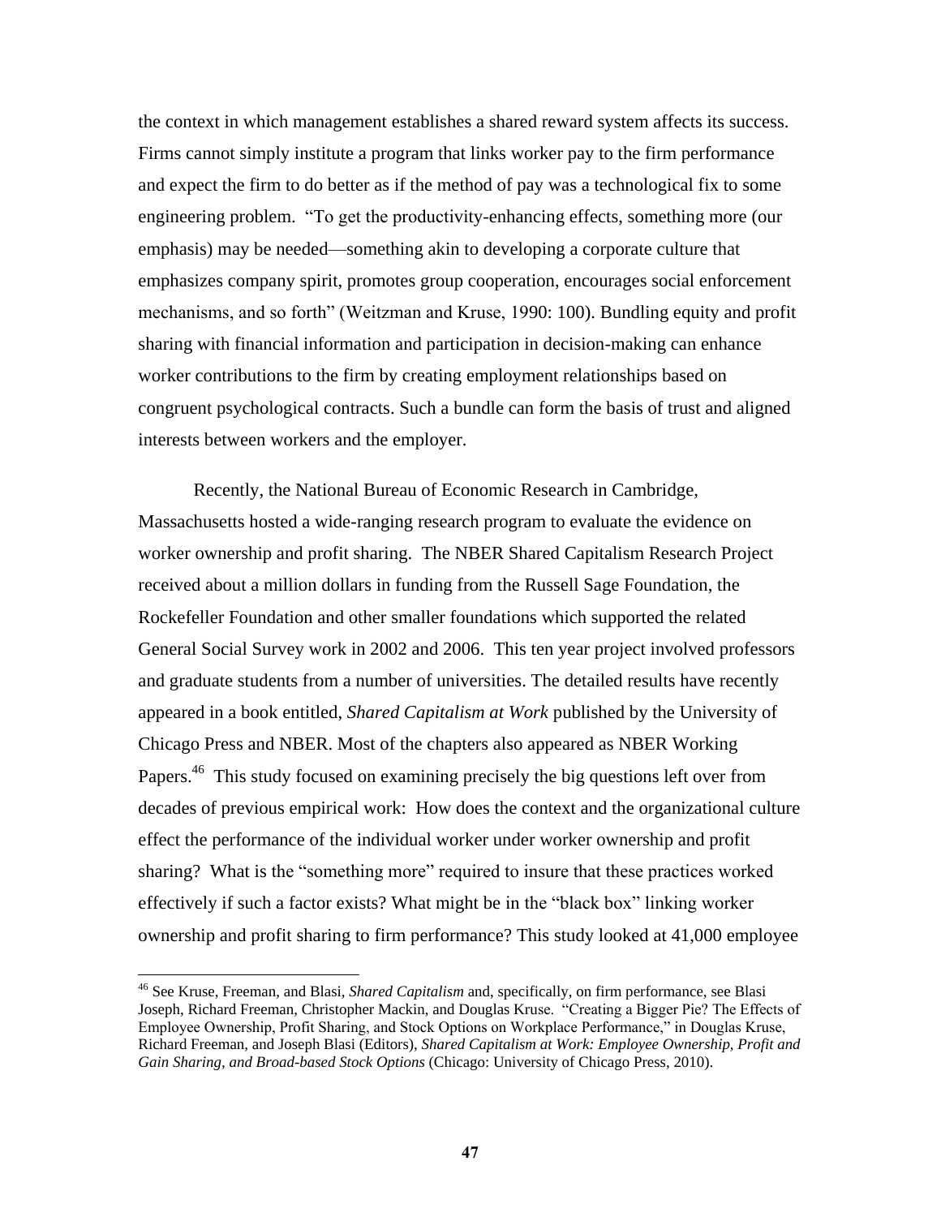the context in which management establishes a shared reward system affects its success. Firms cannot simply institute a program that links worker pay to the firm performance and expect the firm to do better as if the method of pay was a technological fix to some engineering problem. "To get the productivity-enhancing effects, something more (our emphasis) may be needed—something akin to developing a corporate culture that emphasizes company spirit, promotes group cooperation, encourages social enforcement mechanisms, and so forth" (Weitzman and Kruse, 1990: 100). Bundling equity and profit sharing with financial information and participation in decision-making can enhance worker contributions to the firm by creating employment relationships based on congruent psychological contracts. Such a bundle can form the basis of trust and aligned interests between workers and the employer.

Recently, the National Bureau of Economic Research in Cambridge, Massachusetts hosted a wide-ranging research program to evaluate the evidence on worker ownership and profit sharing. The NBER Shared Capitalism Research Project received about a million dollars in funding from the Russell Sage Foundation, the Rockefeller Foundation and other smaller foundations which supported the related General Social Survey work in 2002 and 2006. This ten year project involved professors and graduate students from a number of universities. The detailed results have recently appeared in a book entitled, *Shared Capitalism at Work* published by the University of Chicago Press and NBER. Most of the chapters also appeared as NBER Working Papers.[46] This study focused on examining precisely the big questions left over from decades of previous empirical work: How does the context and the organizational culture effect the performance of the individual worker under worker ownership and profit sharing? What is the "something more" required to insure that these practices worked effectively if such a factor exists? What might be in the "black box" linking worker ownership and profit sharing to firm performance? This study looked at 41,000 employee

[46] See Kruse, Freeman, and Blasi, *Shared Capitalism* and, specifically, on firm performance, see Blasi Joseph, Richard Freeman, Christopher Mackin, and Douglas Kruse. "Creating a Bigger Pie? The Effects of Employee Ownership, Profit Sharing, and Stock Options on Workplace Performance," in Douglas Kruse, Richard Freeman, and Joseph Blasi (Editors), *Shared Capitalism at Work: Employee Ownership, Profit and Gain Sharing, and Broad-based Stock Options* (Chicago: University of Chicago Press, 2010).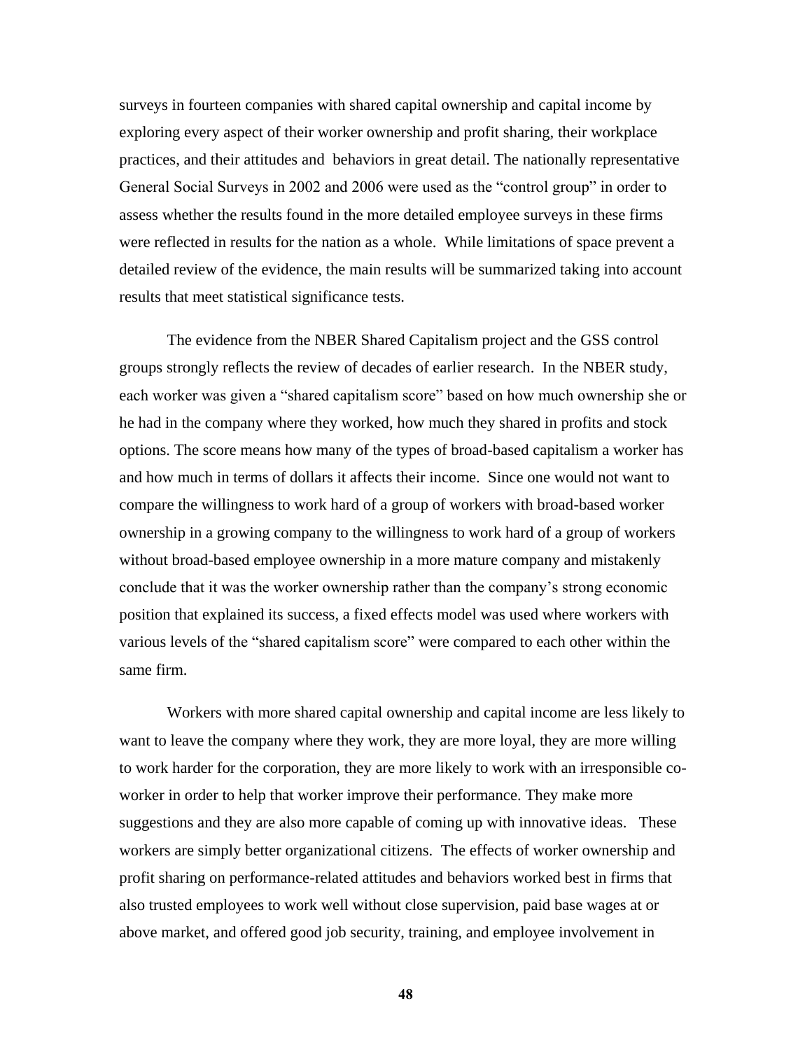surveys in fourteen companies with shared capital ownership and capital income by exploring every aspect of their worker ownership and profit sharing, their workplace practices, and their attitudes and behaviors in great detail. The nationally representative General Social Surveys in 2002 and 2006 were used as the "control group" in order to assess whether the results found in the more detailed employee surveys in these firms were reflected in results for the nation as a whole. While limitations of space prevent a detailed review of the evidence, the main results will be summarized taking into account results that meet statistical significance tests.

The evidence from the NBER Shared Capitalism project and the GSS control groups strongly reflects the review of decades of earlier research. In the NBER study, each worker was given a "shared capitalism score" based on how much ownership she or he had in the company where they worked, how much they shared in profits and stock options. The score means how many of the types of broad-based capitalism a worker has and how much in terms of dollars it affects their income. Since one would not want to compare the willingness to work hard of a group of workers with broad-based worker ownership in a growing company to the willingness to work hard of a group of workers without broad-based employee ownership in a more mature company and mistakenly conclude that it was the worker ownership rather than the company's strong economic position that explained its success, a fixed effects model was used where workers with various levels of the "shared capitalism score" were compared to each other within the same firm.

Workers with more shared capital ownership and capital income are less likely to want to leave the company where they work, they are more loyal, they are more willing to work harder for the corporation, they are more likely to work with an irresponsible co-worker in order to help that worker improve their performance. They make more suggestions and they are also more capable of coming up with innovative ideas. These workers are simply better organizational citizens. The effects of worker ownership and profit sharing on performance-related attitudes and behaviors worked best in firms that also trusted employees to work well without close supervision, paid base wages at or above market, and offered good job security, training, and employee involvement in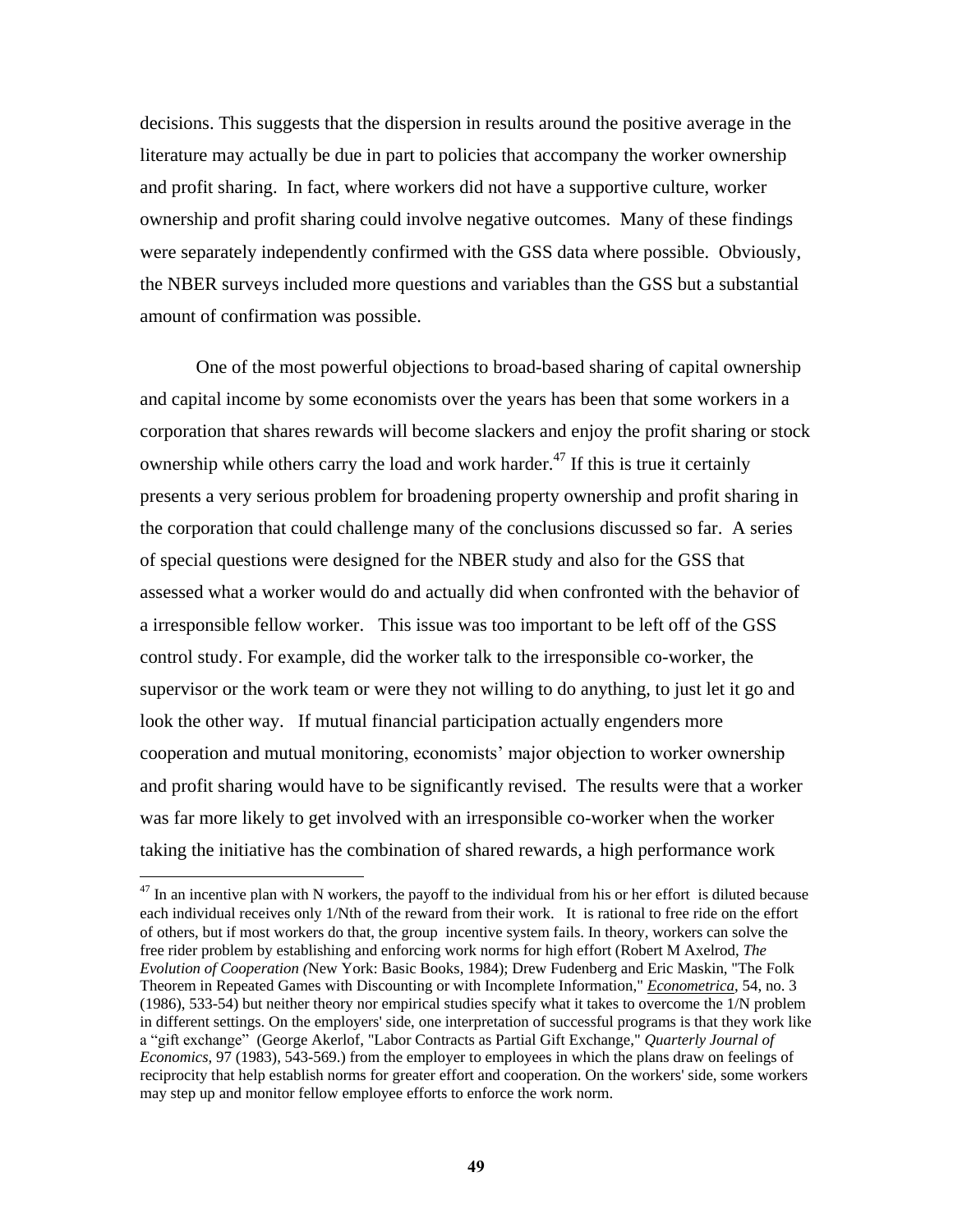decisions. This suggests that the dispersion in results around the positive average in the literature may actually be due in part to policies that accompany the worker ownership and profit sharing. In fact, where workers did not have a supportive culture, worker ownership and profit sharing could involve negative outcomes. Many of these findings were separately independently confirmed with the GSS data where possible. Obviously, the NBER surveys included more questions and variables than the GSS but a substantial amount of confirmation was possible.

One of the most powerful objections to broad-based sharing of capital ownership and capital income by some economists over the years has been that some workers in a corporation that shares rewards will become slackers and enjoy the profit sharing or stock ownership while others carry the load and work harder.[47] If this is true it certainly presents a very serious problem for broadening property ownership and profit sharing in the corporation that could challenge many of the conclusions discussed so far. A series of special questions were designed for the NBER study and also for the GSS that assessed what a worker would do and actually did when confronted with the behavior of a irresponsible fellow worker. This issue was too important to be left off of the GSS control study. For example, did the worker talk to the irresponsible co-worker, the supervisor or the work team or were they not willing to do anything, to just let it go and look the other way. If mutual financial participation actually engenders more cooperation and mutual monitoring, economists' major objection to worker ownership and profit sharing would have to be significantly revised. The results were that a worker was far more likely to get involved with an irresponsible co-worker when the worker taking the initiative has the combination of shared rewards, a high performance work

[47] In an incentive plan with N workers, the payoff to the individual from his or her effort is diluted because each individual receives only 1/Nth of the reward from their work. It is rational to free ride on the effort of others, but if most workers do that, the group incentive system fails. In theory, workers can solve the free rider problem by establishing and enforcing work norms for high effort (Robert M Axelrod, *The Evolution of Cooperation (*New York: Basic Books, 1984); Drew Fudenberg and Eric Maskin, "The Folk Theorem in Repeated Games with Discounting or with Incomplete Information," *Econometrica*, 54, no. 3 (1986), 533-54) but neither theory nor empirical studies specify what it takes to overcome the 1/N problem in different settings. On the employers' side, one interpretation of successful programs is that they work like a "gift exchange" (George Akerlof, "Labor Contracts as Partial Gift Exchange," *Quarterly Journal of Economics*, 97 (1983), 543-569.) from the employer to employees in which the plans draw on feelings of reciprocity that help establish norms for greater effort and cooperation. On the workers' side, some workers may step up and monitor fellow employee efforts to enforce the work norm.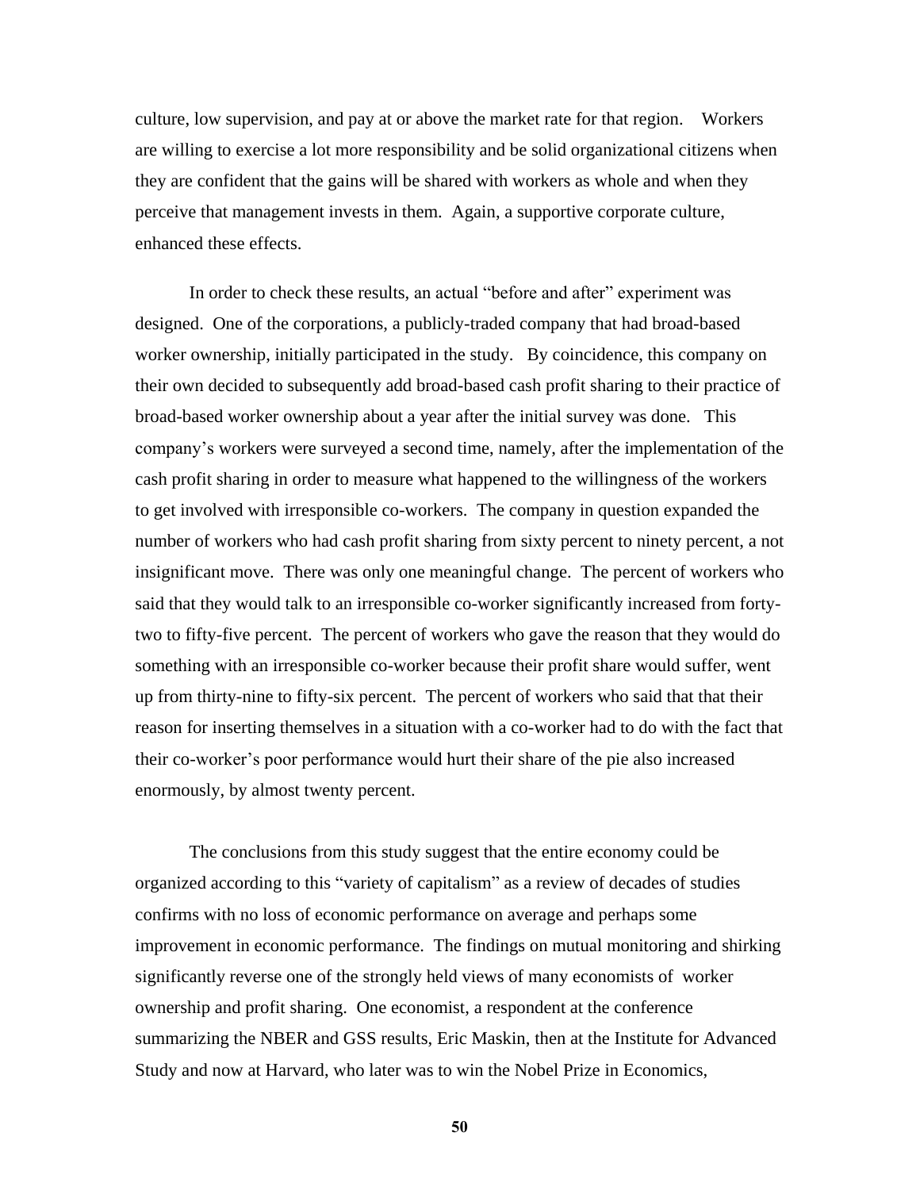culture, low supervision, and pay at or above the market rate for that region. Workers are willing to exercise a lot more responsibility and be solid organizational citizens when they are confident that the gains will be shared with workers as whole and when they perceive that management invests in them. Again, a supportive corporate culture, enhanced these effects.

In order to check these results, an actual "before and after" experiment was designed. One of the corporations, a publicly-traded company that had broad-based worker ownership, initially participated in the study. By coincidence, this company on their own decided to subsequently add broad-based cash profit sharing to their practice of broad-based worker ownership about a year after the initial survey was done. This company's workers were surveyed a second time, namely, after the implementation of the cash profit sharing in order to measure what happened to the willingness of the workers to get involved with irresponsible co-workers. The company in question expanded the number of workers who had cash profit sharing from sixty percent to ninety percent, a not insignificant move. There was only one meaningful change. The percent of workers who said that they would talk to an irresponsible co-worker significantly increased from forty-two to fifty-five percent. The percent of workers who gave the reason that they would do something with an irresponsible co-worker because their profit share would suffer, went up from thirty-nine to fifty-six percent. The percent of workers who said that that their reason for inserting themselves in a situation with a co-worker had to do with the fact that their co-worker's poor performance would hurt their share of the pie also increased enormously, by almost twenty percent.

The conclusions from this study suggest that the entire economy could be organized according to this "variety of capitalism" as a review of decades of studies confirms with no loss of economic performance on average and perhaps some improvement in economic performance. The findings on mutual monitoring and shirking significantly reverse one of the strongly held views of many economists of worker ownership and profit sharing. One economist, a respondent at the conference summarizing the NBER and GSS results, Eric Maskin, then at the Institute for Advanced Study and now at Harvard, who later was to win the Nobel Prize in Economics,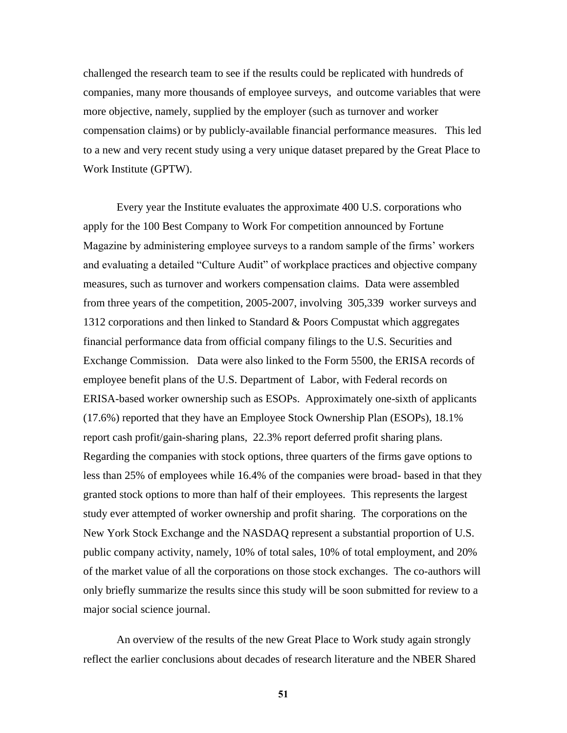challenged the research team to see if the results could be replicated with hundreds of companies, many more thousands of employee surveys, and outcome variables that were more objective, namely, supplied by the employer (such as turnover and worker compensation claims) or by publicly-available financial performance measures. This led to a new and very recent study using a very unique dataset prepared by the Great Place to Work Institute (GPTW).

Every year the Institute evaluates the approximate 400 U.S. corporations who apply for the 100 Best Company to Work For competition announced by Fortune Magazine by administering employee surveys to a random sample of the firms' workers and evaluating a detailed "Culture Audit" of workplace practices and objective company measures, such as turnover and workers compensation claims. Data were assembled from three years of the competition, 2005-2007, involving 305,339 worker surveys and 1312 corporations and then linked to Standard & Poors Compustat which aggregates financial performance data from official company filings to the U.S. Securities and Exchange Commission. Data were also linked to the Form 5500, the ERISA records of employee benefit plans of the U.S. Department of Labor, with Federal records on ERISA-based worker ownership such as ESOPs. Approximately one-sixth of applicants (17.6%) reported that they have an Employee Stock Ownership Plan (ESOPs), 18.1% report cash profit/gain-sharing plans, 22.3% report deferred profit sharing plans. Regarding the companies with stock options, three quarters of the firms gave options to less than 25% of employees while 16.4% of the companies were broad- based in that they granted stock options to more than half of their employees. This represents the largest study ever attempted of worker ownership and profit sharing. The corporations on the New York Stock Exchange and the NASDAQ represent a substantial proportion of U.S. public company activity, namely, 10% of total sales, 10% of total employment, and 20% of the market value of all the corporations on those stock exchanges. The co-authors will only briefly summarize the results since this study will be soon submitted for review to a major social science journal.

An overview of the results of the new Great Place to Work study again strongly reflect the earlier conclusions about decades of research literature and the NBER Shared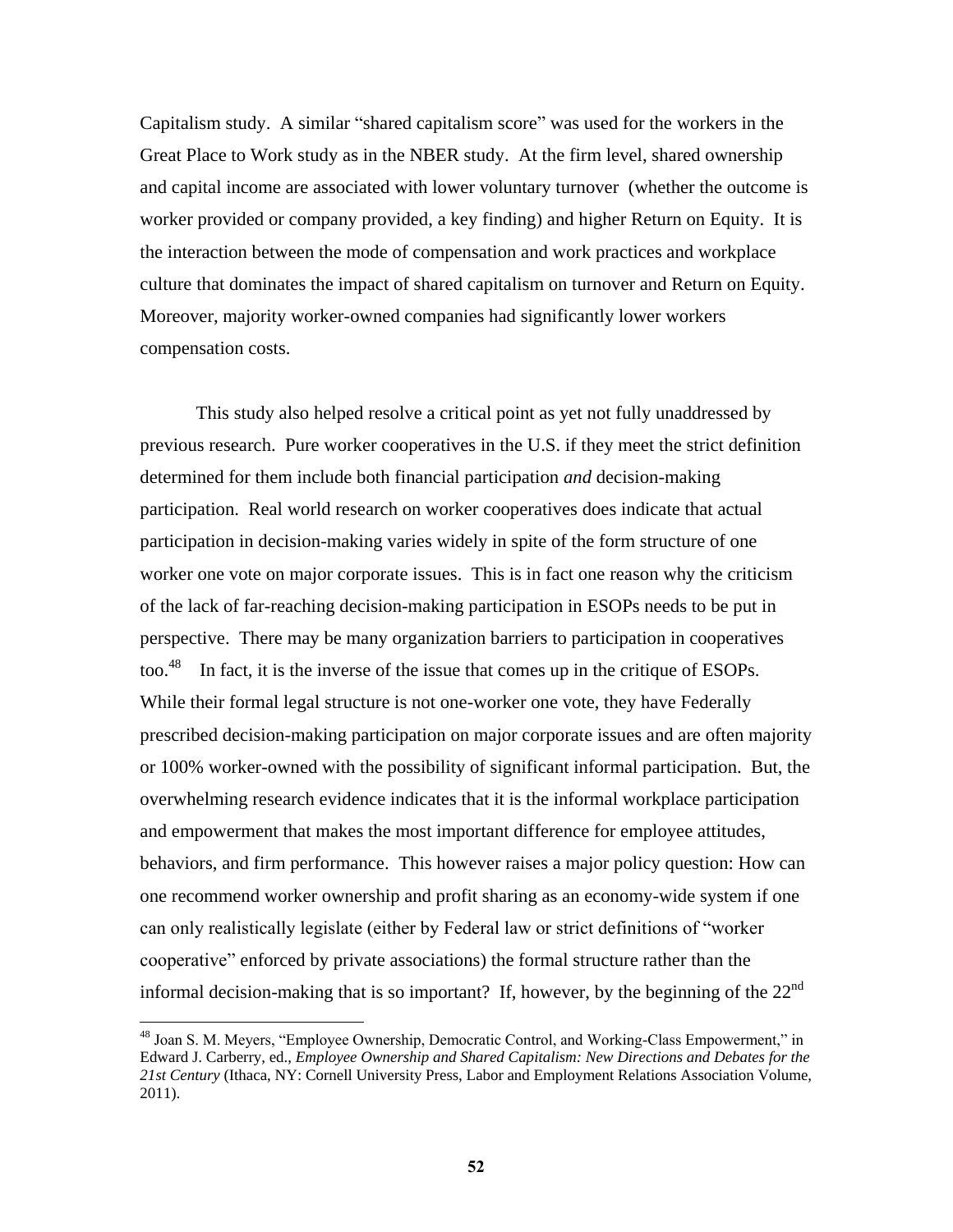Capitalism study. A similar "shared capitalism score" was used for the workers in the Great Place to Work study as in the NBER study. At the firm level, shared ownership and capital income are associated with lower voluntary turnover (whether the outcome is worker provided or company provided, a key finding) and higher Return on Equity. It is the interaction between the mode of compensation and work practices and workplace culture that dominates the impact of shared capitalism on turnover and Return on Equity. Moreover, majority worker-owned companies had significantly lower workers compensation costs.

This study also helped resolve a critical point as yet not fully unaddressed by previous research. Pure worker cooperatives in the U.S. if they meet the strict definition determined for them include both financial participation *and* decision-making participation. Real world research on worker cooperatives does indicate that actual participation in decision-making varies widely in spite of the form structure of one worker one vote on major corporate issues. This is in fact one reason why the criticism of the lack of far-reaching decision-making participation in ESOPs needs to be put in perspective. There may be many organization barriers to participation in cooperatives too.[48] In fact, it is the inverse of the issue that comes up in the critique of ESOPs. While their formal legal structure is not one-worker one vote, they have Federally prescribed decision-making participation on major corporate issues and are often majority or 100% worker-owned with the possibility of significant informal participation. But, the overwhelming research evidence indicates that it is the informal workplace participation and empowerment that makes the most important difference for employee attitudes, behaviors, and firm performance. This however raises a major policy question: How can one recommend worker ownership and profit sharing as an economy-wide system if one can only realistically legislate (either by Federal law or strict definitions of "worker cooperative" enforced by private associations) the formal structure rather than the informal decision-making that is so important? If, however, by the beginning of the 22nd

---

[48] Joan S. M. Meyers, "Employee Ownership, Democratic Control, and Working-Class Empowerment," in Edward J. Carberry, ed., *Employee Ownership and Shared Capitalism: New Directions and Debates for the 21st Century* (Ithaca, NY: Cornell University Press, Labor and Employment Relations Association Volume, 2011).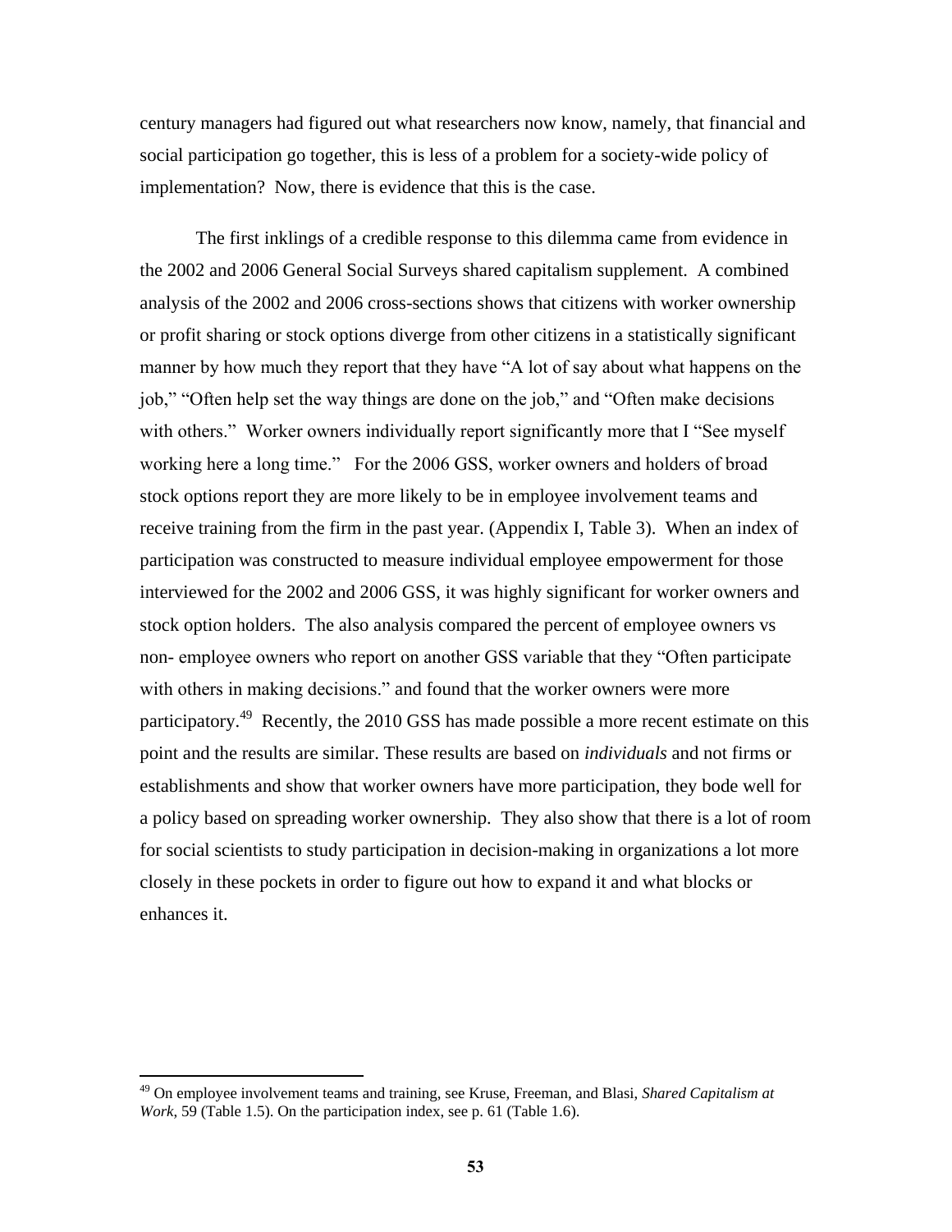century managers had figured out what researchers now know, namely, that financial and social participation go together, this is less of a problem for a society-wide policy of implementation? Now, there is evidence that this is the case.

The first inklings of a credible response to this dilemma came from evidence in the 2002 and 2006 General Social Surveys shared capitalism supplement. A combined analysis of the 2002 and 2006 cross-sections shows that citizens with worker ownership or profit sharing or stock options diverge from other citizens in a statistically significant manner by how much they report that they have "A lot of say about what happens on the job," "Often help set the way things are done on the job," and "Often make decisions with others." Worker owners individually report significantly more that I "See myself working here a long time." For the 2006 GSS, worker owners and holders of broad stock options report they are more likely to be in employee involvement teams and receive training from the firm in the past year. (Appendix I, Table 3). When an index of participation was constructed to measure individual employee empowerment for those interviewed for the 2002 and 2006 GSS, it was highly significant for worker owners and stock option holders. The also analysis compared the percent of employee owners vs non- employee owners who report on another GSS variable that they "Often participate with others in making decisions." and found that the worker owners were more participatory.[49] Recently, the 2010 GSS has made possible a more recent estimate on this point and the results are similar. These results are based on *individuals* and not firms or establishments and show that worker owners have more participation, they bode well for a policy based on spreading worker ownership. They also show that there is a lot of room for social scientists to study participation in decision-making in organizations a lot more closely in these pockets in order to figure out how to expand it and what blocks or enhances it.

---

[49] On employee involvement teams and training, see Kruse, Freeman, and Blasi, *Shared Capitalism at Work*, 59 (Table 1.5). On the participation index, see p. 61 (Table 1.6).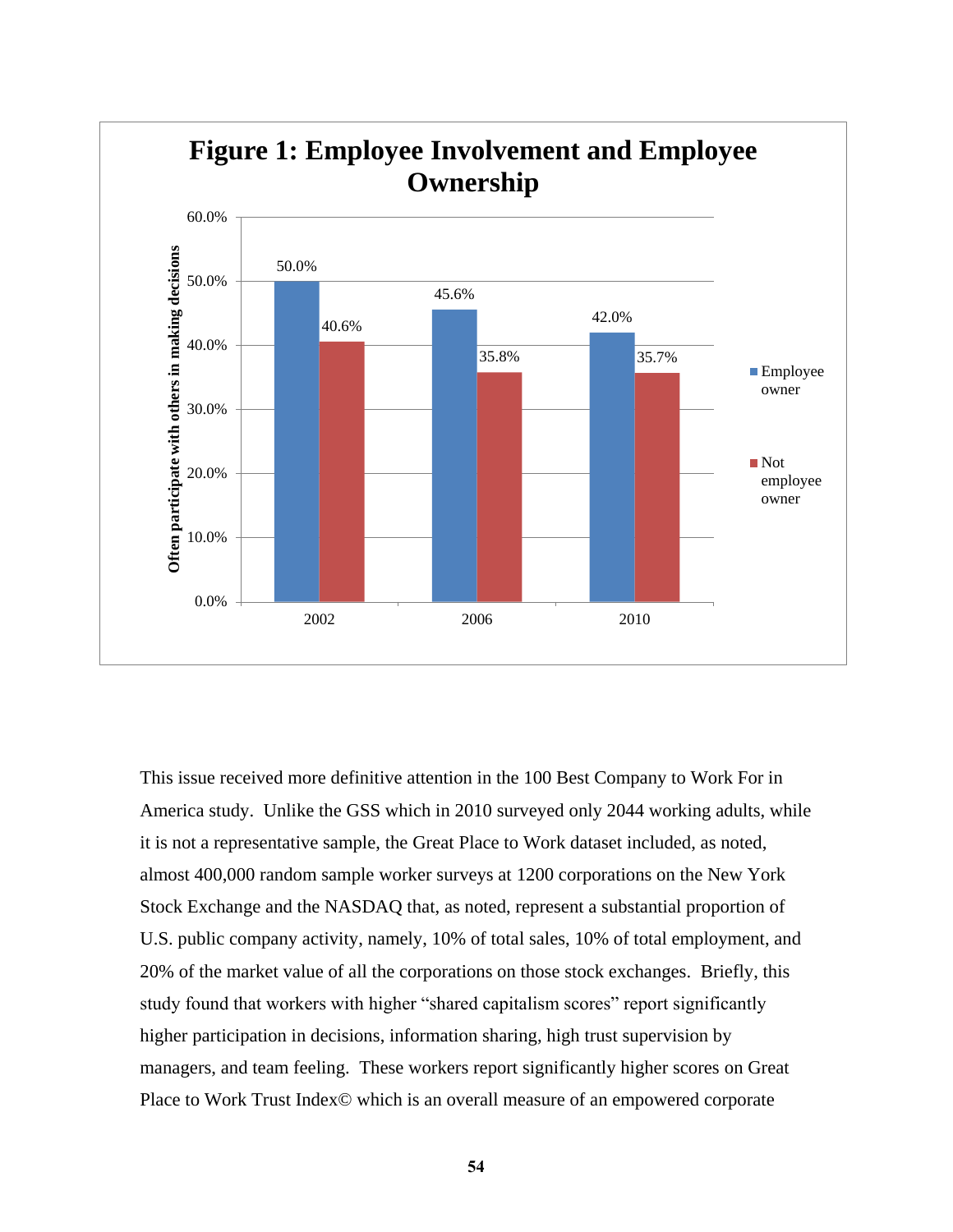**Figure 1: Employee Involvement and Employee Ownership**

| Often participate with others in making decisions | 2002 | 2006 | 2010 |
|---|---|---|---|
| Employee owner | 50.0% | 45.6% | 42.0% |
| Not employee owner | 40.6% | 35.8% | 35.7% |

This issue received more definitive attention in the 100 Best Company to Work For in America study. Unlike the GSS which in 2010 surveyed only 2044 working adults, while it is not a representative sample, the Great Place to Work dataset included, as noted, almost 400,000 random sample worker surveys at 1200 corporations on the New York Stock Exchange and the NASDAQ that, as noted, represent a substantial proportion of U.S. public company activity, namely, 10% of total sales, 10% of total employment, and 20% of the market value of all the corporations on those stock exchanges. Briefly, this study found that workers with higher "shared capitalism scores" report significantly higher participation in decisions, information sharing, high trust supervision by managers, and team feeling. These workers report significantly higher scores on Great Place to Work Trust Index© which is an overall measure of an empowered corporate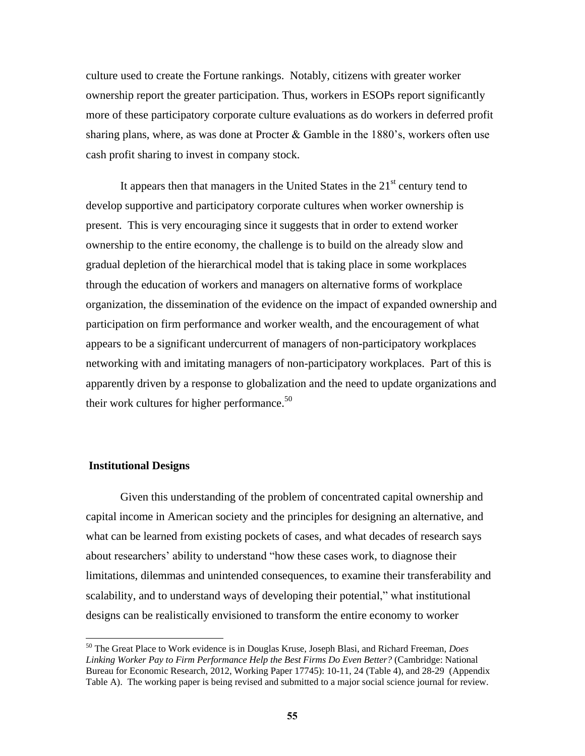culture used to create the Fortune rankings. Notably, citizens with greater worker ownership report the greater participation. Thus, workers in ESOPs report significantly more of these participatory corporate culture evaluations as do workers in deferred profit sharing plans, where, as was done at Procter & Gamble in the 1880's, workers often use cash profit sharing to invest in company stock.

It appears then that managers in the United States in the 21st century tend to develop supportive and participatory corporate cultures when worker ownership is present. This is very encouraging since it suggests that in order to extend worker ownership to the entire economy, the challenge is to build on the already slow and gradual depletion of the hierarchical model that is taking place in some workplaces through the education of workers and managers on alternative forms of workplace organization, the dissemination of the evidence on the impact of expanded ownership and participation on firm performance and worker wealth, and the encouragement of what appears to be a significant undercurrent of managers of non-participatory workplaces networking with and imitating managers of non-participatory workplaces. Part of this is apparently driven by a response to globalization and the need to update organizations and their work cultures for higher performance.[50]

## Institutional Designs

Given this understanding of the problem of concentrated capital ownership and capital income in American society and the principles for designing an alternative, and what can be learned from existing pockets of cases, and what decades of research says about researchers' ability to understand "how these cases work, to diagnose their limitations, dilemmas and unintended consequences, to examine their transferability and scalability, and to understand ways of developing their potential," what institutional designs can be realistically envisioned to transform the entire economy to worker

[50] The Great Place to Work evidence is in Douglas Kruse, Joseph Blasi, and Richard Freeman, *Does Linking Worker Pay to Firm Performance Help the Best Firms Do Even Better?* (Cambridge: National Bureau for Economic Research, 2012, Working Paper 17745): 10-11, 24 (Table 4), and 28-29 (Appendix Table A). The working paper is being revised and submitted to a major social science journal for review.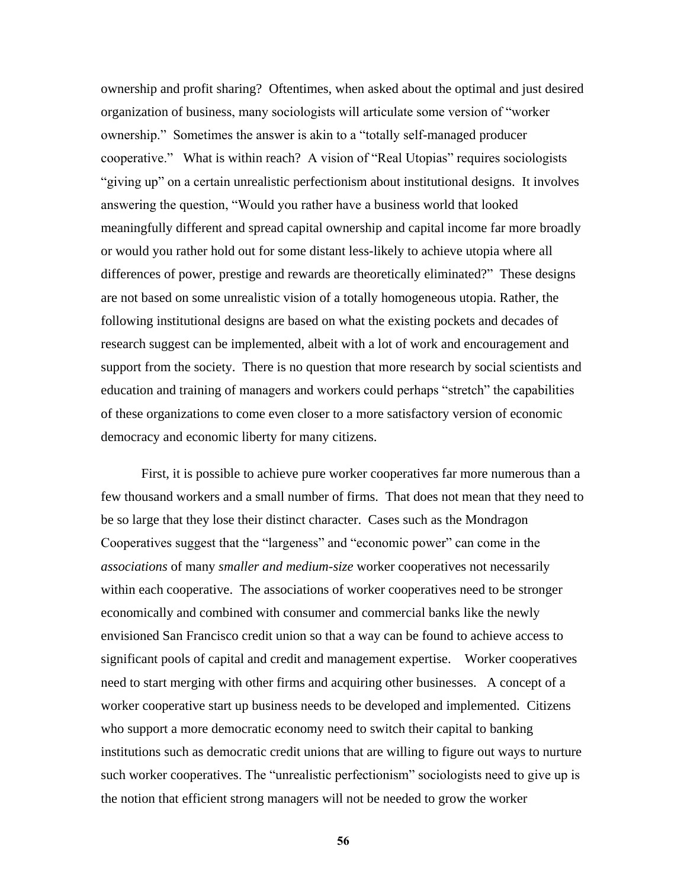ownership and profit sharing? Oftentimes, when asked about the optimal and just desired organization of business, many sociologists will articulate some version of "worker ownership." Sometimes the answer is akin to a "totally self-managed producer cooperative." What is within reach? A vision of "Real Utopias" requires sociologists "giving up" on a certain unrealistic perfectionism about institutional designs. It involves answering the question, "Would you rather have a business world that looked meaningfully different and spread capital ownership and capital income far more broadly or would you rather hold out for some distant less-likely to achieve utopia where all differences of power, prestige and rewards are theoretically eliminated?" These designs are not based on some unrealistic vision of a totally homogeneous utopia. Rather, the following institutional designs are based on what the existing pockets and decades of research suggest can be implemented, albeit with a lot of work and encouragement and support from the society. There is no question that more research by social scientists and education and training of managers and workers could perhaps "stretch" the capabilities of these organizations to come even closer to a more satisfactory version of economic democracy and economic liberty for many citizens.

First, it is possible to achieve pure worker cooperatives far more numerous than a few thousand workers and a small number of firms. That does not mean that they need to be so large that they lose their distinct character. Cases such as the Mondragon Cooperatives suggest that the "largeness" and "economic power" can come in the *associations* of many *smaller and medium-size* worker cooperatives not necessarily within each cooperative. The associations of worker cooperatives need to be stronger economically and combined with consumer and commercial banks like the newly envisioned San Francisco credit union so that a way can be found to achieve access to significant pools of capital and credit and management expertise. Worker cooperatives need to start merging with other firms and acquiring other businesses. A concept of a worker cooperative start up business needs to be developed and implemented. Citizens who support a more democratic economy need to switch their capital to banking institutions such as democratic credit unions that are willing to figure out ways to nurture such worker cooperatives. The "unrealistic perfectionism" sociologists need to give up is the notion that efficient strong managers will not be needed to grow the worker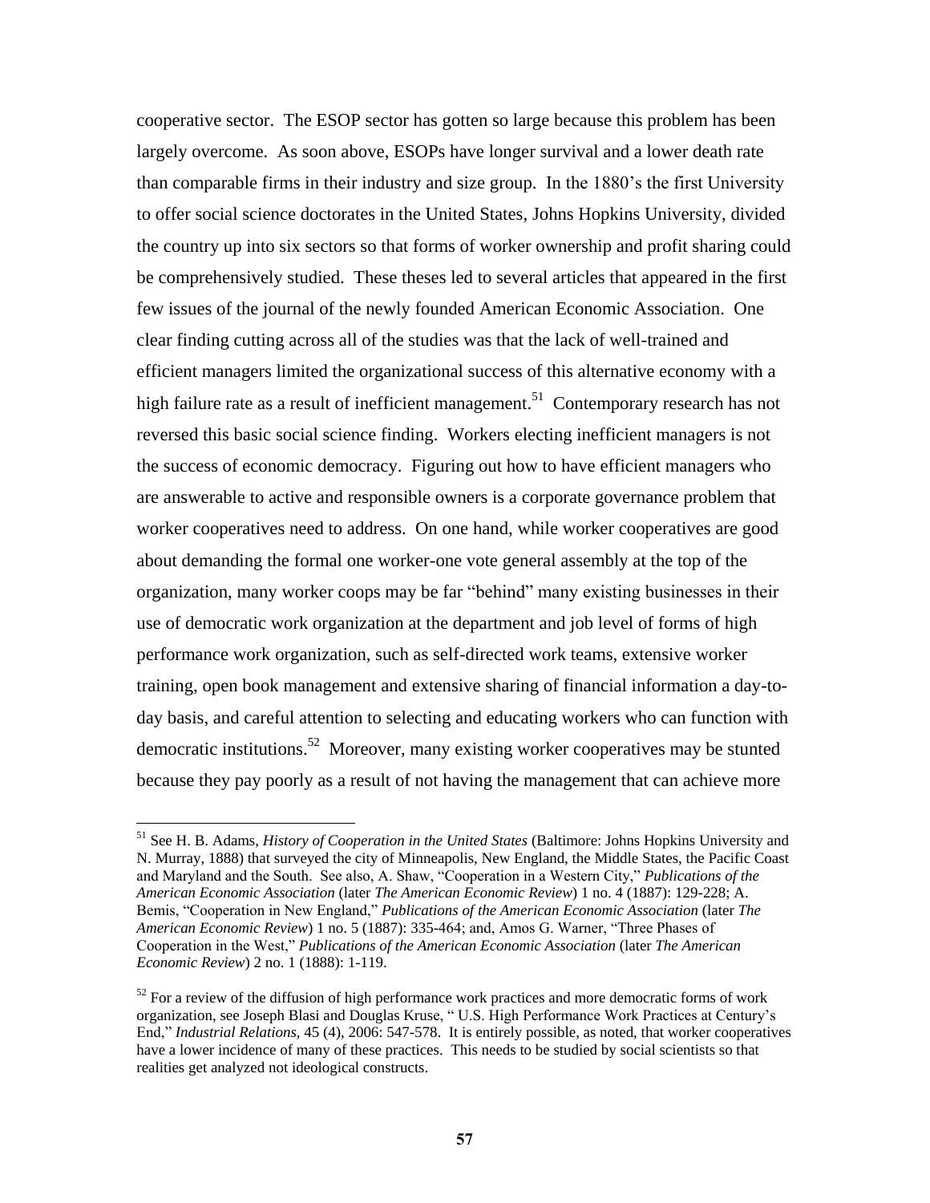cooperative sector. The ESOP sector has gotten so large because this problem has been largely overcome. As soon above, ESOPs have longer survival and a lower death rate than comparable firms in their industry and size group. In the 1880's the first University to offer social science doctorates in the United States, Johns Hopkins University, divided the country up into six sectors so that forms of worker ownership and profit sharing could be comprehensively studied. These theses led to several articles that appeared in the first few issues of the journal of the newly founded American Economic Association. One clear finding cutting across all of the studies was that the lack of well-trained and efficient managers limited the organizational success of this alternative economy with a high failure rate as a result of inefficient management.[51] Contemporary research has not reversed this basic social science finding. Workers electing inefficient managers is not the success of economic democracy. Figuring out how to have efficient managers who are answerable to active and responsible owners is a corporate governance problem that worker cooperatives need to address. On one hand, while worker cooperatives are good about demanding the formal one worker-one vote general assembly at the top of the organization, many worker coops may be far "behind" many existing businesses in their use of democratic work organization at the department and job level of forms of high performance work organization, such as self-directed work teams, extensive worker training, open book management and extensive sharing of financial information a day-to-day basis, and careful attention to selecting and educating workers who can function with democratic institutions.[52] Moreover, many existing worker cooperatives may be stunted because they pay poorly as a result of not having the management that can achieve more

---

[51] See H. B. Adams, *History of Cooperation in the United States* (Baltimore: Johns Hopkins University and N. Murray, 1888) that surveyed the city of Minneapolis, New England, the Middle States, the Pacific Coast and Maryland and the South. See also, A. Shaw, "Cooperation in a Western City," *Publications of the American Economic Association* (later *The American Economic Review*) 1 no. 4 (1887): 129-228; A. Bemis, "Cooperation in New England," *Publications of the American Economic Association* (later *The American Economic Review*) 1 no. 5 (1887): 335-464; and, Amos G. Warner, "Three Phases of Cooperation in the West," *Publications of the American Economic Association* (later *The American Economic Review*) 2 no. 1 (1888): 1-119.

[52] For a review of the diffusion of high performance work practices and more democratic forms of work organization, see Joseph Blasi and Douglas Kruse, " U.S. High Performance Work Practices at Century's End," *Industrial Relations,* 45 (4), 2006: 547-578. It is entirely possible, as noted, that worker cooperatives have a lower incidence of many of these practices. This needs to be studied by social scientists so that realities get analyzed not ideological constructs.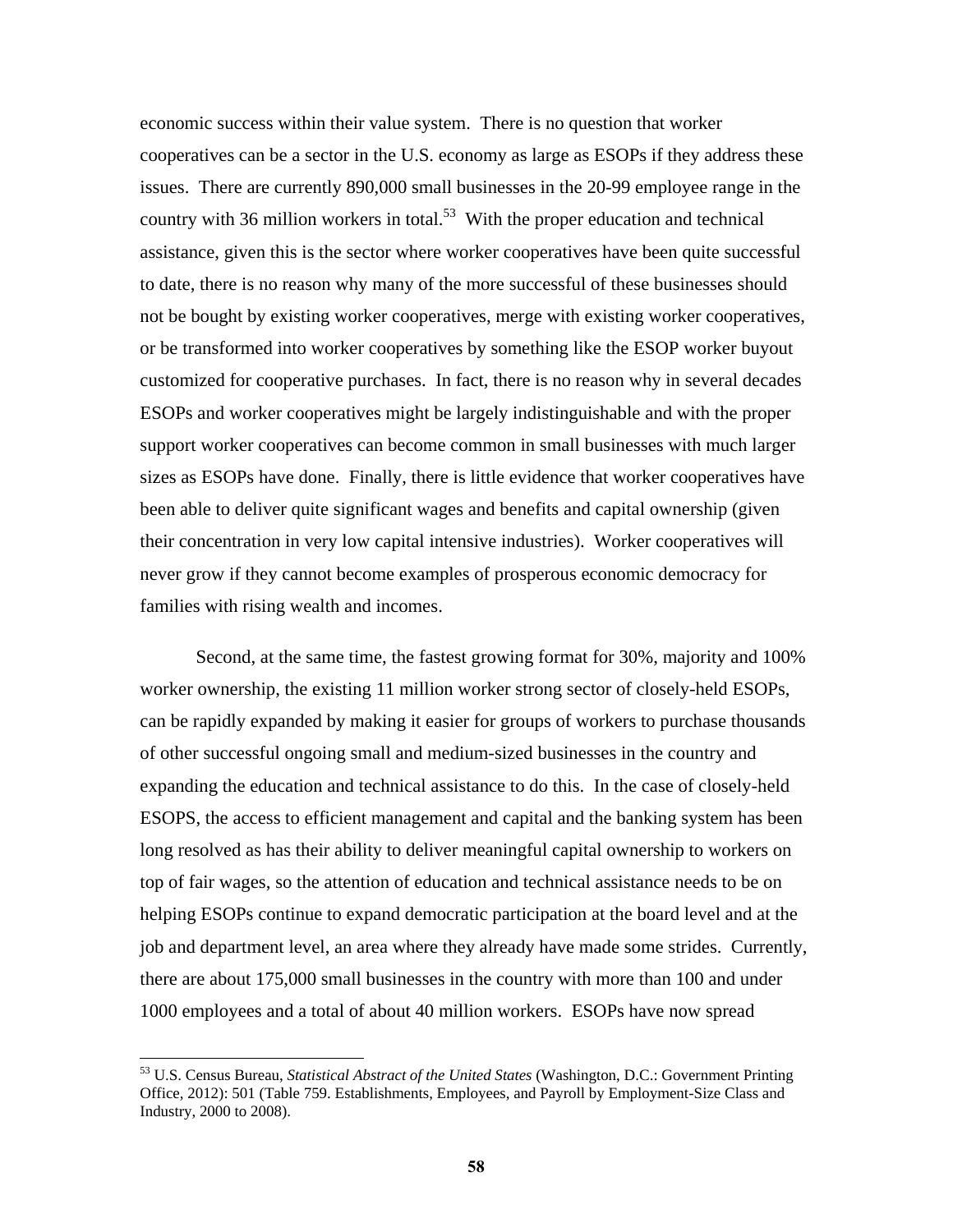economic success within their value system. There is no question that worker cooperatives can be a sector in the U.S. economy as large as ESOPs if they address these issues. There are currently 890,000 small businesses in the 20-99 employee range in the country with 36 million workers in total.[53] With the proper education and technical assistance, given this is the sector where worker cooperatives have been quite successful to date, there is no reason why many of the more successful of these businesses should not be bought by existing worker cooperatives, merge with existing worker cooperatives, or be transformed into worker cooperatives by something like the ESOP worker buyout customized for cooperative purchases. In fact, there is no reason why in several decades ESOPs and worker cooperatives might be largely indistinguishable and with the proper support worker cooperatives can become common in small businesses with much larger sizes as ESOPs have done. Finally, there is little evidence that worker cooperatives have been able to deliver quite significant wages and benefits and capital ownership (given their concentration in very low capital intensive industries). Worker cooperatives will never grow if they cannot become examples of prosperous economic democracy for families with rising wealth and incomes.

Second, at the same time, the fastest growing format for 30%, majority and 100% worker ownership, the existing 11 million worker strong sector of closely-held ESOPs, can be rapidly expanded by making it easier for groups of workers to purchase thousands of other successful ongoing small and medium-sized businesses in the country and expanding the education and technical assistance to do this. In the case of closely-held ESOPS, the access to efficient management and capital and the banking system has been long resolved as has their ability to deliver meaningful capital ownership to workers on top of fair wages, so the attention of education and technical assistance needs to be on helping ESOPs continue to expand democratic participation at the board level and at the job and department level, an area where they already have made some strides. Currently, there are about 175,000 small businesses in the country with more than 100 and under 1000 employees and a total of about 40 million workers. ESOPs have now spread

---

[53] U.S. Census Bureau, *Statistical Abstract of the United States* (Washington, D.C.: Government Printing Office, 2012): 501 (Table 759. Establishments, Employees, and Payroll by Employment-Size Class and Industry, 2000 to 2008).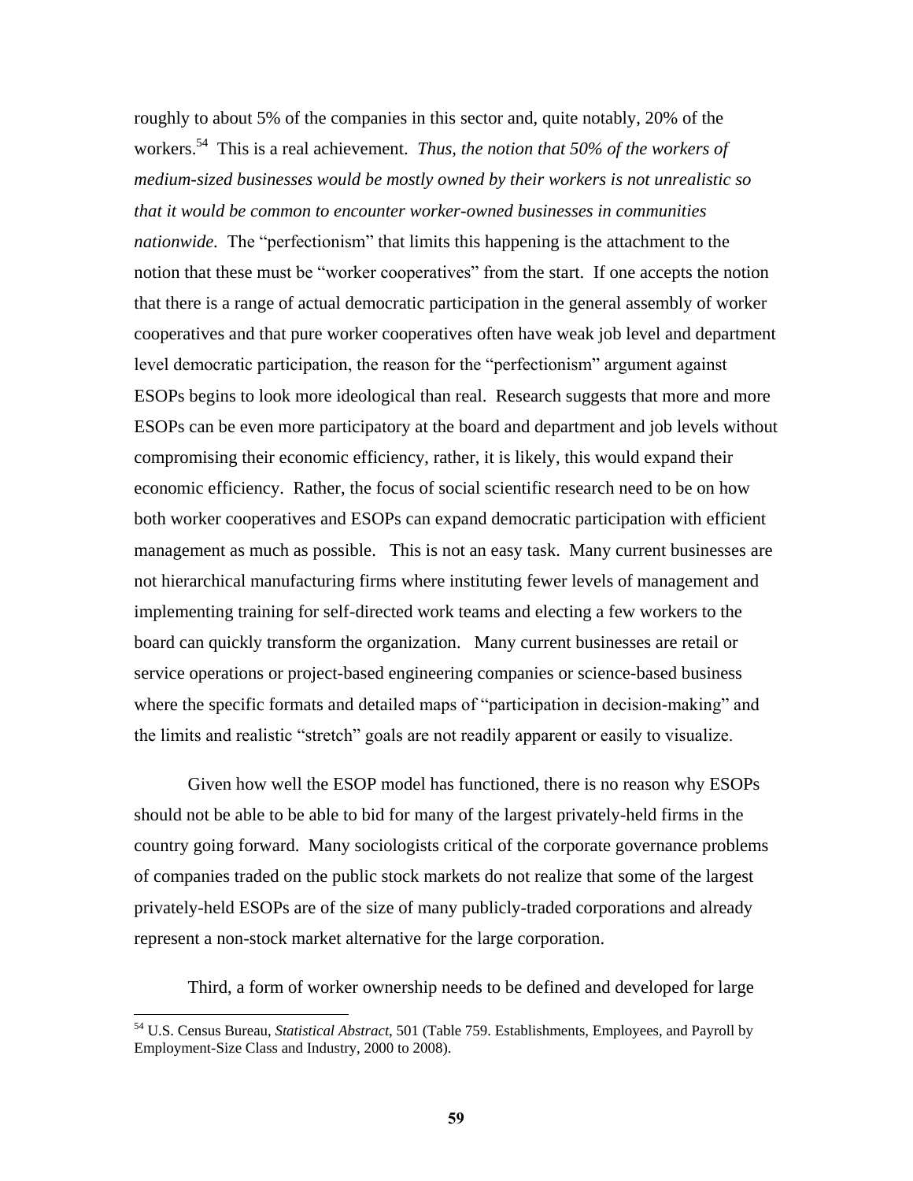roughly to about 5% of the companies in this sector and, quite notably, 20% of the workers.[54] This is a real achievement. *Thus, the notion that 50% of the workers of medium-sized businesses would be mostly owned by their workers is not unrealistic so that it would be common to encounter worker-owned businesses in communities nationwide.* The "perfectionism" that limits this happening is the attachment to the notion that these must be "worker cooperatives" from the start. If one accepts the notion that there is a range of actual democratic participation in the general assembly of worker cooperatives and that pure worker cooperatives often have weak job level and department level democratic participation, the reason for the "perfectionism" argument against ESOPs begins to look more ideological than real. Research suggests that more and more ESOPs can be even more participatory at the board and department and job levels without compromising their economic efficiency, rather, it is likely, this would expand their economic efficiency. Rather, the focus of social scientific research need to be on how both worker cooperatives and ESOPs can expand democratic participation with efficient management as much as possible. This is not an easy task. Many current businesses are not hierarchical manufacturing firms where instituting fewer levels of management and implementing training for self-directed work teams and electing a few workers to the board can quickly transform the organization. Many current businesses are retail or service operations or project-based engineering companies or science-based business where the specific formats and detailed maps of "participation in decision-making" and the limits and realistic "stretch" goals are not readily apparent or easily to visualize.

Given how well the ESOP model has functioned, there is no reason why ESOPs should not be able to be able to bid for many of the largest privately-held firms in the country going forward. Many sociologists critical of the corporate governance problems of companies traded on the public stock markets do not realize that some of the largest privately-held ESOPs are of the size of many publicly-traded corporations and already represent a non-stock market alternative for the large corporation.

Third, a form of worker ownership needs to be defined and developed for large

---

[54] U.S. Census Bureau, *Statistical Abstract*, 501 (Table 759. Establishments, Employees, and Payroll by Employment-Size Class and Industry, 2000 to 2008).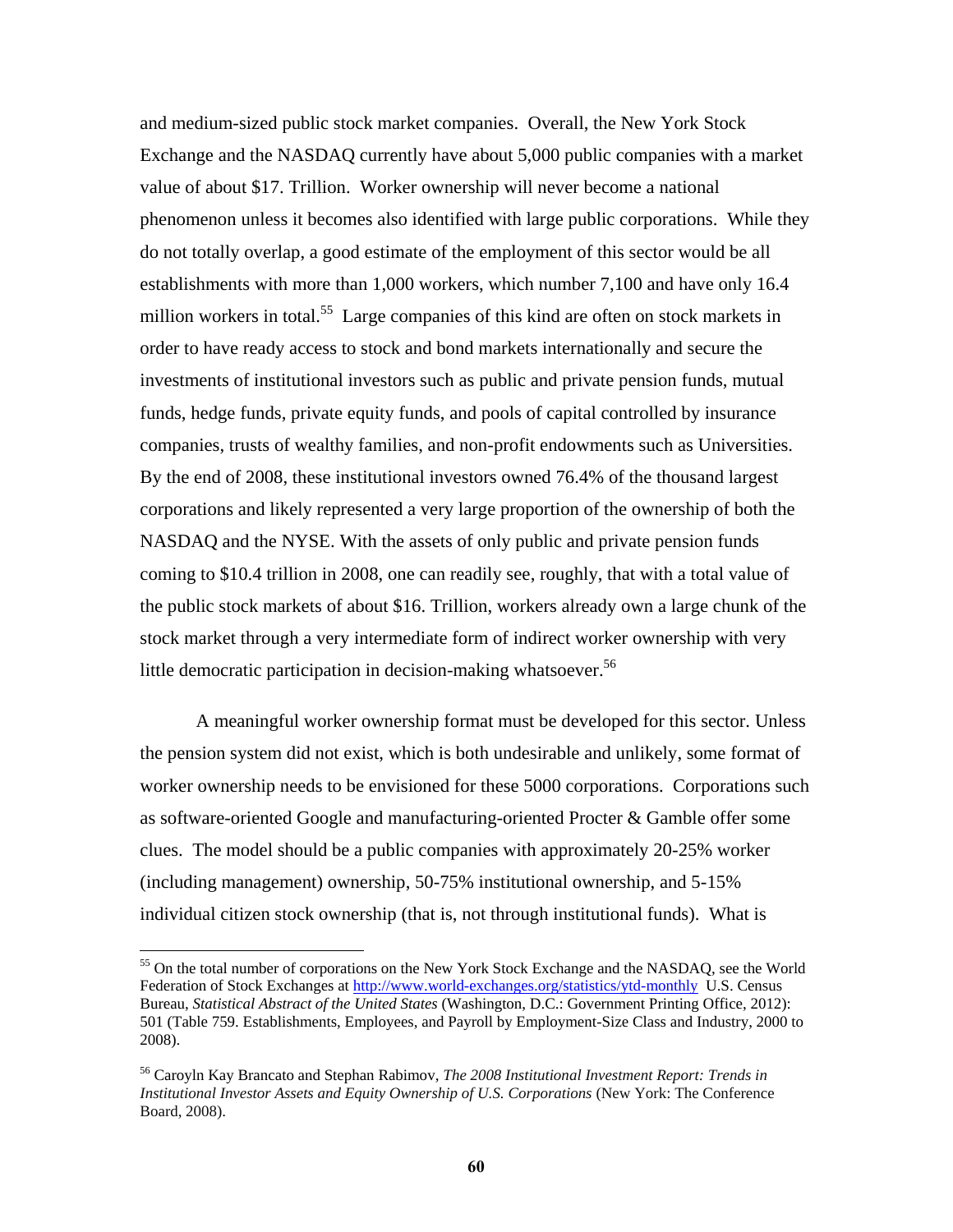and medium-sized public stock market companies. Overall, the New York Stock Exchange and the NASDAQ currently have about 5,000 public companies with a market value of about $17. Trillion. Worker ownership will never become a national phenomenon unless it becomes also identified with large public corporations. While they do not totally overlap, a good estimate of the employment of this sector would be all establishments with more than 1,000 workers, which number 7,100 and have only 16.4 million workers in total.[55] Large companies of this kind are often on stock markets in order to have ready access to stock and bond markets internationally and secure the investments of institutional investors such as public and private pension funds, mutual funds, hedge funds, private equity funds, and pools of capital controlled by insurance companies, trusts of wealthy families, and non-profit endowments such as Universities. By the end of 2008, these institutional investors owned 76.4% of the thousand largest corporations and likely represented a very large proportion of the ownership of both the NASDAQ and the NYSE. With the assets of only public and private pension funds coming to $10.4 trillion in 2008, one can readily see, roughly, that with a total value of the public stock markets of about $16. Trillion, workers already own a large chunk of the stock market through a very intermediate form of indirect worker ownership with very little democratic participation in decision-making whatsoever.[56]

A meaningful worker ownership format must be developed for this sector. Unless the pension system did not exist, which is both undesirable and unlikely, some format of worker ownership needs to be envisioned for these 5000 corporations. Corporations such as software-oriented Google and manufacturing-oriented Procter & Gamble offer some clues. The model should be a public companies with approximately 20-25% worker (including management) ownership, 50-75% institutional ownership, and 5-15% individual citizen stock ownership (that is, not through institutional funds). What is

---

[55] On the total number of corporations on the New York Stock Exchange and the NASDAQ, see the World Federation of Stock Exchanges at http://www.world-exchanges.org/statistics/ytd-monthly U.S. Census Bureau, *Statistical Abstract of the United States* (Washington, D.C.: Government Printing Office, 2012): 501 (Table 759. Establishments, Employees, and Payroll by Employment-Size Class and Industry, 2000 to 2008).

[56] Caroyln Kay Brancato and Stephan Rabimov, *The 2008 Institutional Investment Report: Trends in Institutional Investor Assets and Equity Ownership of U.S. Corporations* (New York: The Conference Board, 2008).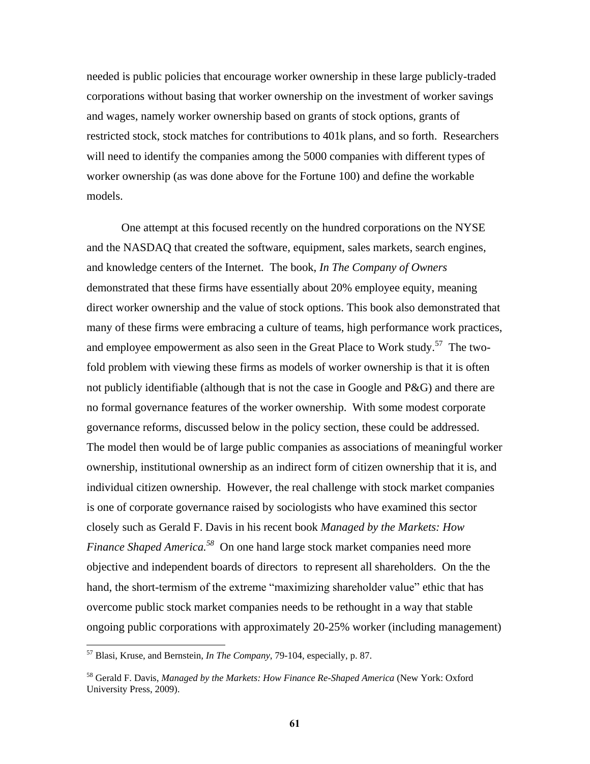needed is public policies that encourage worker ownership in these large publicly-traded corporations without basing that worker ownership on the investment of worker savings and wages, namely worker ownership based on grants of stock options, grants of restricted stock, stock matches for contributions to 401k plans, and so forth. Researchers will need to identify the companies among the 5000 companies with different types of worker ownership (as was done above for the Fortune 100) and define the workable models.

One attempt at this focused recently on the hundred corporations on the NYSE and the NASDAQ that created the software, equipment, sales markets, search engines, and knowledge centers of the Internet. The book, *In The Company of Owners* demonstrated that these firms have essentially about 20% employee equity, meaning direct worker ownership and the value of stock options. This book also demonstrated that many of these firms were embracing a culture of teams, high performance work practices, and employee empowerment as also seen in the Great Place to Work study.[57] The two-fold problem with viewing these firms as models of worker ownership is that it is often not publicly identifiable (although that is not the case in Google and P&G) and there are no formal governance features of the worker ownership. With some modest corporate governance reforms, discussed below in the policy section, these could be addressed. The model then would be of large public companies as associations of meaningful worker ownership, institutional ownership as an indirect form of citizen ownership that it is, and individual citizen ownership. However, the real challenge with stock market companies is one of corporate governance raised by sociologists who have examined this sector closely such as Gerald F. Davis in his recent book *Managed by the Markets: How Finance Shaped America.*[58] On one hand large stock market companies need more objective and independent boards of directors to represent all shareholders. On the the hand, the short-termism of the extreme "maximizing shareholder value" ethic that has overcome public stock market companies needs to be rethought in a way that stable ongoing public corporations with approximately 20-25% worker (including management)

---

[57] Blasi, Kruse, and Bernstein, *In The Company*, 79-104, especially, p. 87.

[58] Gerald F. Davis, *Managed by the Markets: How Finance Re-Shaped America* (New York: Oxford University Press, 2009).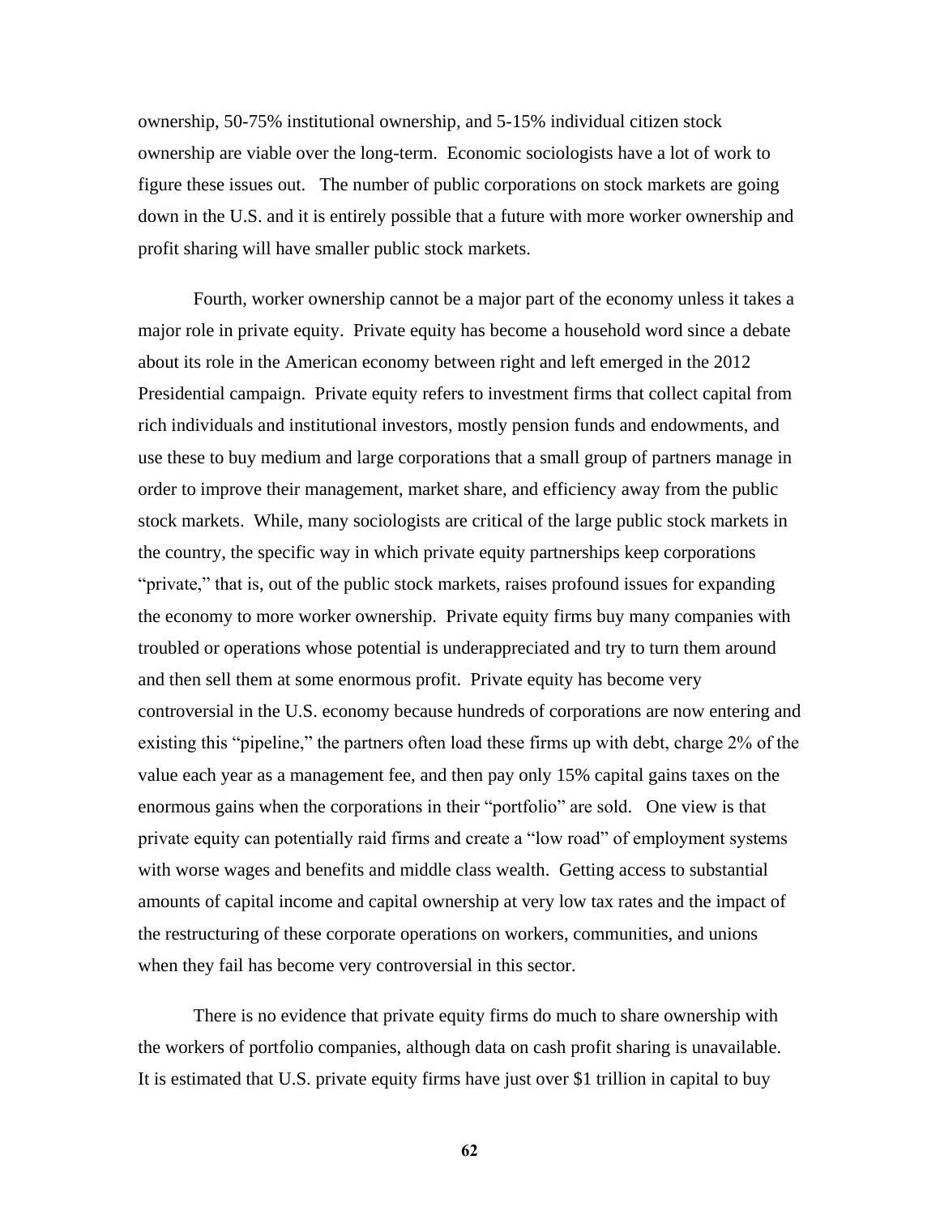ownership, 50-75% institutional ownership, and 5-15% individual citizen stock ownership are viable over the long-term. Economic sociologists have a lot of work to figure these issues out. The number of public corporations on stock markets are going down in the U.S. and it is entirely possible that a future with more worker ownership and profit sharing will have smaller public stock markets.

Fourth, worker ownership cannot be a major part of the economy unless it takes a major role in private equity. Private equity has become a household word since a debate about its role in the American economy between right and left emerged in the 2012 Presidential campaign. Private equity refers to investment firms that collect capital from rich individuals and institutional investors, mostly pension funds and endowments, and use these to buy medium and large corporations that a small group of partners manage in order to improve their management, market share, and efficiency away from the public stock markets. While, many sociologists are critical of the large public stock markets in the country, the specific way in which private equity partnerships keep corporations "private," that is, out of the public stock markets, raises profound issues for expanding the economy to more worker ownership. Private equity firms buy many companies with troubled or operations whose potential is underappreciated and try to turn them around and then sell them at some enormous profit. Private equity has become very controversial in the U.S. economy because hundreds of corporations are now entering and existing this "pipeline," the partners often load these firms up with debt, charge 2% of the value each year as a management fee, and then pay only 15% capital gains taxes on the enormous gains when the corporations in their "portfolio" are sold. One view is that private equity can potentially raid firms and create a "low road" of employment systems with worse wages and benefits and middle class wealth. Getting access to substantial amounts of capital income and capital ownership at very low tax rates and the impact of the restructuring of these corporate operations on workers, communities, and unions when they fail has become very controversial in this sector.

There is no evidence that private equity firms do much to share ownership with the workers of portfolio companies, although data on cash profit sharing is unavailable. It is estimated that U.S. private equity firms have just over $1 trillion in capital to buy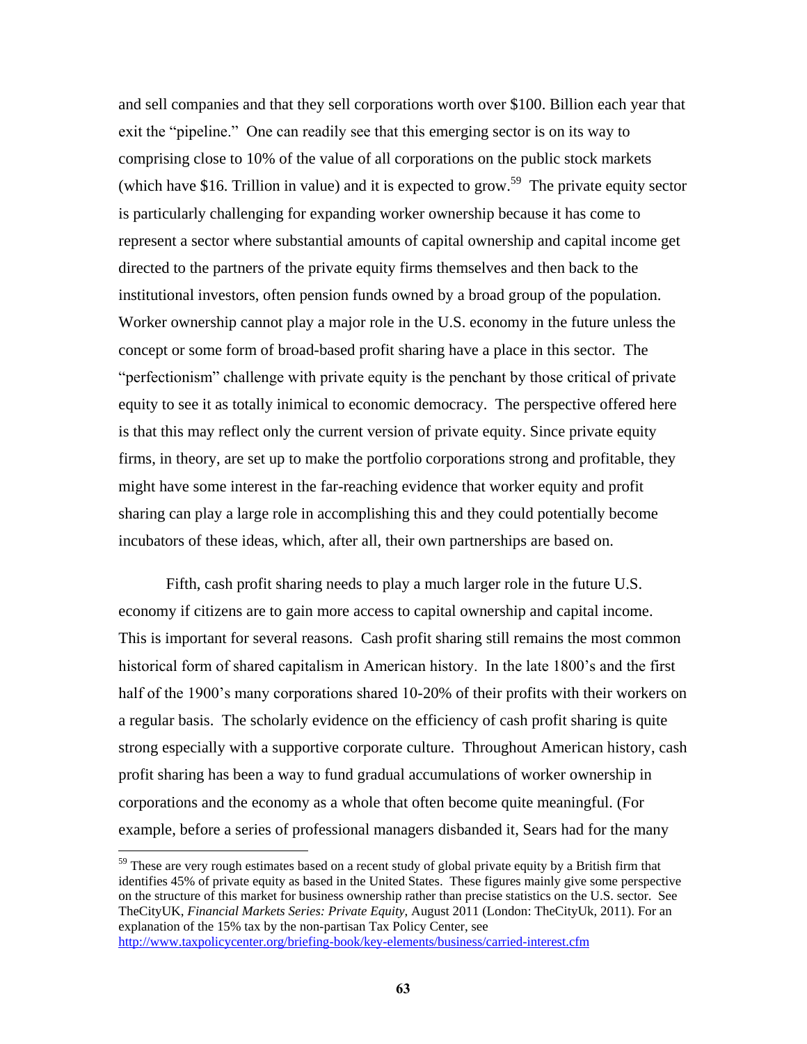and sell companies and that they sell corporations worth over $100. Billion each year that exit the "pipeline." One can readily see that this emerging sector is on its way to comprising close to 10% of the value of all corporations on the public stock markets (which have $16. Trillion in value) and it is expected to grow.[59] The private equity sector is particularly challenging for expanding worker ownership because it has come to represent a sector where substantial amounts of capital ownership and capital income get directed to the partners of the private equity firms themselves and then back to the institutional investors, often pension funds owned by a broad group of the population. Worker ownership cannot play a major role in the U.S. economy in the future unless the concept or some form of broad-based profit sharing have a place in this sector. The "perfectionism" challenge with private equity is the penchant by those critical of private equity to see it as totally inimical to economic democracy. The perspective offered here is that this may reflect only the current version of private equity. Since private equity firms, in theory, are set up to make the portfolio corporations strong and profitable, they might have some interest in the far-reaching evidence that worker equity and profit sharing can play a large role in accomplishing this and they could potentially become incubators of these ideas, which, after all, their own partnerships are based on.

Fifth, cash profit sharing needs to play a much larger role in the future U.S. economy if citizens are to gain more access to capital ownership and capital income. This is important for several reasons. Cash profit sharing still remains the most common historical form of shared capitalism in American history. In the late 1800's and the first half of the 1900's many corporations shared 10-20% of their profits with their workers on a regular basis. The scholarly evidence on the efficiency of cash profit sharing is quite strong especially with a supportive corporate culture. Throughout American history, cash profit sharing has been a way to fund gradual accumulations of worker ownership in corporations and the economy as a whole that often become quite meaningful. (For example, before a series of professional managers disbanded it, Sears had for the many

---

[59] These are very rough estimates based on a recent study of global private equity by a British firm that identifies 45% of private equity as based in the United States. These figures mainly give some perspective on the structure of this market for business ownership rather than precise statistics on the U.S. sector. See TheCityUK, *Financial Markets Series: Private Equity,* August 2011 (London: TheCityUk, 2011). For an explanation of the 15% tax by the non-partisan Tax Policy Center, see http://www.taxpolicycenter.org/briefing-book/key-elements/business/carried-interest.cfm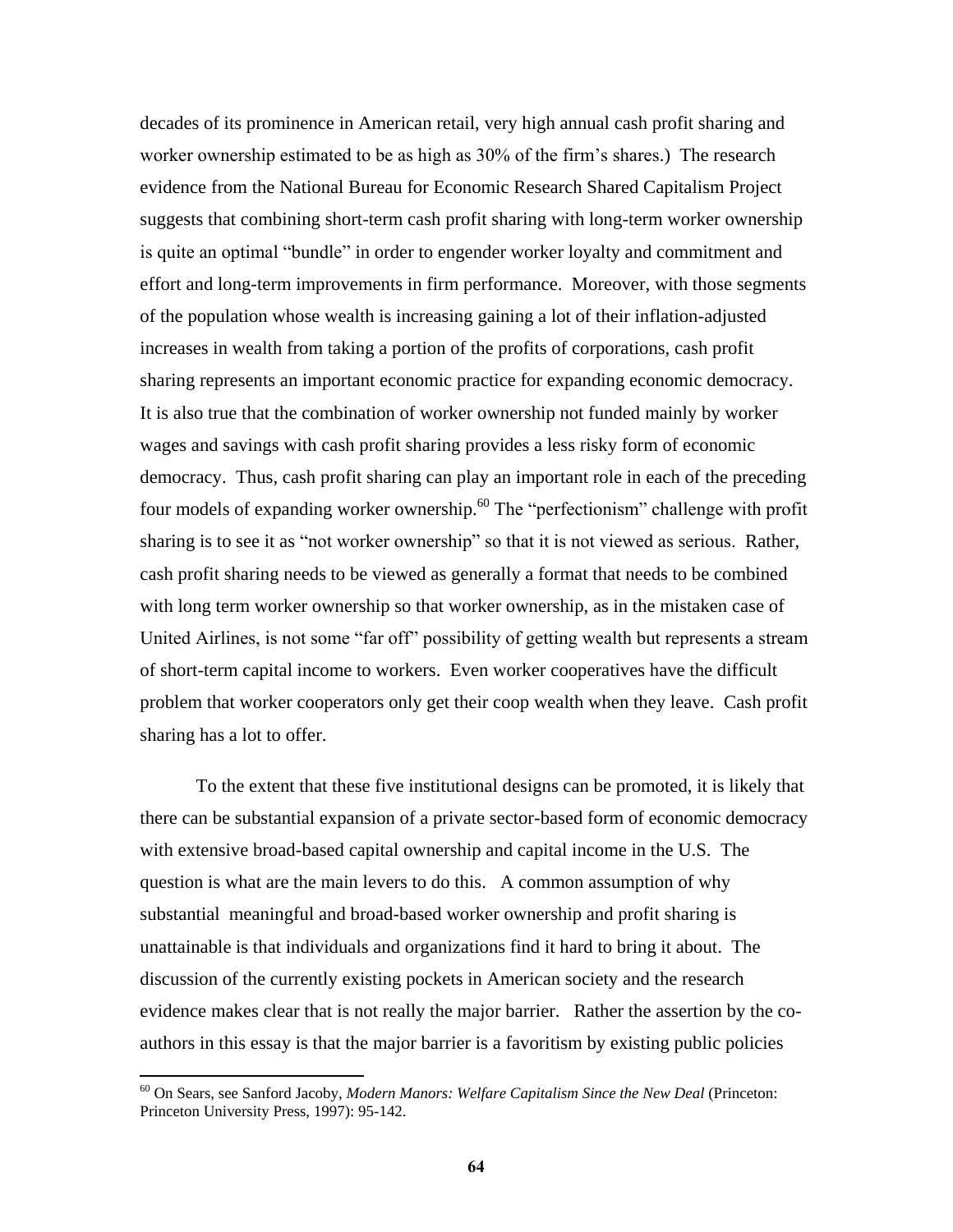decades of its prominence in American retail, very high annual cash profit sharing and worker ownership estimated to be as high as 30% of the firm's shares.) The research evidence from the National Bureau for Economic Research Shared Capitalism Project suggests that combining short-term cash profit sharing with long-term worker ownership is quite an optimal "bundle" in order to engender worker loyalty and commitment and effort and long-term improvements in firm performance. Moreover, with those segments of the population whose wealth is increasing gaining a lot of their inflation-adjusted increases in wealth from taking a portion of the profits of corporations, cash profit sharing represents an important economic practice for expanding economic democracy. It is also true that the combination of worker ownership not funded mainly by worker wages and savings with cash profit sharing provides a less risky form of economic democracy. Thus, cash profit sharing can play an important role in each of the preceding four models of expanding worker ownership.[60] The "perfectionism" challenge with profit sharing is to see it as "not worker ownership" so that it is not viewed as serious. Rather, cash profit sharing needs to be viewed as generally a format that needs to be combined with long term worker ownership so that worker ownership, as in the mistaken case of United Airlines, is not some "far off" possibility of getting wealth but represents a stream of short-term capital income to workers. Even worker cooperatives have the difficult problem that worker cooperators only get their coop wealth when they leave. Cash profit sharing has a lot to offer.

To the extent that these five institutional designs can be promoted, it is likely that there can be substantial expansion of a private sector-based form of economic democracy with extensive broad-based capital ownership and capital income in the U.S. The question is what are the main levers to do this. A common assumption of why substantial meaningful and broad-based worker ownership and profit sharing is unattainable is that individuals and organizations find it hard to bring it about. The discussion of the currently existing pockets in American society and the research evidence makes clear that is not really the major barrier. Rather the assertion by the co-authors in this essay is that the major barrier is a favoritism by existing public policies

---

[60] On Sears, see Sanford Jacoby, *Modern Manors: Welfare Capitalism Since the New Deal* (Princeton: Princeton University Press, 1997): 95-142.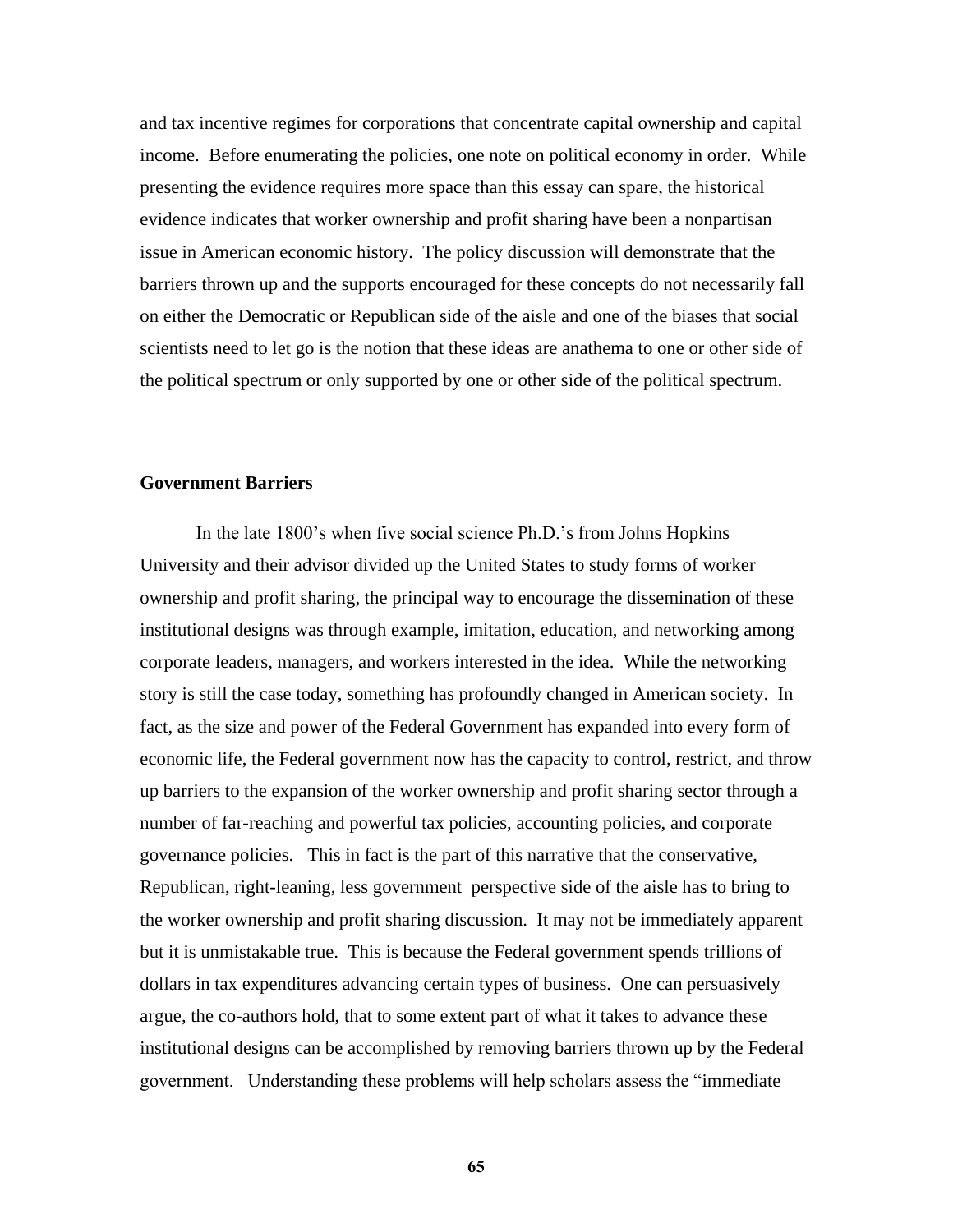and tax incentive regimes for corporations that concentrate capital ownership and capital income. Before enumerating the policies, one note on political economy in order. While presenting the evidence requires more space than this essay can spare, the historical evidence indicates that worker ownership and profit sharing have been a nonpartisan issue in American economic history. The policy discussion will demonstrate that the barriers thrown up and the supports encouraged for these concepts do not necessarily fall on either the Democratic or Republican side of the aisle and one of the biases that social scientists need to let go is the notion that these ideas are anathema to one or other side of the political spectrum or only supported by one or other side of the political spectrum.

**Government Barriers**

In the late 1800's when five social science Ph.D.'s from Johns Hopkins University and their advisor divided up the United States to study forms of worker ownership and profit sharing, the principal way to encourage the dissemination of these institutional designs was through example, imitation, education, and networking among corporate leaders, managers, and workers interested in the idea. While the networking story is still the case today, something has profoundly changed in American society. In fact, as the size and power of the Federal Government has expanded into every form of economic life, the Federal government now has the capacity to control, restrict, and throw up barriers to the expansion of the worker ownership and profit sharing sector through a number of far-reaching and powerful tax policies, accounting policies, and corporate governance policies. This in fact is the part of this narrative that the conservative, Republican, right-leaning, less government perspective side of the aisle has to bring to the worker ownership and profit sharing discussion. It may not be immediately apparent but it is unmistakable true. This is because the Federal government spends trillions of dollars in tax expenditures advancing certain types of business. One can persuasively argue, the co-authors hold, that to some extent part of what it takes to advance these institutional designs can be accomplished by removing barriers thrown up by the Federal government. Understanding these problems will help scholars assess the "immediate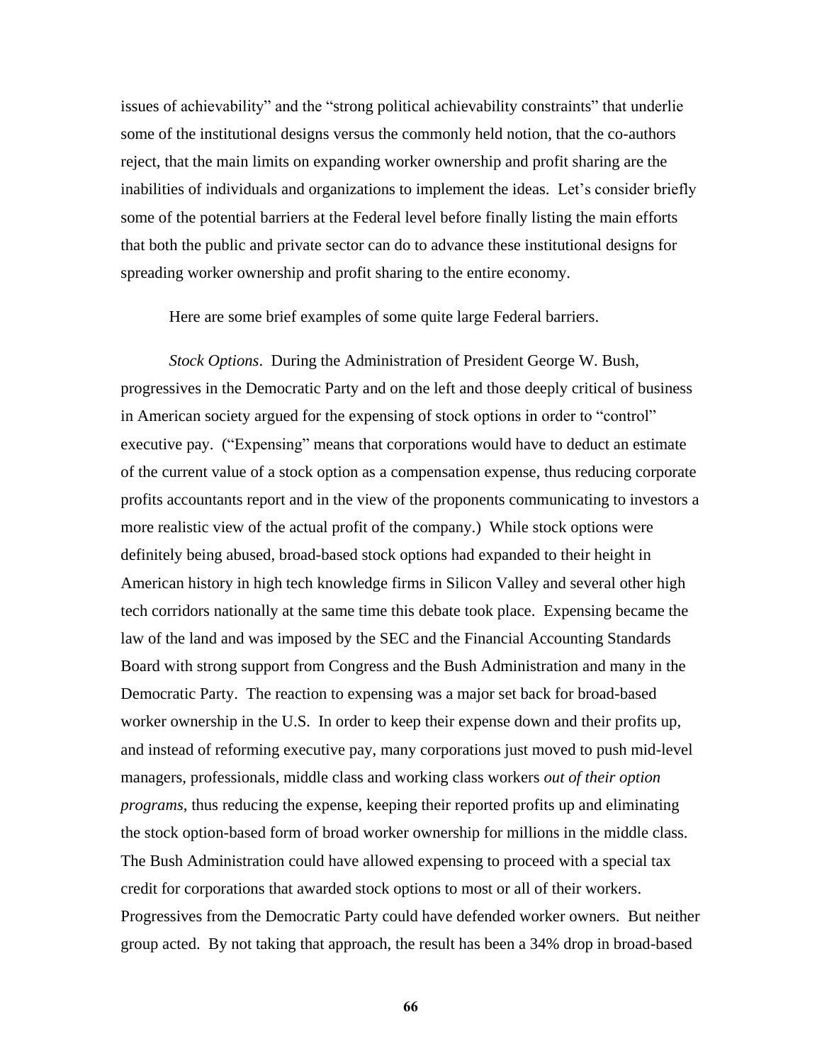issues of achievability" and the "strong political achievability constraints" that underlie some of the institutional designs versus the commonly held notion, that the co-authors reject, that the main limits on expanding worker ownership and profit sharing are the inabilities of individuals and organizations to implement the ideas. Let's consider briefly some of the potential barriers at the Federal level before finally listing the main efforts that both the public and private sector can do to advance these institutional designs for spreading worker ownership and profit sharing to the entire economy.

Here are some brief examples of some quite large Federal barriers.

*Stock Options*. During the Administration of President George W. Bush, progressives in the Democratic Party and on the left and those deeply critical of business in American society argued for the expensing of stock options in order to "control" executive pay. ("Expensing" means that corporations would have to deduct an estimate of the current value of a stock option as a compensation expense, thus reducing corporate profits accountants report and in the view of the proponents communicating to investors a more realistic view of the actual profit of the company.) While stock options were definitely being abused, broad-based stock options had expanded to their height in American history in high tech knowledge firms in Silicon Valley and several other high tech corridors nationally at the same time this debate took place. Expensing became the law of the land and was imposed by the SEC and the Financial Accounting Standards Board with strong support from Congress and the Bush Administration and many in the Democratic Party. The reaction to expensing was a major set back for broad-based worker ownership in the U.S. In order to keep their expense down and their profits up, and instead of reforming executive pay, many corporations just moved to push mid-level managers, professionals, middle class and working class workers *out of their option programs*, thus reducing the expense, keeping their reported profits up and eliminating the stock option-based form of broad worker ownership for millions in the middle class. The Bush Administration could have allowed expensing to proceed with a special tax credit for corporations that awarded stock options to most or all of their workers. Progressives from the Democratic Party could have defended worker owners. But neither group acted. By not taking that approach, the result has been a 34% drop in broad-based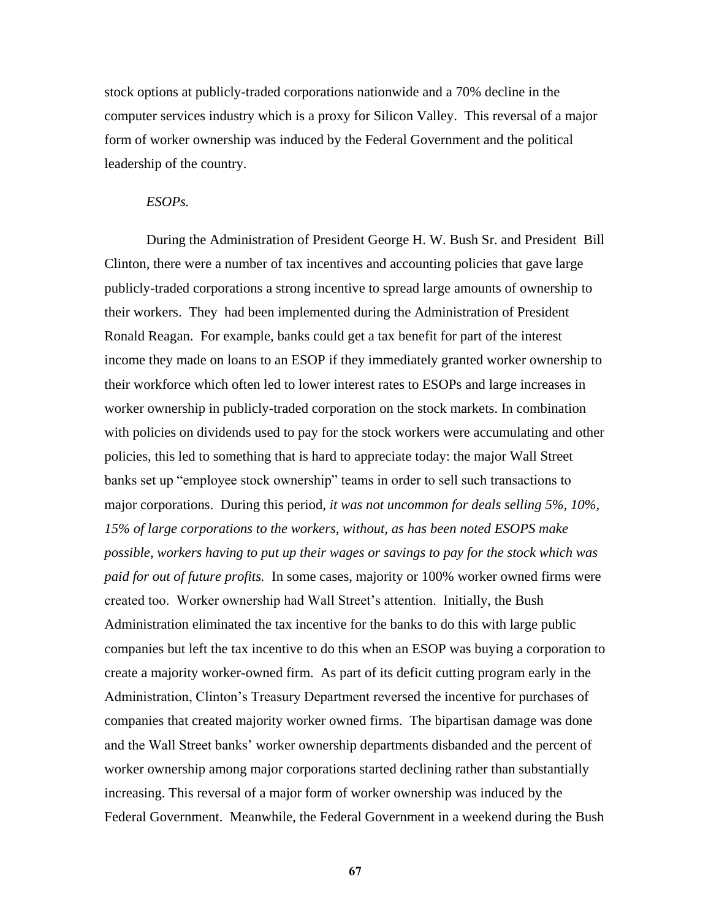stock options at publicly-traded corporations nationwide and a 70% decline in the computer services industry which is a proxy for Silicon Valley. This reversal of a major form of worker ownership was induced by the Federal Government and the political leadership of the country.

*ESOPs.*

During the Administration of President George H. W. Bush Sr. and President Bill Clinton, there were a number of tax incentives and accounting policies that gave large publicly-traded corporations a strong incentive to spread large amounts of ownership to their workers. They had been implemented during the Administration of President Ronald Reagan. For example, banks could get a tax benefit for part of the interest income they made on loans to an ESOP if they immediately granted worker ownership to their workforce which often led to lower interest rates to ESOPs and large increases in worker ownership in publicly-traded corporation on the stock markets. In combination with policies on dividends used to pay for the stock workers were accumulating and other policies, this led to something that is hard to appreciate today: the major Wall Street banks set up "employee stock ownership" teams in order to sell such transactions to major corporations. During this period, *it was not uncommon for deals selling 5%, 10%, 15% of large corporations to the workers, without, as has been noted ESOPS make possible, workers having to put up their wages or savings to pay for the stock which was paid for out of future profits.* In some cases, majority or 100% worker owned firms were created too. Worker ownership had Wall Street's attention. Initially, the Bush Administration eliminated the tax incentive for the banks to do this with large public companies but left the tax incentive to do this when an ESOP was buying a corporation to create a majority worker-owned firm. As part of its deficit cutting program early in the Administration, Clinton's Treasury Department reversed the incentive for purchases of companies that created majority worker owned firms. The bipartisan damage was done and the Wall Street banks' worker ownership departments disbanded and the percent of worker ownership among major corporations started declining rather than substantially increasing. This reversal of a major form of worker ownership was induced by the Federal Government. Meanwhile, the Federal Government in a weekend during the Bush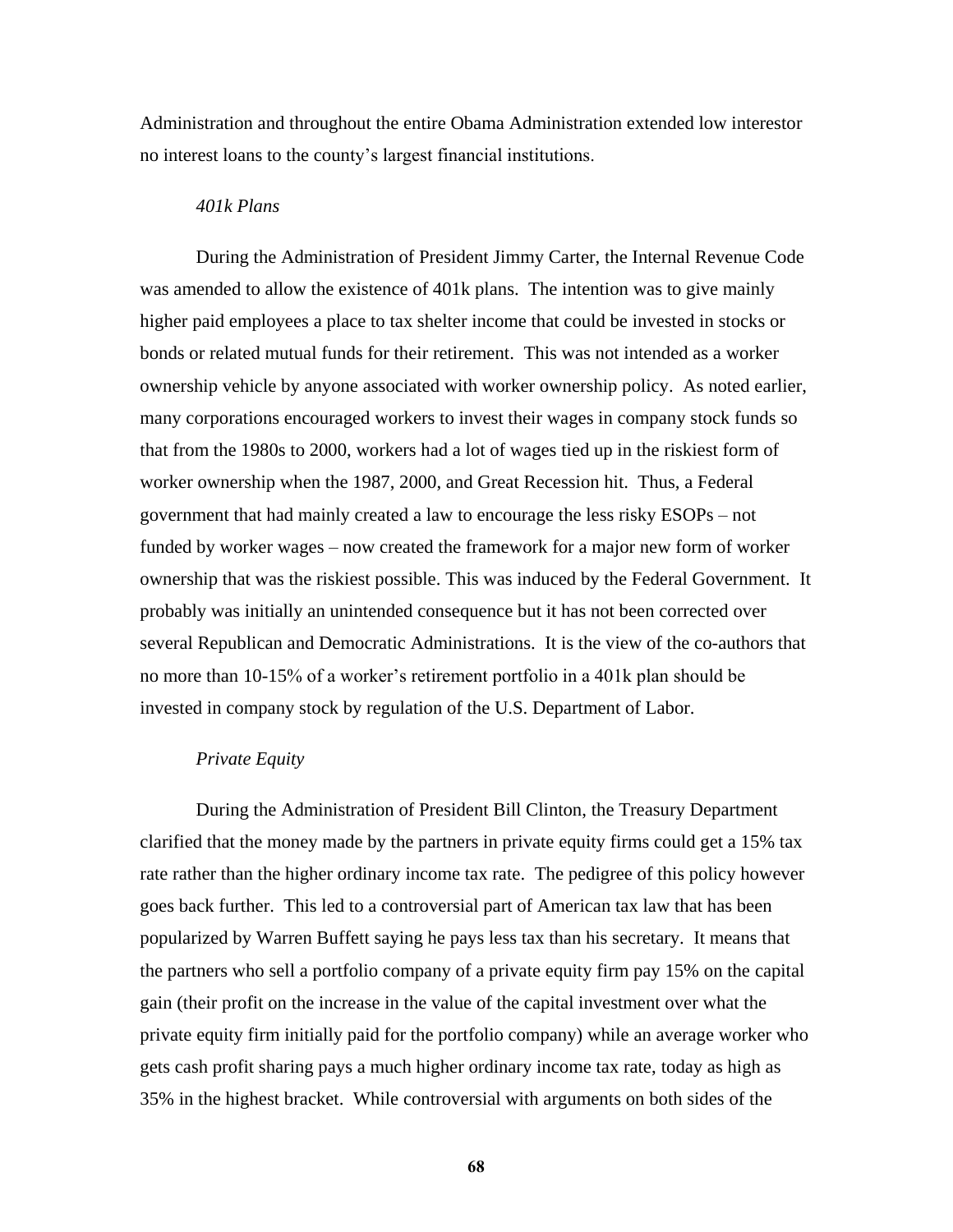Administration and throughout the entire Obama Administration extended low interestor no interest loans to the county's largest financial institutions.

*401k Plans*

During the Administration of President Jimmy Carter, the Internal Revenue Code was amended to allow the existence of 401k plans. The intention was to give mainly higher paid employees a place to tax shelter income that could be invested in stocks or bonds or related mutual funds for their retirement. This was not intended as a worker ownership vehicle by anyone associated with worker ownership policy. As noted earlier, many corporations encouraged workers to invest their wages in company stock funds so that from the 1980s to 2000, workers had a lot of wages tied up in the riskiest form of worker ownership when the 1987, 2000, and Great Recession hit. Thus, a Federal government that had mainly created a law to encourage the less risky ESOPs – not funded by worker wages – now created the framework for a major new form of worker ownership that was the riskiest possible. This was induced by the Federal Government. It probably was initially an unintended consequence but it has not been corrected over several Republican and Democratic Administrations. It is the view of the co-authors that no more than 10-15% of a worker's retirement portfolio in a 401k plan should be invested in company stock by regulation of the U.S. Department of Labor.

*Private Equity*

During the Administration of President Bill Clinton, the Treasury Department clarified that the money made by the partners in private equity firms could get a 15% tax rate rather than the higher ordinary income tax rate. The pedigree of this policy however goes back further. This led to a controversial part of American tax law that has been popularized by Warren Buffett saying he pays less tax than his secretary. It means that the partners who sell a portfolio company of a private equity firm pay 15% on the capital gain (their profit on the increase in the value of the capital investment over what the private equity firm initially paid for the portfolio company) while an average worker who gets cash profit sharing pays a much higher ordinary income tax rate, today as high as 35% in the highest bracket. While controversial with arguments on both sides of the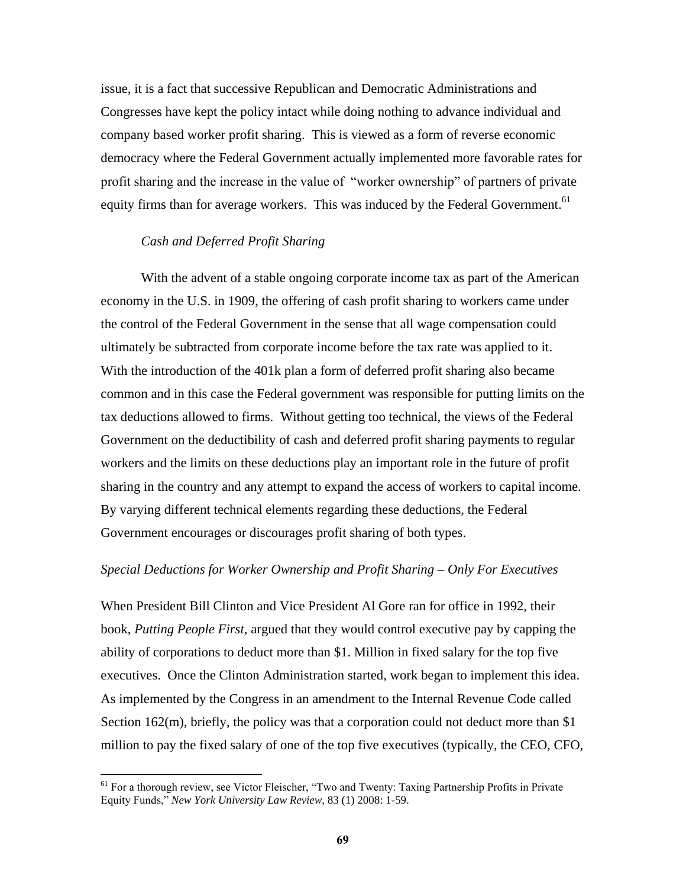issue, it is a fact that successive Republican and Democratic Administrations and Congresses have kept the policy intact while doing nothing to advance individual and company based worker profit sharing. This is viewed as a form of reverse economic democracy where the Federal Government actually implemented more favorable rates for profit sharing and the increase in the value of "worker ownership" of partners of private equity firms than for average workers. This was induced by the Federal Government.[61]

*Cash and Deferred Profit Sharing*

With the advent of a stable ongoing corporate income tax as part of the American economy in the U.S. in 1909, the offering of cash profit sharing to workers came under the control of the Federal Government in the sense that all wage compensation could ultimately be subtracted from corporate income before the tax rate was applied to it. With the introduction of the 401k plan a form of deferred profit sharing also became common and in this case the Federal government was responsible for putting limits on the tax deductions allowed to firms. Without getting too technical, the views of the Federal Government on the deductibility of cash and deferred profit sharing payments to regular workers and the limits on these deductions play an important role in the future of profit sharing in the country and any attempt to expand the access of workers to capital income. By varying different technical elements regarding these deductions, the Federal Government encourages or discourages profit sharing of both types.

*Special Deductions for Worker Ownership and Profit Sharing – Only For Executives*

When President Bill Clinton and Vice President Al Gore ran for office in 1992, their book, *Putting People First*, argued that they would control executive pay by capping the ability of corporations to deduct more than $1. Million in fixed salary for the top five executives. Once the Clinton Administration started, work began to implement this idea. As implemented by the Congress in an amendment to the Internal Revenue Code called Section 162(m), briefly, the policy was that a corporation could not deduct more than $1 million to pay the fixed salary of one of the top five executives (typically, the CEO, CFO,

[61] For a thorough review, see Victor Fleischer, "Two and Twenty: Taxing Partnership Profits in Private Equity Funds," *New York University Law Review*, 83 (1) 2008: 1-59.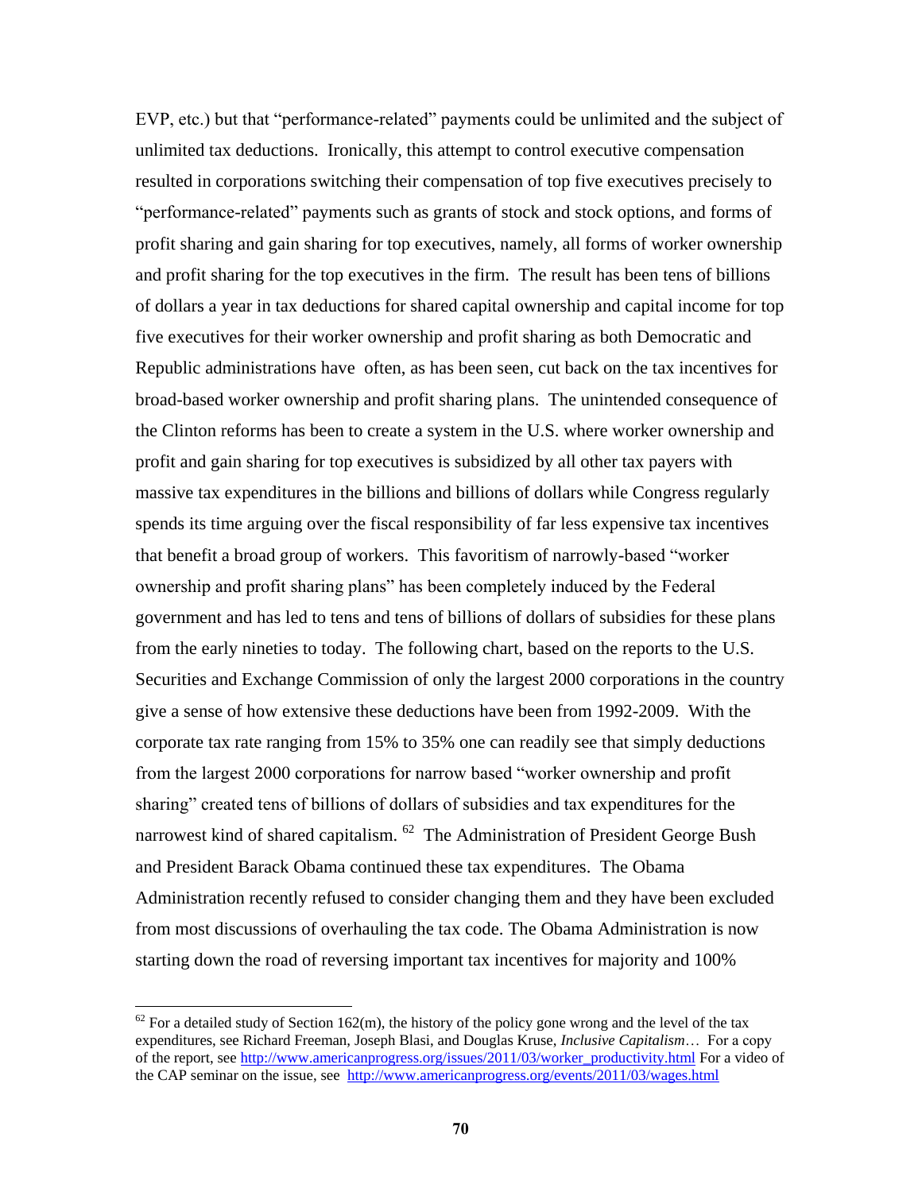EVP, etc.) but that "performance-related" payments could be unlimited and the subject of unlimited tax deductions. Ironically, this attempt to control executive compensation resulted in corporations switching their compensation of top five executives precisely to "performance-related" payments such as grants of stock and stock options, and forms of profit sharing and gain sharing for top executives, namely, all forms of worker ownership and profit sharing for the top executives in the firm. The result has been tens of billions of dollars a year in tax deductions for shared capital ownership and capital income for top five executives for their worker ownership and profit sharing as both Democratic and Republic administrations have often, as has been seen, cut back on the tax incentives for broad-based worker ownership and profit sharing plans. The unintended consequence of the Clinton reforms has been to create a system in the U.S. where worker ownership and profit and gain sharing for top executives is subsidized by all other tax payers with massive tax expenditures in the billions and billions of dollars while Congress regularly spends its time arguing over the fiscal responsibility of far less expensive tax incentives that benefit a broad group of workers. This favoritism of narrowly-based "worker ownership and profit sharing plans" has been completely induced by the Federal government and has led to tens and tens of billions of dollars of subsidies for these plans from the early nineties to today. The following chart, based on the reports to the U.S. Securities and Exchange Commission of only the largest 2000 corporations in the country give a sense of how extensive these deductions have been from 1992-2009. With the corporate tax rate ranging from 15% to 35% one can readily see that simply deductions from the largest 2000 corporations for narrow based "worker ownership and profit sharing" created tens of billions of dollars of subsidies and tax expenditures for the narrowest kind of shared capitalism. [62] The Administration of President George Bush and President Barack Obama continued these tax expenditures. The Obama Administration recently refused to consider changing them and they have been excluded from most discussions of overhauling the tax code. The Obama Administration is now starting down the road of reversing important tax incentives for majority and 100%

[62] For a detailed study of Section 162(m), the history of the policy gone wrong and the level of the tax expenditures, see Richard Freeman, Joseph Blasi, and Douglas Kruse, *Inclusive Capitalism*… For a copy of the report, see http://www.americanprogress.org/issues/2011/03/worker_productivity.html For a video of the CAP seminar on the issue, see http://www.americanprogress.org/events/2011/03/wages.html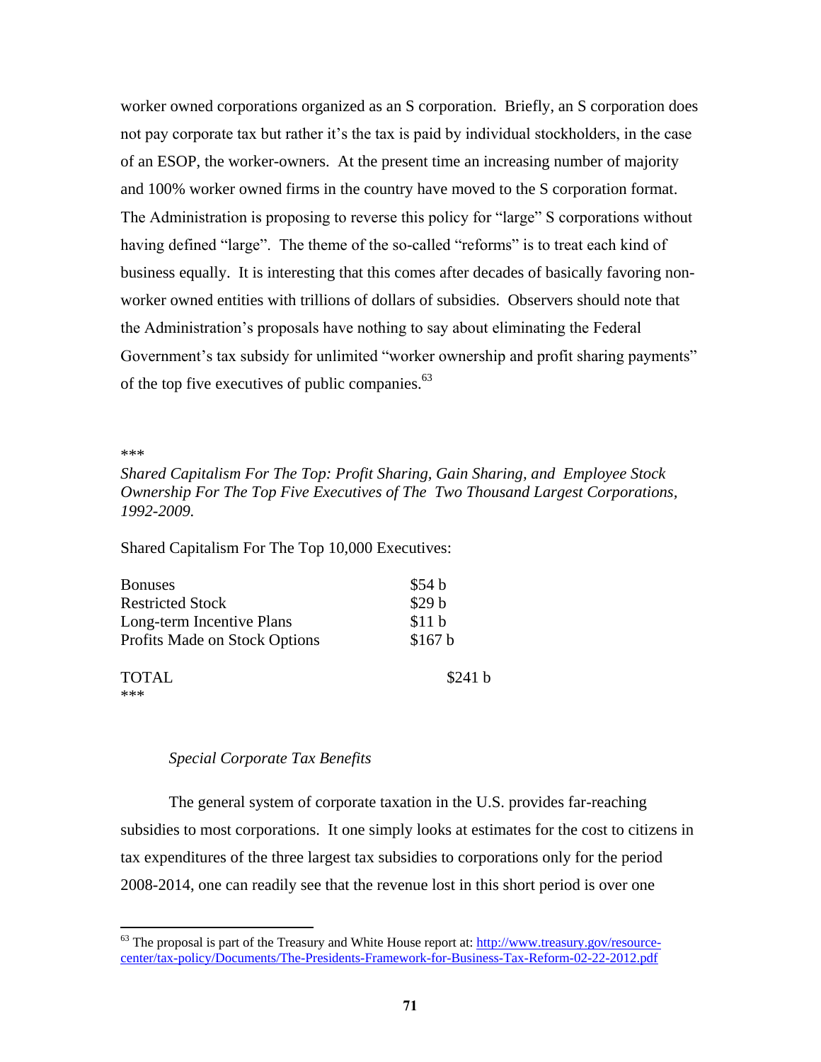worker owned corporations organized as an S corporation. Briefly, an S corporation does not pay corporate tax but rather it's the tax is paid by individual stockholders, in the case of an ESOP, the worker-owners. At the present time an increasing number of majority and 100% worker owned firms in the country have moved to the S corporation format. The Administration is proposing to reverse this policy for "large" S corporations without having defined "large". The theme of the so-called "reforms" is to treat each kind of business equally. It is interesting that this comes after decades of basically favoring non-worker owned entities with trillions of dollars of subsidies. Observers should note that the Administration's proposals have nothing to say about eliminating the Federal Government's tax subsidy for unlimited "worker ownership and profit sharing payments" of the top five executives of public companies.[63]

***

*Shared Capitalism For The Top: Profit Sharing, Gain Sharing, and Employee Stock Ownership For The Top Five Executives of The Two Thousand Largest Corporations, 1992-2009.*

Shared Capitalism For The Top 10,000 Executives:

| | |
|---|---|
| Bonuses | $54 b |
| Restricted Stock | $29 b |
| Long-term Incentive Plans | $11 b |
| Profits Made on Stock Options | $167 b |
| TOTAL | $241 b |

***

*Special Corporate Tax Benefits*

The general system of corporate taxation in the U.S. provides far-reaching subsidies to most corporations. It one simply looks at estimates for the cost to citizens in tax expenditures of the three largest tax subsidies to corporations only for the period 2008-2014, one can readily see that the revenue lost in this short period is over one

[63] The proposal is part of the Treasury and White House report at: http://www.treasury.gov/resource-center/tax-policy/Documents/The-Presidents-Framework-for-Business-Tax-Reform-02-22-2012.pdf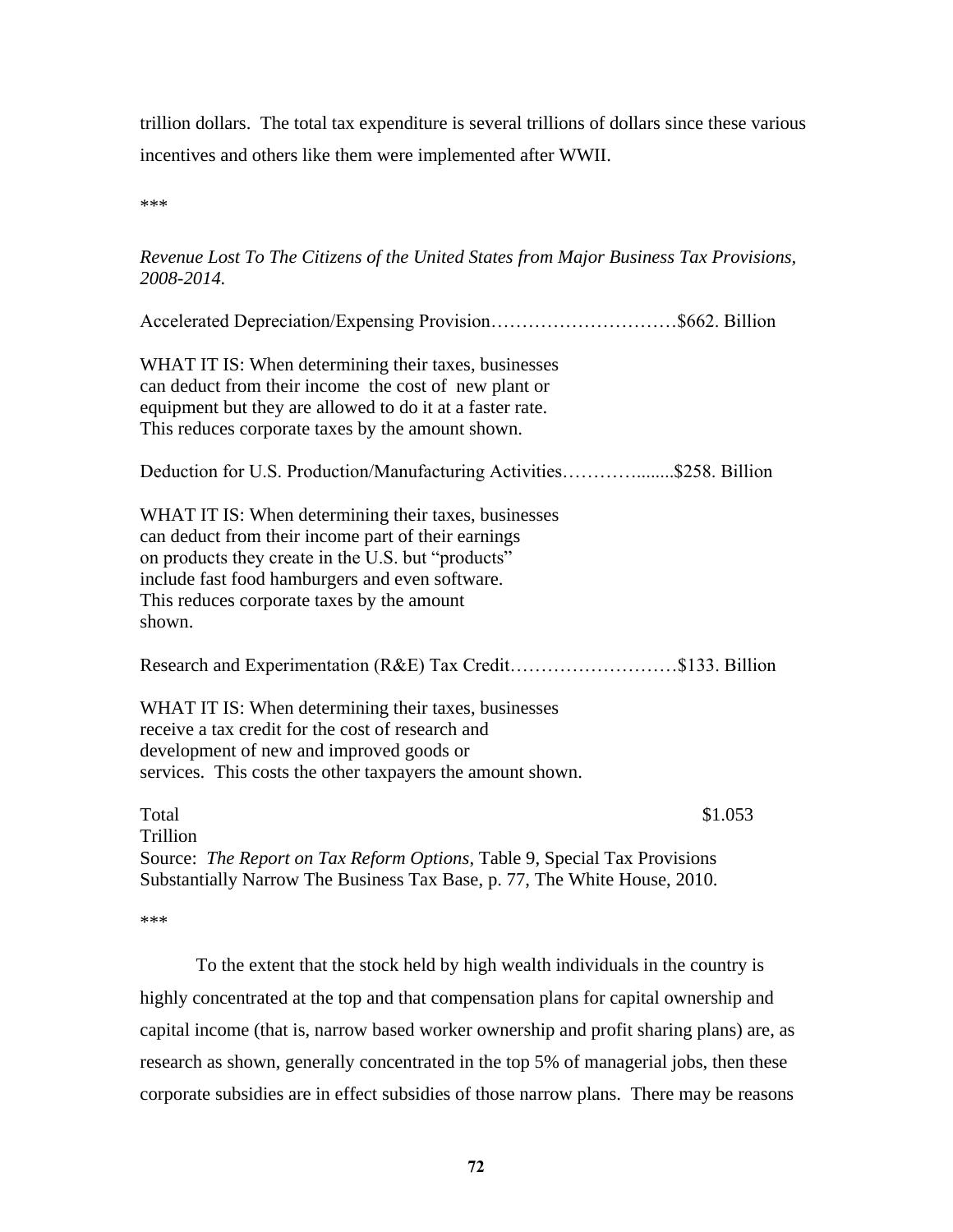trillion dollars. The total tax expenditure is several trillions of dollars since these various incentives and others like them were implemented after WWII.

***

*Revenue Lost To The Citizens of the United States from Major Business Tax Provisions, 2008-2014.*

Accelerated Depreciation/Expensing Provision…………………………$662. Billion

WHAT IT IS: When determining their taxes, businesses can deduct from their income the cost of new plant or equipment but they are allowed to do it at a faster rate. This reduces corporate taxes by the amount shown.

Deduction for U.S. Production/Manufacturing Activities………….......$258. Billion

WHAT IT IS: When determining their taxes, businesses can deduct from their income part of their earnings on products they create in the U.S. but "products" include fast food hamburgers and even software. This reduces corporate taxes by the amount shown.

Research and Experimentation (R&E) Tax Credit………………………$133. Billion

WHAT IT IS: When determining their taxes, businesses receive a tax credit for the cost of research and development of new and improved goods or services. This costs the other taxpayers the amount shown.

Total $1.053 Trillion

Source: *The Report on Tax Reform Options*, Table 9, Special Tax Provisions Substantially Narrow The Business Tax Base, p. 77, The White House, 2010.

***

To the extent that the stock held by high wealth individuals in the country is highly concentrated at the top and that compensation plans for capital ownership and capital income (that is, narrow based worker ownership and profit sharing plans) are, as research as shown, generally concentrated in the top 5% of managerial jobs, then these corporate subsidies are in effect subsidies of those narrow plans. There may be reasons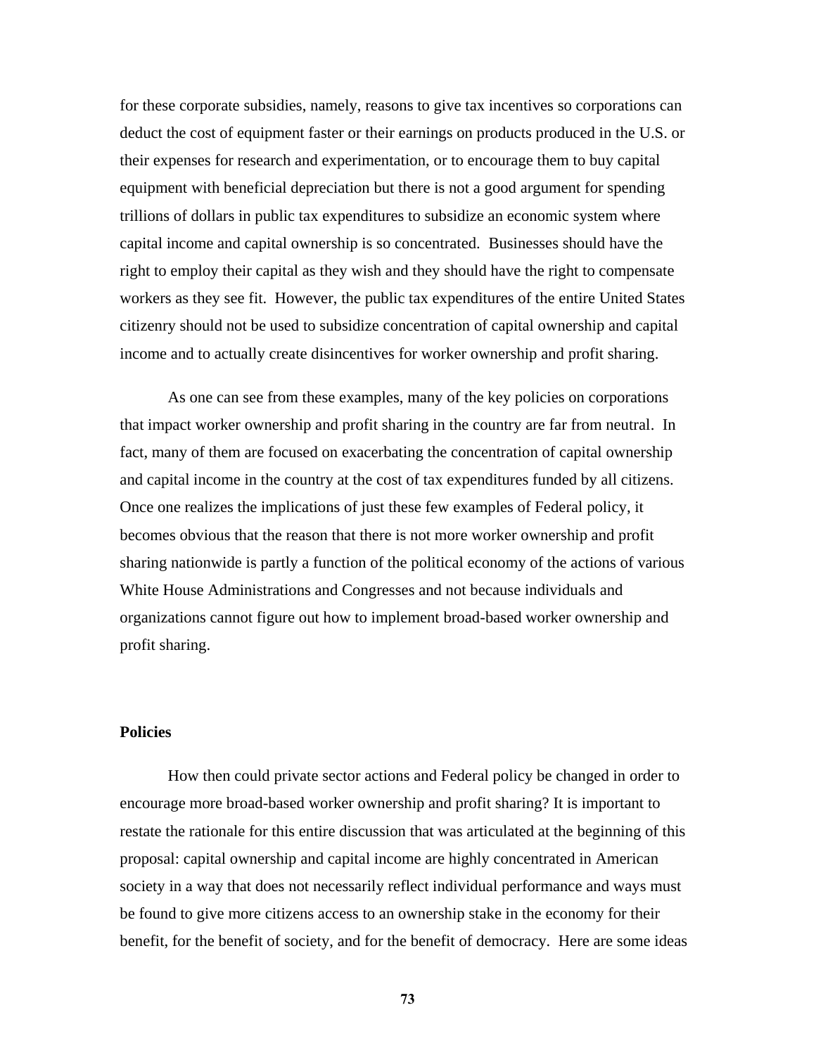for these corporate subsidies, namely, reasons to give tax incentives so corporations can deduct the cost of equipment faster or their earnings on products produced in the U.S. or their expenses for research and experimentation, or to encourage them to buy capital equipment with beneficial depreciation but there is not a good argument for spending trillions of dollars in public tax expenditures to subsidize an economic system where capital income and capital ownership is so concentrated. Businesses should have the right to employ their capital as they wish and they should have the right to compensate workers as they see fit. However, the public tax expenditures of the entire United States citizenry should not be used to subsidize concentration of capital ownership and capital income and to actually create disincentives for worker ownership and profit sharing.

As one can see from these examples, many of the key policies on corporations that impact worker ownership and profit sharing in the country are far from neutral. In fact, many of them are focused on exacerbating the concentration of capital ownership and capital income in the country at the cost of tax expenditures funded by all citizens. Once one realizes the implications of just these few examples of Federal policy, it becomes obvious that the reason that there is not more worker ownership and profit sharing nationwide is partly a function of the political economy of the actions of various White House Administrations and Congresses and not because individuals and organizations cannot figure out how to implement broad-based worker ownership and profit sharing.

**Policies**

How then could private sector actions and Federal policy be changed in order to encourage more broad-based worker ownership and profit sharing? It is important to restate the rationale for this entire discussion that was articulated at the beginning of this proposal: capital ownership and capital income are highly concentrated in American society in a way that does not necessarily reflect individual performance and ways must be found to give more citizens access to an ownership stake in the economy for their benefit, for the benefit of society, and for the benefit of democracy. Here are some ideas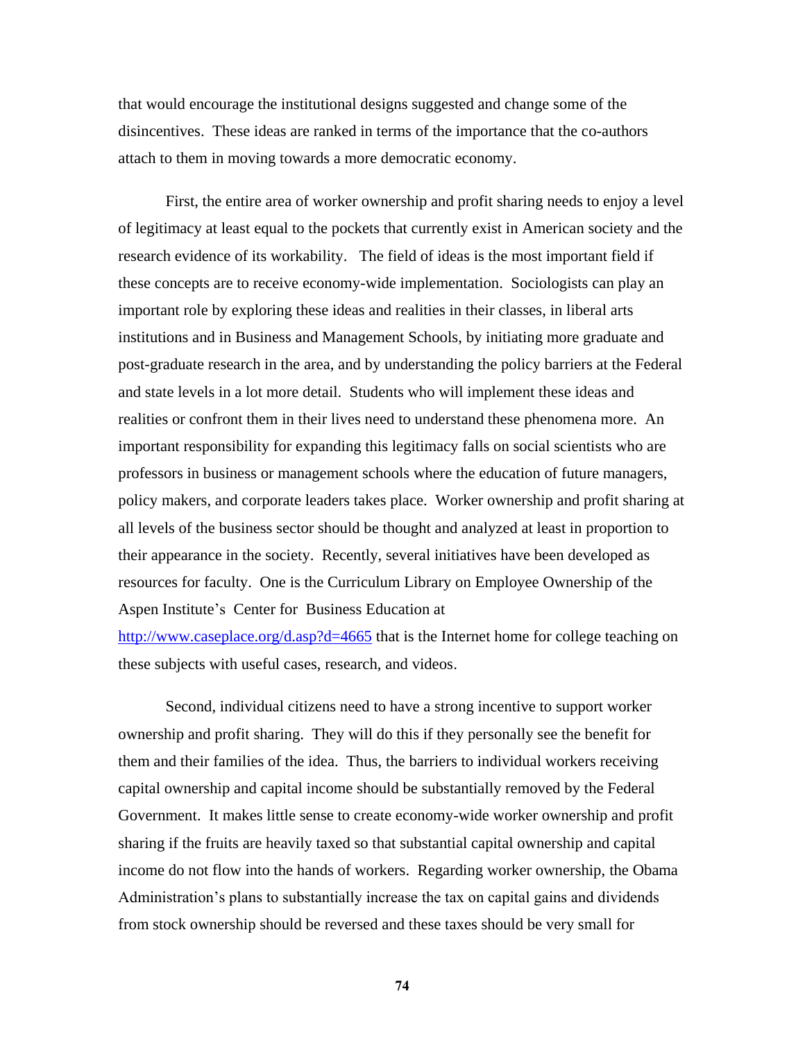that would encourage the institutional designs suggested and change some of the disincentives. These ideas are ranked in terms of the importance that the co-authors attach to them in moving towards a more democratic economy.

First, the entire area of worker ownership and profit sharing needs to enjoy a level of legitimacy at least equal to the pockets that currently exist in American society and the research evidence of its workability. The field of ideas is the most important field if these concepts are to receive economy-wide implementation. Sociologists can play an important role by exploring these ideas and realities in their classes, in liberal arts institutions and in Business and Management Schools, by initiating more graduate and post-graduate research in the area, and by understanding the policy barriers at the Federal and state levels in a lot more detail. Students who will implement these ideas and realities or confront them in their lives need to understand these phenomena more. An important responsibility for expanding this legitimacy falls on social scientists who are professors in business or management schools where the education of future managers, policy makers, and corporate leaders takes place. Worker ownership and profit sharing at all levels of the business sector should be thought and analyzed at least in proportion to their appearance in the society. Recently, several initiatives have been developed as resources for faculty. One is the Curriculum Library on Employee Ownership of the Aspen Institute's Center for Business Education at http://www.caseplace.org/d.asp?d=4665 that is the Internet home for college teaching on these subjects with useful cases, research, and videos.

Second, individual citizens need to have a strong incentive to support worker ownership and profit sharing. They will do this if they personally see the benefit for them and their families of the idea. Thus, the barriers to individual workers receiving capital ownership and capital income should be substantially removed by the Federal Government. It makes little sense to create economy-wide worker ownership and profit sharing if the fruits are heavily taxed so that substantial capital ownership and capital income do not flow into the hands of workers. Regarding worker ownership, the Obama Administration's plans to substantially increase the tax on capital gains and dividends from stock ownership should be reversed and these taxes should be very small for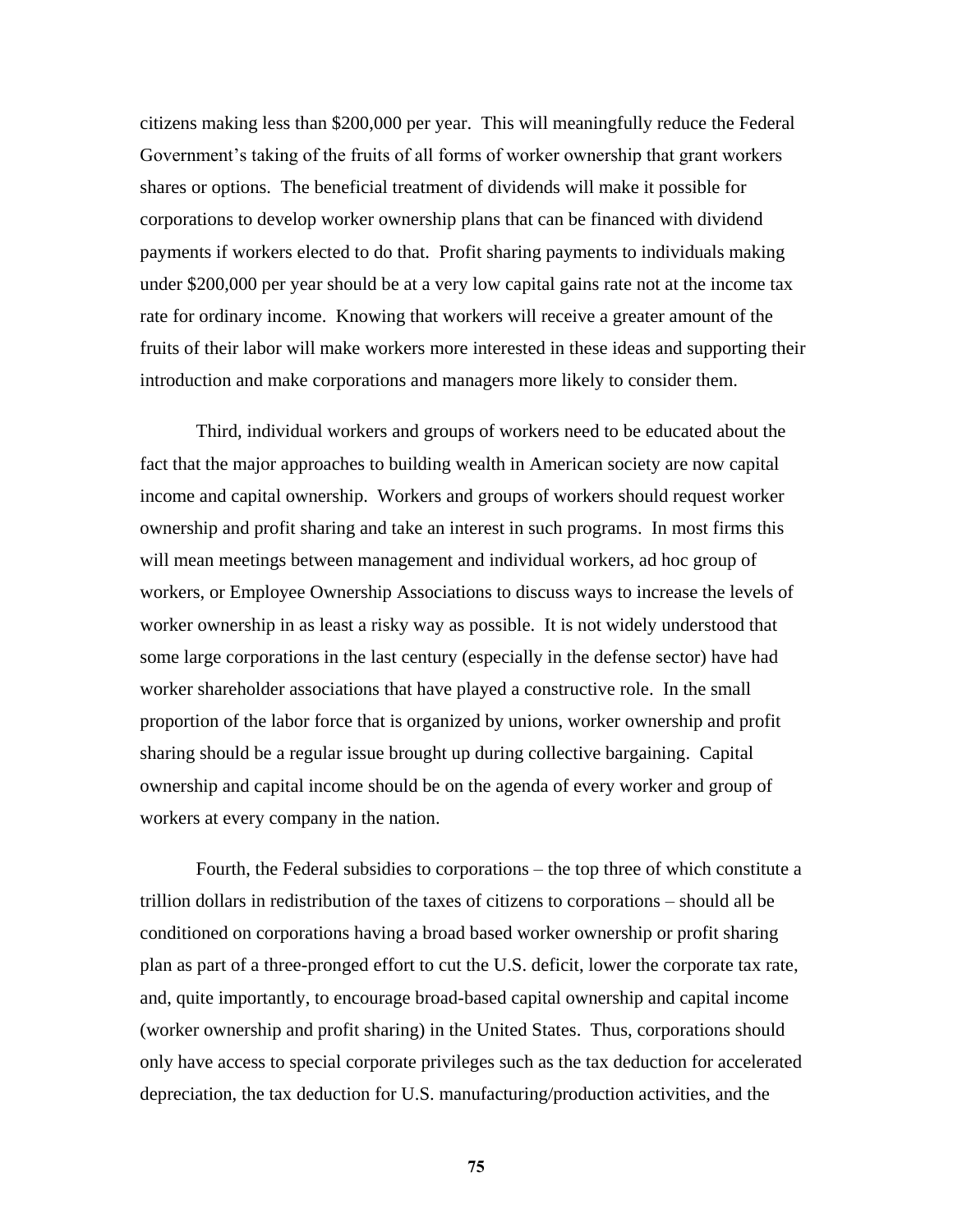citizens making less than $200,000 per year. This will meaningfully reduce the Federal Government's taking of the fruits of all forms of worker ownership that grant workers shares or options. The beneficial treatment of dividends will make it possible for corporations to develop worker ownership plans that can be financed with dividend payments if workers elected to do that. Profit sharing payments to individuals making under $200,000 per year should be at a very low capital gains rate not at the income tax rate for ordinary income. Knowing that workers will receive a greater amount of the fruits of their labor will make workers more interested in these ideas and supporting their introduction and make corporations and managers more likely to consider them.

Third, individual workers and groups of workers need to be educated about the fact that the major approaches to building wealth in American society are now capital income and capital ownership. Workers and groups of workers should request worker ownership and profit sharing and take an interest in such programs. In most firms this will mean meetings between management and individual workers, ad hoc group of workers, or Employee Ownership Associations to discuss ways to increase the levels of worker ownership in as least a risky way as possible. It is not widely understood that some large corporations in the last century (especially in the defense sector) have had worker shareholder associations that have played a constructive role. In the small proportion of the labor force that is organized by unions, worker ownership and profit sharing should be a regular issue brought up during collective bargaining. Capital ownership and capital income should be on the agenda of every worker and group of workers at every company in the nation.

Fourth, the Federal subsidies to corporations – the top three of which constitute a trillion dollars in redistribution of the taxes of citizens to corporations – should all be conditioned on corporations having a broad based worker ownership or profit sharing plan as part of a three-pronged effort to cut the U.S. deficit, lower the corporate tax rate, and, quite importantly, to encourage broad-based capital ownership and capital income (worker ownership and profit sharing) in the United States. Thus, corporations should only have access to special corporate privileges such as the tax deduction for accelerated depreciation, the tax deduction for U.S. manufacturing/production activities, and the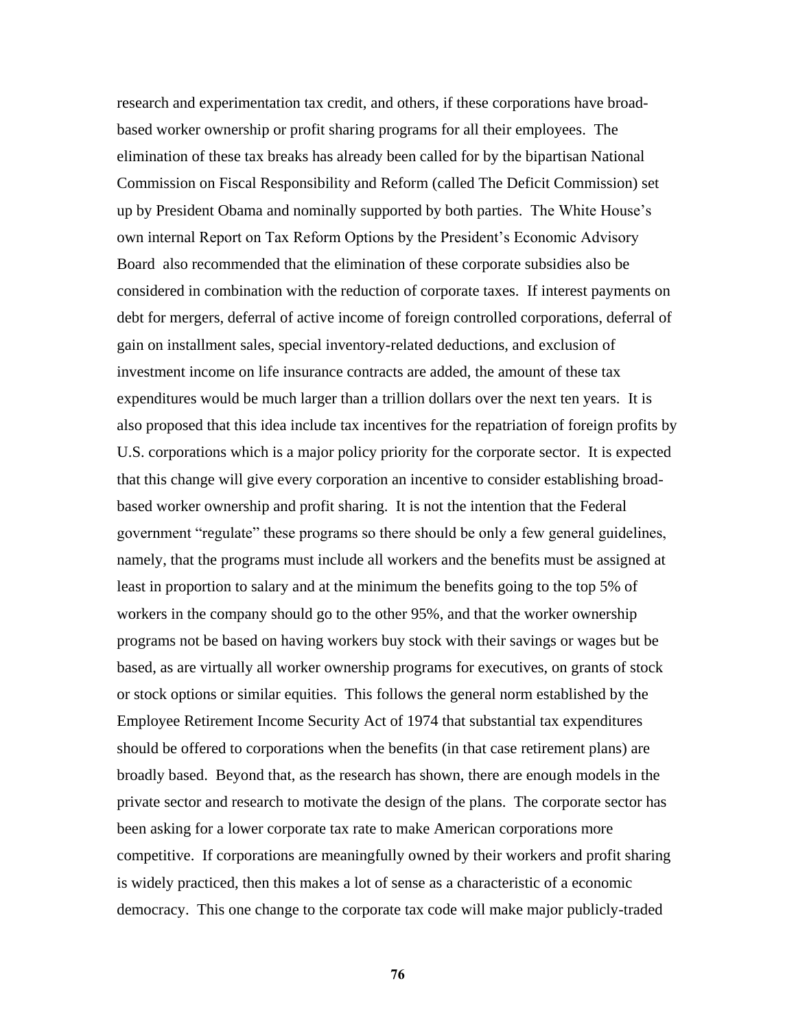research and experimentation tax credit, and others, if these corporations have broad-based worker ownership or profit sharing programs for all their employees. The elimination of these tax breaks has already been called for by the bipartisan National Commission on Fiscal Responsibility and Reform (called The Deficit Commission) set up by President Obama and nominally supported by both parties. The White House's own internal Report on Tax Reform Options by the President's Economic Advisory Board also recommended that the elimination of these corporate subsidies also be considered in combination with the reduction of corporate taxes. If interest payments on debt for mergers, deferral of active income of foreign controlled corporations, deferral of gain on installment sales, special inventory-related deductions, and exclusion of investment income on life insurance contracts are added, the amount of these tax expenditures would be much larger than a trillion dollars over the next ten years. It is also proposed that this idea include tax incentives for the repatriation of foreign profits by U.S. corporations which is a major policy priority for the corporate sector. It is expected that this change will give every corporation an incentive to consider establishing broad-based worker ownership and profit sharing. It is not the intention that the Federal government "regulate" these programs so there should be only a few general guidelines, namely, that the programs must include all workers and the benefits must be assigned at least in proportion to salary and at the minimum the benefits going to the top 5% of workers in the company should go to the other 95%, and that the worker ownership programs not be based on having workers buy stock with their savings or wages but be based, as are virtually all worker ownership programs for executives, on grants of stock or stock options or similar equities. This follows the general norm established by the Employee Retirement Income Security Act of 1974 that substantial tax expenditures should be offered to corporations when the benefits (in that case retirement plans) are broadly based. Beyond that, as the research has shown, there are enough models in the private sector and research to motivate the design of the plans. The corporate sector has been asking for a lower corporate tax rate to make American corporations more competitive. If corporations are meaningfully owned by their workers and profit sharing is widely practiced, then this makes a lot of sense as a characteristic of a economic democracy. This one change to the corporate tax code will make major publicly-traded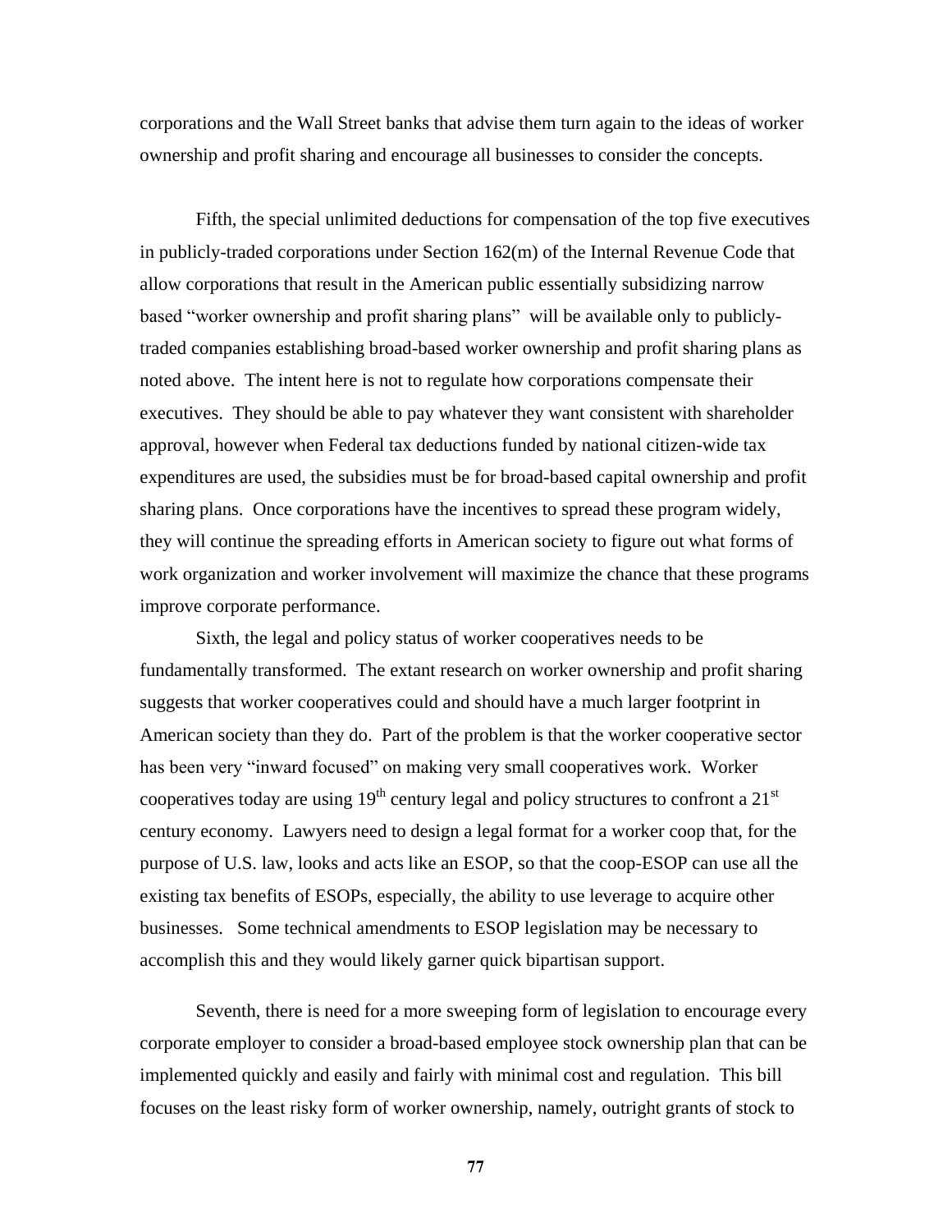corporations and the Wall Street banks that advise them turn again to the ideas of worker ownership and profit sharing and encourage all businesses to consider the concepts.

Fifth, the special unlimited deductions for compensation of the top five executives in publicly-traded corporations under Section 162(m) of the Internal Revenue Code that allow corporations that result in the American public essentially subsidizing narrow based "worker ownership and profit sharing plans" will be available only to publicly-traded companies establishing broad-based worker ownership and profit sharing plans as noted above. The intent here is not to regulate how corporations compensate their executives. They should be able to pay whatever they want consistent with shareholder approval, however when Federal tax deductions funded by national citizen-wide tax expenditures are used, the subsidies must be for broad-based capital ownership and profit sharing plans. Once corporations have the incentives to spread these program widely, they will continue the spreading efforts in American society to figure out what forms of work organization and worker involvement will maximize the chance that these programs improve corporate performance.

Sixth, the legal and policy status of worker cooperatives needs to be fundamentally transformed. The extant research on worker ownership and profit sharing suggests that worker cooperatives could and should have a much larger footprint in American society than they do. Part of the problem is that the worker cooperative sector has been very "inward focused" on making very small cooperatives work. Worker cooperatives today are using 19th century legal and policy structures to confront a 21st century economy. Lawyers need to design a legal format for a worker coop that, for the purpose of U.S. law, looks and acts like an ESOP, so that the coop-ESOP can use all the existing tax benefits of ESOPs, especially, the ability to use leverage to acquire other businesses. Some technical amendments to ESOP legislation may be necessary to accomplish this and they would likely garner quick bipartisan support.

Seventh, there is need for a more sweeping form of legislation to encourage every corporate employer to consider a broad-based employee stock ownership plan that can be implemented quickly and easily and fairly with minimal cost and regulation. This bill focuses on the least risky form of worker ownership, namely, outright grants of stock to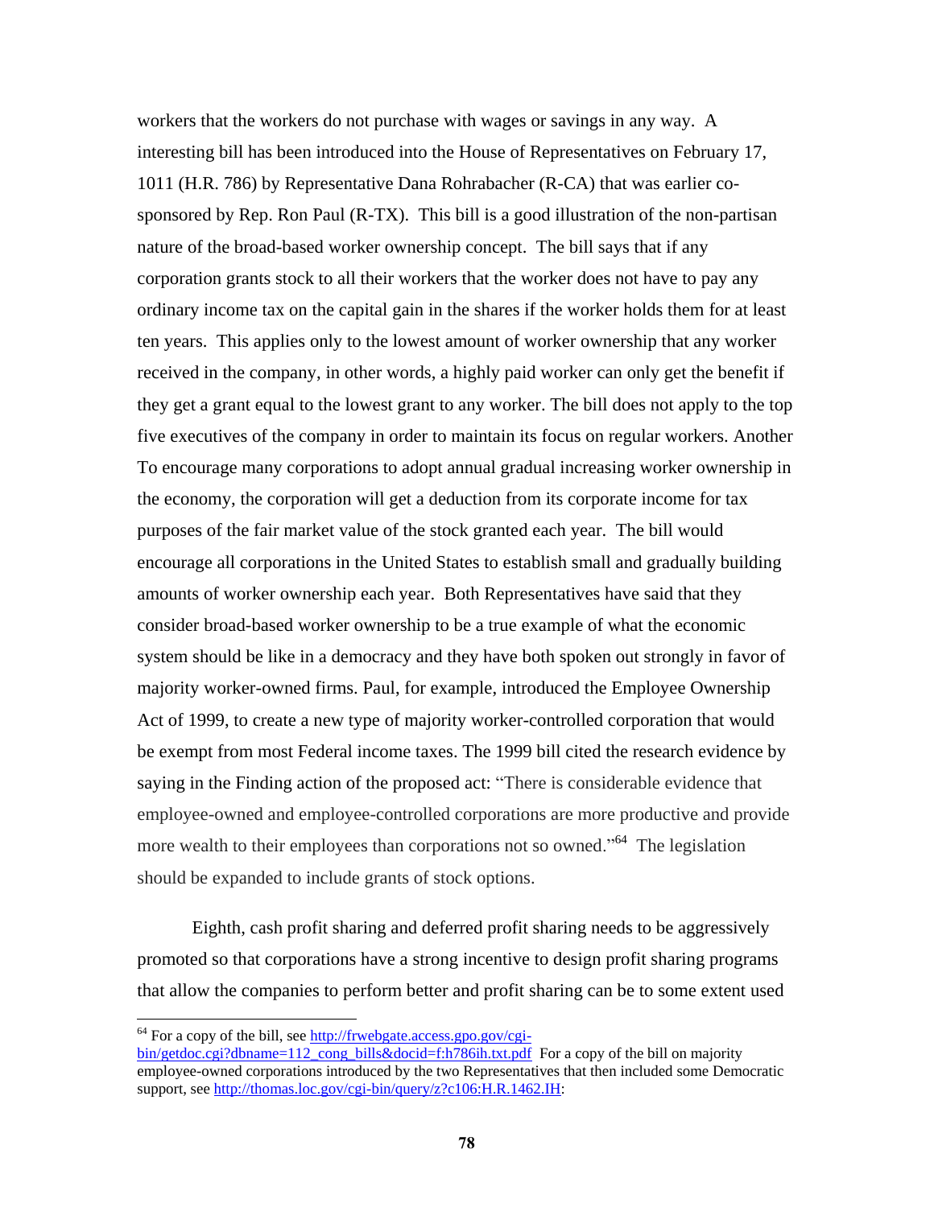workers that the workers do not purchase with wages or savings in any way. A interesting bill has been introduced into the House of Representatives on February 17, 1011 (H.R. 786) by Representative Dana Rohrabacher (R-CA) that was earlier co-sponsored by Rep. Ron Paul (R-TX). This bill is a good illustration of the non-partisan nature of the broad-based worker ownership concept. The bill says that if any corporation grants stock to all their workers that the worker does not have to pay any ordinary income tax on the capital gain in the shares if the worker holds them for at least ten years. This applies only to the lowest amount of worker ownership that any worker received in the company, in other words, a highly paid worker can only get the benefit if they get a grant equal to the lowest grant to any worker. The bill does not apply to the top five executives of the company in order to maintain its focus on regular workers. Another To encourage many corporations to adopt annual gradual increasing worker ownership in the economy, the corporation will get a deduction from its corporate income for tax purposes of the fair market value of the stock granted each year. The bill would encourage all corporations in the United States to establish small and gradually building amounts of worker ownership each year. Both Representatives have said that they consider broad-based worker ownership to be a true example of what the economic system should be like in a democracy and they have both spoken out strongly in favor of majority worker-owned firms. Paul, for example, introduced the Employee Ownership Act of 1999, to create a new type of majority worker-controlled corporation that would be exempt from most Federal income taxes. The 1999 bill cited the research evidence by saying in the Finding action of the proposed act: "There is considerable evidence that employee-owned and employee-controlled corporations are more productive and provide more wealth to their employees than corporations not so owned."[64] The legislation should be expanded to include grants of stock options.

Eighth, cash profit sharing and deferred profit sharing needs to be aggressively promoted so that corporations have a strong incentive to design profit sharing programs that allow the companies to perform better and profit sharing can be to some extent used

---

[64] For a copy of the bill, see http://frwebgate.access.gpo.gov/cgi-bin/getdoc.cgi?dbname=112_cong_bills&docid=f:h786ih.txt.pdf For a copy of the bill on majority employee-owned corporations introduced by the two Representatives that then included some Democratic support, see http://thomas.loc.gov/cgi-bin/query/z?c106:H.R.1462.IH: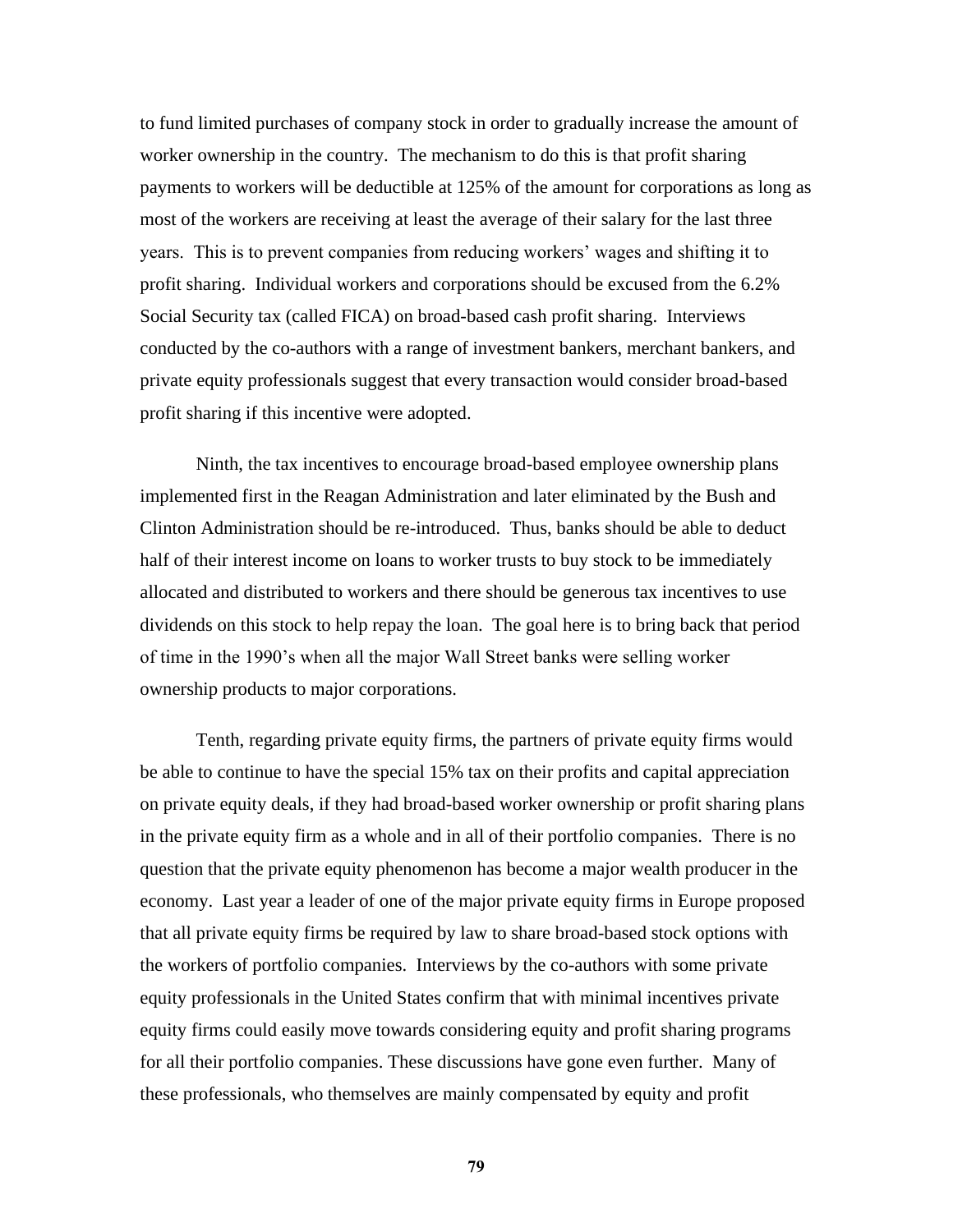to fund limited purchases of company stock in order to gradually increase the amount of worker ownership in the country. The mechanism to do this is that profit sharing payments to workers will be deductible at 125% of the amount for corporations as long as most of the workers are receiving at least the average of their salary for the last three years. This is to prevent companies from reducing workers' wages and shifting it to profit sharing. Individual workers and corporations should be excused from the 6.2% Social Security tax (called FICA) on broad-based cash profit sharing. Interviews conducted by the co-authors with a range of investment bankers, merchant bankers, and private equity professionals suggest that every transaction would consider broad-based profit sharing if this incentive were adopted.

Ninth, the tax incentives to encourage broad-based employee ownership plans implemented first in the Reagan Administration and later eliminated by the Bush and Clinton Administration should be re-introduced. Thus, banks should be able to deduct half of their interest income on loans to worker trusts to buy stock to be immediately allocated and distributed to workers and there should be generous tax incentives to use dividends on this stock to help repay the loan. The goal here is to bring back that period of time in the 1990's when all the major Wall Street banks were selling worker ownership products to major corporations.

Tenth, regarding private equity firms, the partners of private equity firms would be able to continue to have the special 15% tax on their profits and capital appreciation on private equity deals, if they had broad-based worker ownership or profit sharing plans in the private equity firm as a whole and in all of their portfolio companies. There is no question that the private equity phenomenon has become a major wealth producer in the economy. Last year a leader of one of the major private equity firms in Europe proposed that all private equity firms be required by law to share broad-based stock options with the workers of portfolio companies. Interviews by the co-authors with some private equity professionals in the United States confirm that with minimal incentives private equity firms could easily move towards considering equity and profit sharing programs for all their portfolio companies. These discussions have gone even further. Many of these professionals, who themselves are mainly compensated by equity and profit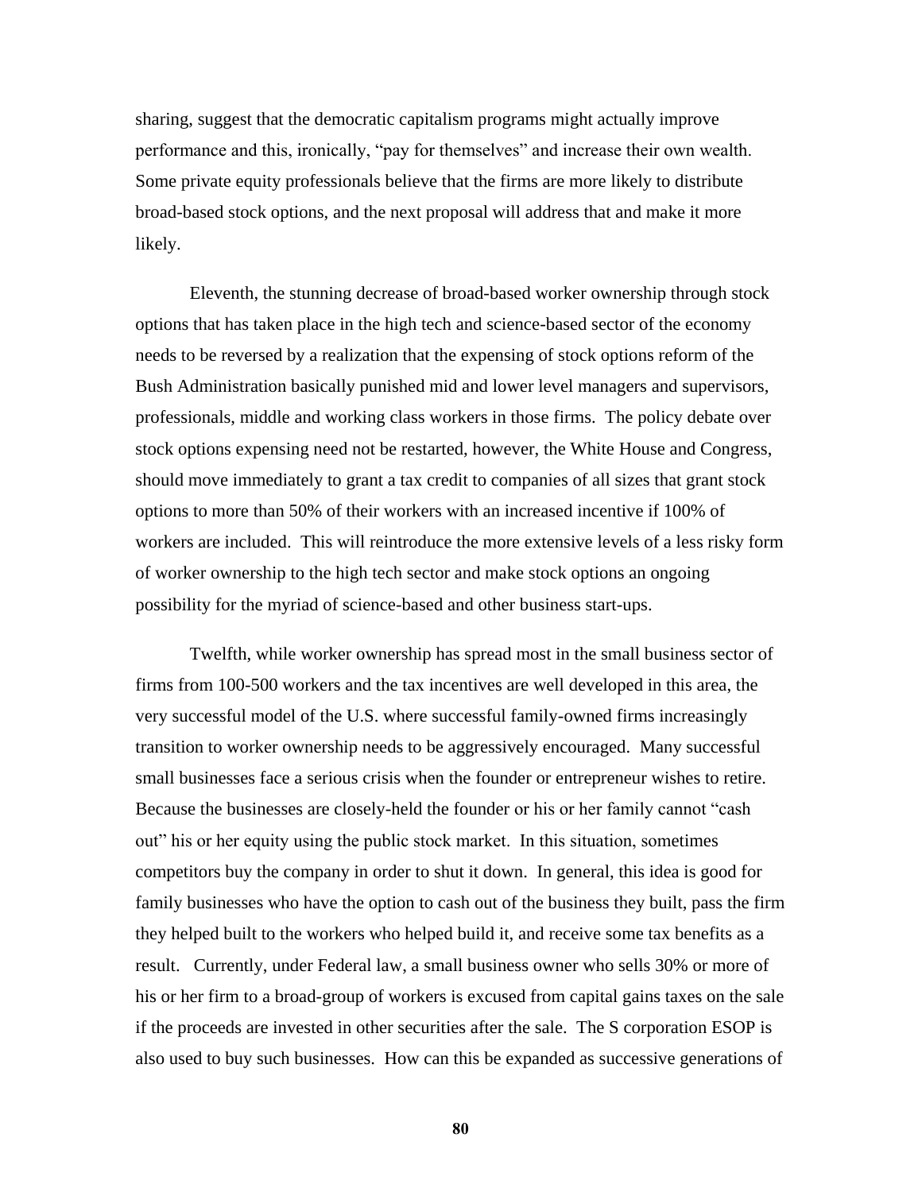sharing, suggest that the democratic capitalism programs might actually improve performance and this, ironically, "pay for themselves" and increase their own wealth. Some private equity professionals believe that the firms are more likely to distribute broad-based stock options, and the next proposal will address that and make it more likely.

Eleventh, the stunning decrease of broad-based worker ownership through stock options that has taken place in the high tech and science-based sector of the economy needs to be reversed by a realization that the expensing of stock options reform of the Bush Administration basically punished mid and lower level managers and supervisors, professionals, middle and working class workers in those firms. The policy debate over stock options expensing need not be restarted, however, the White House and Congress, should move immediately to grant a tax credit to companies of all sizes that grant stock options to more than 50% of their workers with an increased incentive if 100% of workers are included. This will reintroduce the more extensive levels of a less risky form of worker ownership to the high tech sector and make stock options an ongoing possibility for the myriad of science-based and other business start-ups.

Twelfth, while worker ownership has spread most in the small business sector of firms from 100-500 workers and the tax incentives are well developed in this area, the very successful model of the U.S. where successful family-owned firms increasingly transition to worker ownership needs to be aggressively encouraged. Many successful small businesses face a serious crisis when the founder or entrepreneur wishes to retire. Because the businesses are closely-held the founder or his or her family cannot "cash out" his or her equity using the public stock market. In this situation, sometimes competitors buy the company in order to shut it down. In general, this idea is good for family businesses who have the option to cash out of the business they built, pass the firm they helped built to the workers who helped build it, and receive some tax benefits as a result. Currently, under Federal law, a small business owner who sells 30% or more of his or her firm to a broad-group of workers is excused from capital gains taxes on the sale if the proceeds are invested in other securities after the sale. The S corporation ESOP is also used to buy such businesses. How can this be expanded as successive generations of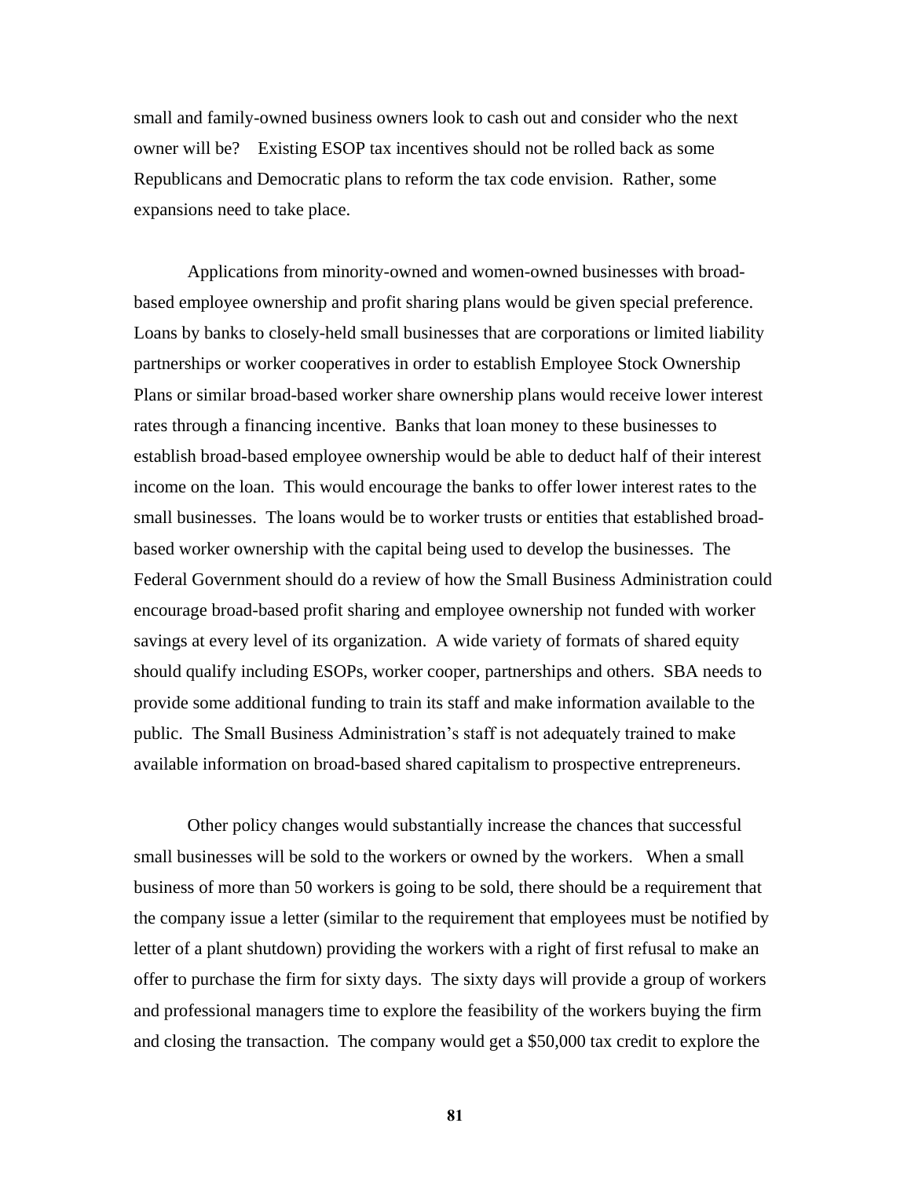small and family-owned business owners look to cash out and consider who the next owner will be? Existing ESOP tax incentives should not be rolled back as some Republicans and Democratic plans to reform the tax code envision. Rather, some expansions need to take place.

Applications from minority-owned and women-owned businesses with broad-based employee ownership and profit sharing plans would be given special preference. Loans by banks to closely-held small businesses that are corporations or limited liability partnerships or worker cooperatives in order to establish Employee Stock Ownership Plans or similar broad-based worker share ownership plans would receive lower interest rates through a financing incentive. Banks that loan money to these businesses to establish broad-based employee ownership would be able to deduct half of their interest income on the loan. This would encourage the banks to offer lower interest rates to the small businesses. The loans would be to worker trusts or entities that established broad-based worker ownership with the capital being used to develop the businesses. The Federal Government should do a review of how the Small Business Administration could encourage broad-based profit sharing and employee ownership not funded with worker savings at every level of its organization. A wide variety of formats of shared equity should qualify including ESOPs, worker cooper, partnerships and others. SBA needs to provide some additional funding to train its staff and make information available to the public. The Small Business Administration's staff is not adequately trained to make available information on broad-based shared capitalism to prospective entrepreneurs.

Other policy changes would substantially increase the chances that successful small businesses will be sold to the workers or owned by the workers. When a small business of more than 50 workers is going to be sold, there should be a requirement that the company issue a letter (similar to the requirement that employees must be notified by letter of a plant shutdown) providing the workers with a right of first refusal to make an offer to purchase the firm for sixty days. The sixty days will provide a group of workers and professional managers time to explore the feasibility of the workers buying the firm and closing the transaction. The company would get a $50,000 tax credit to explore the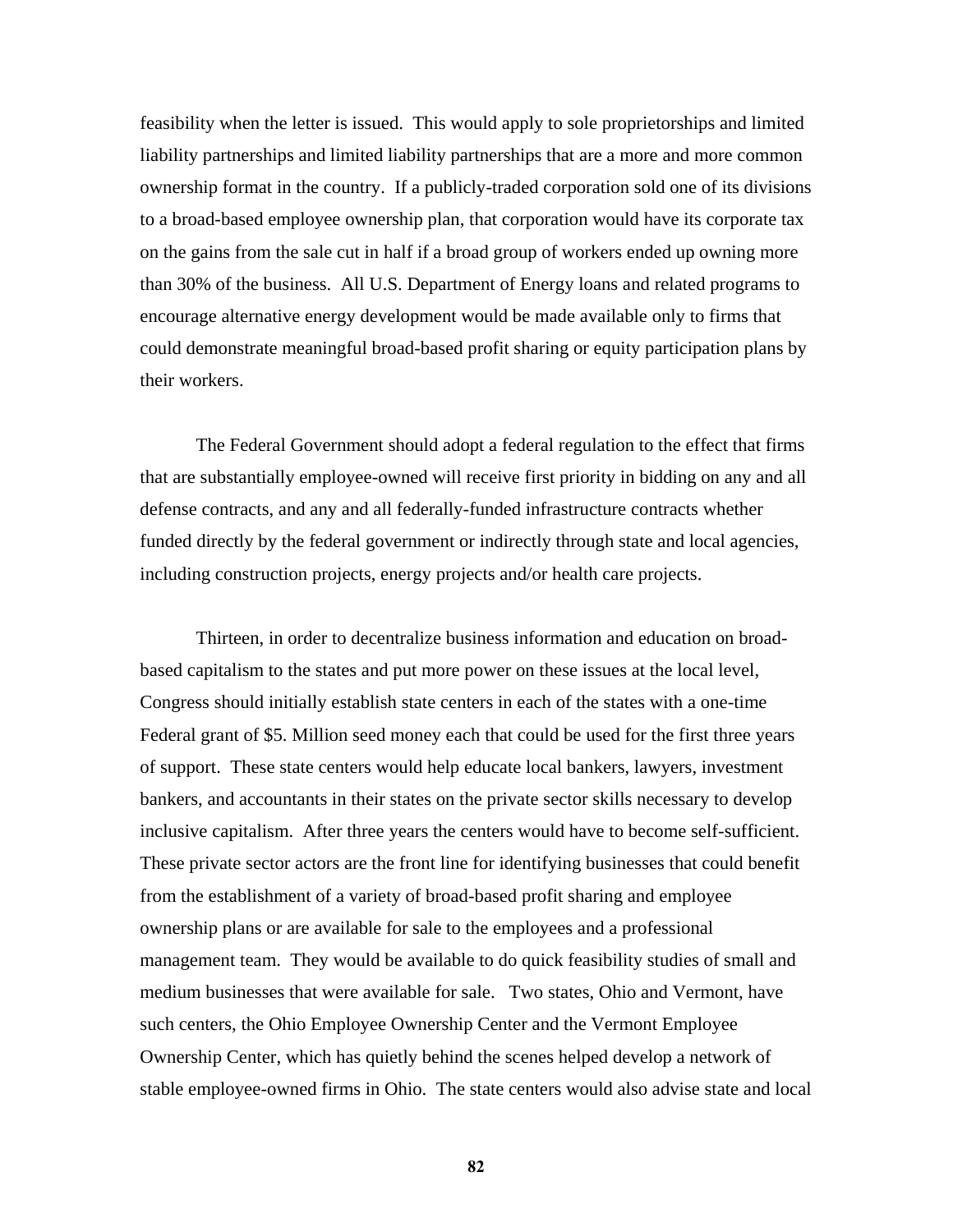feasibility when the letter is issued. This would apply to sole proprietorships and limited liability partnerships and limited liability partnerships that are a more and more common ownership format in the country. If a publicly-traded corporation sold one of its divisions to a broad-based employee ownership plan, that corporation would have its corporate tax on the gains from the sale cut in half if a broad group of workers ended up owning more than 30% of the business. All U.S. Department of Energy loans and related programs to encourage alternative energy development would be made available only to firms that could demonstrate meaningful broad-based profit sharing or equity participation plans by their workers.

The Federal Government should adopt a federal regulation to the effect that firms that are substantially employee-owned will receive first priority in bidding on any and all defense contracts, and any and all federally-funded infrastructure contracts whether funded directly by the federal government or indirectly through state and local agencies, including construction projects, energy projects and/or health care projects.

Thirteen, in order to decentralize business information and education on broad-based capitalism to the states and put more power on these issues at the local level, Congress should initially establish state centers in each of the states with a one-time Federal grant of $5. Million seed money each that could be used for the first three years of support. These state centers would help educate local bankers, lawyers, investment bankers, and accountants in their states on the private sector skills necessary to develop inclusive capitalism. After three years the centers would have to become self-sufficient. These private sector actors are the front line for identifying businesses that could benefit from the establishment of a variety of broad-based profit sharing and employee ownership plans or are available for sale to the employees and a professional management team. They would be available to do quick feasibility studies of small and medium businesses that were available for sale. Two states, Ohio and Vermont, have such centers, the Ohio Employee Ownership Center and the Vermont Employee Ownership Center, which has quietly behind the scenes helped develop a network of stable employee-owned firms in Ohio. The state centers would also advise state and local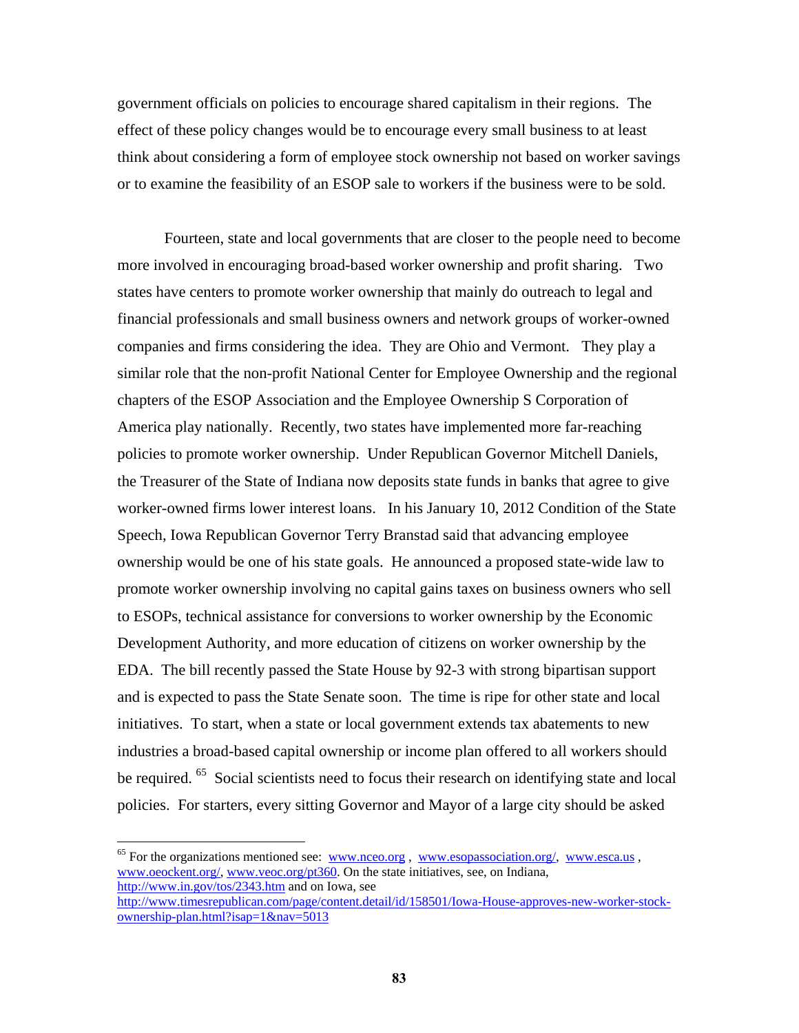government officials on policies to encourage shared capitalism in their regions. The effect of these policy changes would be to encourage every small business to at least think about considering a form of employee stock ownership not based on worker savings or to examine the feasibility of an ESOP sale to workers if the business were to be sold.

Fourteen, state and local governments that are closer to the people need to become more involved in encouraging broad-based worker ownership and profit sharing. Two states have centers to promote worker ownership that mainly do outreach to legal and financial professionals and small business owners and network groups of worker-owned companies and firms considering the idea. They are Ohio and Vermont. They play a similar role that the non-profit National Center for Employee Ownership and the regional chapters of the ESOP Association and the Employee Ownership S Corporation of America play nationally. Recently, two states have implemented more far-reaching policies to promote worker ownership. Under Republican Governor Mitchell Daniels, the Treasurer of the State of Indiana now deposits state funds in banks that agree to give worker-owned firms lower interest loans. In his January 10, 2012 Condition of the State Speech, Iowa Republican Governor Terry Branstad said that advancing employee ownership would be one of his state goals. He announced a proposed state-wide law to promote worker ownership involving no capital gains taxes on business owners who sell to ESOPs, technical assistance for conversions to worker ownership by the Economic Development Authority, and more education of citizens on worker ownership by the EDA. The bill recently passed the State House by 92-3 with strong bipartisan support and is expected to pass the State Senate soon. The time is ripe for other state and local initiatives. To start, when a state or local government extends tax abatements to new industries a broad-based capital ownership or income plan offered to all workers should be required. [65] Social scientists need to focus their research on identifying state and local policies. For starters, every sitting Governor and Mayor of a large city should be asked

---

[65] For the organizations mentioned see: www.nceo.org , www.esopassociation.org/, www.esca.us , www.oeockent.org/, www.veoc.org/pt360. On the state initiatives, see, on Indiana, http://www.in.gov/tos/2343.htm and on Iowa, see http://www.timesrepublican.com/page/content.detail/id/158501/Iowa-House-approves-new-worker-stock-ownership-plan.html?isap=1&nav=5013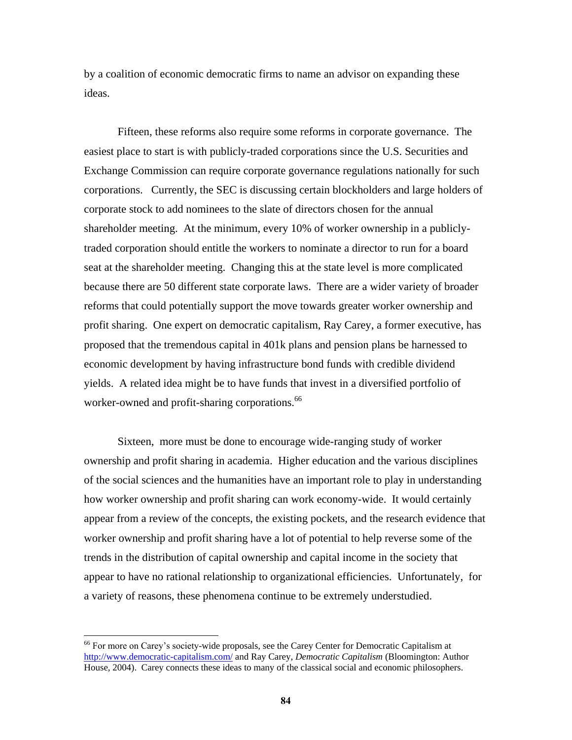by a coalition of economic democratic firms to name an advisor on expanding these ideas.

Fifteen, these reforms also require some reforms in corporate governance. The easiest place to start is with publicly-traded corporations since the U.S. Securities and Exchange Commission can require corporate governance regulations nationally for such corporations. Currently, the SEC is discussing certain blockholders and large holders of corporate stock to add nominees to the slate of directors chosen for the annual shareholder meeting. At the minimum, every 10% of worker ownership in a publicly-traded corporation should entitle the workers to nominate a director to run for a board seat at the shareholder meeting. Changing this at the state level is more complicated because there are 50 different state corporate laws. There are a wider variety of broader reforms that could potentially support the move towards greater worker ownership and profit sharing. One expert on democratic capitalism, Ray Carey, a former executive, has proposed that the tremendous capital in 401k plans and pension plans be harnessed to economic development by having infrastructure bond funds with credible dividend yields. A related idea might be to have funds that invest in a diversified portfolio of worker-owned and profit-sharing corporations.[66]

Sixteen, more must be done to encourage wide-ranging study of worker ownership and profit sharing in academia. Higher education and the various disciplines of the social sciences and the humanities have an important role to play in understanding how worker ownership and profit sharing can work economy-wide. It would certainly appear from a review of the concepts, the existing pockets, and the research evidence that worker ownership and profit sharing have a lot of potential to help reverse some of the trends in the distribution of capital ownership and capital income in the society that appear to have no rational relationship to organizational efficiencies. Unfortunately, for a variety of reasons, these phenomena continue to be extremely understudied.

---

[66] For more on Carey's society-wide proposals, see the Carey Center for Democratic Capitalism at http://www.democratic-capitalism.com/ and Ray Carey, *Democratic Capitalism* (Bloomington: Author House, 2004). Carey connects these ideas to many of the classical social and economic philosophers.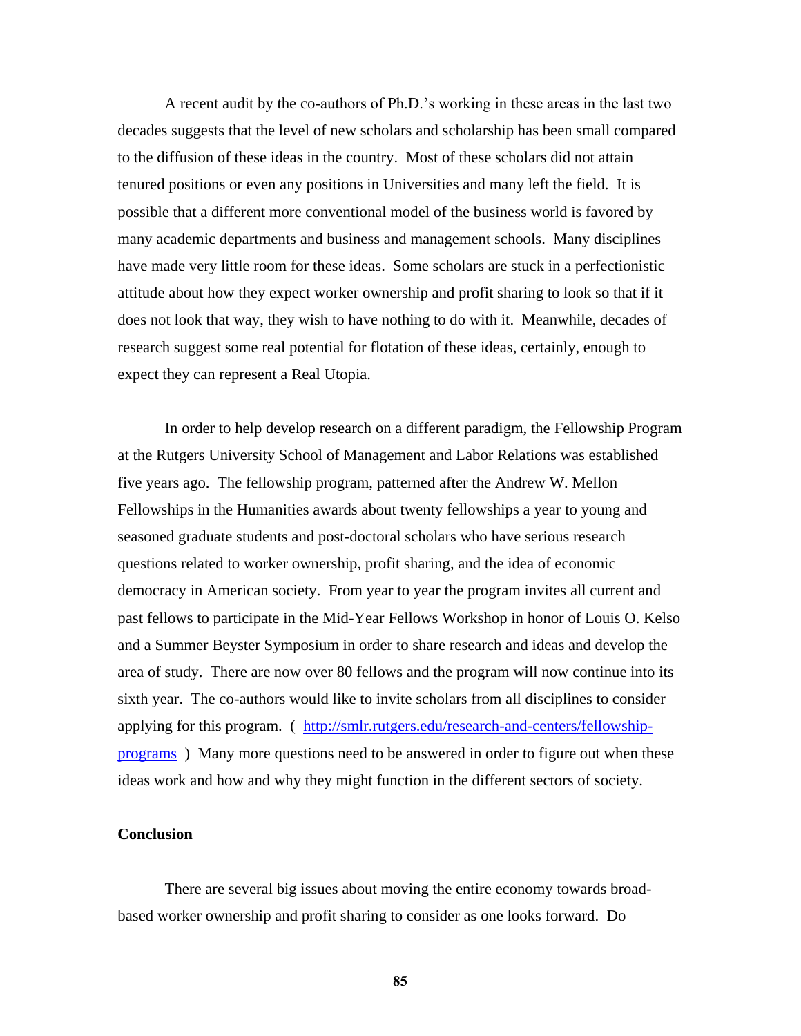A recent audit by the co-authors of Ph.D.'s working in these areas in the last two decades suggests that the level of new scholars and scholarship has been small compared to the diffusion of these ideas in the country. Most of these scholars did not attain tenured positions or even any positions in Universities and many left the field. It is possible that a different more conventional model of the business world is favored by many academic departments and business and management schools. Many disciplines have made very little room for these ideas. Some scholars are stuck in a perfectionistic attitude about how they expect worker ownership and profit sharing to look so that if it does not look that way, they wish to have nothing to do with it. Meanwhile, decades of research suggest some real potential for flotation of these ideas, certainly, enough to expect they can represent a Real Utopia.

In order to help develop research on a different paradigm, the Fellowship Program at the Rutgers University School of Management and Labor Relations was established five years ago. The fellowship program, patterned after the Andrew W. Mellon Fellowships in the Humanities awards about twenty fellowships a year to young and seasoned graduate students and post-doctoral scholars who have serious research questions related to worker ownership, profit sharing, and the idea of economic democracy in American society. From year to year the program invites all current and past fellows to participate in the Mid-Year Fellows Workshop in honor of Louis O. Kelso and a Summer Beyster Symposium in order to share research and ideas and develop the area of study. There are now over 80 fellows and the program will now continue into its sixth year. The co-authors would like to invite scholars from all disciplines to consider applying for this program. ( [http://smlr.rutgers.edu/research-and-centers/fellowship-programs](http://smlr.rutgers.edu/research-and-centers/fellowship-programs) ) Many more questions need to be answered in order to figure out when these ideas work and how and why they might function in the different sectors of society.

## Conclusion

There are several big issues about moving the entire economy towards broad-based worker ownership and profit sharing to consider as one looks forward. Do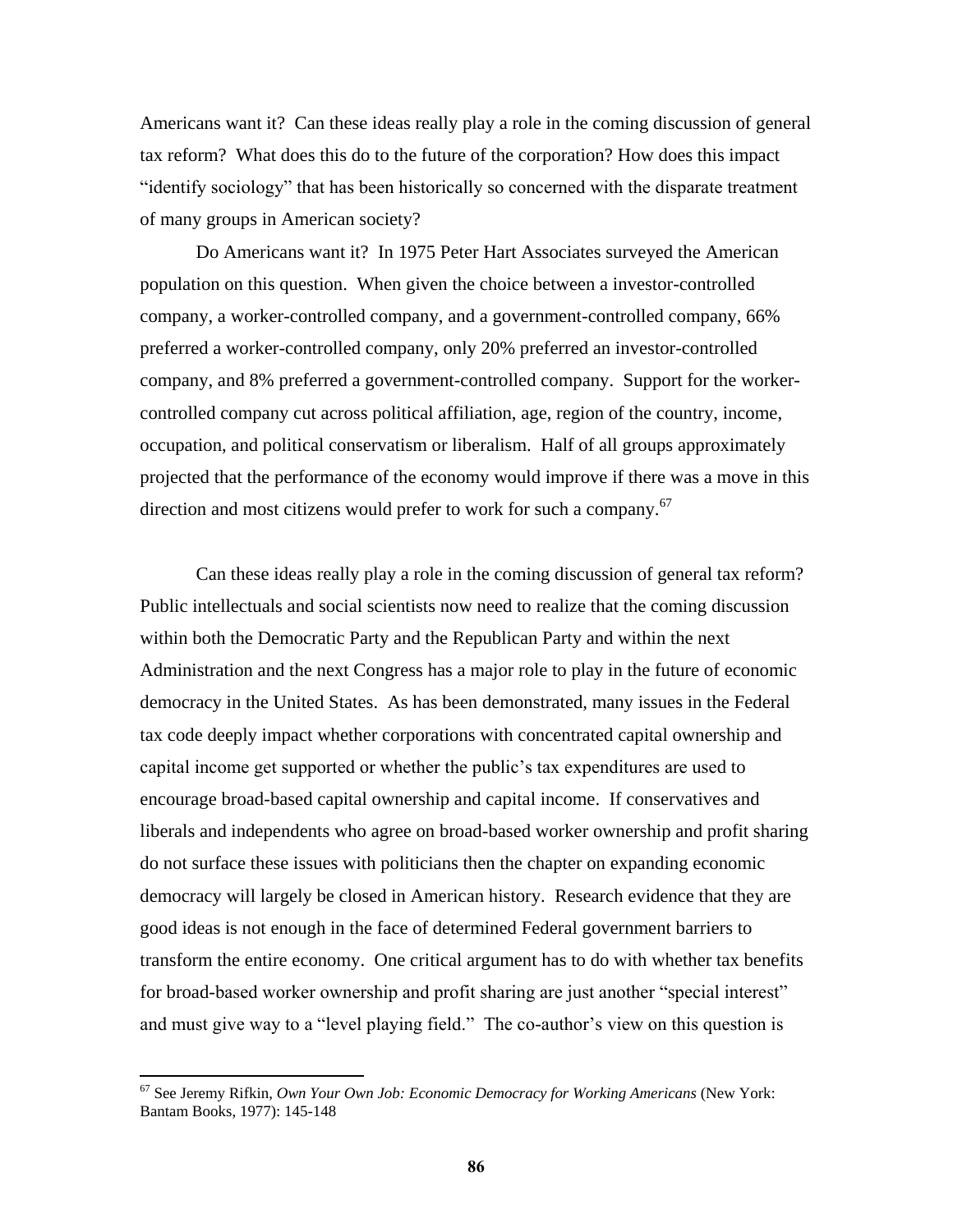Americans want it? Can these ideas really play a role in the coming discussion of general tax reform? What does this do to the future of the corporation? How does this impact "identify sociology" that has been historically so concerned with the disparate treatment of many groups in American society?

Do Americans want it? In 1975 Peter Hart Associates surveyed the American population on this question. When given the choice between a investor-controlled company, a worker-controlled company, and a government-controlled company, 66% preferred a worker-controlled company, only 20% preferred an investor-controlled company, and 8% preferred a government-controlled company. Support for the worker-controlled company cut across political affiliation, age, region of the country, income, occupation, and political conservatism or liberalism. Half of all groups approximately projected that the performance of the economy would improve if there was a move in this direction and most citizens would prefer to work for such a company.[67]

Can these ideas really play a role in the coming discussion of general tax reform? Public intellectuals and social scientists now need to realize that the coming discussion within both the Democratic Party and the Republican Party and within the next Administration and the next Congress has a major role to play in the future of economic democracy in the United States. As has been demonstrated, many issues in the Federal tax code deeply impact whether corporations with concentrated capital ownership and capital income get supported or whether the public's tax expenditures are used to encourage broad-based capital ownership and capital income. If conservatives and liberals and independents who agree on broad-based worker ownership and profit sharing do not surface these issues with politicians then the chapter on expanding economic democracy will largely be closed in American history. Research evidence that they are good ideas is not enough in the face of determined Federal government barriers to transform the entire economy. One critical argument has to do with whether tax benefits for broad-based worker ownership and profit sharing are just another "special interest" and must give way to a "level playing field." The co-author's view on this question is

[67] See Jeremy Rifkin, *Own Your Own Job: Economic Democracy for Working Americans* (New York: Bantam Books, 1977): 145-148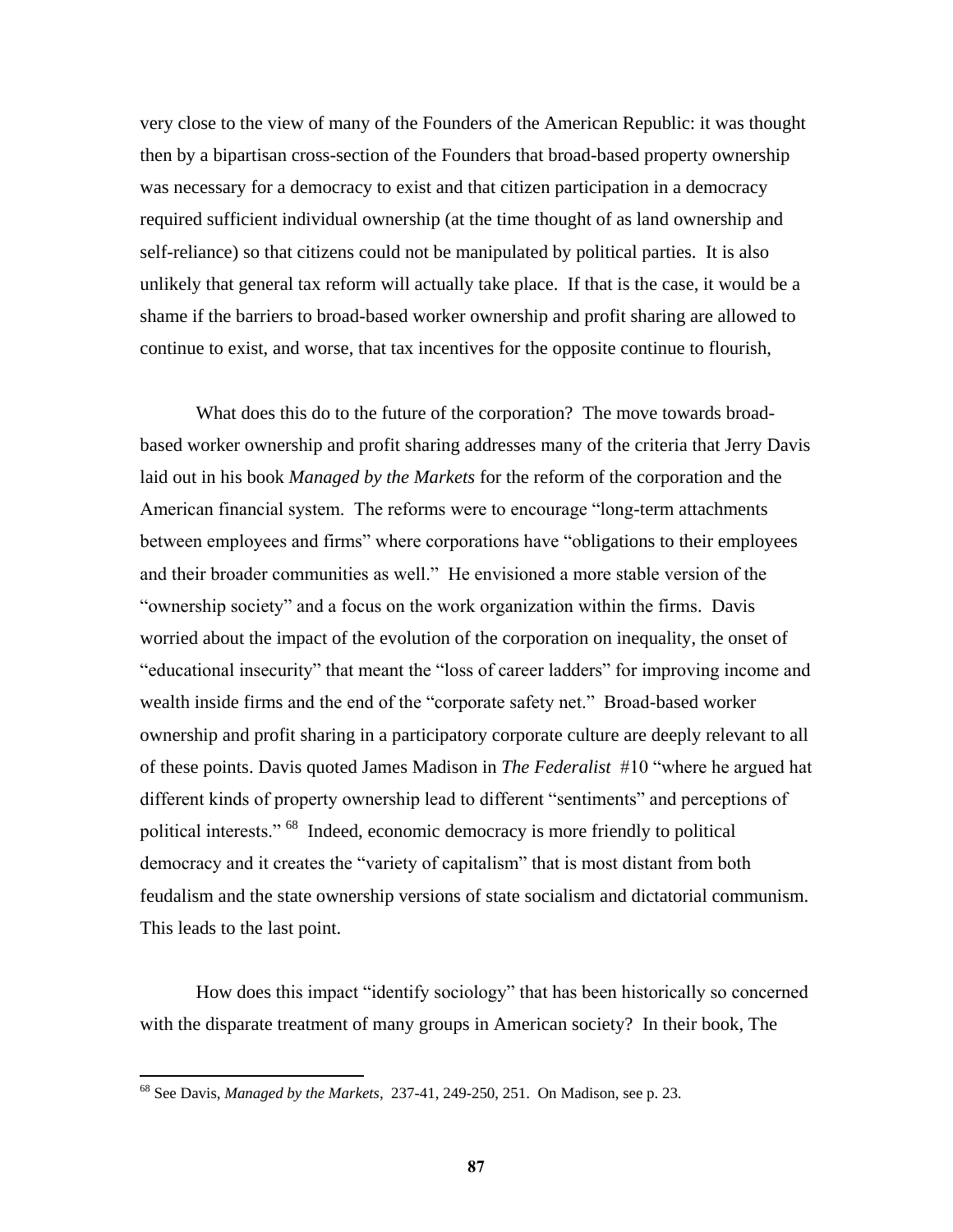very close to the view of many of the Founders of the American Republic: it was thought then by a bipartisan cross-section of the Founders that broad-based property ownership was necessary for a democracy to exist and that citizen participation in a democracy required sufficient individual ownership (at the time thought of as land ownership and self-reliance) so that citizens could not be manipulated by political parties. It is also unlikely that general tax reform will actually take place. If that is the case, it would be a shame if the barriers to broad-based worker ownership and profit sharing are allowed to continue to exist, and worse, that tax incentives for the opposite continue to flourish,

What does this do to the future of the corporation? The move towards broad-based worker ownership and profit sharing addresses many of the criteria that Jerry Davis laid out in his book *Managed by the Markets* for the reform of the corporation and the American financial system. The reforms were to encourage "long-term attachments between employees and firms" where corporations have "obligations to their employees and their broader communities as well." He envisioned a more stable version of the "ownership society" and a focus on the work organization within the firms. Davis worried about the impact of the evolution of the corporation on inequality, the onset of "educational insecurity" that meant the "loss of career ladders" for improving income and wealth inside firms and the end of the "corporate safety net." Broad-based worker ownership and profit sharing in a participatory corporate culture are deeply relevant to all of these points. Davis quoted James Madison in *The Federalist* #10 "where he argued hat different kinds of property ownership lead to different "sentiments" and perceptions of political interests." [68] Indeed, economic democracy is more friendly to political democracy and it creates the "variety of capitalism" that is most distant from both feudalism and the state ownership versions of state socialism and dictatorial communism. This leads to the last point.

How does this impact "identify sociology" that has been historically so concerned with the disparate treatment of many groups in American society? In their book, The

---

[68] See Davis, *Managed by the Markets*, 237-41, 249-250, 251. On Madison, see p. 23.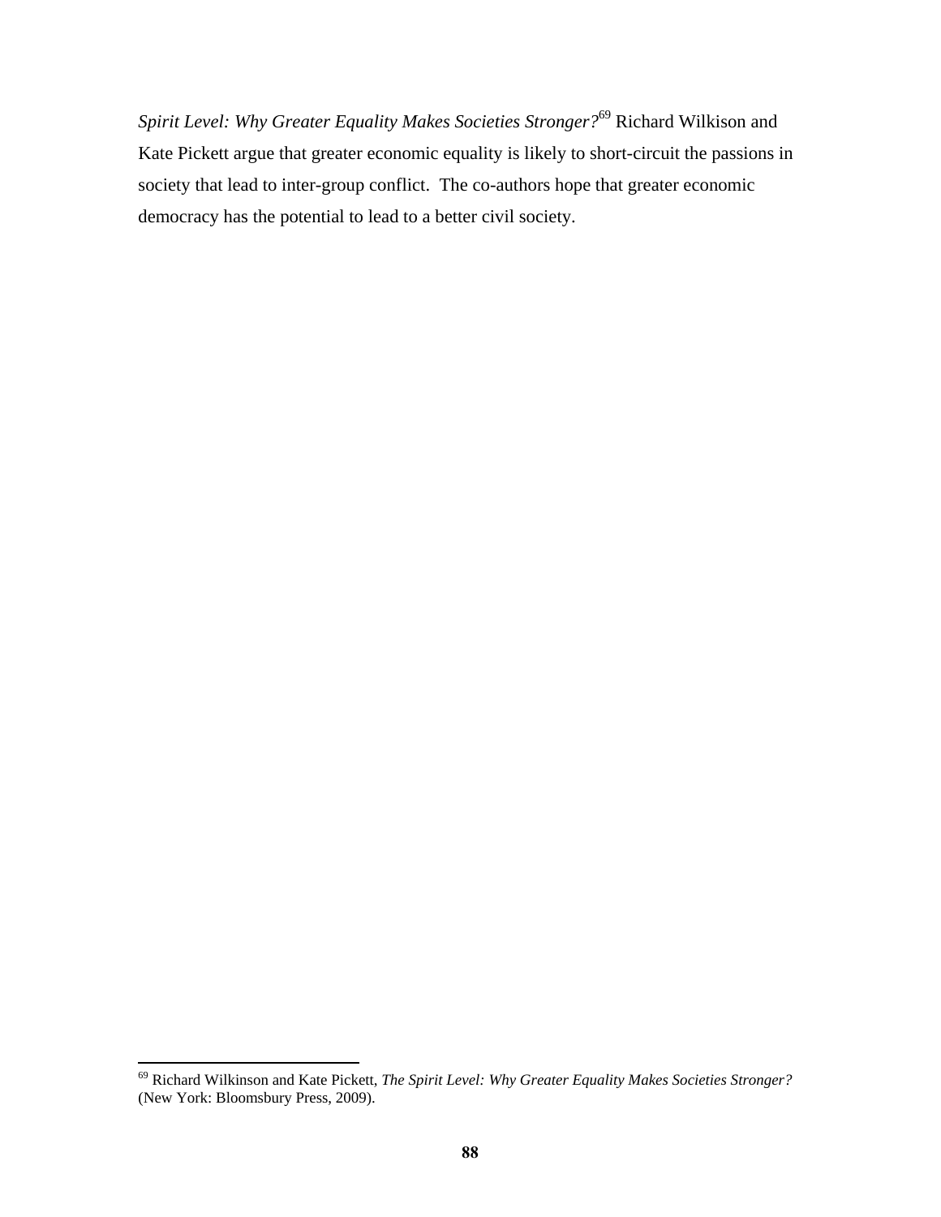*Spirit Level: Why Greater Equality Makes Societies Stronger?*[69] Richard Wilkison and Kate Pickett argue that greater economic equality is likely to short-circuit the passions in society that lead to inter-group conflict.  The co-authors hope that greater economic democracy has the potential to lead to a better civil society.

---

[69] Richard Wilkinson and Kate Pickett, *The Spirit Level: Why Greater Equality Makes Societies Stronger?* (New York: Bloomsbury Press, 2009).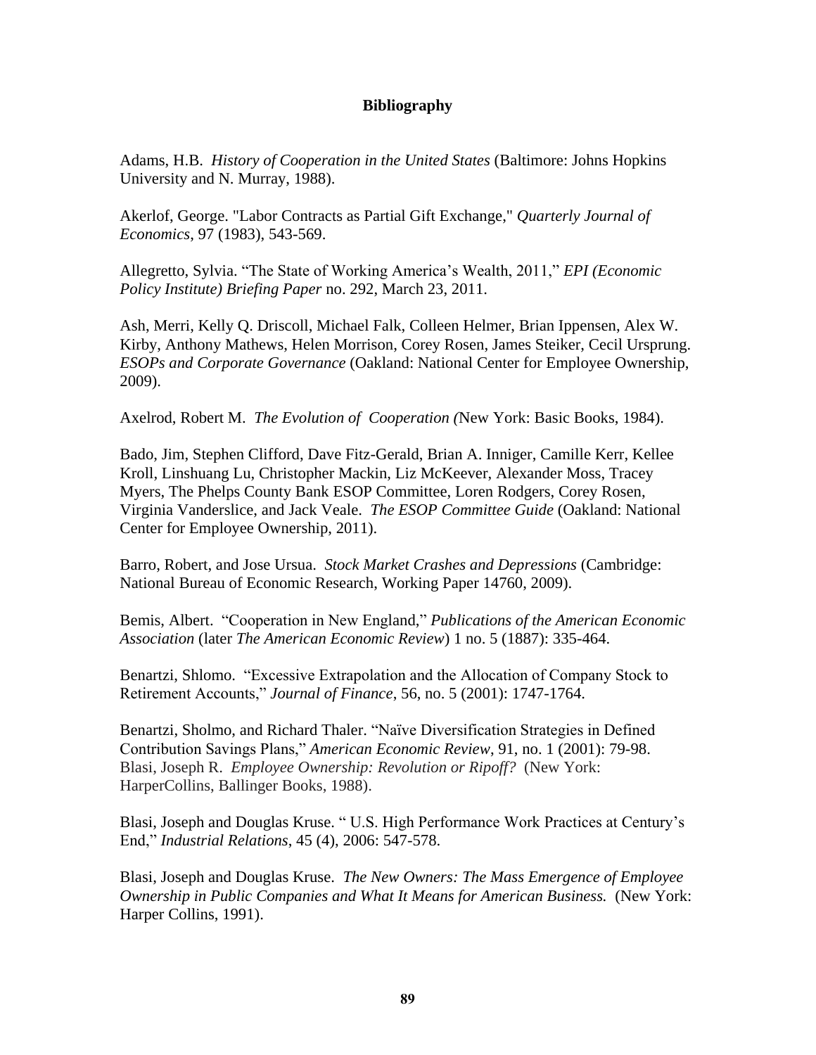**Bibliography**

Adams, H.B. *History of Cooperation in the United States* (Baltimore: Johns Hopkins University and N. Murray, 1988).

Akerlof, George. "Labor Contracts as Partial Gift Exchange," *Quarterly Journal of Economics*, 97 (1983), 543-569.

Allegretto, Sylvia. "The State of Working America's Wealth, 2011," *EPI (Economic Policy Institute) Briefing Paper* no. 292, March 23, 2011.

Ash, Merri, Kelly Q. Driscoll, Michael Falk, Colleen Helmer, Brian Ippensen, Alex W. Kirby, Anthony Mathews, Helen Morrison, Corey Rosen, James Steiker, Cecil Ursprung. *ESOPs and Corporate Governance* (Oakland: National Center for Employee Ownership, 2009).

Axelrod, Robert M. *The Evolution of Cooperation (*New York: Basic Books, 1984).

Bado, Jim, Stephen Clifford, Dave Fitz-Gerald, Brian A. Inniger, Camille Kerr, Kellee Kroll, Linshuang Lu, Christopher Mackin, Liz McKeever, Alexander Moss, Tracey Myers, The Phelps County Bank ESOP Committee, Loren Rodgers, Corey Rosen, Virginia Vanderslice, and Jack Veale. *The ESOP Committee Guide* (Oakland: National Center for Employee Ownership, 2011).

Barro, Robert, and Jose Ursua. *Stock Market Crashes and Depressions* (Cambridge: National Bureau of Economic Research, Working Paper 14760, 2009).

Bemis, Albert. "Cooperation in New England," *Publications of the American Economic Association* (later *The American Economic Review*) 1 no. 5 (1887): 335-464.

Benartzi, Shlomo. "Excessive Extrapolation and the Allocation of Company Stock to Retirement Accounts," *Journal of Finance*, 56, no. 5 (2001): 1747-1764.

Benartzi, Sholmo, and Richard Thaler. "Naïve Diversification Strategies in Defined Contribution Savings Plans," *American Economic Review*, 91, no. 1 (2001): 79-98.

Blasi, Joseph R. *Employee Ownership: Revolution or Ripoff?* (New York: HarperCollins, Ballinger Books, 1988).

Blasi, Joseph and Douglas Kruse. " U.S. High Performance Work Practices at Century's End," *Industrial Relations*, 45 (4), 2006: 547-578.

Blasi, Joseph and Douglas Kruse. *The New Owners: The Mass Emergence of Employee Ownership in Public Companies and What It Means for American Business.* (New York: Harper Collins, 1991).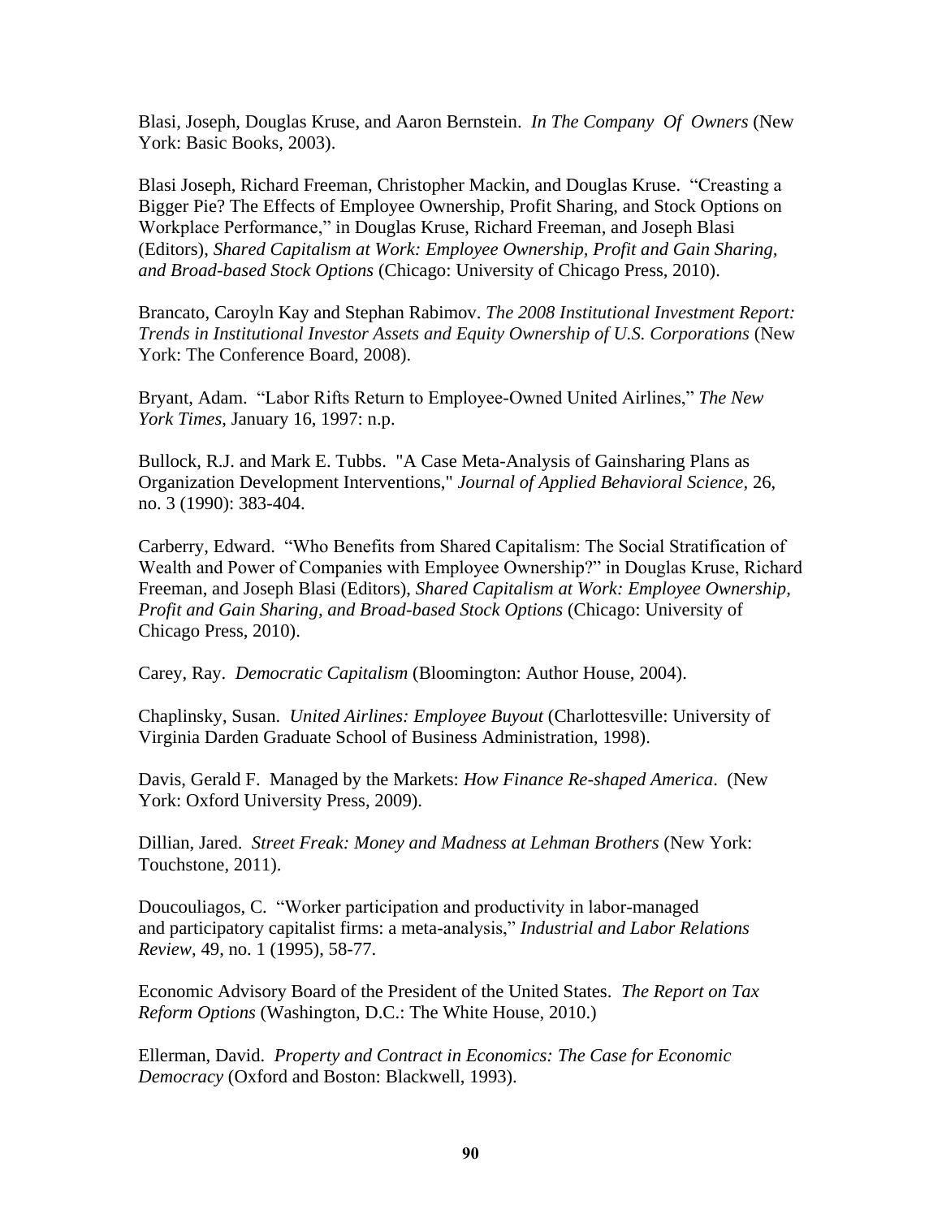Blasi, Joseph, Douglas Kruse, and Aaron Bernstein. *In The Company Of Owners* (New York: Basic Books, 2003).

Blasi Joseph, Richard Freeman, Christopher Mackin, and Douglas Kruse. "Creasting a Bigger Pie? The Effects of Employee Ownership, Profit Sharing, and Stock Options on Workplace Performance," in Douglas Kruse, Richard Freeman, and Joseph Blasi (Editors), *Shared Capitalism at Work: Employee Ownership, Profit and Gain Sharing, and Broad-based Stock Options* (Chicago: University of Chicago Press, 2010).

Brancato, Caroyln Kay and Stephan Rabimov. *The 2008 Institutional Investment Report: Trends in Institutional Investor Assets and Equity Ownership of U.S. Corporations* (New York: The Conference Board, 2008).

Bryant, Adam. "Labor Rifts Return to Employee-Owned United Airlines," *The New York Times*, January 16, 1997: n.p.

Bullock, R.J. and Mark E. Tubbs. "A Case Meta-Analysis of Gainsharing Plans as Organization Development Interventions," *Journal of Applied Behavioral Science*, 26, no. 3 (1990): 383-404.

Carberry, Edward. "Who Benefits from Shared Capitalism: The Social Stratification of Wealth and Power of Companies with Employee Ownership?" in Douglas Kruse, Richard Freeman, and Joseph Blasi (Editors), *Shared Capitalism at Work: Employee Ownership, Profit and Gain Sharing, and Broad-based Stock Options* (Chicago: University of Chicago Press, 2010).

Carey, Ray. *Democratic Capitalism* (Bloomington: Author House, 2004).

Chaplinsky, Susan. *United Airlines: Employee Buyout* (Charlottesville: University of Virginia Darden Graduate School of Business Administration, 1998).

Davis, Gerald F. Managed by the Markets: *How Finance Re-shaped America*. (New York: Oxford University Press, 2009).

Dillian, Jared. *Street Freak: Money and Madness at Lehman Brothers* (New York: Touchstone, 2011).

Doucouliagos, C. "Worker participation and productivity in labor-managed and participatory capitalist firms: a meta-analysis," *Industrial and Labor Relations Review*, 49, no. 1 (1995), 58-77.

Economic Advisory Board of the President of the United States. *The Report on Tax Reform Options* (Washington, D.C.: The White House, 2010.)

Ellerman, David. *Property and Contract in Economics: The Case for Economic Democracy* (Oxford and Boston: Blackwell, 1993).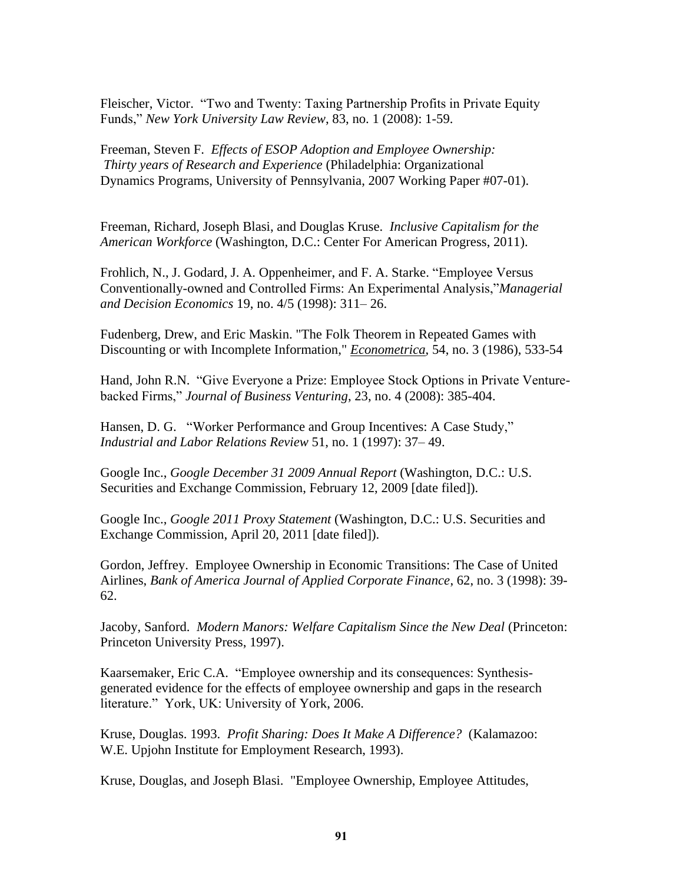Fleischer, Victor. "Two and Twenty: Taxing Partnership Profits in Private Equity Funds," *New York University Law Review*, 83, no. 1 (2008): 1-59.

Freeman, Steven F. *Effects of ESOP Adoption and Employee Ownership: Thirty years of Research and Experience* (Philadelphia: Organizational Dynamics Programs, University of Pennsylvania, 2007 Working Paper #07-01).

Freeman, Richard, Joseph Blasi, and Douglas Kruse. *Inclusive Capitalism for the American Workforce* (Washington, D.C.: Center For American Progress, 2011).

Frohlich, N., J. Godard, J. A. Oppenheimer, and F. A. Starke. "Employee Versus Conventionally-owned and Controlled Firms: An Experimental Analysis,"*Managerial and Decision Economics* 19, no. 4/5 (1998): 311– 26.

Fudenberg, Drew, and Eric Maskin. "The Folk Theorem in Repeated Games with Discounting or with Incomplete Information," *Econometrica*, 54, no. 3 (1986), 533-54

Hand, John R.N. "Give Everyone a Prize: Employee Stock Options in Private Venture-backed Firms," *Journal of Business Venturing*, 23, no. 4 (2008): 385-404.

Hansen, D. G. "Worker Performance and Group Incentives: A Case Study," *Industrial and Labor Relations Review* 51, no. 1 (1997): 37– 49.

Google Inc., *Google December 31 2009 Annual Report* (Washington, D.C.: U.S. Securities and Exchange Commission, February 12, 2009 [date filed]).

Google Inc., *Google 2011 Proxy Statement* (Washington, D.C.: U.S. Securities and Exchange Commission, April 20, 2011 [date filed]).

Gordon, Jeffrey. Employee Ownership in Economic Transitions: The Case of United Airlines, *Bank of America Journal of Applied Corporate Finance*, 62, no. 3 (1998): 39-62.

Jacoby, Sanford. *Modern Manors: Welfare Capitalism Since the New Deal* (Princeton: Princeton University Press, 1997).

Kaarsemaker, Eric C.A. "Employee ownership and its consequences: Synthesis-generated evidence for the effects of employee ownership and gaps in the research literature." York, UK: University of York, 2006.

Kruse, Douglas. 1993. *Profit Sharing: Does It Make A Difference?* (Kalamazoo: W.E. Upjohn Institute for Employment Research, 1993).

Kruse, Douglas, and Joseph Blasi. "Employee Ownership, Employee Attitudes,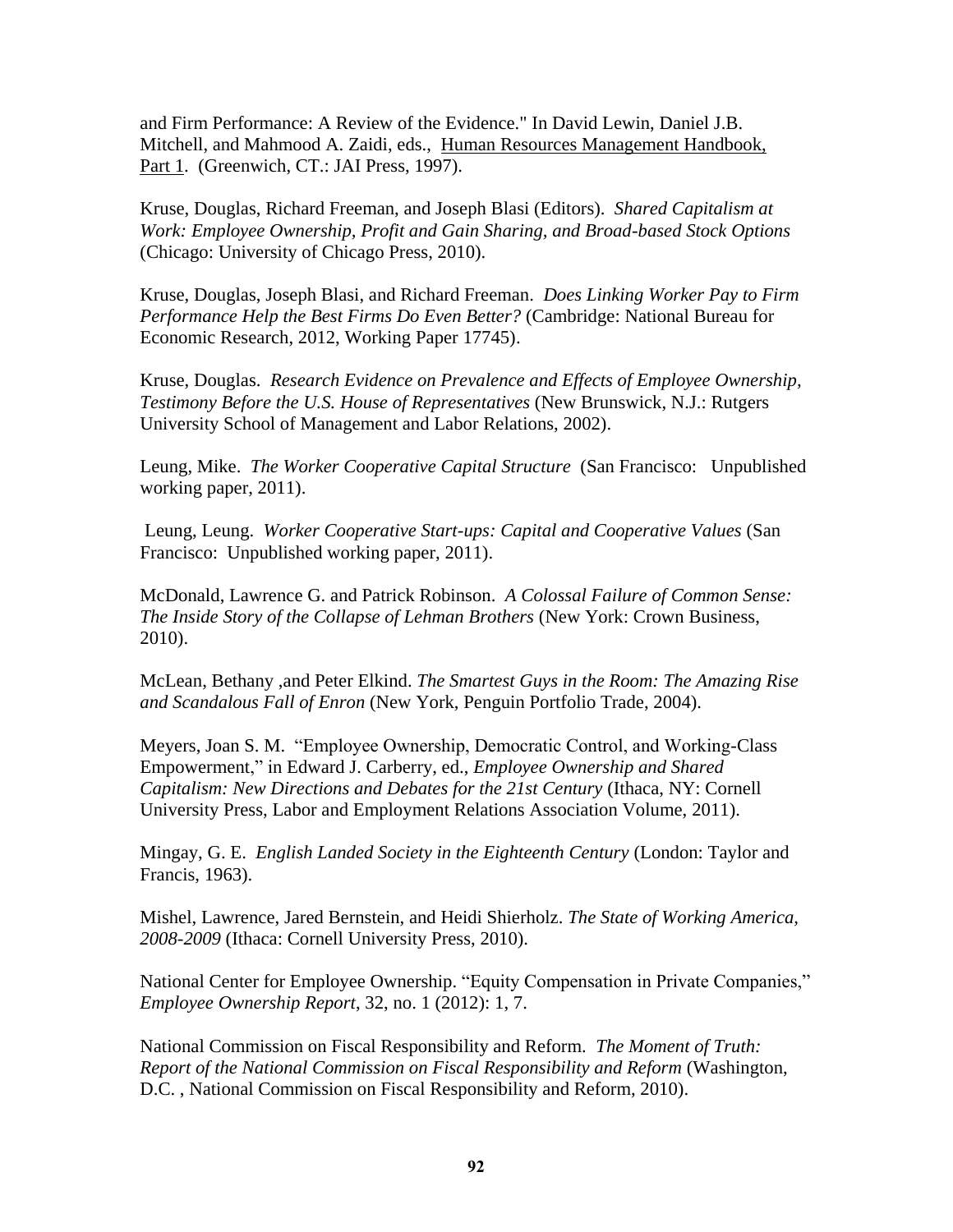and Firm Performance: A Review of the Evidence." In David Lewin, Daniel J.B. Mitchell, and Mahmood A. Zaidi, eds., Human Resources Management Handbook, Part 1. (Greenwich, CT.: JAI Press, 1997).

Kruse, Douglas, Richard Freeman, and Joseph Blasi (Editors). *Shared Capitalism at Work: Employee Ownership, Profit and Gain Sharing, and Broad-based Stock Options* (Chicago: University of Chicago Press, 2010).

Kruse, Douglas, Joseph Blasi, and Richard Freeman. *Does Linking Worker Pay to Firm Performance Help the Best Firms Do Even Better?* (Cambridge: National Bureau for Economic Research, 2012, Working Paper 17745).

Kruse, Douglas. *Research Evidence on Prevalence and Effects of Employee Ownership, Testimony Before the U.S. House of Representatives* (New Brunswick, N.J.: Rutgers University School of Management and Labor Relations, 2002).

Leung, Mike. *The Worker Cooperative Capital Structure* (San Francisco: Unpublished working paper, 2011).

Leung, Leung. *Worker Cooperative Start-ups: Capital and Cooperative Values* (San Francisco: Unpublished working paper, 2011).

McDonald, Lawrence G. and Patrick Robinson. *A Colossal Failure of Common Sense: The Inside Story of the Collapse of Lehman Brothers* (New York: Crown Business, 2010).

McLean, Bethany ,and Peter Elkind. *The Smartest Guys in the Room: The Amazing Rise and Scandalous Fall of Enron* (New York, Penguin Portfolio Trade, 2004).

Meyers, Joan S. M. "Employee Ownership, Democratic Control, and Working-Class Empowerment," in Edward J. Carberry, ed., *Employee Ownership and Shared Capitalism: New Directions and Debates for the 21st Century* (Ithaca, NY: Cornell University Press, Labor and Employment Relations Association Volume, 2011).

Mingay, G. E. *English Landed Society in the Eighteenth Century* (London: Taylor and Francis, 1963).

Mishel, Lawrence, Jared Bernstein, and Heidi Shierholz. *The State of Working America, 2008-2009* (Ithaca: Cornell University Press, 2010).

National Center for Employee Ownership. "Equity Compensation in Private Companies," *Employee Ownership Report*, 32, no. 1 (2012): 1, 7.

National Commission on Fiscal Responsibility and Reform. *The Moment of Truth: Report of the National Commission on Fiscal Responsibility and Reform* (Washington, D.C. , National Commission on Fiscal Responsibility and Reform, 2010).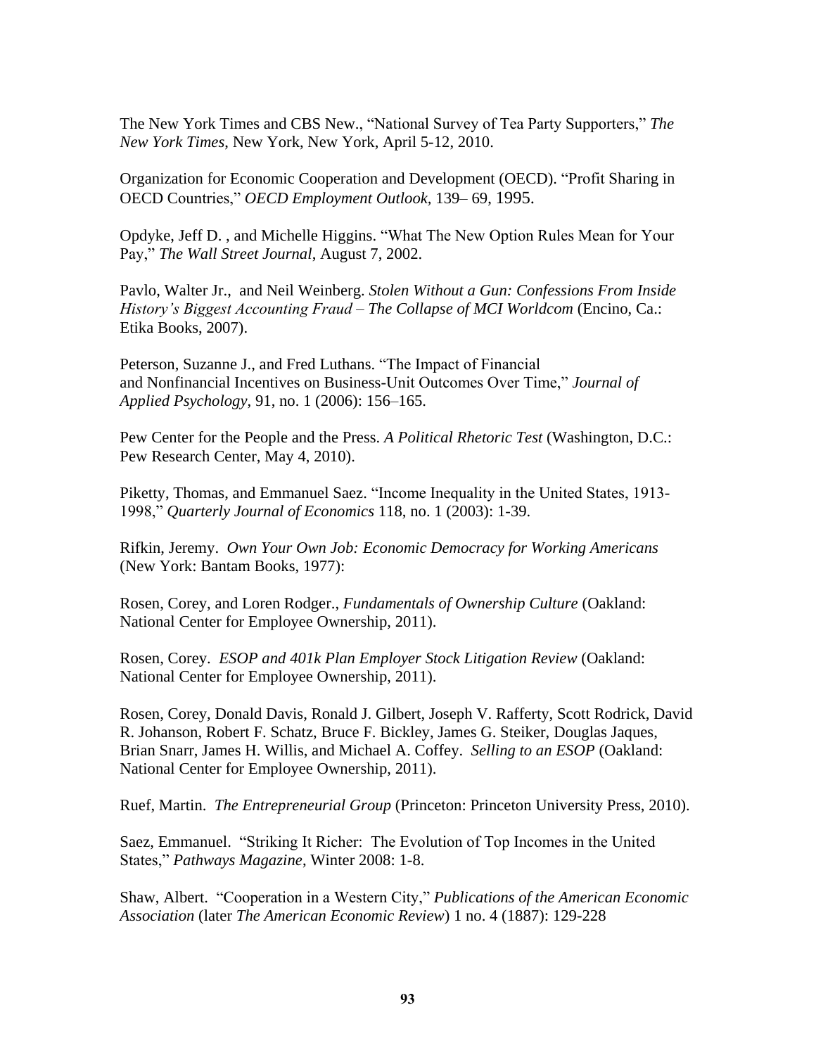The New York Times and CBS New., "National Survey of Tea Party Supporters," *The New York Times*, New York, New York, April 5-12, 2010.

Organization for Economic Cooperation and Development (OECD). "Profit Sharing in OECD Countries," *OECD Employment Outlook*, 139– 69, 1995.

Opdyke, Jeff D. , and Michelle Higgins. "What The New Option Rules Mean for Your Pay," *The Wall Street Journal*, August 7, 2002.

Pavlo, Walter Jr., and Neil Weinberg. *Stolen Without a Gun: Confessions From Inside History's Biggest Accounting Fraud – The Collapse of MCI Worldcom* (Encino, Ca.: Etika Books, 2007).

Peterson, Suzanne J., and Fred Luthans. "The Impact of Financial and Nonfinancial Incentives on Business-Unit Outcomes Over Time," *Journal of Applied Psychology*, 91, no. 1 (2006): 156–165.

Pew Center for the People and the Press. *A Political Rhetoric Test* (Washington, D.C.: Pew Research Center, May 4, 2010).

Piketty, Thomas, and Emmanuel Saez. "Income Inequality in the United States, 1913-1998," *Quarterly Journal of Economics* 118, no. 1 (2003): 1-39.

Rifkin, Jeremy. *Own Your Own Job: Economic Democracy for Working Americans* (New York: Bantam Books, 1977):

Rosen, Corey, and Loren Rodger., *Fundamentals of Ownership Culture* (Oakland: National Center for Employee Ownership, 2011).

Rosen, Corey. *ESOP and 401k Plan Employer Stock Litigation Review* (Oakland: National Center for Employee Ownership, 2011).

Rosen, Corey, Donald Davis, Ronald J. Gilbert, Joseph V. Rafferty, Scott Rodrick, David R. Johanson, Robert F. Schatz, Bruce F. Bickley, James G. Steiker, Douglas Jaques, Brian Snarr, James H. Willis, and Michael A. Coffey. *Selling to an ESOP* (Oakland: National Center for Employee Ownership, 2011).

Ruef, Martin. *The Entrepreneurial Group* (Princeton: Princeton University Press, 2010).

Saez, Emmanuel. "Striking It Richer: The Evolution of Top Incomes in the United States," *Pathways Magazine*, Winter 2008: 1-8.

Shaw, Albert. "Cooperation in a Western City," *Publications of the American Economic Association* (later *The American Economic Review*) 1 no. 4 (1887): 129-228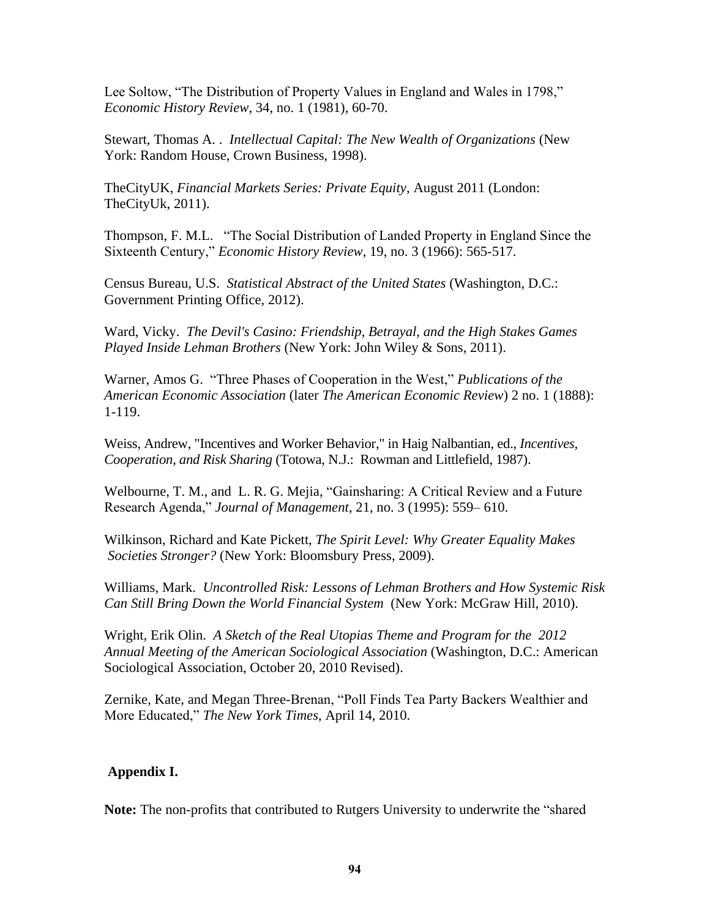Lee Soltow, “The Distribution of Property Values in England and Wales in 1798,” *Economic History Review*, 34, no. 1 (1981), 60-70.

Stewart, Thomas A. . *Intellectual Capital: The New Wealth of Organizations* (New York: Random House, Crown Business, 1998).

TheCityUK, *Financial Markets Series: Private Equity*, August 2011 (London: TheCityUk, 2011).

Thompson, F. M.L. “The Social Distribution of Landed Property in England Since the Sixteenth Century,” *Economic History Review*, 19, no. 3 (1966): 565-517.

Census Bureau, U.S. *Statistical Abstract of the United States* (Washington, D.C.: Government Printing Office, 2012).

Ward, Vicky. *The Devil's Casino: Friendship, Betrayal, and the High Stakes Games Played Inside Lehman Brothers* (New York: John Wiley & Sons, 2011).

Warner, Amos G. “Three Phases of Cooperation in the West,” *Publications of the American Economic Association* (later *The American Economic Review*) 2 no. 1 (1888): 1-119.

Weiss, Andrew, "Incentives and Worker Behavior," in Haig Nalbantian, ed., *Incentives, Cooperation, and Risk Sharing* (Totowa, N.J.: Rowman and Littlefield, 1987).

Welbourne, T. M., and L. R. G. Mejia, “Gainsharing: A Critical Review and a Future Research Agenda,” *Journal of Management*, 21, no. 3 (1995): 559– 610.

Wilkinson, Richard and Kate Pickett, *The Spirit Level: Why Greater Equality Makes Societies Stronger?* (New York: Bloomsbury Press, 2009).

Williams, Mark. *Uncontrolled Risk: Lessons of Lehman Brothers and How Systemic Risk Can Still Bring Down the World Financial System* (New York: McGraw Hill, 2010).

Wright, Erik Olin. *A Sketch of the Real Utopias Theme and Program for the 2012 Annual Meeting of the American Sociological Association* (Washington, D.C.: American Sociological Association, October 20, 2010 Revised).

Zernike, Kate, and Megan Three-Brenan, “Poll Finds Tea Party Backers Wealthier and More Educated,” *The New York Times*, April 14, 2010.

## Appendix I.

**Note:** The non-profits that contributed to Rutgers University to underwrite the “shared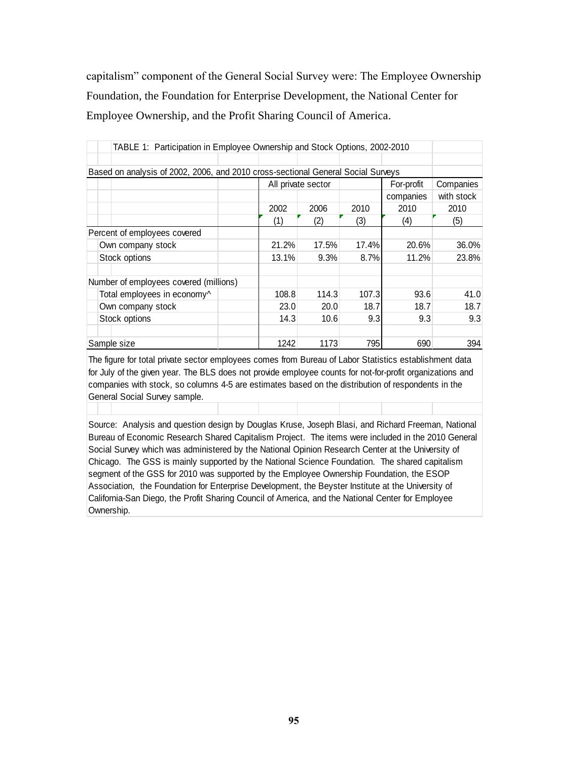capitalism" component of the General Social Survey were: The Employee Ownership Foundation, the Foundation for Enterprise Development, the National Center for Employee Ownership, and the Profit Sharing Council of America.

TABLE 1: Participation in Employee Ownership and Stock Options, 2002-2010

Based on analysis of 2002, 2006, and 2010 cross-sectional General Social Surveys

| | All private sector | | | For-profit companies | Companies with stock |
|---|---|---|---|---|---|
| | 2002 | 2006 | 2010 | 2010 | 2010 |
| | (1) | (2) | (3) | (4) | (5) |
| Percent of employees covered | | | | | |
| Own company stock | 21.2% | 17.5% | 17.4% | 20.6% | 36.0% |
| Stock options | 13.1% | 9.3% | 8.7% | 11.2% | 23.8% |
| | | | | | |
| Number of employees covered (millions) | | | | | |
| Total employees in economy^ | 108.8 | 114.3 | 107.3 | 93.6 | 41.0 |
| Own company stock | 23.0 | 20.0 | 18.7 | 18.7 | 18.7 |
| Stock options | 14.3 | 10.6 | 9.3 | 9.3 | 9.3 |
| | | | | | |
| Sample size | 1242 | 1173 | 795 | 690 | 394 |

The figure for total private sector employees comes from Bureau of Labor Statistics establishment data for July of the given year. The BLS does not provide employee counts for not-for-profit organizations and companies with stock, so columns 4-5 are estimates based on the distribution of respondents in the General Social Survey sample.

Source: Analysis and question design by Douglas Kruse, Joseph Blasi, and Richard Freeman, National Bureau of Economic Research Shared Capitalism Project. The items were included in the 2010 General Social Survey which was administered by the National Opinion Research Center at the University of Chicago. The GSS is mainly supported by the National Science Foundation. The shared capitalism segment of the GSS for 2010 was supported by the Employee Ownership Foundation, the ESOP Association, the Foundation for Enterprise Development, the Beyster Institute at the University of California-San Diego, the Profit Sharing Council of America, and the National Center for Employee Ownership.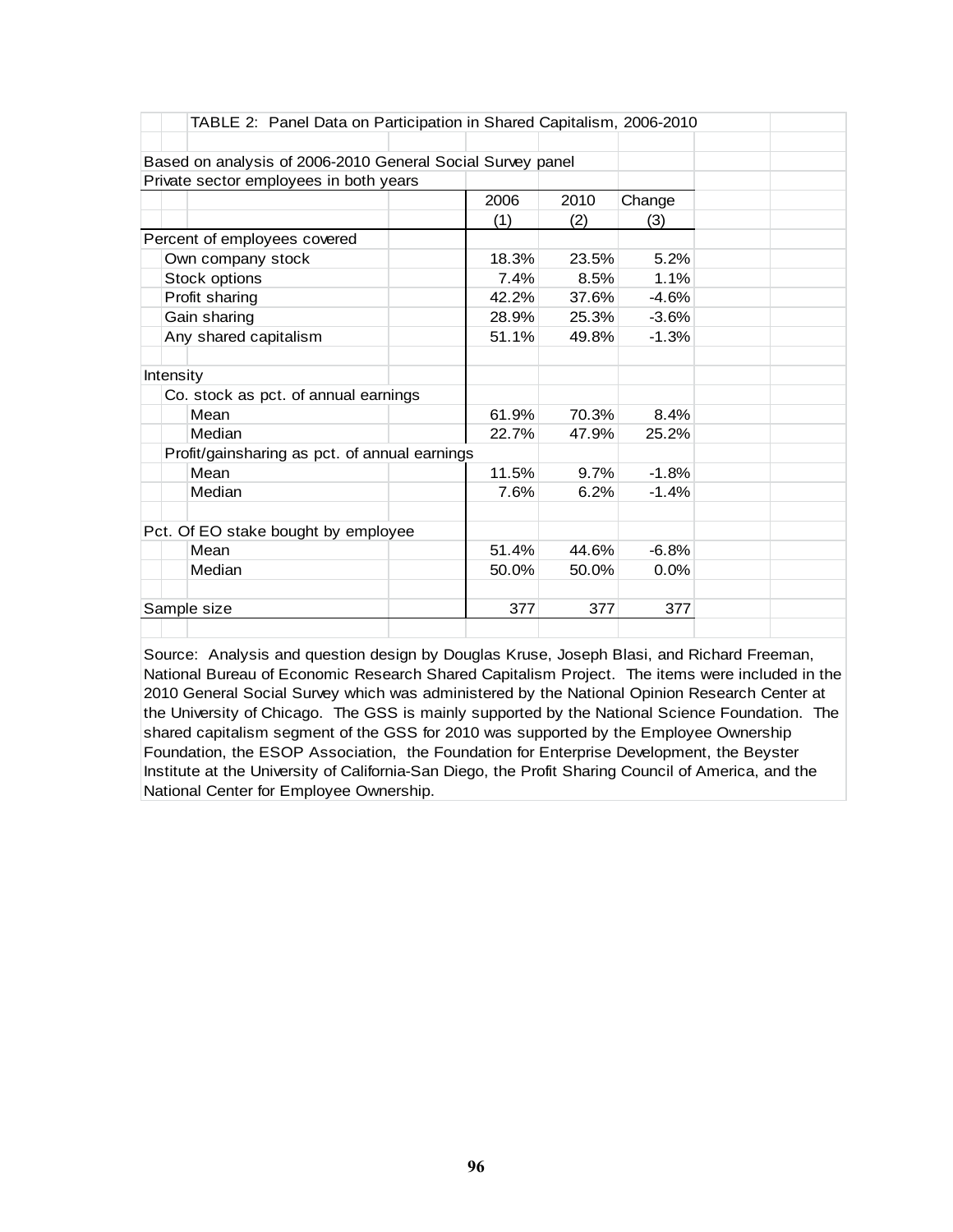TABLE 2: Panel Data on Participation in Shared Capitalism, 2006-2010

Based on analysis of 2006-2010 General Social Survey panel
Private sector employees in both years

| | 2006 (1) | 2010 (2) | Change (3) |
|---|---|---|---|
| **Percent of employees covered** | | | |
| Own company stock | 18.3% | 23.5% | 5.2% |
| Stock options | 7.4% | 8.5% | 1.1% |
| Profit sharing | 42.2% | 37.6% | -4.6% |
| Gain sharing | 28.9% | 25.3% | -3.6% |
| Any shared capitalism | 51.1% | 49.8% | -1.3% |
| | | | |
| **Intensity** | | | |
| Co. stock as pct. of annual earnings | | | |
| Mean | 61.9% | 70.3% | 8.4% |
| Median | 22.7% | 47.9% | 25.2% |
| Profit/gainsharing as pct. of annual earnings | | | |
| Mean | 11.5% | 9.7% | -1.8% |
| Median | 7.6% | 6.2% | -1.4% |
| | | | |
| **Pct. Of EO stake bought by employee** | | | |
| Mean | 51.4% | 44.6% | -6.8% |
| Median | 50.0% | 50.0% | 0.0% |
| | | | |
| Sample size | 377 | 377 | 377 |

Source: Analysis and question design by Douglas Kruse, Joseph Blasi, and Richard Freeman, National Bureau of Economic Research Shared Capitalism Project. The items were included in the 2010 General Social Survey which was administered by the National Opinion Research Center at the University of Chicago. The GSS is mainly supported by the National Science Foundation. The shared capitalism segment of the GSS for 2010 was supported by the Employee Ownership Foundation, the ESOP Association, the Foundation for Enterprise Development, the Beyster Institute at the University of California-San Diego, the Profit Sharing Council of America, and the National Center for Employee Ownership.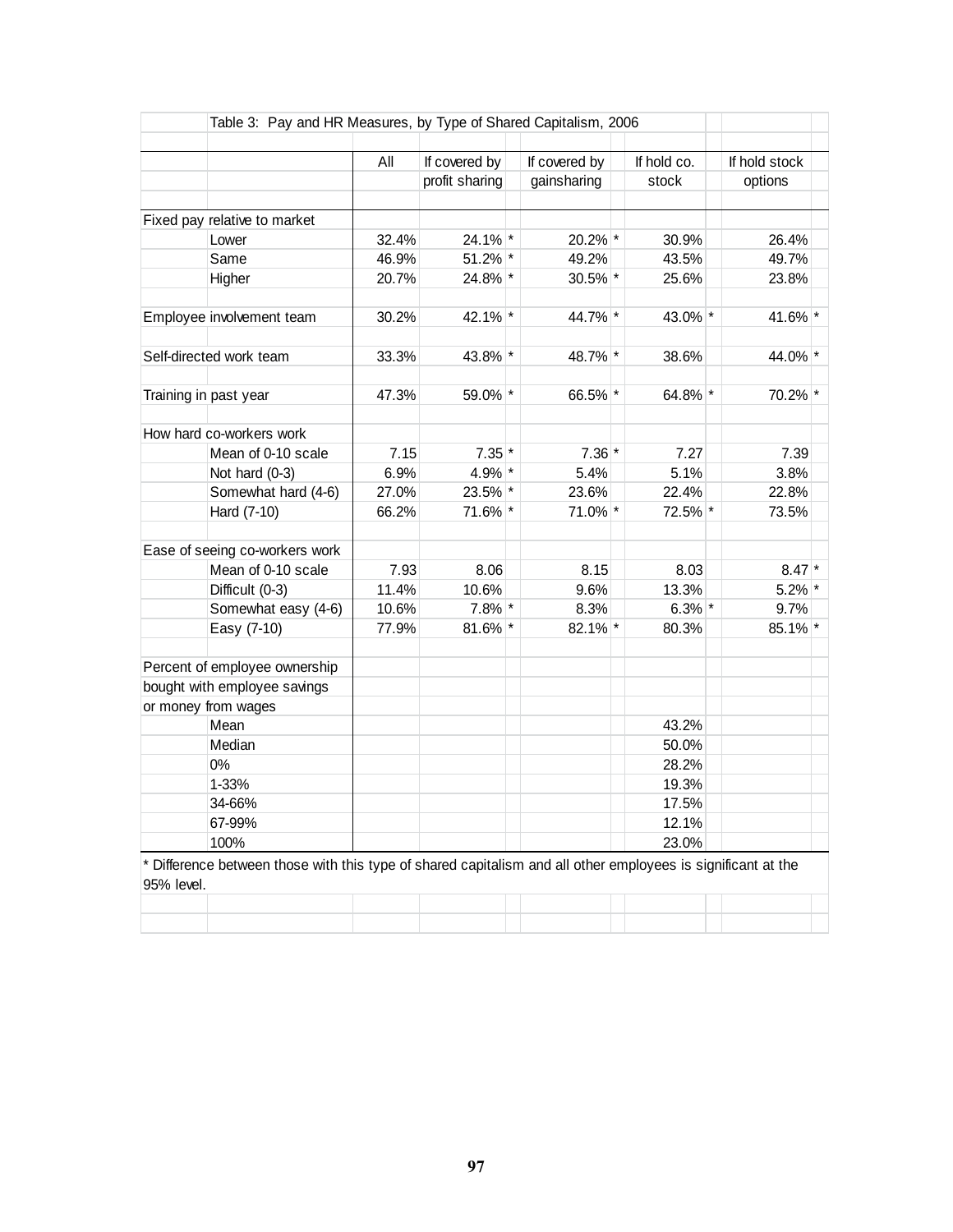Table 3: Pay and HR Measures, by Type of Shared Capitalism, 2006

| | All | If covered by profit sharing | If covered by gainsharing | If hold co. stock | If hold stock options |
|---|---|---|---|---|---|
| **Fixed pay relative to market** | | | | | |
| Lower | 32.4% | 24.1% * | 20.2% * | 30.9% | 26.4% |
| Same | 46.9% | 51.2% * | 49.2% | 43.5% | 49.7% |
| Higher | 20.7% | 24.8% * | 30.5% * | 25.6% | 23.8% |
| **Employee involvement team** | 30.2% | 42.1% * | 44.7% * | 43.0% * | 41.6% * |
| **Self-directed work team** | 33.3% | 43.8% * | 48.7% * | 38.6% | 44.0% * |
| **Training in past year** | 47.3% | 59.0% * | 66.5% * | 64.8% * | 70.2% * |
| **How hard co-workers work** | | | | | |
| Mean of 0-10 scale | 7.15 | 7.35 * | 7.36 * | 7.27 | 7.39 |
| Not hard (0-3) | 6.9% | 4.9% * | 5.4% | 5.1% | 3.8% |
| Somewhat hard (4-6) | 27.0% | 23.5% * | 23.6% | 22.4% | 22.8% |
| Hard (7-10) | 66.2% | 71.6% * | 71.0% * | 72.5% * | 73.5% |
| **Ease of seeing co-workers work** | | | | | |
| Mean of 0-10 scale | 7.93 | 8.06 | 8.15 | 8.03 | 8.47 * |
| Difficult (0-3) | 11.4% | 10.6% | 9.6% | 13.3% | 5.2% * |
| Somewhat easy (4-6) | 10.6% | 7.8% * | 8.3% | 6.3% * | 9.7% |
| Easy (7-10) | 77.9% | 81.6% * | 82.1% * | 80.3% | 85.1% * |
| **Percent of employee ownership bought with employee savings or money from wages** | | | | | |
| Mean | | | | 43.2% | |
| Median | | | | 50.0% | |
| 0% | | | | 28.2% | |
| 1-33% | | | | 19.3% | |
| 34-66% | | | | 17.5% | |
| 67-99% | | | | 12.1% | |
| 100% | | | | 23.0% | |

* Difference between those with this type of shared capitalism and all other employees is significant at the 95% level.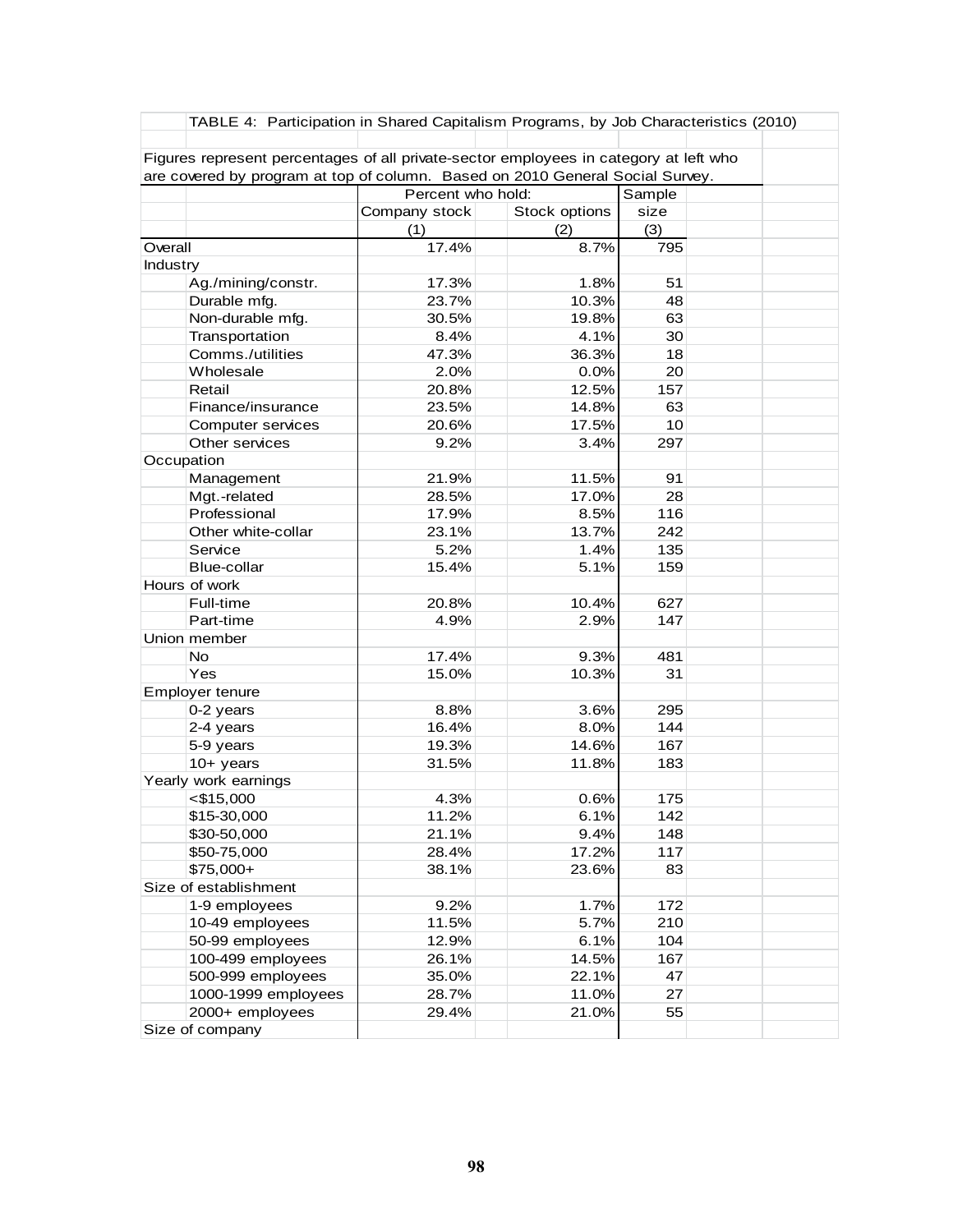TABLE 4: Participation in Shared Capitalism Programs, by Job Characteristics (2010)

Figures represent percentages of all private-sector employees in category at left who are covered by program at top of column. Based on 2010 General Social Survey.

| | Percent who hold: | | Sample |
|---|---|---|---|
| | Company stock | Stock options | size |
| | (1) | (2) | (3) |
| Overall | 17.4% | 8.7% | 795 |
| Industry | | | |
| Ag./mining/constr. | 17.3% | 1.8% | 51 |
| Durable mfg. | 23.7% | 10.3% | 48 |
| Non-durable mfg. | 30.5% | 19.8% | 63 |
| Transportation | 8.4% | 4.1% | 30 |
| Comms./utilities | 47.3% | 36.3% | 18 |
| Wholesale | 2.0% | 0.0% | 20 |
| Retail | 20.8% | 12.5% | 157 |
| Finance/insurance | 23.5% | 14.8% | 63 |
| Computer services | 20.6% | 17.5% | 10 |
| Other services | 9.2% | 3.4% | 297 |
| Occupation | | | |
| Management | 21.9% | 11.5% | 91 |
| Mgt.-related | 28.5% | 17.0% | 28 |
| Professional | 17.9% | 8.5% | 116 |
| Other white-collar | 23.1% | 13.7% | 242 |
| Service | 5.2% | 1.4% | 135 |
| Blue-collar | 15.4% | 5.1% | 159 |
| Hours of work | | | |
| Full-time | 20.8% | 10.4% | 627 |
| Part-time | 4.9% | 2.9% | 147 |
| Union member | | | |
| No | 17.4% | 9.3% | 481 |
| Yes | 15.0% | 10.3% | 31 |
| Employer tenure | | | |
| 0-2 years | 8.8% | 3.6% | 295 |
| 2-4 years | 16.4% | 8.0% | 144 |
| 5-9 years | 19.3% | 14.6% | 167 |
| 10+ years | 31.5% | 11.8% | 183 |
| Yearly work earnings | | | |
| <$15,000 | 4.3% | 0.6% | 175 |
| $15-30,000 | 11.2% | 6.1% | 142 |
| $30-50,000 | 21.1% | 9.4% | 148 |
| $50-75,000 | 28.4% | 17.2% | 117 |
| $75,000+ | 38.1% | 23.6% | 83 |
| Size of establishment | | | |
| 1-9 employees | 9.2% | 1.7% | 172 |
| 10-49 employees | 11.5% | 5.7% | 210 |
| 50-99 employees | 12.9% | 6.1% | 104 |
| 100-499 employees | 26.1% | 14.5% | 167 |
| 500-999 employees | 35.0% | 22.1% | 47 |
| 1000-1999 employees | 28.7% | 11.0% | 27 |
| 2000+ employees | 29.4% | 21.0% | 55 |
| Size of company | | | |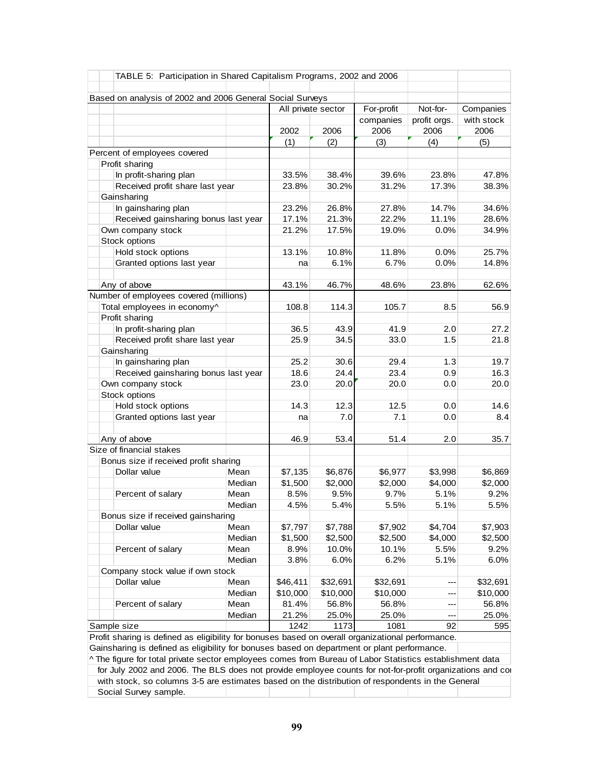TABLE 5: Participation in Shared Capitalism Programs, 2002 and 2006

Based on analysis of 2002 and 2006 General Social Surveys

| | | All private sector | | For-profit companies | Not-for-profit orgs. | Companies with stock |
|---|---|---|---|---|---|---|
| | | 2002 | 2006 | 2006 | 2006 | 2006 |
| | | (1) | (2) | (3) | (4) | (5) |
| **Percent of employees covered** | | | | | | |
| Profit sharing | | | | | | |
| In profit-sharing plan | | 33.5% | 38.4% | 39.6% | 23.8% | 47.8% |
| Received profit share last year | | 23.8% | 30.2% | 31.2% | 17.3% | 38.3% |
| Gainsharing | | | | | | |
| In gainsharing plan | | 23.2% | 26.8% | 27.8% | 14.7% | 34.6% |
| Received gainsharing bonus last year | | 17.1% | 21.3% | 22.2% | 11.1% | 28.6% |
| Own company stock | | 21.2% | 17.5% | 19.0% | 0.0% | 34.9% |
| Stock options | | | | | | |
| Hold stock options | | 13.1% | 10.8% | 11.8% | 0.0% | 25.7% |
| Granted options last year | | na | 6.1% | 6.7% | 0.0% | 14.8% |
| Any of above | | 43.1% | 46.7% | 48.6% | 23.8% | 62.6% |
| **Number of employees covered (millions)** | | | | | | |
| Total employees in economy^ | | 108.8 | 114.3 | 105.7 | 8.5 | 56.9 |
| Profit sharing | | | | | | |
| In profit-sharing plan | | 36.5 | 43.9 | 41.9 | 2.0 | 27.2 |
| Received profit share last year | | 25.9 | 34.5 | 33.0 | 1.5 | 21.8 |
| Gainsharing | | | | | | |
| In gainsharing plan | | 25.2 | 30.6 | 29.4 | 1.3 | 19.7 |
| Received gainsharing bonus last year | | 18.6 | 24.4 | 23.4 | 0.9 | 16.3 |
| Own company stock | | 23.0 | 20.0 | 20.0 | 0.0 | 20.0 |
| Stock options | | | | | | |
| Hold stock options | | 14.3 | 12.3 | 12.5 | 0.0 | 14.6 |
| Granted options last year | | na | 7.0 | 7.1 | 0.0 | 8.4 |
| Any of above | | 46.9 | 53.4 | 51.4 | 2.0 | 35.7 |
| **Size of financial stakes** | | | | | | |
| Bonus size if received profit sharing | | | | | | |
| Dollar value | Mean | $7,135 | $6,876 | $6,977 | $3,998 | $6,869 |
| | Median | $1,500 | $2,000 | $2,000 | $4,000 | $2,000 |
| Percent of salary | Mean | 8.5% | 9.5% | 9.7% | 5.1% | 9.2% |
| | Median | 4.5% | 5.4% | 5.5% | 5.1% | 5.5% |
| Bonus size if received gainsharing | | | | | | |
| Dollar value | Mean | $7,797 | $7,788 | $7,902 | $4,704 | $7,903 |
| | Median | $1,500 | $2,500 | $2,500 | $4,000 | $2,500 |
| Percent of salary | Mean | 8.9% | 10.0% | 10.1% | 5.5% | 9.2% |
| | Median | 3.8% | 6.0% | 6.2% | 5.1% | 6.0% |
| Company stock value if own stock | | | | | | |
| Dollar value | Mean | $46,411 | $32,691 | $32,691 | --- | $32,691 |
| | Median | $10,000 | $10,000 | $10,000 | --- | $10,000 |
| Percent of salary | Mean | 81.4% | 56.8% | 56.8% | --- | 56.8% |
| | Median | 21.2% | 25.0% | 25.0% | --- | 25.0% |
| Sample size | | 1242 | 1173 | 1081 | 92 | 595 |

Profit sharing is defined as eligibility for bonuses based on overall organizational performance.
Gainsharing is defined as eligibility for bonuses based on department or plant performance.
^ The figure for total private sector employees comes from Bureau of Labor Statistics establishment data for July 2002 and 2006. The BLS does not provide employee counts for not-for-profit organizations and cor with stock, so columns 3-5 are estimates based on the distribution of respondents in the General Social Survey sample.